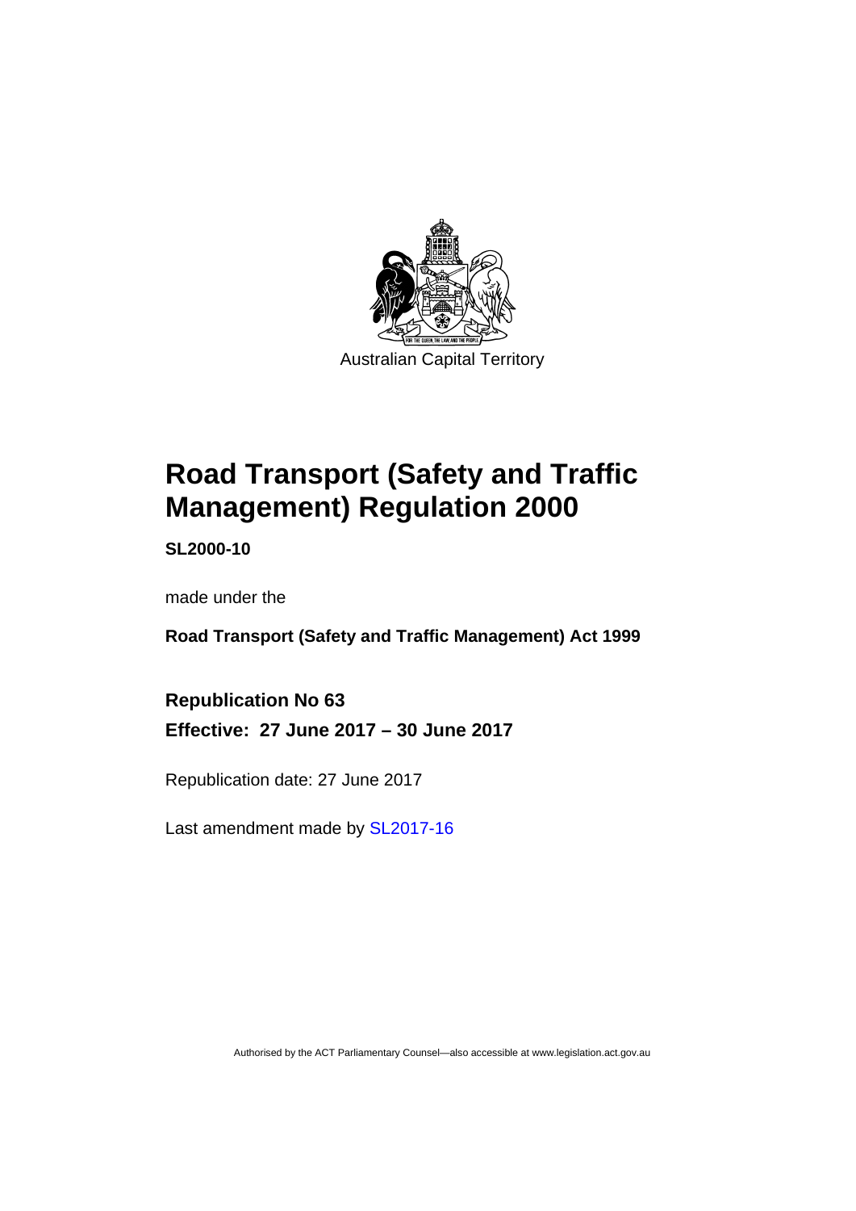Australian Capital Territory

# Road Transport (Safety and Traffic Management) Regulation 2000

**SL2000-10**

made under the

**Road Transport (Safety and Traffic Management) Act 1999**

**Republication No 63**

**Effective: 27 June 2017 – 30 June 2017**

Republication date: 27 June 2017

Last amendment made by SL2017-16

Authorised by the ACT Parliamentary Counsel—also accessible at www.legislation.act.gov.au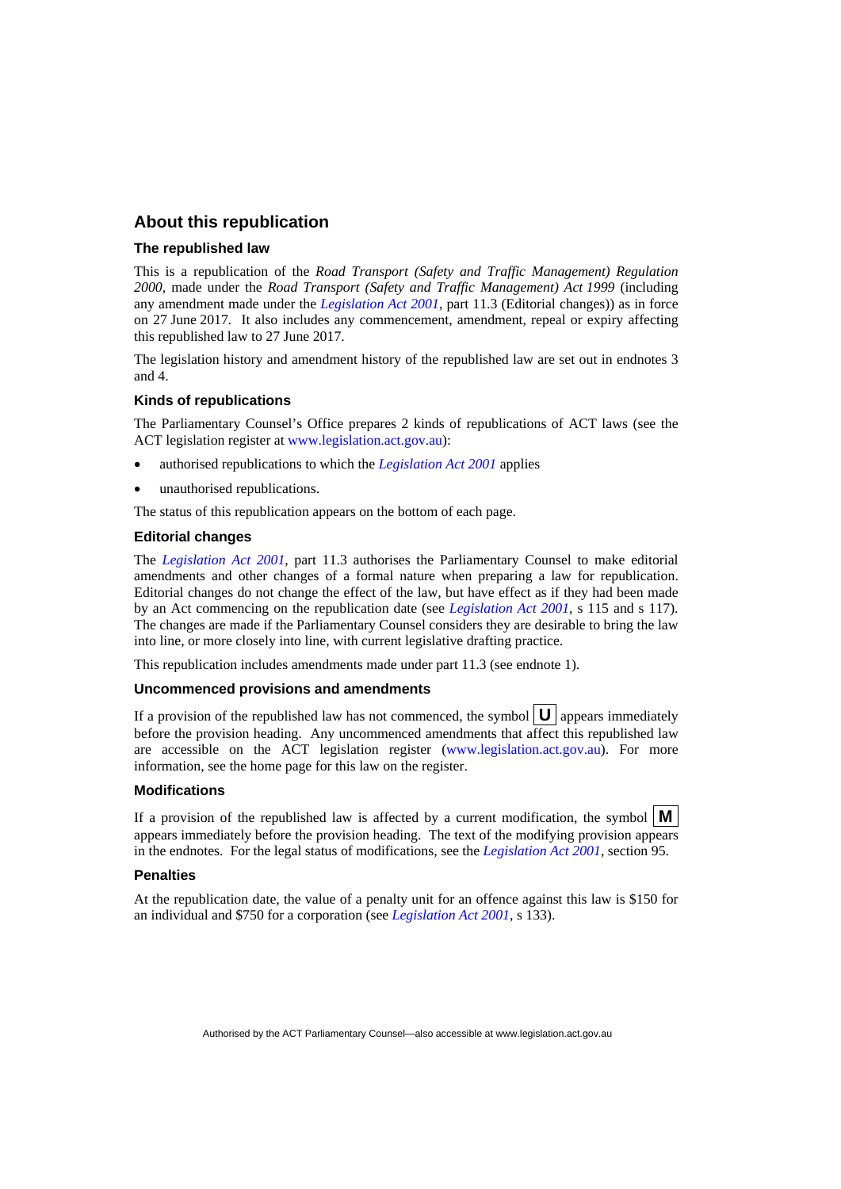## About this republication

### The republished law

This is a republication of the *Road Transport (Safety and Traffic Management) Regulation 2000*, made under the *Road Transport (Safety and Traffic Management) Act 1999* (including any amendment made under the *Legislation Act 2001*, part 11.3 (Editorial changes)) as in force on 27 June 2017. It also includes any commencement, amendment, repeal or expiry affecting this republished law to 27 June 2017.

The legislation history and amendment history of the republished law are set out in endnotes 3 and 4.

### Kinds of republications

The Parliamentary Counsel's Office prepares 2 kinds of republications of ACT laws (see the ACT legislation register at www.legislation.act.gov.au):

- authorised republications to which the *Legislation Act 2001* applies
- unauthorised republications.

The status of this republication appears on the bottom of each page.

### Editorial changes

The *Legislation Act 2001*, part 11.3 authorises the Parliamentary Counsel to make editorial amendments and other changes of a formal nature when preparing a law for republication. Editorial changes do not change the effect of the law, but have effect as if they had been made by an Act commencing on the republication date (see *Legislation Act 2001*, s 115 and s 117). The changes are made if the Parliamentary Counsel considers they are desirable to bring the law into line, or more closely into line, with current legislative drafting practice.

This republication includes amendments made under part 11.3 (see endnote 1).

### Uncommenced provisions and amendments

If a provision of the republished law has not commenced, the symbol **U** appears immediately before the provision heading. Any uncommenced amendments that affect this republished law are accessible on the ACT legislation register (www.legislation.act.gov.au). For more information, see the home page for this law on the register.

### Modifications

If a provision of the republished law is affected by a current modification, the symbol **M** appears immediately before the provision heading. The text of the modifying provision appears in the endnotes. For the legal status of modifications, see the *Legislation Act 2001*, section 95.

### Penalties

At the republication date, the value of a penalty unit for an offence against this law is $150 for an individual and $750 for a corporation (see *Legislation Act 2001*, s 133).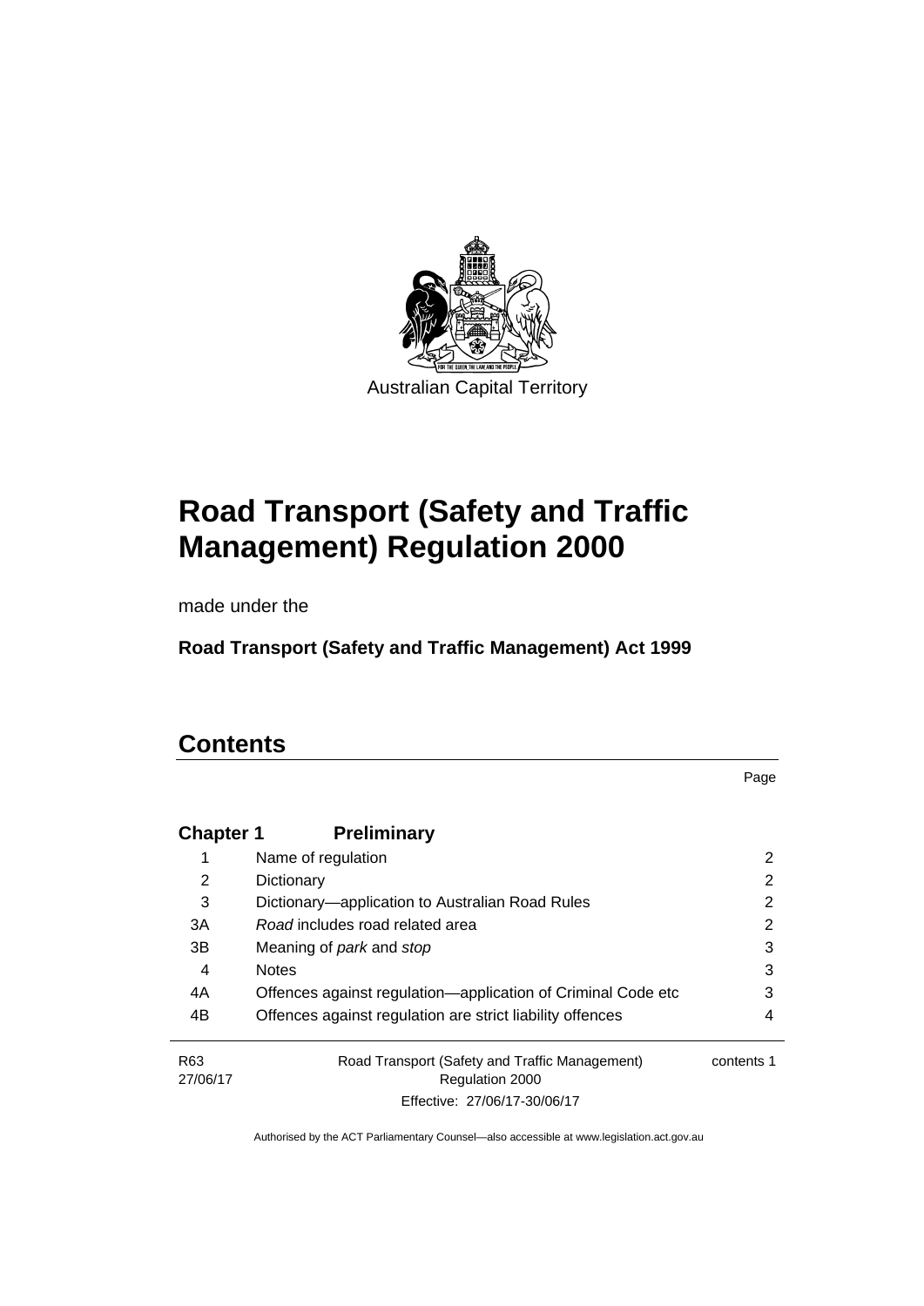Australian Capital Territory

# Road Transport (Safety and Traffic Management) Regulation 2000

made under the

**Road Transport (Safety and Traffic Management) Act 1999**

## Contents

| | | Page |
|---|---|---|
| **Chapter 1** | **Preliminary** | |
| 1 | Name of regulation | 2 |
| 2 | Dictionary | 2 |
| 3 | Dictionary—application to Australian Road Rules | 2 |
| 3A | *Road* includes road related area | 2 |
| 3B | Meaning of *park* and *stop* | 3 |
| 4 | Notes | 3 |
| 4A | Offences against regulation—application of Criminal Code etc | 3 |
| 4B | Offences against regulation are strict liability offences | 4 |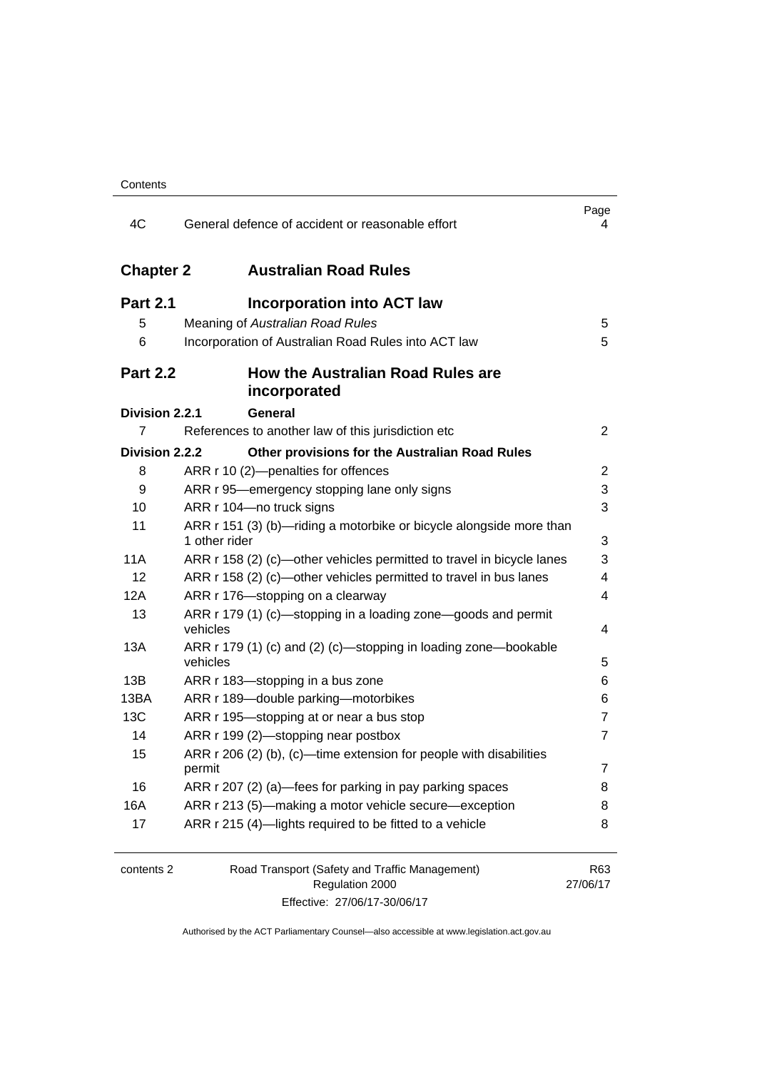| | | Page |
|---|---|---|
| 4C | General defence of accident or reasonable effort | 4 |

## Chapter 2 Australian Road Rules

### Part 2.1 Incorporation into ACT law

| | | |
|---|---|---|
| 5 | Meaning of *Australian Road Rules* | 5 |
| 6 | Incorporation of Australian Road Rules into ACT law | 5 |

### Part 2.2 How the Australian Road Rules are incorporated

**Division 2.2.1 General**

| | | |
|---|---|---|
| 7 | References to another law of this jurisdiction etc | 2 |

**Division 2.2.2 Other provisions for the Australian Road Rules**

| | | |
|---|---|---|
| 8 | ARR r 10 (2)—penalties for offences | 2 |
| 9 | ARR r 95—emergency stopping lane only signs | 3 |
| 10 | ARR r 104—no truck signs | 3 |
| 11 | ARR r 151 (3) (b)—riding a motorbike or bicycle alongside more than 1 other rider | 3 |
| 11A | ARR r 158 (2) (c)—other vehicles permitted to travel in bicycle lanes | 3 |
| 12 | ARR r 158 (2) (c)—other vehicles permitted to travel in bus lanes | 4 |
| 12A | ARR r 176—stopping on a clearway | 4 |
| 13 | ARR r 179 (1) (c)—stopping in a loading zone—goods and permit vehicles | 4 |
| 13A | ARR r 179 (1) (c) and (2) (c)—stopping in loading zone—bookable vehicles | 5 |
| 13B | ARR r 183—stopping in a bus zone | 6 |
| 13BA | ARR r 189—double parking—motorbikes | 6 |
| 13C | ARR r 195—stopping at or near a bus stop | 7 |
| 14 | ARR r 199 (2)—stopping near postbox | 7 |
| 15 | ARR r 206 (2) (b), (c)—time extension for people with disabilities permit | 7 |
| 16 | ARR r 207 (2) (a)—fees for parking in pay parking spaces | 8 |
| 16A | ARR r 213 (5)—making a motor vehicle secure—exception | 8 |
| 17 | ARR r 215 (4)—lights required to be fitted to a vehicle | 8 |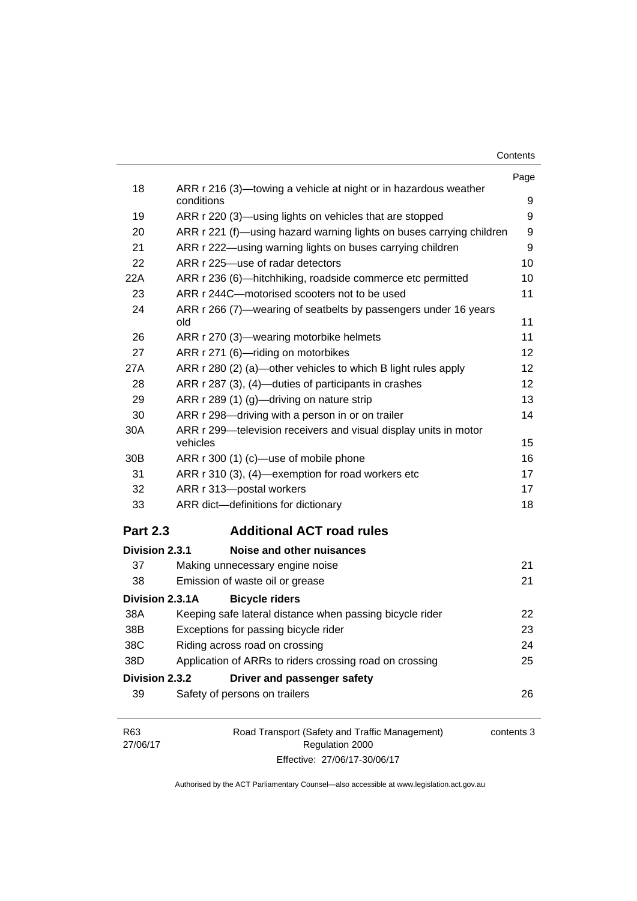| | | Page |
|---|---|---|
| 18 | ARR r 216 (3)—towing a vehicle at night or in hazardous weather conditions | 9 |
| 19 | ARR r 220 (3)—using lights on vehicles that are stopped | 9 |
| 20 | ARR r 221 (f)—using hazard warning lights on buses carrying children | 9 |
| 21 | ARR r 222—using warning lights on buses carrying children | 9 |
| 22 | ARR r 225—use of radar detectors | 10 |
| 22A | ARR r 236 (6)—hitchhiking, roadside commerce etc permitted | 10 |
| 23 | ARR r 244C—motorised scooters not to be used | 11 |
| 24 | ARR r 266 (7)—wearing of seatbelts by passengers under 16 years old | 11 |
| 26 | ARR r 270 (3)—wearing motorbike helmets | 11 |
| 27 | ARR r 271 (6)—riding on motorbikes | 12 |
| 27A | ARR r 280 (2) (a)—other vehicles to which B light rules apply | 12 |
| 28 | ARR r 287 (3), (4)—duties of participants in crashes | 12 |
| 29 | ARR r 289 (1) (g)—driving on nature strip | 13 |
| 30 | ARR r 298—driving with a person in or on trailer | 14 |
| 30A | ARR r 299—television receivers and visual display units in motor vehicles | 15 |
| 30B | ARR r 300 (1) (c)—use of mobile phone | 16 |
| 31 | ARR r 310 (3), (4)—exemption for road workers etc | 17 |
| 32 | ARR r 313—postal workers | 17 |
| 33 | ARR dict—definitions for dictionary | 18 |

## Part 2.3 Additional ACT road rules

### Division 2.3.1 Noise and other nuisances

| | | |
|---|---|---|
| 37 | Making unnecessary engine noise | 21 |
| 38 | Emission of waste oil or grease | 21 |

### Division 2.3.1A Bicycle riders

| | | |
|---|---|---|
| 38A | Keeping safe lateral distance when passing bicycle rider | 22 |
| 38B | Exceptions for passing bicycle rider | 23 |
| 38C | Riding across road on crossing | 24 |
| 38D | Application of ARRs to riders crossing road on crossing | 25 |

### Division 2.3.2 Driver and passenger safety

| | | |
|---|---|---|
| 39 | Safety of persons on trailers | 26 |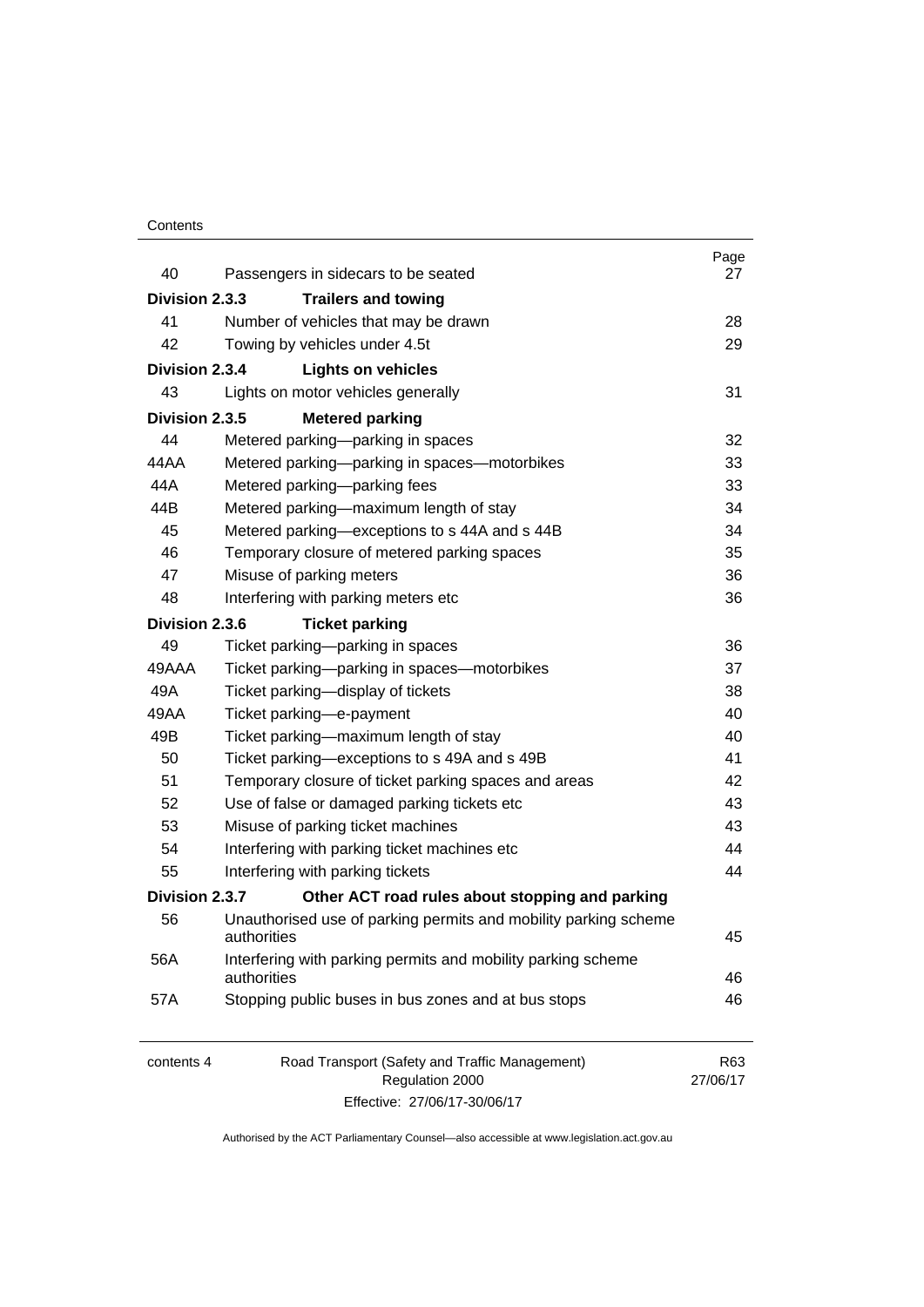| | | Page |
|---|---|---|
| 40 | Passengers in sidecars to be seated | 27 |
| **Division 2.3.3** | **Trailers and towing** | |
| 41 | Number of vehicles that may be drawn | 28 |
| 42 | Towing by vehicles under 4.5t | 29 |
| **Division 2.3.4** | **Lights on vehicles** | |
| 43 | Lights on motor vehicles generally | 31 |
| **Division 2.3.5** | **Metered parking** | |
| 44 | Metered parking—parking in spaces | 32 |
| 44AA | Metered parking—parking in spaces—motorbikes | 33 |
| 44A | Metered parking—parking fees | 33 |
| 44B | Metered parking—maximum length of stay | 34 |
| 45 | Metered parking—exceptions to s 44A and s 44B | 34 |
| 46 | Temporary closure of metered parking spaces | 35 |
| 47 | Misuse of parking meters | 36 |
| 48 | Interfering with parking meters etc | 36 |
| **Division 2.3.6** | **Ticket parking** | |
| 49 | Ticket parking—parking in spaces | 36 |
| 49AAA | Ticket parking—parking in spaces—motorbikes | 37 |
| 49A | Ticket parking—display of tickets | 38 |
| 49AA | Ticket parking—e-payment | 40 |
| 49B | Ticket parking—maximum length of stay | 40 |
| 50 | Ticket parking—exceptions to s 49A and s 49B | 41 |
| 51 | Temporary closure of ticket parking spaces and areas | 42 |
| 52 | Use of false or damaged parking tickets etc | 43 |
| 53 | Misuse of parking ticket machines | 43 |
| 54 | Interfering with parking ticket machines etc | 44 |
| 55 | Interfering with parking tickets | 44 |
| **Division 2.3.7** | **Other ACT road rules about stopping and parking** | |
| 56 | Unauthorised use of parking permits and mobility parking scheme authorities | 45 |
| 56A | Interfering with parking permits and mobility parking scheme authorities | 46 |
| 57A | Stopping public buses in bus zones and at bus stops | 46 |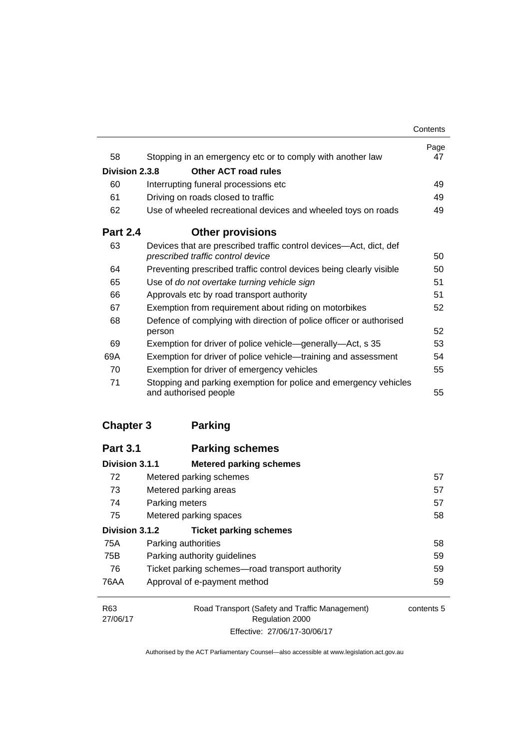| | | Page |
|---|---|---|
| 58 | Stopping in an emergency etc or to comply with another law | 47 |
| **Division 2.3.8** | **Other ACT road rules** | |
| 60 | Interrupting funeral processions etc | 49 |
| 61 | Driving on roads closed to traffic | 49 |
| 62 | Use of wheeled recreational devices and wheeled toys on roads | 49 |
| **Part 2.4** | **Other provisions** | |
| 63 | Devices that are prescribed traffic control devices—Act, dict, def *prescribed traffic control device* | 50 |
| 64 | Preventing prescribed traffic control devices being clearly visible | 50 |
| 65 | Use of *do not overtake turning vehicle sign* | 51 |
| 66 | Approvals etc by road transport authority | 51 |
| 67 | Exemption from requirement about riding on motorbikes | 52 |
| 68 | Defence of complying with direction of police officer or authorised person | 52 |
| 69 | Exemption for driver of police vehicle—generally—Act, s 35 | 53 |
| 69A | Exemption for driver of police vehicle—training and assessment | 54 |
| 70 | Exemption for driver of emergency vehicles | 55 |
| 71 | Stopping and parking exemption for police and emergency vehicles and authorised people | 55 |

| | | |
|---|---|---|
| **Chapter 3** | **Parking** | |
| **Part 3.1** | **Parking schemes** | |
| **Division 3.1.1** | **Metered parking schemes** | |
| 72 | Metered parking schemes | 57 |
| 73 | Metered parking areas | 57 |
| 74 | Parking meters | 57 |
| 75 | Metered parking spaces | 58 |
| **Division 3.1.2** | **Ticket parking schemes** | |
| 75A | Parking authorities | 58 |
| 75B | Parking authority guidelines | 59 |
| 76 | Ticket parking schemes—road transport authority | 59 |
| 76AA | Approval of e-payment method | 59 |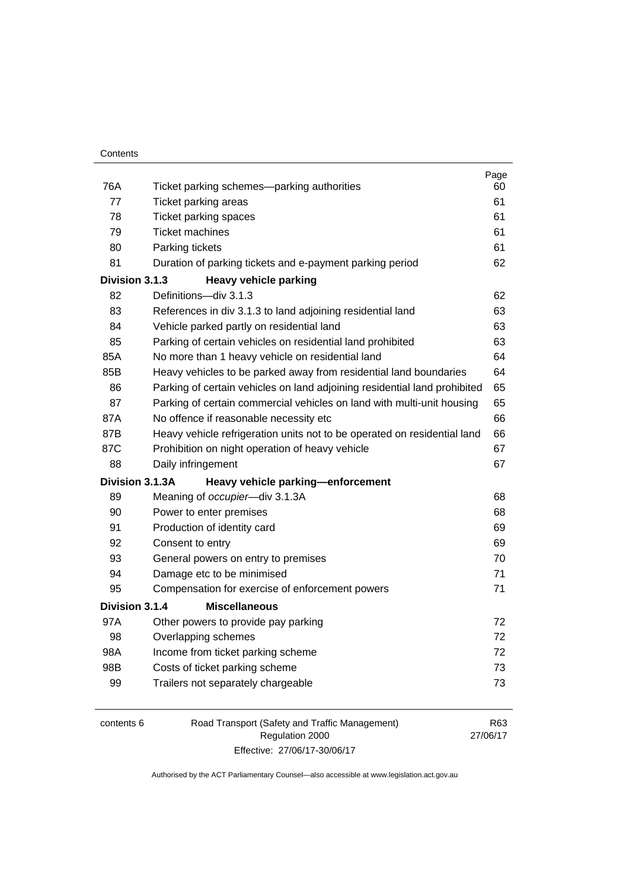| | | Page |
|---|---|---|
| 76A | Ticket parking schemes—parking authorities | 60 |
| 77 | Ticket parking areas | 61 |
| 78 | Ticket parking spaces | 61 |
| 79 | Ticket machines | 61 |
| 80 | Parking tickets | 61 |
| 81 | Duration of parking tickets and e-payment parking period | 62 |
| **Division 3.1.3** | **Heavy vehicle parking** | |
| 82 | Definitions—div 3.1.3 | 62 |
| 83 | References in div 3.1.3 to land adjoining residential land | 63 |
| 84 | Vehicle parked partly on residential land | 63 |
| 85 | Parking of certain vehicles on residential land prohibited | 63 |
| 85A | No more than 1 heavy vehicle on residential land | 64 |
| 85B | Heavy vehicles to be parked away from residential land boundaries | 64 |
| 86 | Parking of certain vehicles on land adjoining residential land prohibited | 65 |
| 87 | Parking of certain commercial vehicles on land with multi-unit housing | 65 |
| 87A | No offence if reasonable necessity etc | 66 |
| 87B | Heavy vehicle refrigeration units not to be operated on residential land | 66 |
| 87C | Prohibition on night operation of heavy vehicle | 67 |
| 88 | Daily infringement | 67 |
| **Division 3.1.3A** | **Heavy vehicle parking—enforcement** | |
| 89 | Meaning of *occupier*—div 3.1.3A | 68 |
| 90 | Power to enter premises | 68 |
| 91 | Production of identity card | 69 |
| 92 | Consent to entry | 69 |
| 93 | General powers on entry to premises | 70 |
| 94 | Damage etc to be minimised | 71 |
| 95 | Compensation for exercise of enforcement powers | 71 |
| **Division 3.1.4** | **Miscellaneous** | |
| 97A | Other powers to provide pay parking | 72 |
| 98 | Overlapping schemes | 72 |
| 98A | Income from ticket parking scheme | 72 |
| 98B | Costs of ticket parking scheme | 73 |
| 99 | Trailers not separately chargeable | 73 |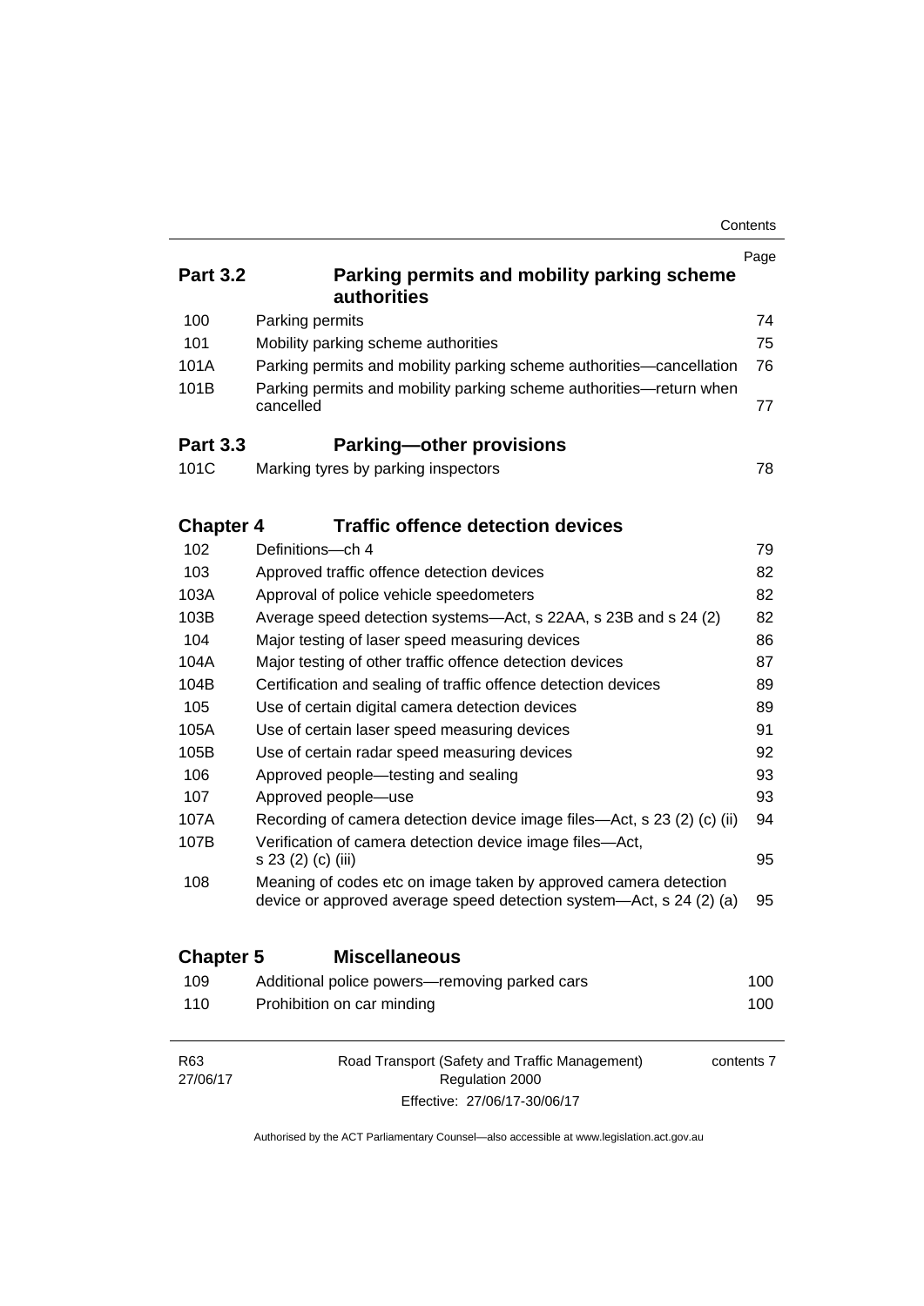| | | Page |
|---|---|---|
| **Part 3.2** | **Parking permits and mobility parking scheme authorities** | |
| 100 | Parking permits | 74 |
| 101 | Mobility parking scheme authorities | 75 |
| 101A | Parking permits and mobility parking scheme authorities—cancellation | 76 |
| 101B | Parking permits and mobility parking scheme authorities—return when cancelled | 77 |
| **Part 3.3** | **Parking—other provisions** | |
| 101C | Marking tyres by parking inspectors | 78 |
| **Chapter 4** | **Traffic offence detection devices** | |
| 102 | Definitions—ch 4 | 79 |
| 103 | Approved traffic offence detection devices | 82 |
| 103A | Approval of police vehicle speedometers | 82 |
| 103B | Average speed detection systems—Act, s 22AA, s 23B and s 24 (2) | 82 |
| 104 | Major testing of laser speed measuring devices | 86 |
| 104A | Major testing of other traffic offence detection devices | 87 |
| 104B | Certification and sealing of traffic offence detection devices | 89 |
| 105 | Use of certain digital camera detection devices | 89 |
| 105A | Use of certain laser speed measuring devices | 91 |
| 105B | Use of certain radar speed measuring devices | 92 |
| 106 | Approved people—testing and sealing | 93 |
| 107 | Approved people—use | 93 |
| 107A | Recording of camera detection device image files—Act, s 23 (2) (c) (ii) | 94 |
| 107B | Verification of camera detection device image files—Act, s 23 (2) (c) (iii) | 95 |
| 108 | Meaning of codes etc on image taken by approved camera detection device or approved average speed detection system—Act, s 24 (2) (a) | 95 |
| **Chapter 5** | **Miscellaneous** | |
| 109 | Additional police powers—removing parked cars | 100 |
| 110 | Prohibition on car minding | 100 |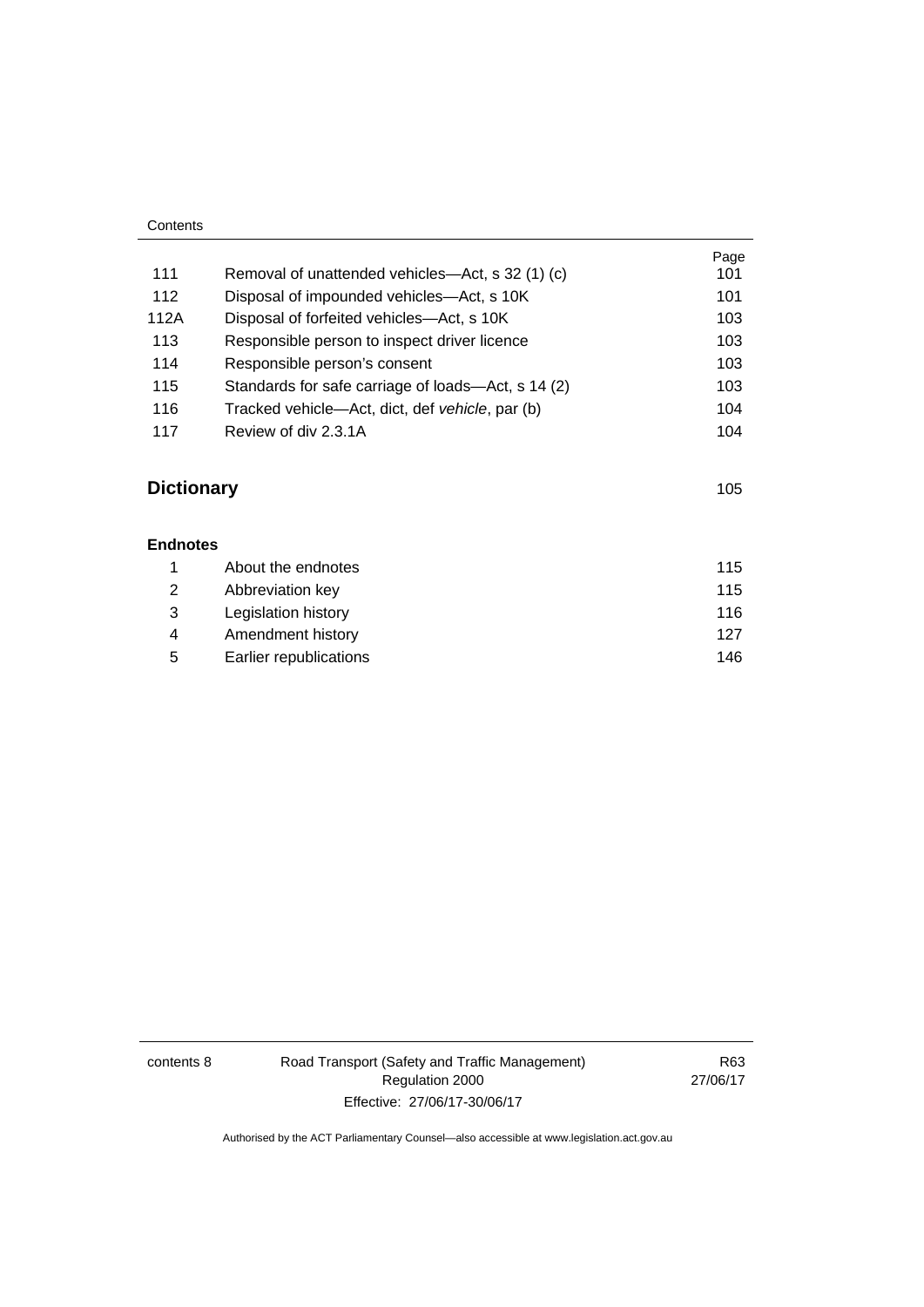| | | Page |
|---|---|---|
| 111 | Removal of unattended vehicles—Act, s 32 (1) (c) | 101 |
| 112 | Disposal of impounded vehicles—Act, s 10K | 101 |
| 112A | Disposal of forfeited vehicles—Act, s 10K | 103 |
| 113 | Responsible person to inspect driver licence | 103 |
| 114 | Responsible person's consent | 103 |
| 115 | Standards for safe carriage of loads—Act, s 14 (2) | 103 |
| 116 | Tracked vehicle—Act, dict, def *vehicle*, par (b) | 104 |
| 117 | Review of div 2.3.1A | 104 |

## Dictionary 105

### Endnotes

| | | |
|---|---|---|
| 1 | About the endnotes | 115 |
| 2 | Abbreviation key | 115 |
| 3 | Legislation history | 116 |
| 4 | Amendment history | 127 |
| 5 | Earlier republications | 146 |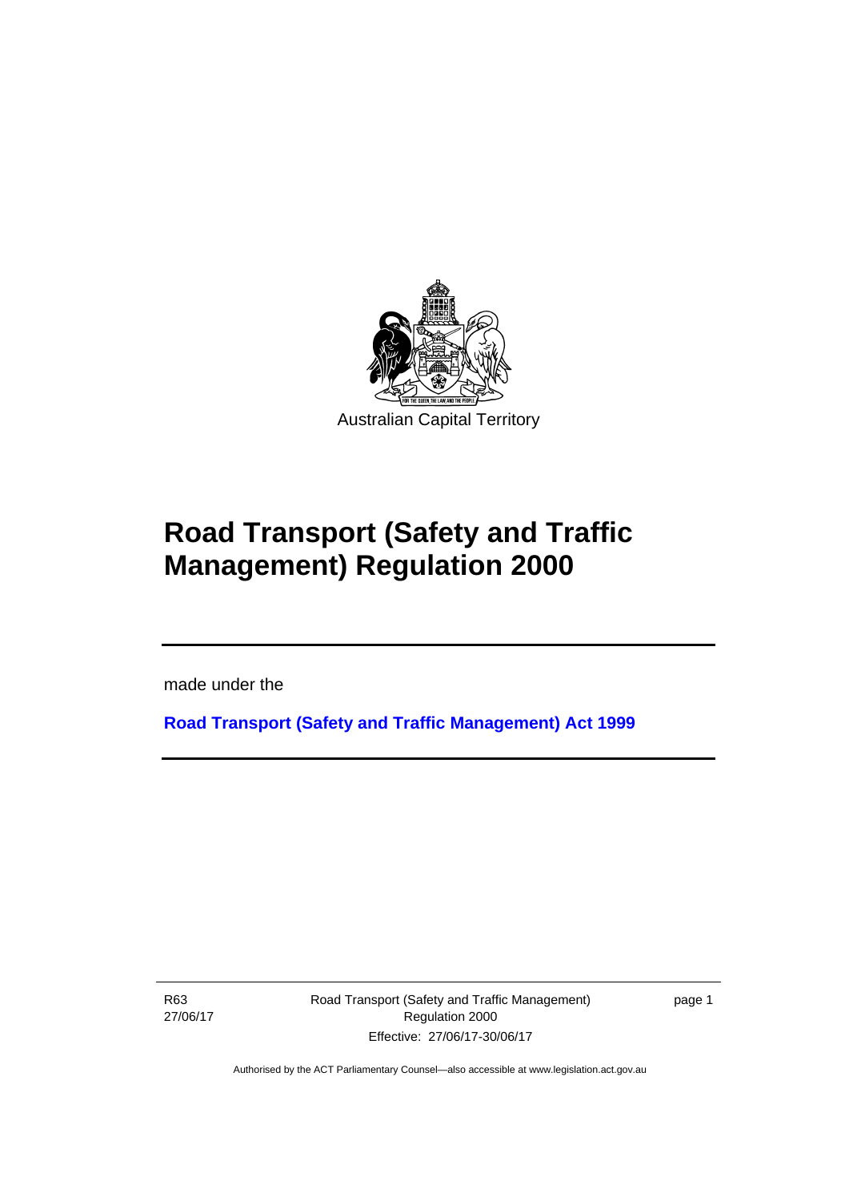Australian Capital Territory

# Road Transport (Safety and Traffic Management) Regulation 2000

made under the

**Road Transport (Safety and Traffic Management) Act 1999**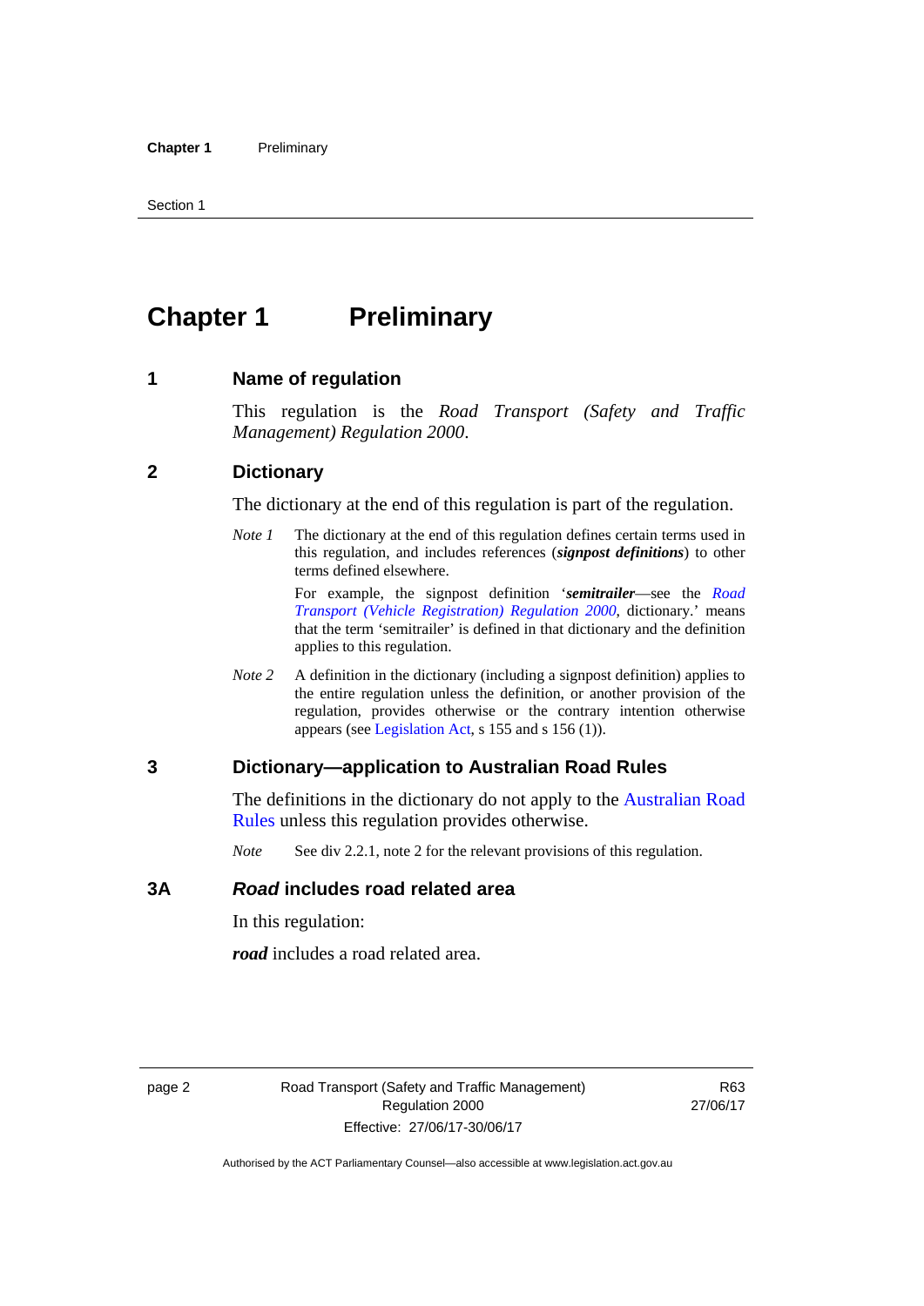# Chapter 1 Preliminary

## 1 Name of regulation

This regulation is the *Road Transport (Safety and Traffic Management) Regulation 2000*.

## 2 Dictionary

The dictionary at the end of this regulation is part of the regulation.

*Note 1* The dictionary at the end of this regulation defines certain terms used in this regulation, and includes references (***signpost definitions***) to other terms defined elsewhere.

For example, the signpost definition '***semitrailer***—see the *Road Transport (Vehicle Registration) Regulation 2000*, dictionary.' means that the term 'semitrailer' is defined in that dictionary and the definition applies to this regulation.

*Note 2* A definition in the dictionary (including a signpost definition) applies to the entire regulation unless the definition, or another provision of the regulation, provides otherwise or the contrary intention otherwise appears (see Legislation Act, s 155 and s 156 (1)).

## 3 Dictionary—application to Australian Road Rules

The definitions in the dictionary do not apply to the Australian Road Rules unless this regulation provides otherwise.

*Note* See div 2.2.1, note 2 for the relevant provisions of this regulation.

## 3A *Road* includes road related area

In this regulation:

***road*** includes a road related area.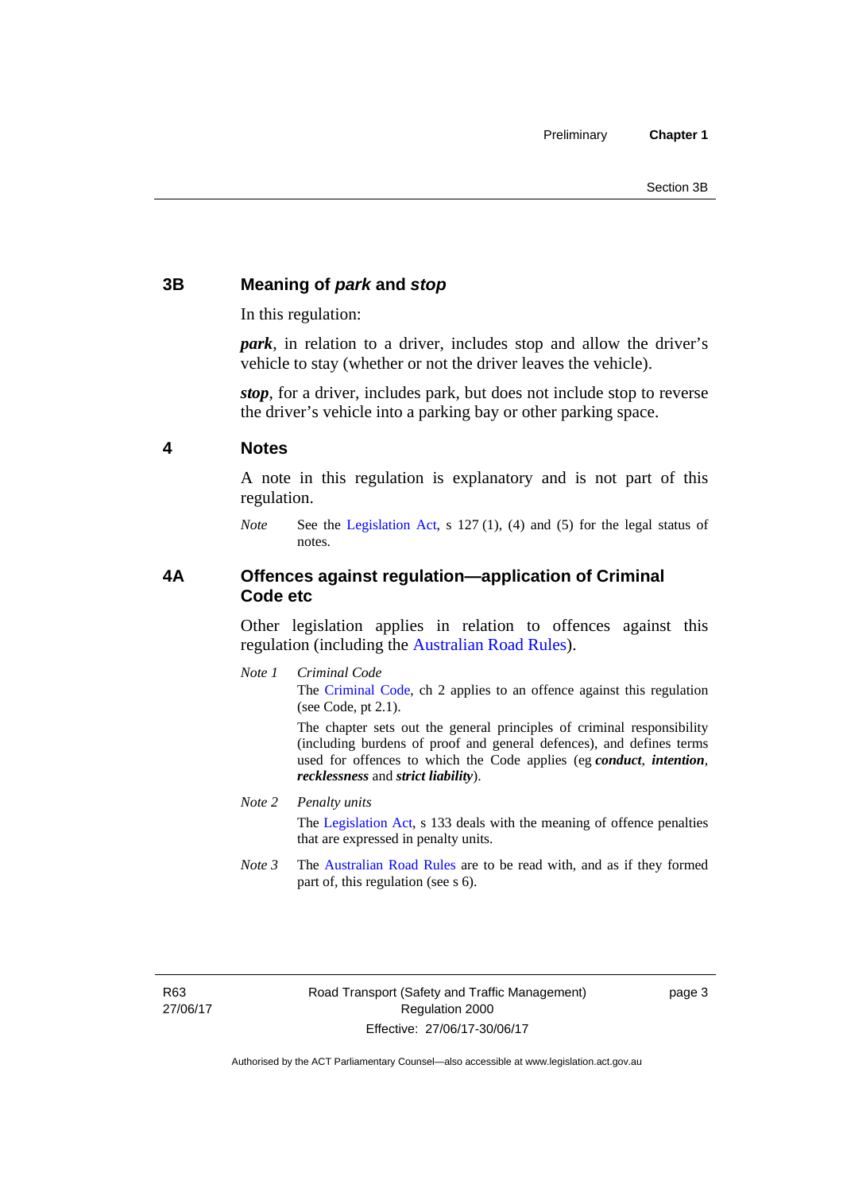## 3B Meaning of *park* and *stop*

In this regulation:

***park***, in relation to a driver, includes stop and allow the driver's vehicle to stay (whether or not the driver leaves the vehicle).

***stop***, for a driver, includes park, but does not include stop to reverse the driver's vehicle into a parking bay or other parking space.

## 4 Notes

A note in this regulation is explanatory and is not part of this regulation.

*Note* See the Legislation Act, s 127 (1), (4) and (5) for the legal status of notes.

## 4A Offences against regulation—application of Criminal Code etc

Other legislation applies in relation to offences against this regulation (including the Australian Road Rules).

*Note 1* *Criminal Code*

The Criminal Code, ch 2 applies to an offence against this regulation (see Code, pt 2.1).

The chapter sets out the general principles of criminal responsibility (including burdens of proof and general defences), and defines terms used for offences to which the Code applies (eg ***conduct***, ***intention***, ***recklessness*** and ***strict liability***).

*Note 2* *Penalty units*

The Legislation Act, s 133 deals with the meaning of offence penalties that are expressed in penalty units.

*Note 3* The Australian Road Rules are to be read with, and as if they formed part of, this regulation (see s 6).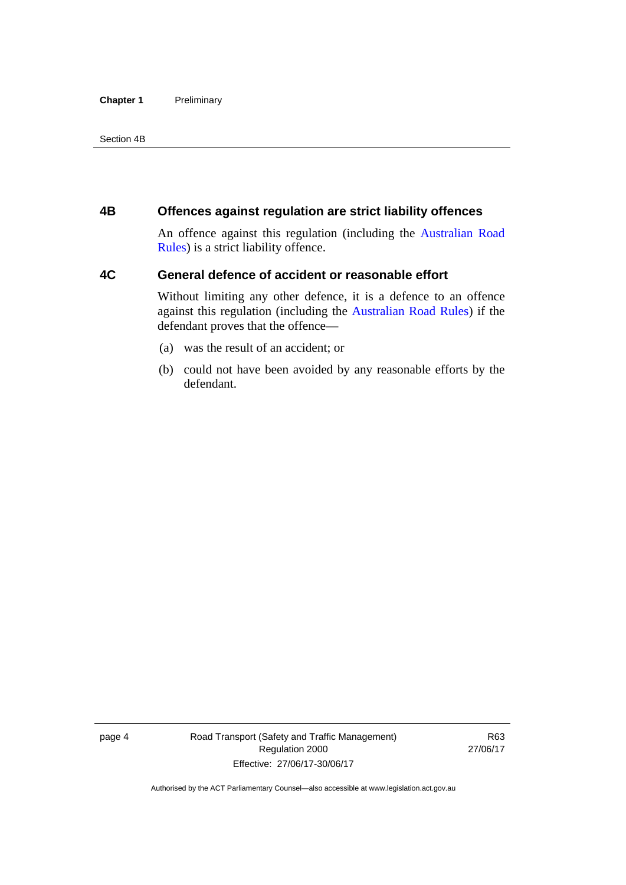## 4B Offences against regulation are strict liability offences

An offence against this regulation (including the Australian Road Rules) is a strict liability offence.

## 4C General defence of accident or reasonable effort

Without limiting any other defence, it is a defence to an offence against this regulation (including the Australian Road Rules) if the defendant proves that the offence—

(a) was the result of an accident; or

(b) could not have been avoided by any reasonable efforts by the defendant.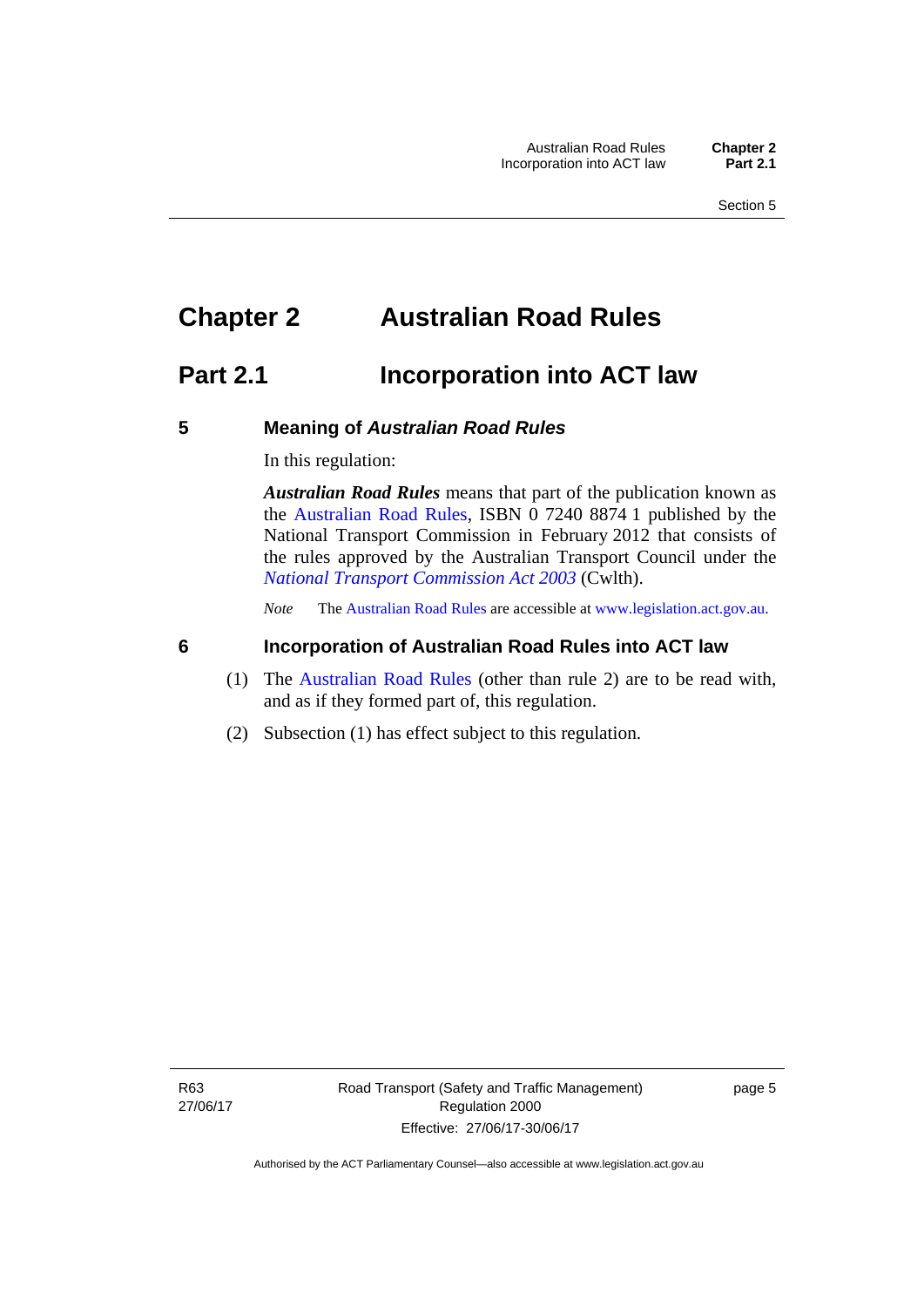# Chapter 2 Australian Road Rules

## Part 2.1 Incorporation into ACT law

### 5 Meaning of *Australian Road Rules*

In this regulation:

***Australian Road Rules*** means that part of the publication known as the Australian Road Rules, ISBN 0 7240 8874 1 published by the National Transport Commission in February 2012 that consists of the rules approved by the Australian Transport Council under the *National Transport Commission Act 2003* (Cwlth).

*Note* The Australian Road Rules are accessible at www.legislation.act.gov.au.

### 6 Incorporation of Australian Road Rules into ACT law

(1) The Australian Road Rules (other than rule 2) are to be read with, and as if they formed part of, this regulation.

(2) Subsection (1) has effect subject to this regulation.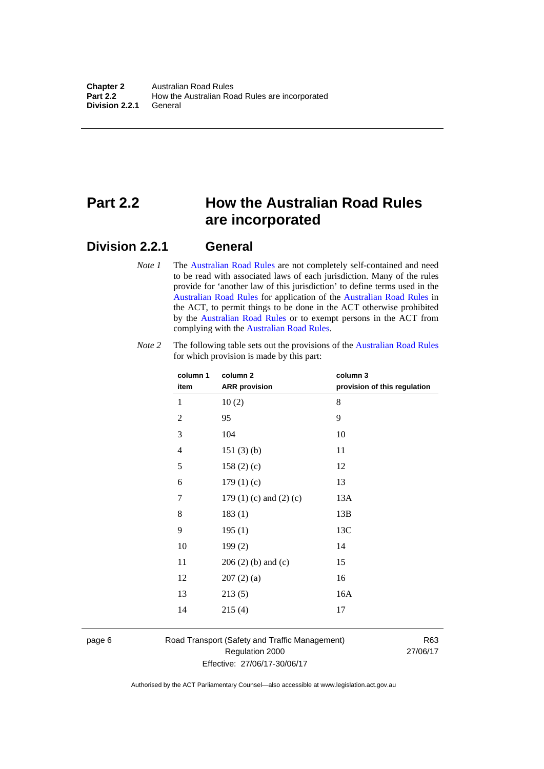# Part 2.2 How the Australian Road Rules are incorporated

## Division 2.2.1 General

*Note 1* The Australian Road Rules are not completely self-contained and need to be read with associated laws of each jurisdiction. Many of the rules provide for 'another law of this jurisdiction' to define terms used in the Australian Road Rules for application of the Australian Road Rules in the ACT, to permit things to be done in the ACT otherwise prohibited by the Australian Road Rules or to exempt persons in the ACT from complying with the Australian Road Rules.

*Note 2* The following table sets out the provisions of the Australian Road Rules for which provision is made by this part:

| column 1 item | column 2 ARR provision | column 3 provision of this regulation |
|---|---|---|
| 1 | 10 (2) | 8 |
| 2 | 95 | 9 |
| 3 | 104 | 10 |
| 4 | 151 (3) (b) | 11 |
| 5 | 158 (2) (c) | 12 |
| 6 | 179 (1) (c) | 13 |
| 7 | 179 (1) (c) and (2) (c) | 13A |
| 8 | 183 (1) | 13B |
| 9 | 195 (1) | 13C |
| 10 | 199 (2) | 14 |
| 11 | 206 (2) (b) and (c) | 15 |
| 12 | 207 (2) (a) | 16 |
| 13 | 213 (5) | 16A |
| 14 | 215 (4) | 17 |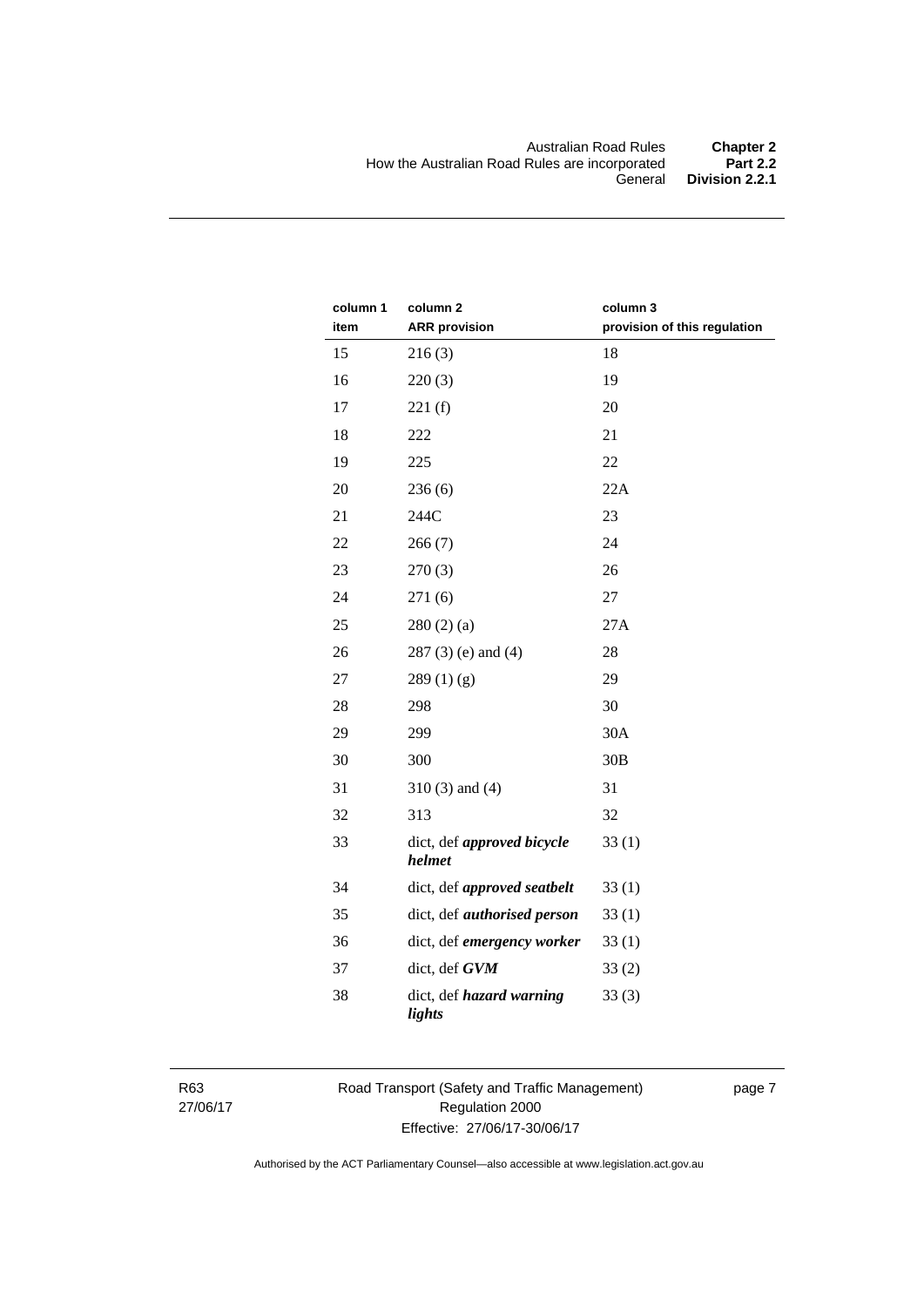| column 1 item | column 2 ARR provision | column 3 provision of this regulation |
|---|---|---|
| 15 | 216 (3) | 18 |
| 16 | 220 (3) | 19 |
| 17 | 221 (f) | 20 |
| 18 | 222 | 21 |
| 19 | 225 | 22 |
| 20 | 236 (6) | 22A |
| 21 | 244C | 23 |
| 22 | 266 (7) | 24 |
| 23 | 270 (3) | 26 |
| 24 | 271 (6) | 27 |
| 25 | 280 (2) (a) | 27A |
| 26 | 287 (3) (e) and (4) | 28 |
| 27 | 289 (1) (g) | 29 |
| 28 | 298 | 30 |
| 29 | 299 | 30A |
| 30 | 300 | 30B |
| 31 | 310 (3) and (4) | 31 |
| 32 | 313 | 32 |
| 33 | dict, def ***approved bicycle helmet*** | 33 (1) |
| 34 | dict, def ***approved seatbelt*** | 33 (1) |
| 35 | dict, def ***authorised person*** | 33 (1) |
| 36 | dict, def ***emergency worker*** | 33 (1) |
| 37 | dict, def ***GVM*** | 33 (2) |
| 38 | dict, def ***hazard warning lights*** | 33 (3) |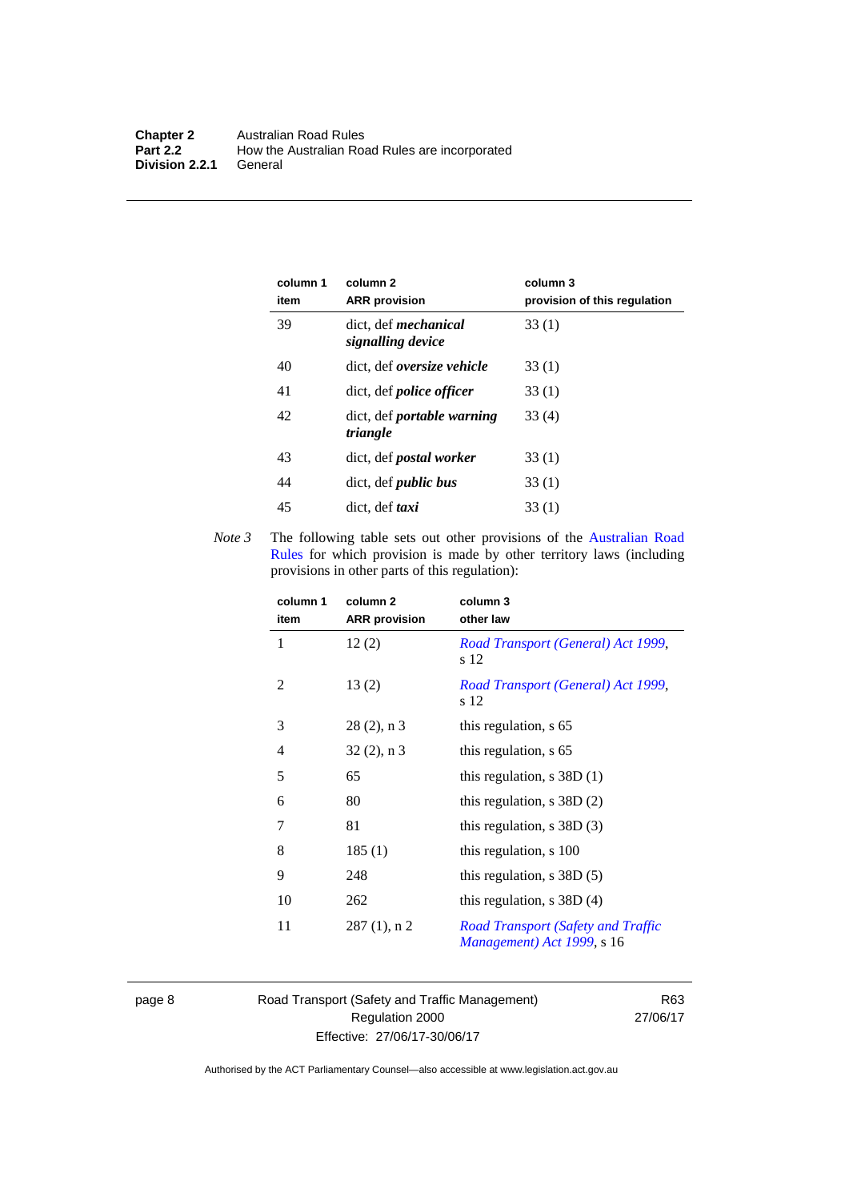| column 1<br>item | column 2<br>ARR provision | column 3<br>provision of this regulation |
|---|---|---|
| 39 | dict, def ***mechanical signalling device*** | 33 (1) |
| 40 | dict, def ***oversize vehicle*** | 33 (1) |
| 41 | dict, def ***police officer*** | 33 (1) |
| 42 | dict, def ***portable warning triangle*** | 33 (4) |
| 43 | dict, def ***postal worker*** | 33 (1) |
| 44 | dict, def ***public bus*** | 33 (1) |
| 45 | dict, def ***taxi*** | 33 (1) |

*Note 3* The following table sets out other provisions of the Australian Road Rules for which provision is made by other territory laws (including provisions in other parts of this regulation):

| column 1<br>item | column 2<br>ARR provision | column 3<br>other law |
|---|---|---|
| 1 | 12 (2) | *Road Transport (General) Act 1999*, s 12 |
| 2 | 13 (2) | *Road Transport (General) Act 1999*, s 12 |
| 3 | 28 (2), n 3 | this regulation, s 65 |
| 4 | 32 (2), n 3 | this regulation, s 65 |
| 5 | 65 | this regulation, s 38D (1) |
| 6 | 80 | this regulation, s 38D (2) |
| 7 | 81 | this regulation, s 38D (3) |
| 8 | 185 (1) | this regulation, s 100 |
| 9 | 248 | this regulation, s 38D (5) |
| 10 | 262 | this regulation, s 38D (4) |
| 11 | 287 (1), n 2 | *Road Transport (Safety and Traffic Management) Act 1999*, s 16 |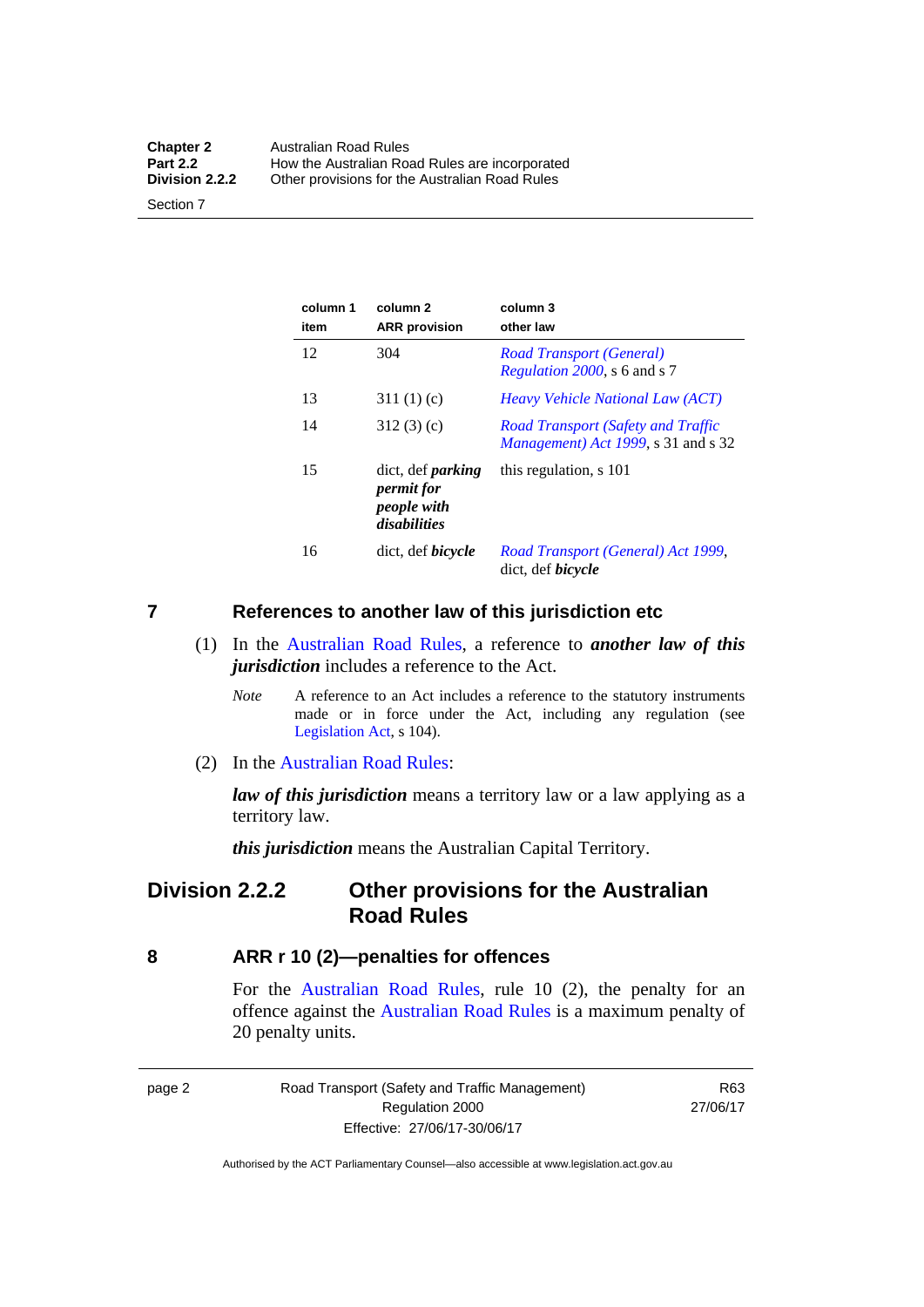| column 1 item | column 2 ARR provision | column 3 other law |
|---|---|---|
| 12 | 304 | Road Transport (General) Regulation 2000, s 6 and s 7 |
| 13 | 311 (1) (c) | Heavy Vehicle National Law (ACT) |
| 14 | 312 (3) (c) | Road Transport (Safety and Traffic Management) Act 1999, s 31 and s 32 |
| 15 | dict, def ***parking permit for people with disabilities*** | this regulation, s 101 |
| 16 | dict, def ***bicycle*** | Road Transport (General) Act 1999, dict, def ***bicycle*** |

## 7 References to another law of this jurisdiction etc

(1) In the Australian Road Rules, a reference to ***another law of this jurisdiction*** includes a reference to the Act.

*Note* A reference to an Act includes a reference to the statutory instruments made or in force under the Act, including any regulation (see Legislation Act, s 104).

(2) In the Australian Road Rules:

***law of this jurisdiction*** means a territory law or a law applying as a territory law.

***this jurisdiction*** means the Australian Capital Territory.

# Division 2.2.2 Other provisions for the Australian Road Rules

## 8 ARR r 10 (2)—penalties for offences

For the Australian Road Rules, rule 10 (2), the penalty for an offence against the Australian Road Rules is a maximum penalty of 20 penalty units.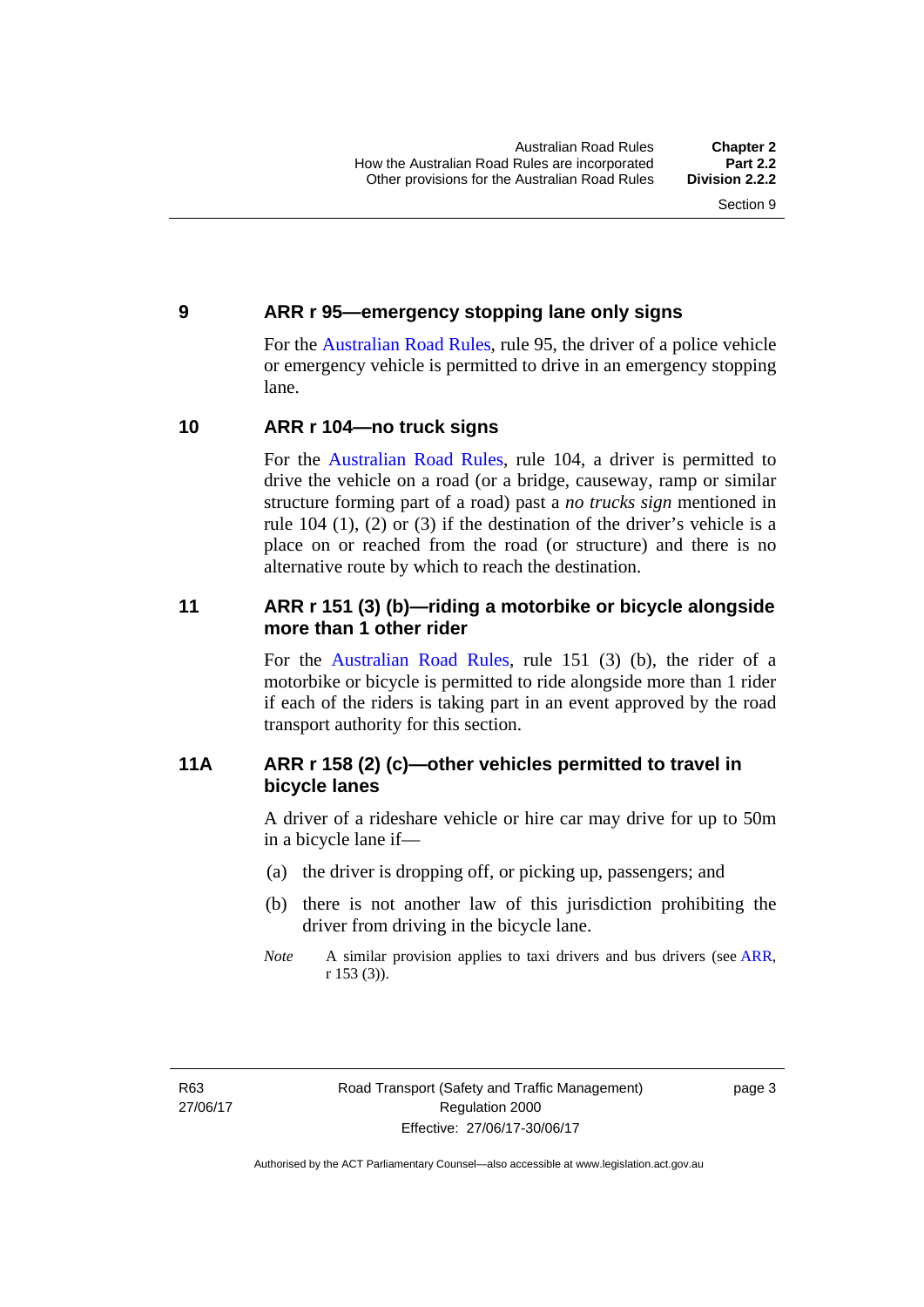## 9 ARR r 95—emergency stopping lane only signs

For the Australian Road Rules, rule 95, the driver of a police vehicle or emergency vehicle is permitted to drive in an emergency stopping lane.

## 10 ARR r 104—no truck signs

For the Australian Road Rules, rule 104, a driver is permitted to drive the vehicle on a road (or a bridge, causeway, ramp or similar structure forming part of a road) past a *no trucks sign* mentioned in rule 104 (1), (2) or (3) if the destination of the driver's vehicle is a place on or reached from the road (or structure) and there is no alternative route by which to reach the destination.

## 11 ARR r 151 (3) (b)—riding a motorbike or bicycle alongside more than 1 other rider

For the Australian Road Rules, rule 151 (3) (b), the rider of a motorbike or bicycle is permitted to ride alongside more than 1 rider if each of the riders is taking part in an event approved by the road transport authority for this section.

## 11A ARR r 158 (2) (c)—other vehicles permitted to travel in bicycle lanes

A driver of a rideshare vehicle or hire car may drive for up to 50m in a bicycle lane if—

(a) the driver is dropping off, or picking up, passengers; and

(b) there is not another law of this jurisdiction prohibiting the driver from driving in the bicycle lane.

*Note* A similar provision applies to taxi drivers and bus drivers (see ARR, r 153 (3)).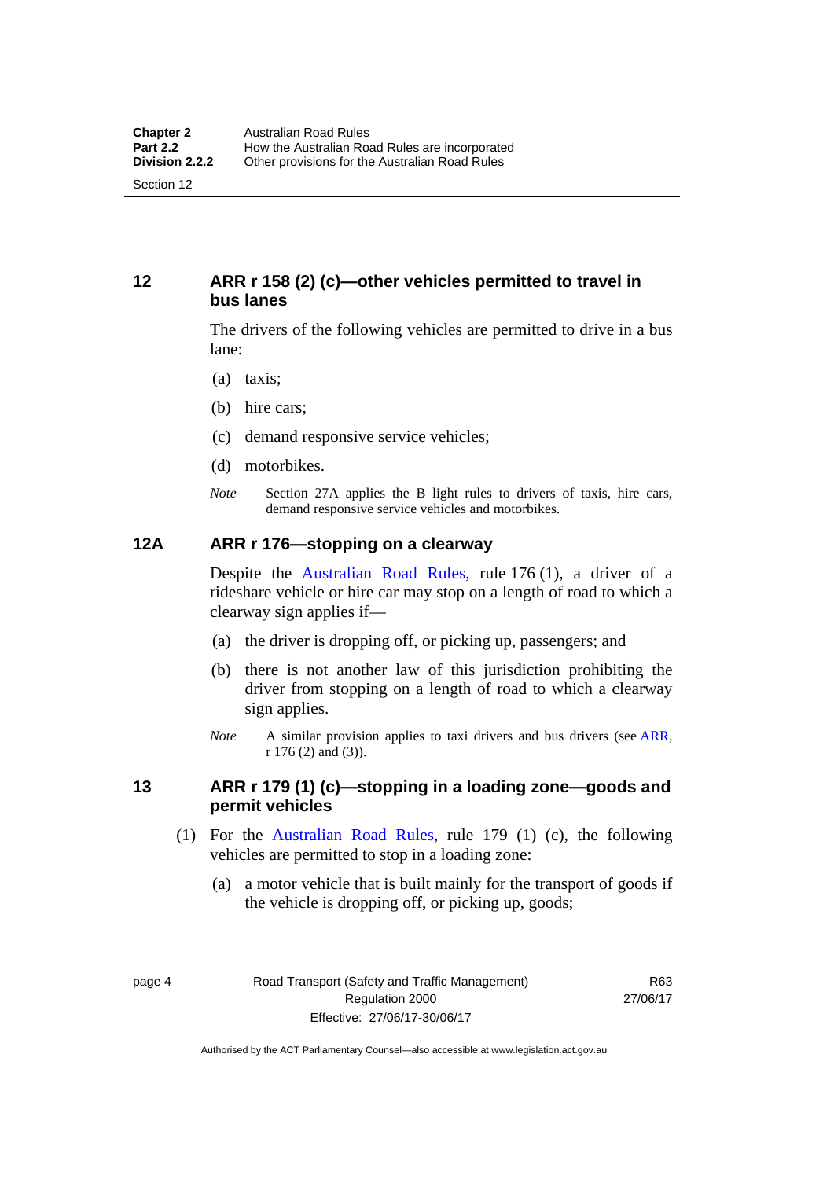## 12 ARR r 158 (2) (c)—other vehicles permitted to travel in bus lanes

The drivers of the following vehicles are permitted to drive in a bus lane:

(a) taxis;

(b) hire cars;

(c) demand responsive service vehicles;

(d) motorbikes.

*Note* Section 27A applies the B light rules to drivers of taxis, hire cars, demand responsive service vehicles and motorbikes.

## 12A ARR r 176—stopping on a clearway

Despite the Australian Road Rules, rule 176 (1), a driver of a rideshare vehicle or hire car may stop on a length of road to which a clearway sign applies if—

(a) the driver is dropping off, or picking up, passengers; and

(b) there is not another law of this jurisdiction prohibiting the driver from stopping on a length of road to which a clearway sign applies.

*Note* A similar provision applies to taxi drivers and bus drivers (see ARR, r 176 (2) and (3)).

## 13 ARR r 179 (1) (c)—stopping in a loading zone—goods and permit vehicles

(1) For the Australian Road Rules, rule 179 (1) (c), the following vehicles are permitted to stop in a loading zone:

(a) a motor vehicle that is built mainly for the transport of goods if the vehicle is dropping off, or picking up, goods;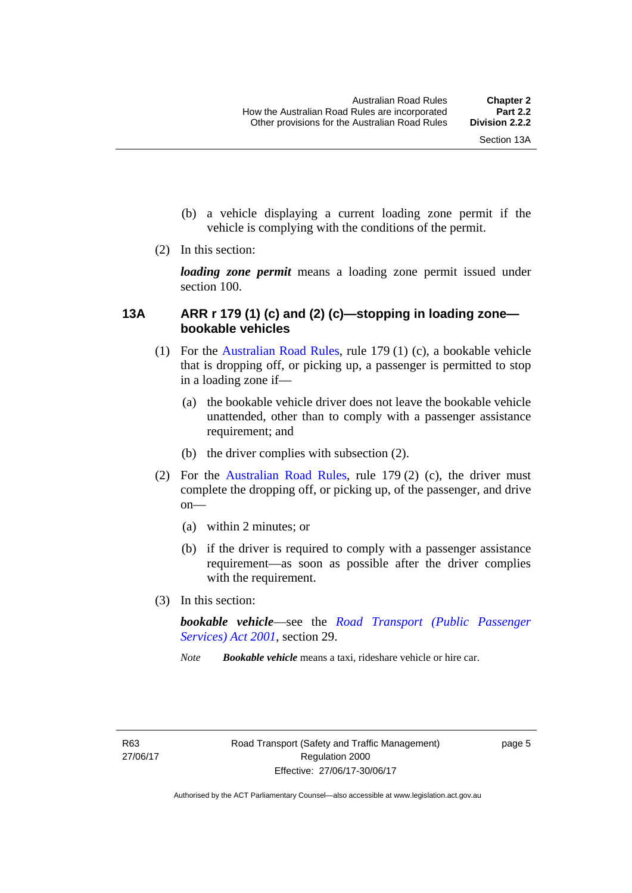(b) a vehicle displaying a current loading zone permit if the vehicle is complying with the conditions of the permit.

(2) In this section:

***loading zone permit*** means a loading zone permit issued under section 100.

### 13A ARR r 179 (1) (c) and (2) (c)—stopping in loading zone—bookable vehicles

(1) For the Australian Road Rules, rule 179 (1) (c), a bookable vehicle that is dropping off, or picking up, a passenger is permitted to stop in a loading zone if—

(a) the bookable vehicle driver does not leave the bookable vehicle unattended, other than to comply with a passenger assistance requirement; and

(b) the driver complies with subsection (2).

(2) For the Australian Road Rules, rule 179 (2) (c), the driver must complete the dropping off, or picking up, of the passenger, and drive on—

(a) within 2 minutes; or

(b) if the driver is required to comply with a passenger assistance requirement—as soon as possible after the driver complies with the requirement.

(3) In this section:

***bookable vehicle***—see the *Road Transport (Public Passenger Services) Act 2001*, section 29.

*Note* ***Bookable vehicle*** means a taxi, rideshare vehicle or hire car.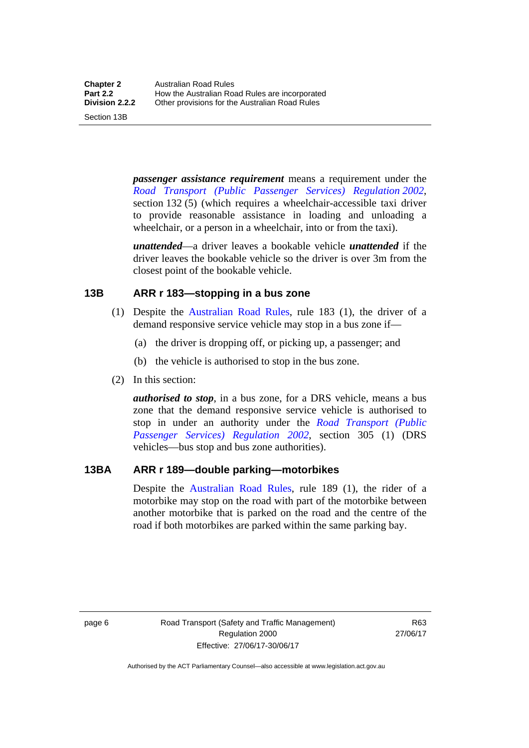***passenger assistance requirement*** means a requirement under the *Road Transport (Public Passenger Services) Regulation 2002*, section 132 (5) (which requires a wheelchair-accessible taxi driver to provide reasonable assistance in loading and unloading a wheelchair, or a person in a wheelchair, into or from the taxi).

***unattended***—a driver leaves a bookable vehicle ***unattended*** if the driver leaves the bookable vehicle so the driver is over 3m from the closest point of the bookable vehicle.

## 13B ARR r 183—stopping in a bus zone

(1) Despite the Australian Road Rules, rule 183 (1), the driver of a demand responsive service vehicle may stop in a bus zone if—

(a) the driver is dropping off, or picking up, a passenger; and

(b) the vehicle is authorised to stop in the bus zone.

(2) In this section:

***authorised to stop***, in a bus zone, for a DRS vehicle, means a bus zone that the demand responsive service vehicle is authorised to stop in under an authority under the *Road Transport (Public Passenger Services) Regulation 2002*, section 305 (1) (DRS vehicles—bus stop and bus zone authorities).

## 13BA ARR r 189—double parking—motorbikes

Despite the Australian Road Rules, rule 189 (1), the rider of a motorbike may stop on the road with part of the motorbike between another motorbike that is parked on the road and the centre of the road if both motorbikes are parked within the same parking bay.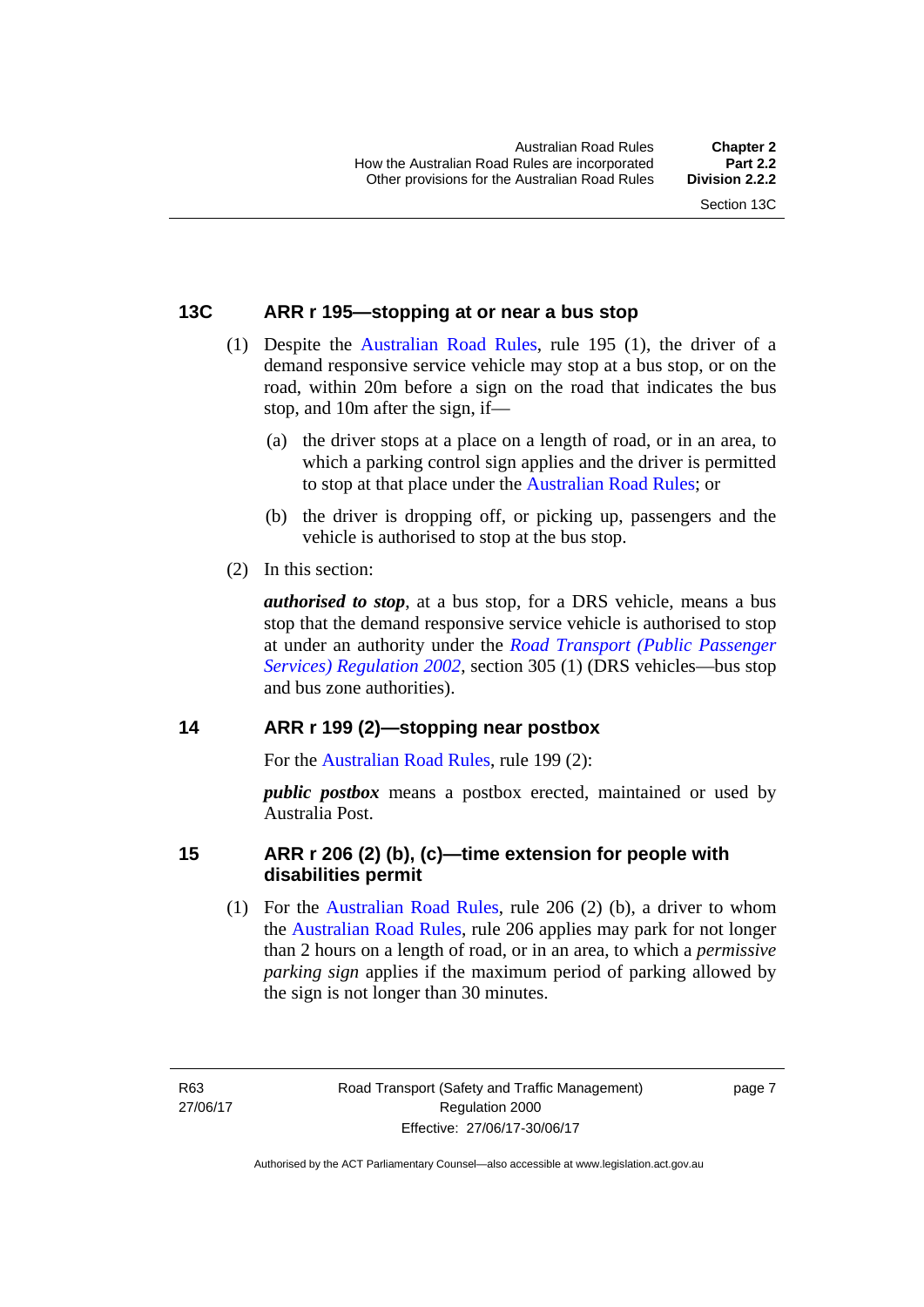## 13C ARR r 195—stopping at or near a bus stop

(1) Despite the Australian Road Rules, rule 195 (1), the driver of a demand responsive service vehicle may stop at a bus stop, or on the road, within 20m before a sign on the road that indicates the bus stop, and 10m after the sign, if—

(a) the driver stops at a place on a length of road, or in an area, to which a parking control sign applies and the driver is permitted to stop at that place under the Australian Road Rules; or

(b) the driver is dropping off, or picking up, passengers and the vehicle is authorised to stop at the bus stop.

(2) In this section:

***authorised to stop***, at a bus stop, for a DRS vehicle, means a bus stop that the demand responsive service vehicle is authorised to stop at under an authority under the *Road Transport (Public Passenger Services) Regulation 2002*, section 305 (1) (DRS vehicles—bus stop and bus zone authorities).

## 14 ARR r 199 (2)—stopping near postbox

For the Australian Road Rules, rule 199 (2):

***public postbox*** means a postbox erected, maintained or used by Australia Post.

## 15 ARR r 206 (2) (b), (c)—time extension for people with disabilities permit

(1) For the Australian Road Rules, rule 206 (2) (b), a driver to whom the Australian Road Rules, rule 206 applies may park for not longer than 2 hours on a length of road, or in an area, to which a *permissive parking sign* applies if the maximum period of parking allowed by the sign is not longer than 30 minutes.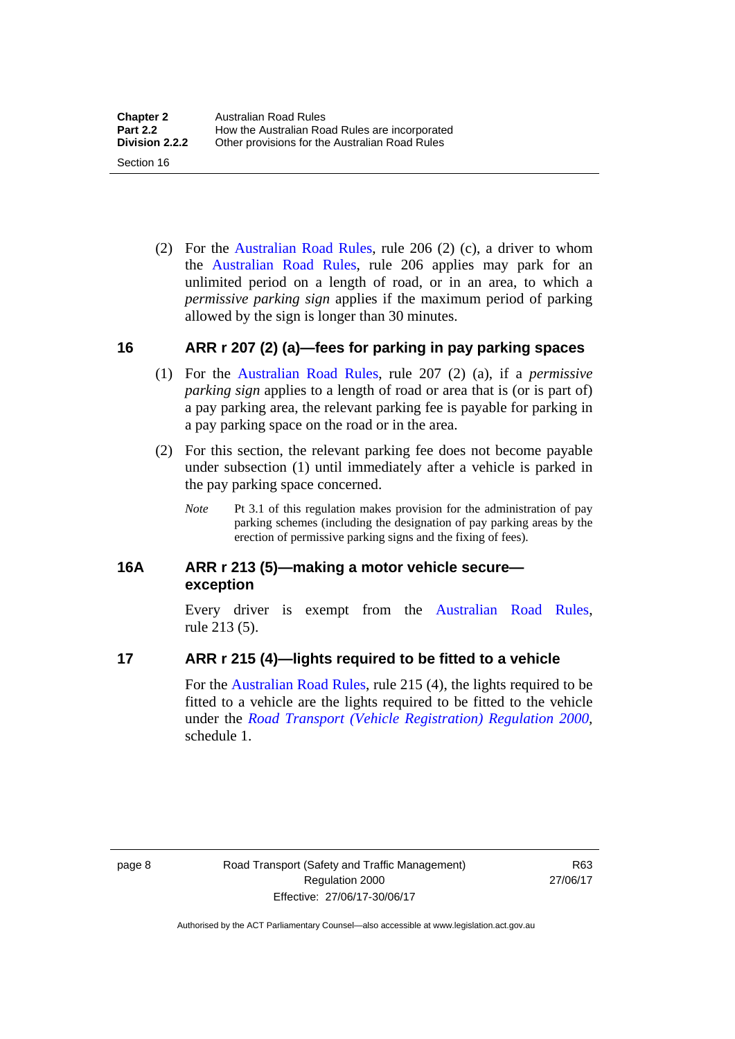(2) For the Australian Road Rules, rule 206 (2) (c), a driver to whom the Australian Road Rules, rule 206 applies may park for an unlimited period on a length of road, or in an area, to which a *permissive parking sign* applies if the maximum period of parking allowed by the sign is longer than 30 minutes.

## 16 ARR r 207 (2) (a)—fees for parking in pay parking spaces

(1) For the Australian Road Rules, rule 207 (2) (a), if a *permissive parking sign* applies to a length of road or area that is (or is part of) a pay parking area, the relevant parking fee is payable for parking in a pay parking space on the road or in the area.

(2) For this section, the relevant parking fee does not become payable under subsection (1) until immediately after a vehicle is parked in the pay parking space concerned.

*Note* Pt 3.1 of this regulation makes provision for the administration of pay parking schemes (including the designation of pay parking areas by the erection of permissive parking signs and the fixing of fees).

## 16A ARR r 213 (5)—making a motor vehicle secure—exception

Every driver is exempt from the Australian Road Rules, rule 213 (5).

## 17 ARR r 215 (4)—lights required to be fitted to a vehicle

For the Australian Road Rules, rule 215 (4), the lights required to be fitted to a vehicle are the lights required to be fitted to the vehicle under the *Road Transport (Vehicle Registration) Regulation 2000*, schedule 1.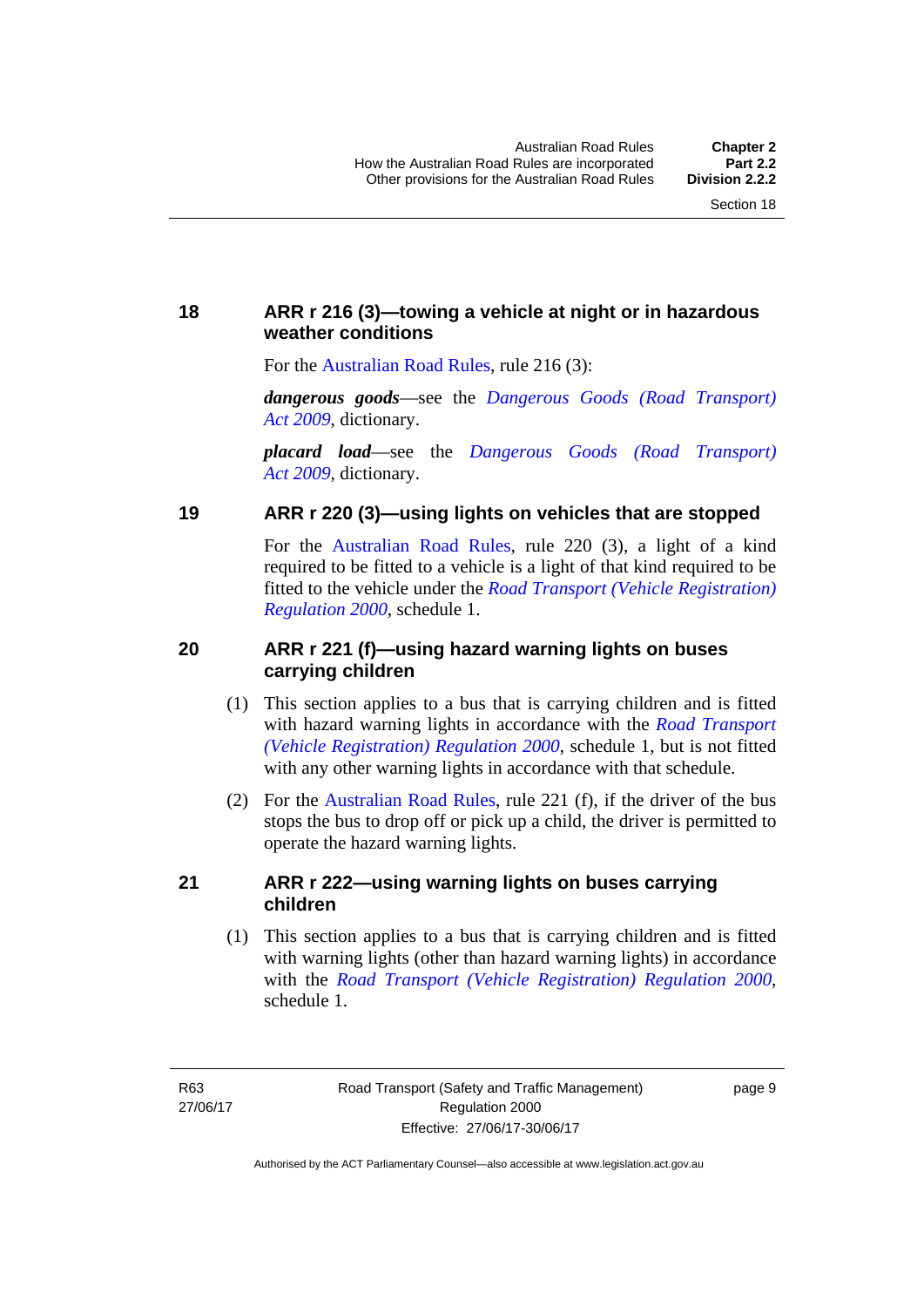### 18 ARR r 216 (3)—towing a vehicle at night or in hazardous weather conditions

For the Australian Road Rules, rule 216 (3):

***dangerous goods***—see the *Dangerous Goods (Road Transport) Act 2009*, dictionary.

***placard load***—see the *Dangerous Goods (Road Transport) Act 2009*, dictionary.

### 19 ARR r 220 (3)—using lights on vehicles that are stopped

For the Australian Road Rules, rule 220 (3), a light of a kind required to be fitted to a vehicle is a light of that kind required to be fitted to the vehicle under the *Road Transport (Vehicle Registration) Regulation 2000*, schedule 1.

### 20 ARR r 221 (f)—using hazard warning lights on buses carrying children

(1) This section applies to a bus that is carrying children and is fitted with hazard warning lights in accordance with the *Road Transport (Vehicle Registration) Regulation 2000*, schedule 1, but is not fitted with any other warning lights in accordance with that schedule.

(2) For the Australian Road Rules, rule 221 (f), if the driver of the bus stops the bus to drop off or pick up a child, the driver is permitted to operate the hazard warning lights.

### 21 ARR r 222—using warning lights on buses carrying children

(1) This section applies to a bus that is carrying children and is fitted with warning lights (other than hazard warning lights) in accordance with the *Road Transport (Vehicle Registration) Regulation 2000*, schedule 1.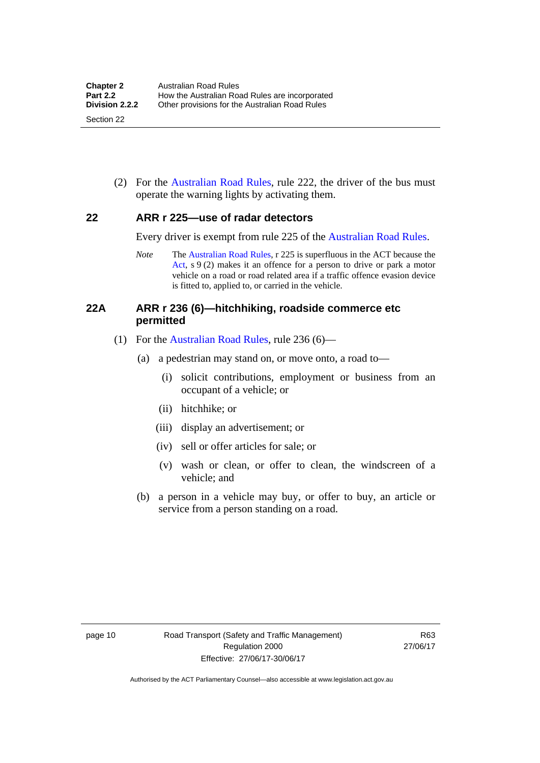(2) For the Australian Road Rules, rule 222, the driver of the bus must operate the warning lights by activating them.

## 22 ARR r 225—use of radar detectors

Every driver is exempt from rule 225 of the Australian Road Rules.

*Note* The Australian Road Rules, r 225 is superfluous in the ACT because the Act, s 9 (2) makes it an offence for a person to drive or park a motor vehicle on a road or road related area if a traffic offence evasion device is fitted to, applied to, or carried in the vehicle.

## 22A ARR r 236 (6)—hitchhiking, roadside commerce etc permitted

(1) For the Australian Road Rules, rule 236 (6)—

(a) a pedestrian may stand on, or move onto, a road to—

(i) solicit contributions, employment or business from an occupant of a vehicle; or

(ii) hitchhike; or

(iii) display an advertisement; or

(iv) sell or offer articles for sale; or

(v) wash or clean, or offer to clean, the windscreen of a vehicle; and

(b) a person in a vehicle may buy, or offer to buy, an article or service from a person standing on a road.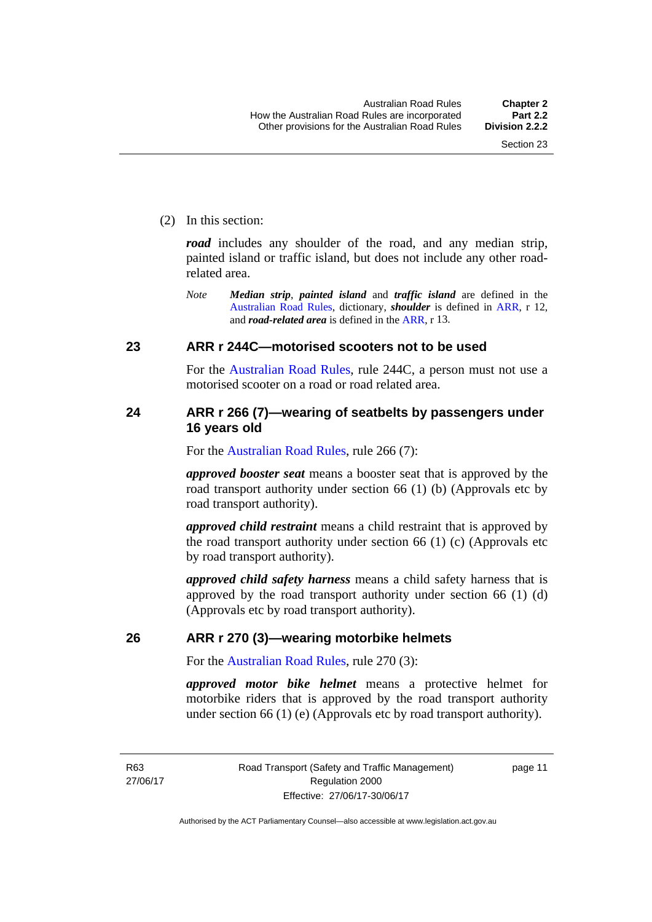(2) In this section:

***road*** includes any shoulder of the road, and any median strip, painted island or traffic island, but does not include any other road-related area.

*Note* ***Median strip***, ***painted island*** and ***traffic island*** are defined in the Australian Road Rules, dictionary, ***shoulder*** is defined in ARR, r 12, and ***road-related area*** is defined in the ARR, r 13.

## 23 ARR r 244C—motorised scooters not to be used

For the Australian Road Rules, rule 244C, a person must not use a motorised scooter on a road or road related area.

## 24 ARR r 266 (7)—wearing of seatbelts by passengers under 16 years old

For the Australian Road Rules, rule 266 (7):

***approved booster seat*** means a booster seat that is approved by the road transport authority under section 66 (1) (b) (Approvals etc by road transport authority).

***approved child restraint*** means a child restraint that is approved by the road transport authority under section 66 (1) (c) (Approvals etc by road transport authority).

***approved child safety harness*** means a child safety harness that is approved by the road transport authority under section 66 (1) (d) (Approvals etc by road transport authority).

## 26 ARR r 270 (3)—wearing motorbike helmets

For the Australian Road Rules, rule 270 (3):

***approved motor bike helmet*** means a protective helmet for motorbike riders that is approved by the road transport authority under section 66 (1) (e) (Approvals etc by road transport authority).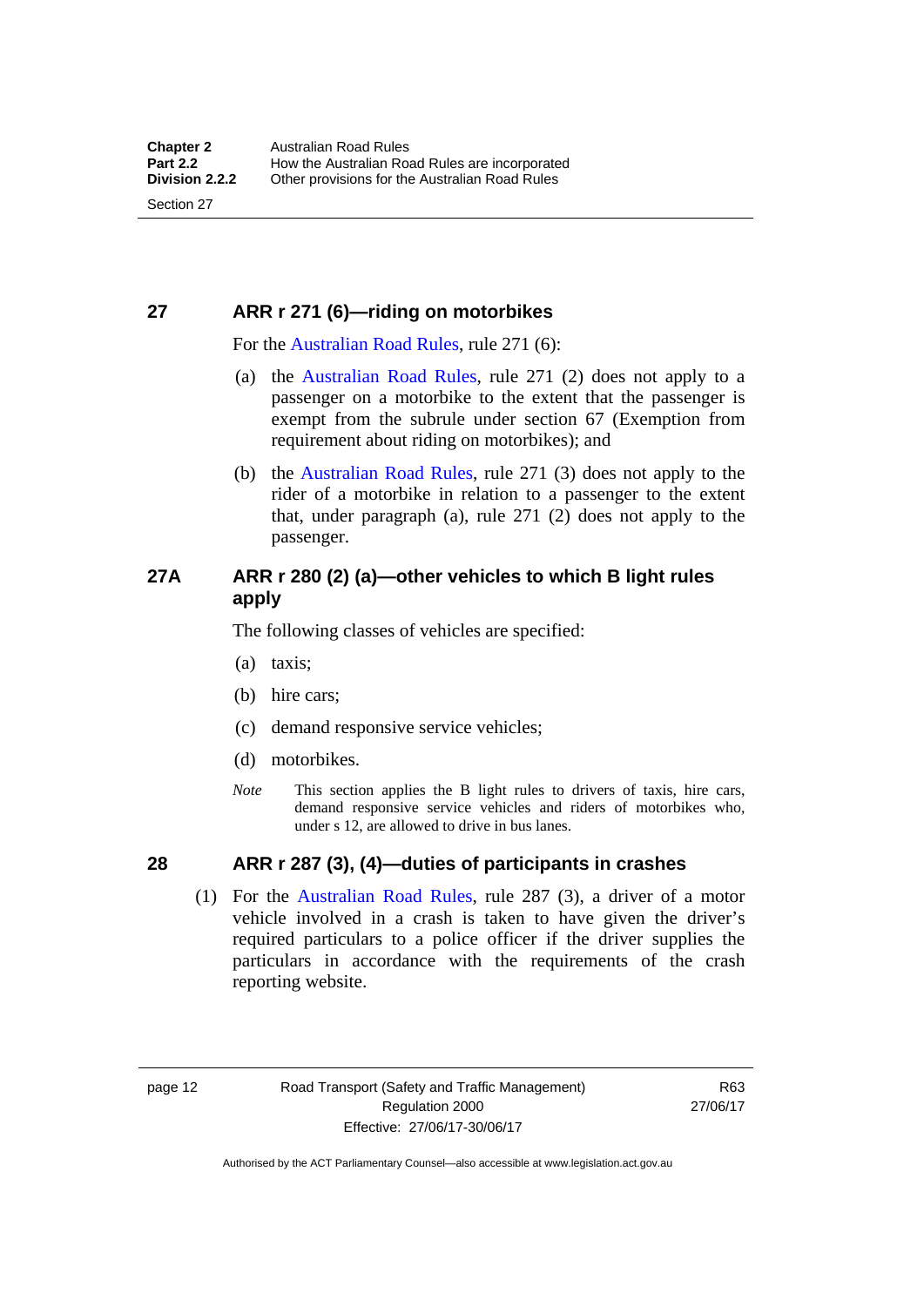## 27 ARR r 271 (6)—riding on motorbikes

For the Australian Road Rules, rule 271 (6):

(a) the Australian Road Rules, rule 271 (2) does not apply to a passenger on a motorbike to the extent that the passenger is exempt from the subrule under section 67 (Exemption from requirement about riding on motorbikes); and

(b) the Australian Road Rules, rule 271 (3) does not apply to the rider of a motorbike in relation to a passenger to the extent that, under paragraph (a), rule 271 (2) does not apply to the passenger.

## 27A ARR r 280 (2) (a)—other vehicles to which B light rules apply

The following classes of vehicles are specified:

(a) taxis;

(b) hire cars;

(c) demand responsive service vehicles;

(d) motorbikes.

*Note* This section applies the B light rules to drivers of taxis, hire cars, demand responsive service vehicles and riders of motorbikes who, under s 12, are allowed to drive in bus lanes.

## 28 ARR r 287 (3), (4)—duties of participants in crashes

(1) For the Australian Road Rules, rule 287 (3), a driver of a motor vehicle involved in a crash is taken to have given the driver's required particulars to a police officer if the driver supplies the particulars in accordance with the requirements of the crash reporting website.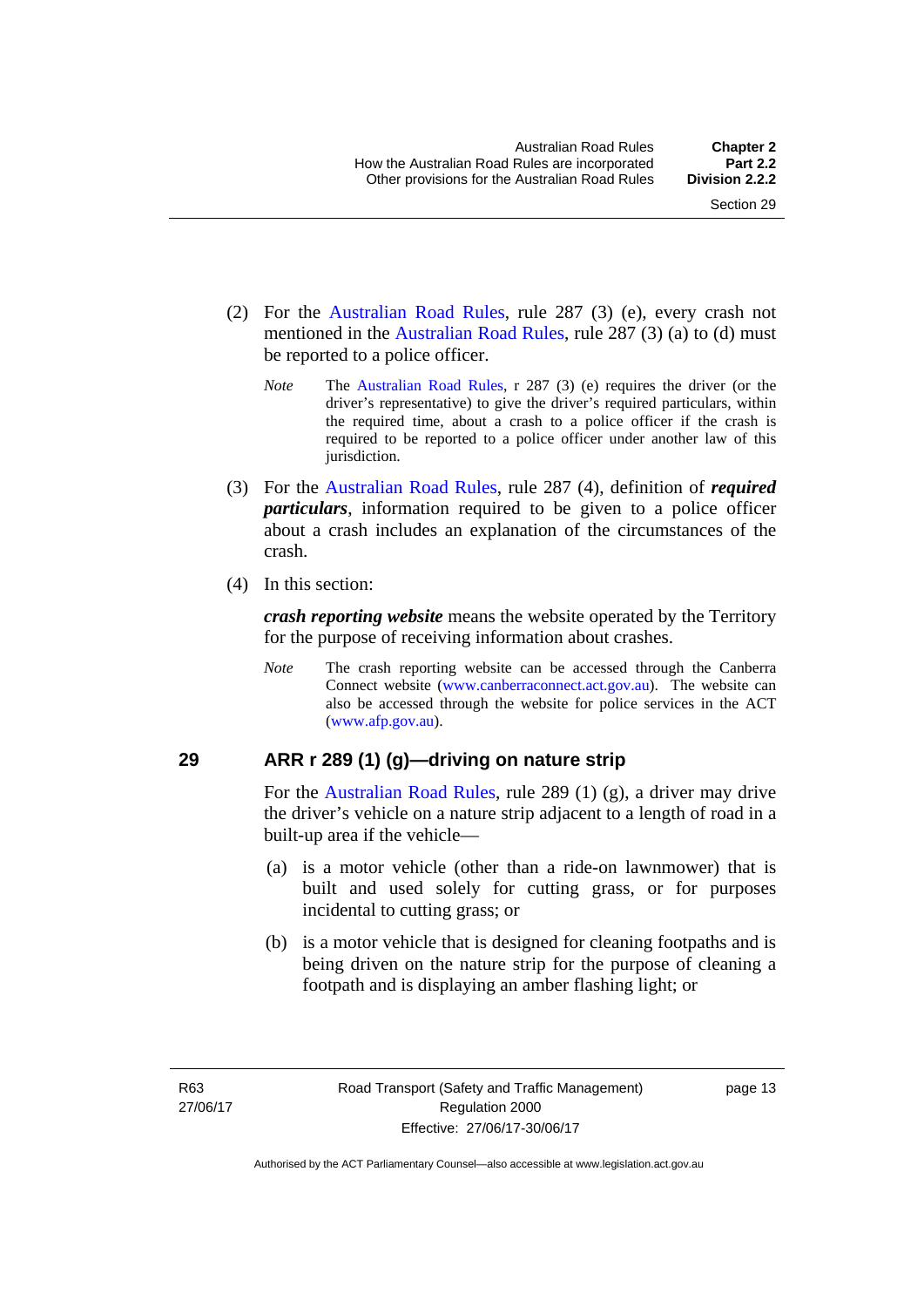(2) For the Australian Road Rules, rule 287 (3) (e), every crash not mentioned in the Australian Road Rules, rule 287 (3) (a) to (d) must be reported to a police officer.

> *Note* The Australian Road Rules, r 287 (3) (e) requires the driver (or the driver's representative) to give the driver's required particulars, within the required time, about a crash to a police officer if the crash is required to be reported to a police officer under another law of this jurisdiction.

(3) For the Australian Road Rules, rule 287 (4), definition of ***required particulars***, information required to be given to a police officer about a crash includes an explanation of the circumstances of the crash.

(4) In this section:

***crash reporting website*** means the website operated by the Territory for the purpose of receiving information about crashes.

> *Note* The crash reporting website can be accessed through the Canberra Connect website (www.canberraconnect.act.gov.au). The website can also be accessed through the website for police services in the ACT (www.afp.gov.au).

## 29 ARR r 289 (1) (g)—driving on nature strip

For the Australian Road Rules, rule 289 (1) (g), a driver may drive the driver's vehicle on a nature strip adjacent to a length of road in a built-up area if the vehicle—

(a) is a motor vehicle (other than a ride-on lawnmower) that is built and used solely for cutting grass, or for purposes incidental to cutting grass; or

(b) is a motor vehicle that is designed for cleaning footpaths and is being driven on the nature strip for the purpose of cleaning a footpath and is displaying an amber flashing light; or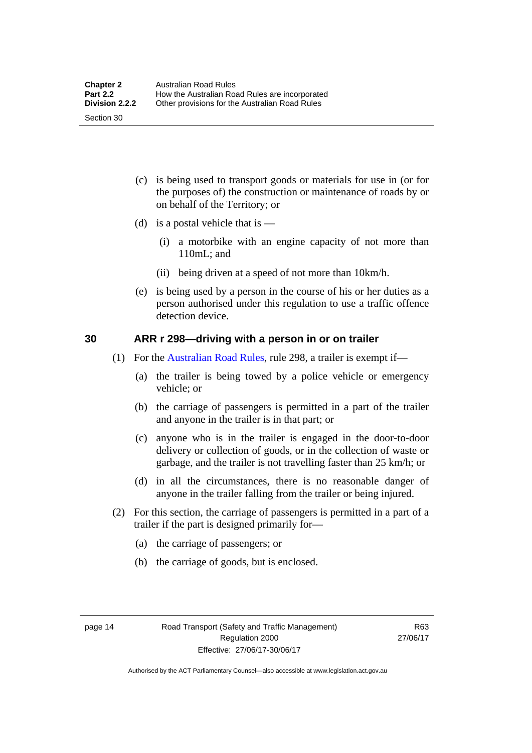(c) is being used to transport goods or materials for use in (or for the purposes of) the construction or maintenance of roads by or on behalf of the Territory; or

(d) is a postal vehicle that is —

(i) a motorbike with an engine capacity of not more than 110mL; and

(ii) being driven at a speed of not more than 10km/h.

(e) is being used by a person in the course of his or her duties as a person authorised under this regulation to use a traffic offence detection device.

## 30 ARR r 298—driving with a person in or on trailer

(1) For the Australian Road Rules, rule 298, a trailer is exempt if—

(a) the trailer is being towed by a police vehicle or emergency vehicle; or

(b) the carriage of passengers is permitted in a part of the trailer and anyone in the trailer is in that part; or

(c) anyone who is in the trailer is engaged in the door-to-door delivery or collection of goods, or in the collection of waste or garbage, and the trailer is not travelling faster than 25 km/h; or

(d) in all the circumstances, there is no reasonable danger of anyone in the trailer falling from the trailer or being injured.

(2) For this section, the carriage of passengers is permitted in a part of a trailer if the part is designed primarily for—

(a) the carriage of passengers; or

(b) the carriage of goods, but is enclosed.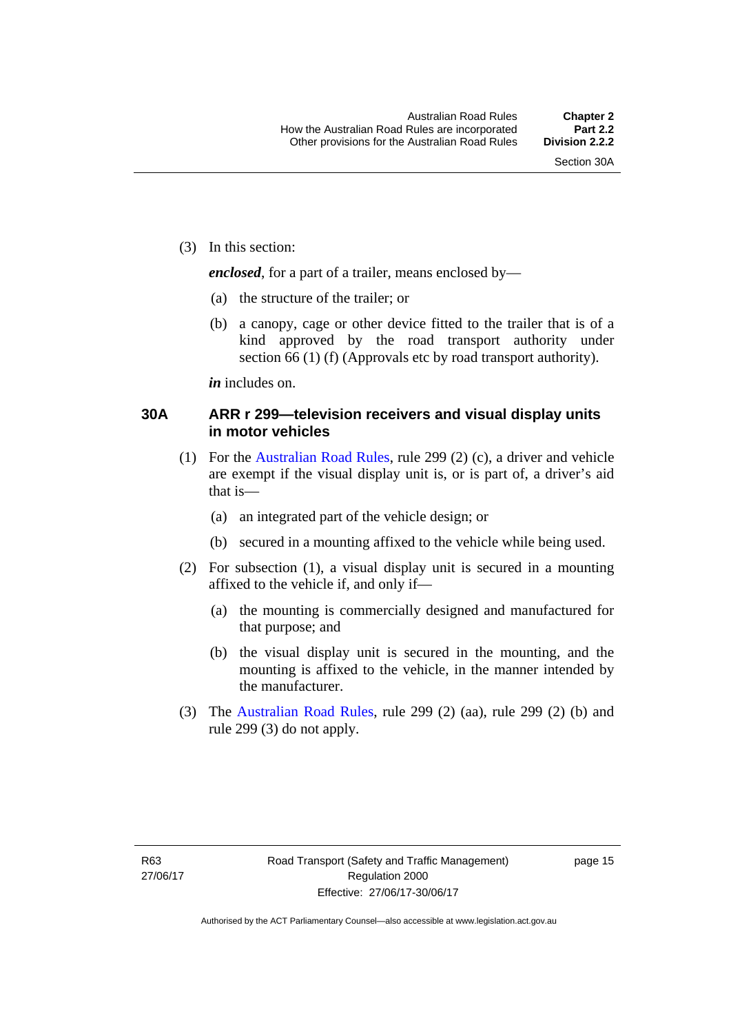(3) In this section:

***enclosed***, for a part of a trailer, means enclosed by—

(a) the structure of the trailer; or

(b) a canopy, cage or other device fitted to the trailer that is of a kind approved by the road transport authority under section 66 (1) (f) (Approvals etc by road transport authority).

***in*** includes on.

### 30A ARR r 299—television receivers and visual display units in motor vehicles

(1) For the Australian Road Rules, rule 299 (2) (c), a driver and vehicle are exempt if the visual display unit is, or is part of, a driver's aid that is—

(a) an integrated part of the vehicle design; or

(b) secured in a mounting affixed to the vehicle while being used.

(2) For subsection (1), a visual display unit is secured in a mounting affixed to the vehicle if, and only if—

(a) the mounting is commercially designed and manufactured for that purpose; and

(b) the visual display unit is secured in the mounting, and the mounting is affixed to the vehicle, in the manner intended by the manufacturer.

(3) The Australian Road Rules, rule 299 (2) (aa), rule 299 (2) (b) and rule 299 (3) do not apply.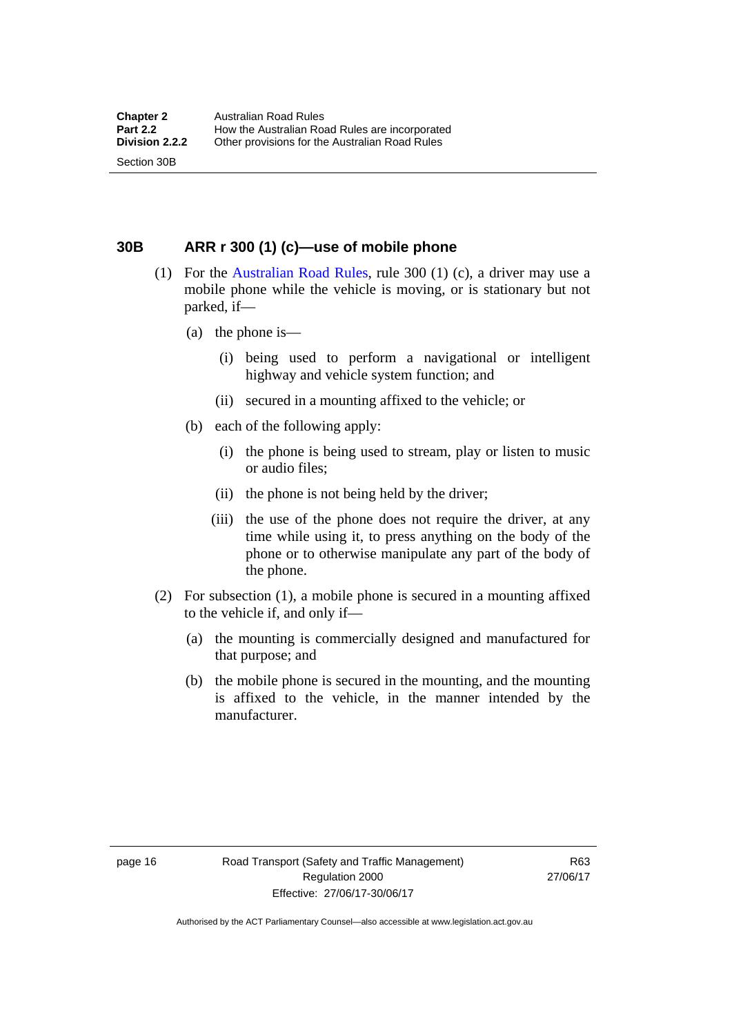## 30B ARR r 300 (1) (c)—use of mobile phone

(1) For the Australian Road Rules, rule 300 (1) (c), a driver may use a mobile phone while the vehicle is moving, or is stationary but not parked, if—

(a) the phone is—

(i) being used to perform a navigational or intelligent highway and vehicle system function; and

(ii) secured in a mounting affixed to the vehicle; or

(b) each of the following apply:

(i) the phone is being used to stream, play or listen to music or audio files;

(ii) the phone is not being held by the driver;

(iii) the use of the phone does not require the driver, at any time while using it, to press anything on the body of the phone or to otherwise manipulate any part of the body of the phone.

(2) For subsection (1), a mobile phone is secured in a mounting affixed to the vehicle if, and only if—

(a) the mounting is commercially designed and manufactured for that purpose; and

(b) the mobile phone is secured in the mounting, and the mounting is affixed to the vehicle, in the manner intended by the manufacturer.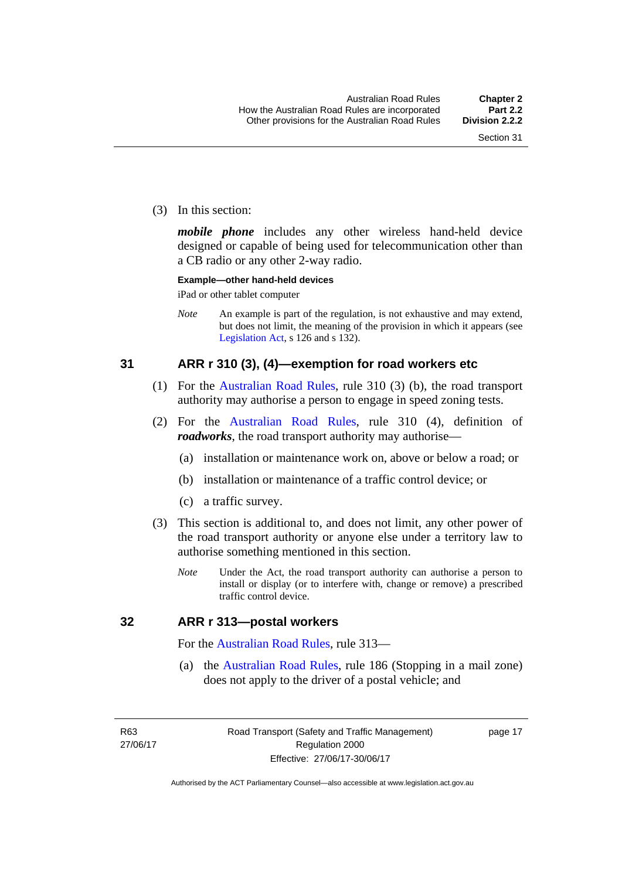(3) In this section:

***mobile phone*** includes any other wireless hand-held device designed or capable of being used for telecommunication other than a CB radio or any other 2-way radio.

**Example—other hand-held devices**

iPad or other tablet computer

*Note* An example is part of the regulation, is not exhaustive and may extend, but does not limit, the meaning of the provision in which it appears (see Legislation Act, s 126 and s 132).

## 31 ARR r 310 (3), (4)—exemption for road workers etc

(1) For the Australian Road Rules, rule 310 (3) (b), the road transport authority may authorise a person to engage in speed zoning tests.

(2) For the Australian Road Rules, rule 310 (4), definition of ***roadworks***, the road transport authority may authorise—

(a) installation or maintenance work on, above or below a road; or

(b) installation or maintenance of a traffic control device; or

(c) a traffic survey.

(3) This section is additional to, and does not limit, any other power of the road transport authority or anyone else under a territory law to authorise something mentioned in this section.

*Note* Under the Act, the road transport authority can authorise a person to install or display (or to interfere with, change or remove) a prescribed traffic control device.

## 32 ARR r 313—postal workers

For the Australian Road Rules, rule 313—

(a) the Australian Road Rules, rule 186 (Stopping in a mail zone) does not apply to the driver of a postal vehicle; and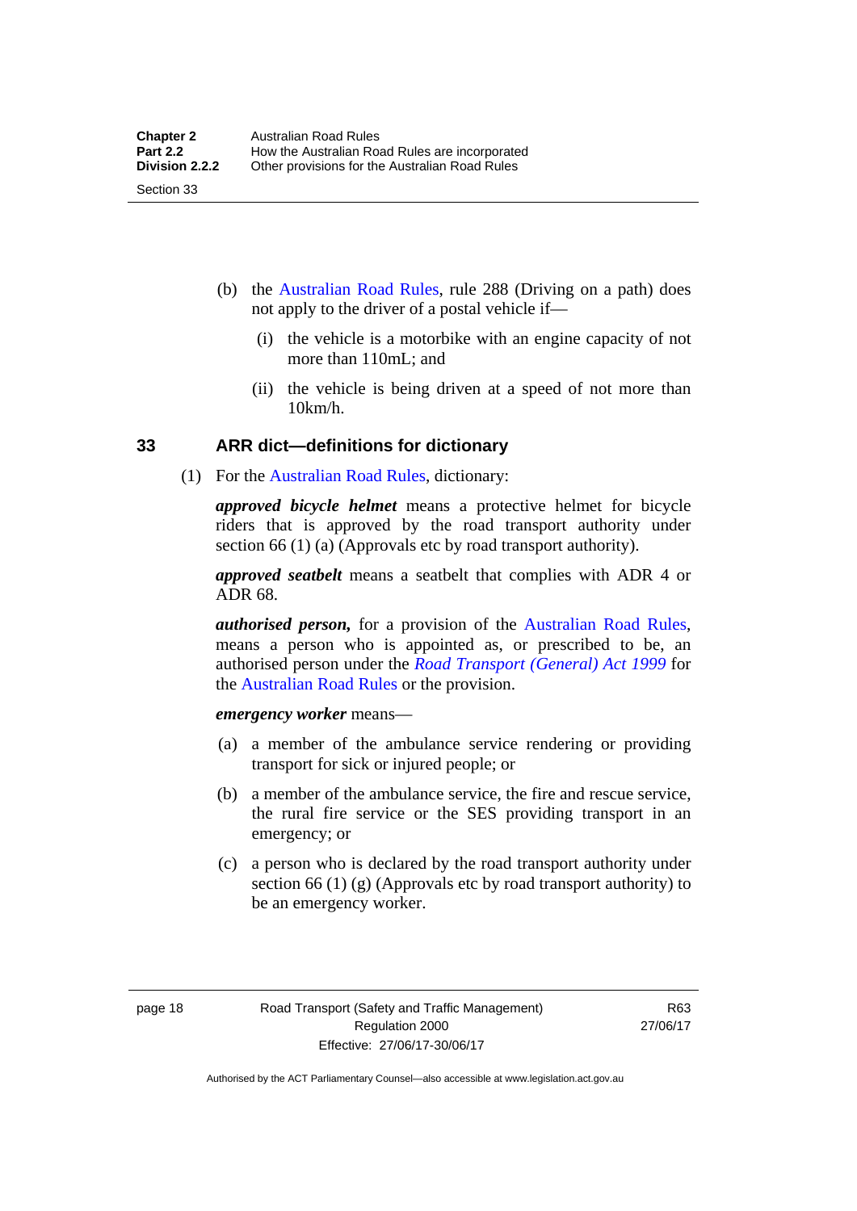(b) the Australian Road Rules, rule 288 (Driving on a path) does not apply to the driver of a postal vehicle if—

(i) the vehicle is a motorbike with an engine capacity of not more than 110mL; and

(ii) the vehicle is being driven at a speed of not more than 10km/h.

## 33 ARR dict—definitions for dictionary

(1) For the Australian Road Rules, dictionary:

***approved bicycle helmet*** means a protective helmet for bicycle riders that is approved by the road transport authority under section 66 (1) (a) (Approvals etc by road transport authority).

***approved seatbelt*** means a seatbelt that complies with ADR 4 or ADR 68.

***authorised person,*** for a provision of the Australian Road Rules, means a person who is appointed as, or prescribed to be, an authorised person under the *Road Transport (General) Act 1999* for the Australian Road Rules or the provision.

***emergency worker*** means—

(a) a member of the ambulance service rendering or providing transport for sick or injured people; or

(b) a member of the ambulance service, the fire and rescue service, the rural fire service or the SES providing transport in an emergency; or

(c) a person who is declared by the road transport authority under section 66 (1) (g) (Approvals etc by road transport authority) to be an emergency worker.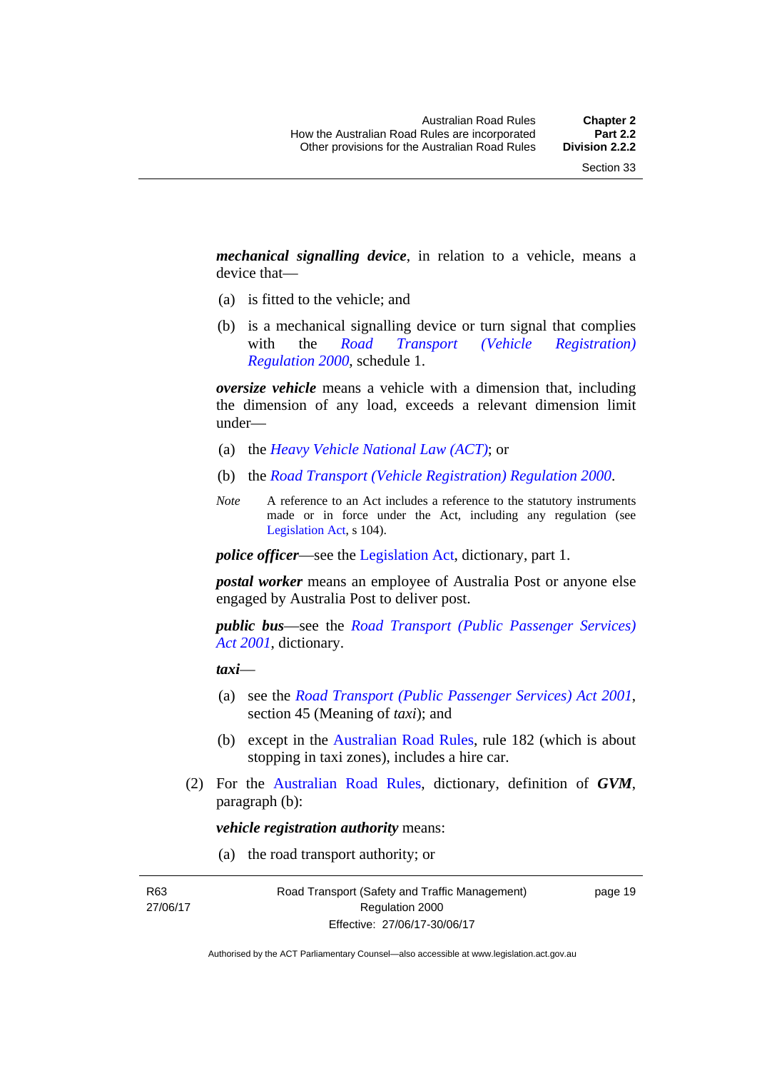***mechanical signalling device***, in relation to a vehicle, means a device that—

(a) is fitted to the vehicle; and

(b) is a mechanical signalling device or turn signal that complies with the *Road Transport (Vehicle Registration) Regulation 2000*, schedule 1.

***oversize vehicle*** means a vehicle with a dimension that, including the dimension of any load, exceeds a relevant dimension limit under—

(a) the *Heavy Vehicle National Law (ACT)*; or

(b) the *Road Transport (Vehicle Registration) Regulation 2000*.

*Note* A reference to an Act includes a reference to the statutory instruments made or in force under the Act, including any regulation (see Legislation Act, s 104).

***police officer***—see the Legislation Act, dictionary, part 1.

***postal worker*** means an employee of Australia Post or anyone else engaged by Australia Post to deliver post.

***public bus***—see the *Road Transport (Public Passenger Services) Act 2001*, dictionary.

***taxi***—

(a) see the *Road Transport (Public Passenger Services) Act 2001*, section 45 (Meaning of *taxi*); and

(b) except in the Australian Road Rules, rule 182 (which is about stopping in taxi zones), includes a hire car.

(2) For the Australian Road Rules, dictionary, definition of ***GVM***, paragraph (b):

***vehicle registration authority*** means:

(a) the road transport authority; or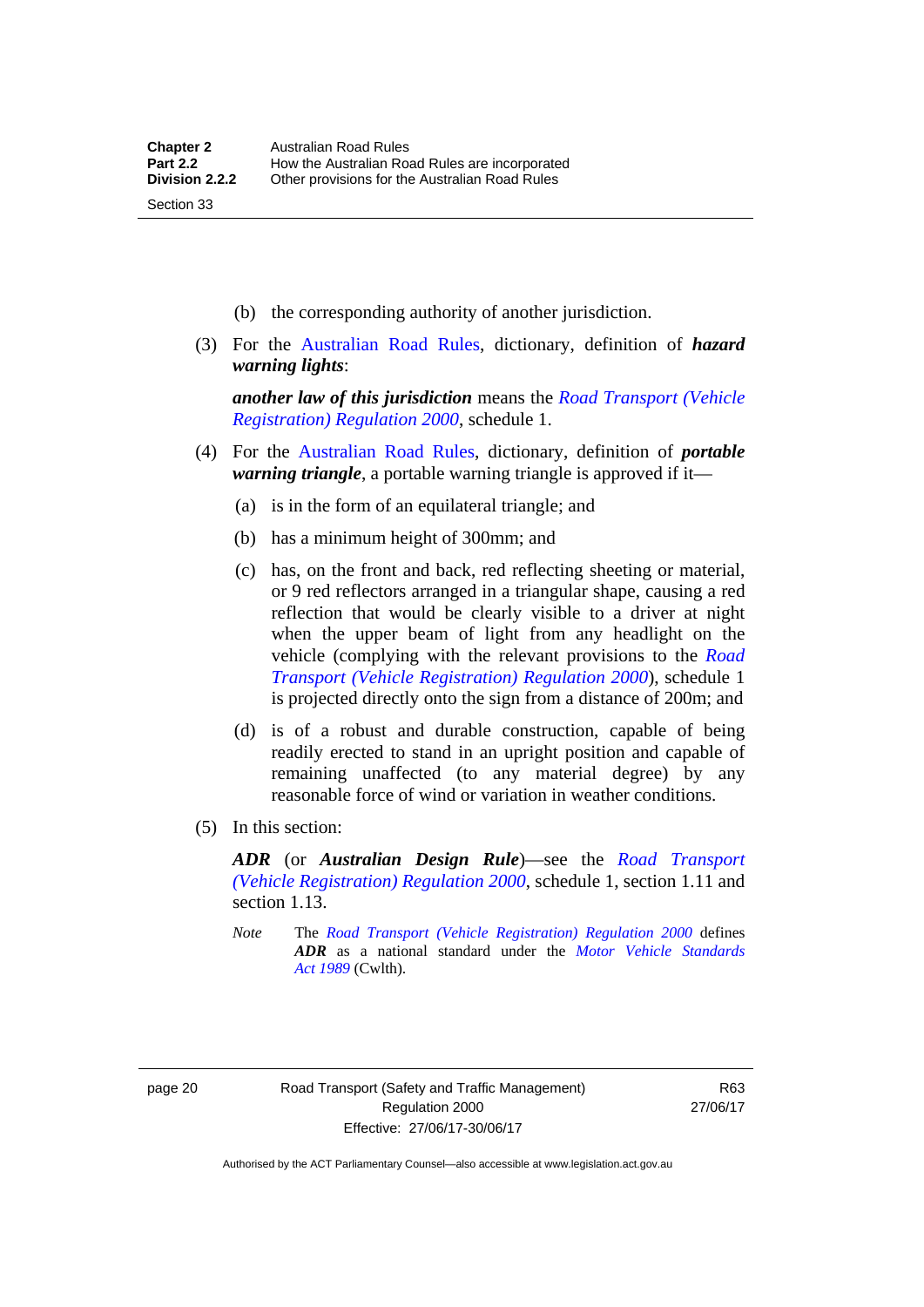(b) the corresponding authority of another jurisdiction.

(3) For the Australian Road Rules, dictionary, definition of ***hazard warning lights***:

***another law of this jurisdiction*** means the *Road Transport (Vehicle Registration) Regulation 2000*, schedule 1.

(4) For the Australian Road Rules, dictionary, definition of ***portable warning triangle***, a portable warning triangle is approved if it—

(a) is in the form of an equilateral triangle; and

(b) has a minimum height of 300mm; and

(c) has, on the front and back, red reflecting sheeting or material, or 9 red reflectors arranged in a triangular shape, causing a red reflection that would be clearly visible to a driver at night when the upper beam of light from any headlight on the vehicle (complying with the relevant provisions to the *Road Transport (Vehicle Registration) Regulation 2000*), schedule 1 is projected directly onto the sign from a distance of 200m; and

(d) is of a robust and durable construction, capable of being readily erected to stand in an upright position and capable of remaining unaffected (to any material degree) by any reasonable force of wind or variation in weather conditions.

(5) In this section:

***ADR*** (or ***Australian Design Rule***)—see the *Road Transport (Vehicle Registration) Regulation 2000*, schedule 1, section 1.11 and section 1.13.

*Note* The *Road Transport (Vehicle Registration) Regulation 2000* defines ***ADR*** as a national standard under the *Motor Vehicle Standards Act 1989* (Cwlth).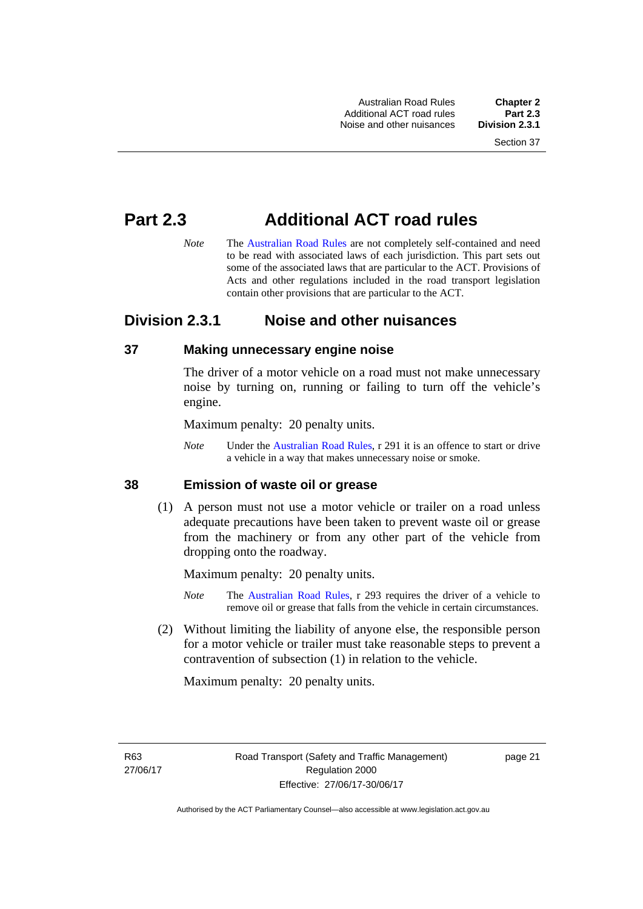# Part 2.3 Additional ACT road rules

*Note* The Australian Road Rules are not completely self-contained and need to be read with associated laws of each jurisdiction. This part sets out some of the associated laws that are particular to the ACT. Provisions of Acts and other regulations included in the road transport legislation contain other provisions that are particular to the ACT.

## Division 2.3.1 Noise and other nuisances

### 37 Making unnecessary engine noise

The driver of a motor vehicle on a road must not make unnecessary noise by turning on, running or failing to turn off the vehicle's engine.

Maximum penalty: 20 penalty units.

*Note* Under the Australian Road Rules, r 291 it is an offence to start or drive a vehicle in a way that makes unnecessary noise or smoke.

### 38 Emission of waste oil or grease

(1) A person must not use a motor vehicle or trailer on a road unless adequate precautions have been taken to prevent waste oil or grease from the machinery or from any other part of the vehicle from dropping onto the roadway.

Maximum penalty: 20 penalty units.

*Note* The Australian Road Rules, r 293 requires the driver of a vehicle to remove oil or grease that falls from the vehicle in certain circumstances.

(2) Without limiting the liability of anyone else, the responsible person for a motor vehicle or trailer must take reasonable steps to prevent a contravention of subsection (1) in relation to the vehicle.

Maximum penalty: 20 penalty units.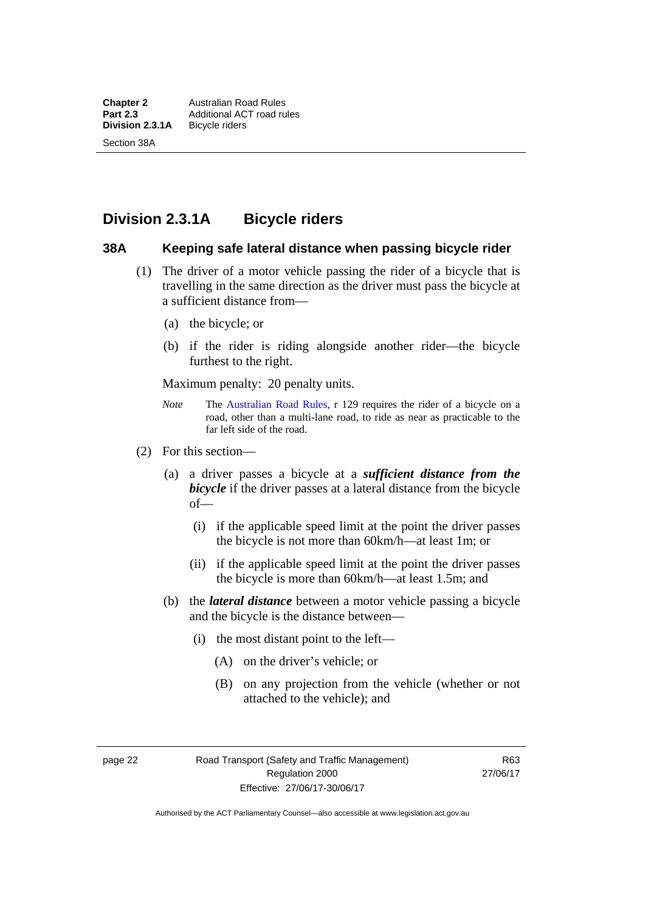## Division 2.3.1A Bicycle riders

### 38A Keeping safe lateral distance when passing bicycle rider

(1) The driver of a motor vehicle passing the rider of a bicycle that is travelling in the same direction as the driver must pass the bicycle at a sufficient distance from—

- (a) the bicycle; or
- (b) if the rider is riding alongside another rider—the bicycle furthest to the right.

Maximum penalty: 20 penalty units.

*Note* The Australian Road Rules, r 129 requires the rider of a bicycle on a road, other than a multi-lane road, to ride as near as practicable to the far left side of the road.

(2) For this section—

- (a) a driver passes a bicycle at a ***sufficient distance from the bicycle*** if the driver passes at a lateral distance from the bicycle of—
  - (i) if the applicable speed limit at the point the driver passes the bicycle is not more than 60km/h—at least 1m; or
  - (ii) if the applicable speed limit at the point the driver passes the bicycle is more than 60km/h—at least 1.5m; and
- (b) the ***lateral distance*** between a motor vehicle passing a bicycle and the bicycle is the distance between—
  - (i) the most distant point to the left—
    - (A) on the driver's vehicle; or
    - (B) on any projection from the vehicle (whether or not attached to the vehicle); and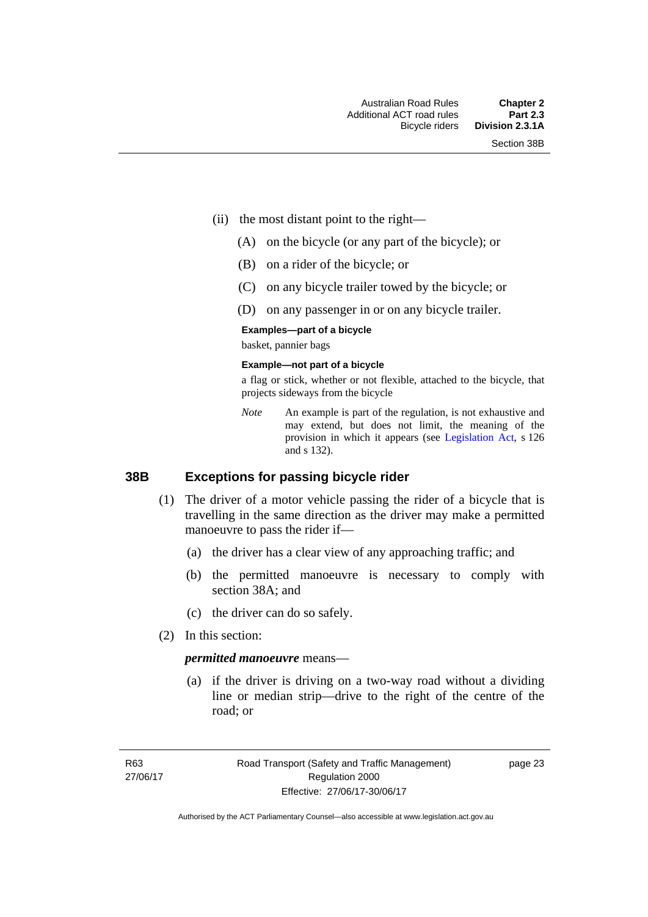(ii) the most distant point to the right—

(A) on the bicycle (or any part of the bicycle); or

(B) on a rider of the bicycle; or

(C) on any bicycle trailer towed by the bicycle; or

(D) on any passenger in or on any bicycle trailer.

**Examples—part of a bicycle**

basket, pannier bags

**Example—not part of a bicycle**

a flag or stick, whether or not flexible, attached to the bicycle, that projects sideways from the bicycle

*Note* An example is part of the regulation, is not exhaustive and may extend, but does not limit, the meaning of the provision in which it appears (see Legislation Act, s 126 and s 132).

## 38B Exceptions for passing bicycle rider

(1) The driver of a motor vehicle passing the rider of a bicycle that is travelling in the same direction as the driver may make a permitted manoeuvre to pass the rider if—

(a) the driver has a clear view of any approaching traffic; and

(b) the permitted manoeuvre is necessary to comply with section 38A; and

(c) the driver can do so safely.

(2) In this section:

***permitted manoeuvre*** means—

(a) if the driver is driving on a two-way road without a dividing line or median strip—drive to the right of the centre of the road; or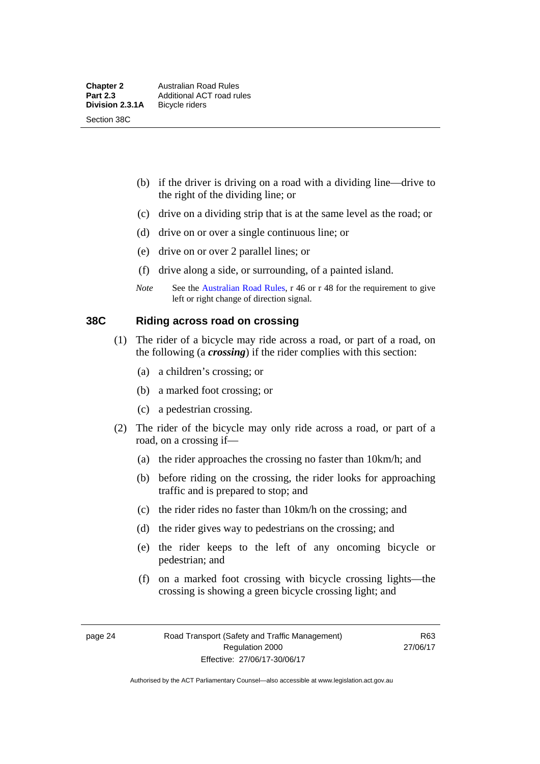(b) if the driver is driving on a road with a dividing line—drive to the right of the dividing line; or

(c) drive on a dividing strip that is at the same level as the road; or

(d) drive on or over a single continuous line; or

(e) drive on or over 2 parallel lines; or

(f) drive along a side, or surrounding, of a painted island.

*Note* See the Australian Road Rules, r 46 or r 48 for the requirement to give left or right change of direction signal.

## 38C Riding across road on crossing

(1) The rider of a bicycle may ride across a road, or part of a road, on the following (a ***crossing***) if the rider complies with this section:

(a) a children's crossing; or

(b) a marked foot crossing; or

(c) a pedestrian crossing.

(2) The rider of the bicycle may only ride across a road, or part of a road, on a crossing if—

(a) the rider approaches the crossing no faster than 10km/h; and

(b) before riding on the crossing, the rider looks for approaching traffic and is prepared to stop; and

(c) the rider rides no faster than 10km/h on the crossing; and

(d) the rider gives way to pedestrians on the crossing; and

(e) the rider keeps to the left of any oncoming bicycle or pedestrian; and

(f) on a marked foot crossing with bicycle crossing lights—the crossing is showing a green bicycle crossing light; and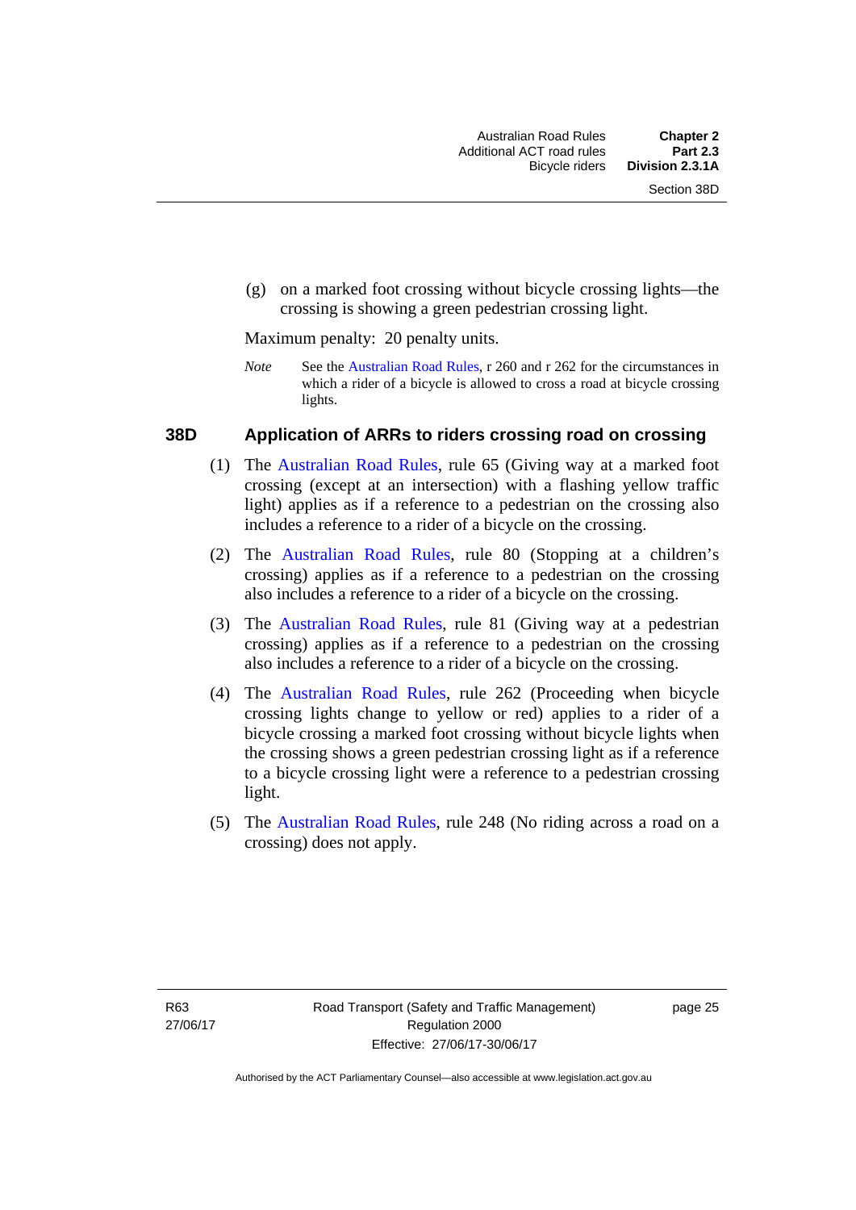(g) on a marked foot crossing without bicycle crossing lights—the crossing is showing a green pedestrian crossing light.

Maximum penalty: 20 penalty units.

*Note* See the Australian Road Rules, r 260 and r 262 for the circumstances in which a rider of a bicycle is allowed to cross a road at bicycle crossing lights.

### 38D Application of ARRs to riders crossing road on crossing

(1) The Australian Road Rules, rule 65 (Giving way at a marked foot crossing (except at an intersection) with a flashing yellow traffic light) applies as if a reference to a pedestrian on the crossing also includes a reference to a rider of a bicycle on the crossing.

(2) The Australian Road Rules, rule 80 (Stopping at a children's crossing) applies as if a reference to a pedestrian on the crossing also includes a reference to a rider of a bicycle on the crossing.

(3) The Australian Road Rules, rule 81 (Giving way at a pedestrian crossing) applies as if a reference to a pedestrian on the crossing also includes a reference to a rider of a bicycle on the crossing.

(4) The Australian Road Rules, rule 262 (Proceeding when bicycle crossing lights change to yellow or red) applies to a rider of a bicycle crossing a marked foot crossing without bicycle lights when the crossing shows a green pedestrian crossing light as if a reference to a bicycle crossing light were a reference to a pedestrian crossing light.

(5) The Australian Road Rules, rule 248 (No riding across a road on a crossing) does not apply.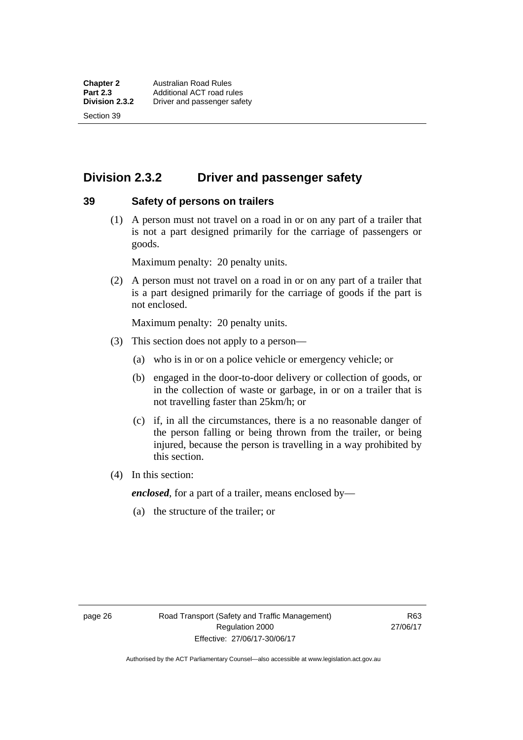## Division 2.3.2 Driver and passenger safety

### 39 Safety of persons on trailers

(1) A person must not travel on a road in or on any part of a trailer that is not a part designed primarily for the carriage of passengers or goods.

Maximum penalty: 20 penalty units.

(2) A person must not travel on a road in or on any part of a trailer that is a part designed primarily for the carriage of goods if the part is not enclosed.

Maximum penalty: 20 penalty units.

(3) This section does not apply to a person—

(a) who is in or on a police vehicle or emergency vehicle; or

(b) engaged in the door-to-door delivery or collection of goods, or in the collection of waste or garbage, in or on a trailer that is not travelling faster than 25km/h; or

(c) if, in all the circumstances, there is a no reasonable danger of the person falling or being thrown from the trailer, or being injured, because the person is travelling in a way prohibited by this section.

(4) In this section:

***enclosed***, for a part of a trailer, means enclosed by—

(a) the structure of the trailer; or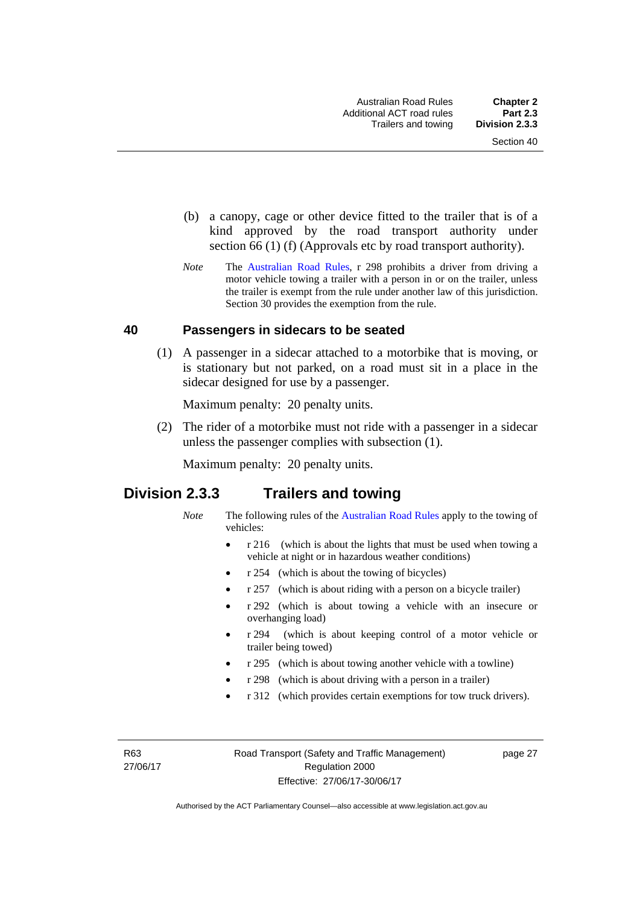(b) a canopy, cage or other device fitted to the trailer that is of a kind approved by the road transport authority under section 66 (1) (f) (Approvals etc by road transport authority).

*Note* The Australian Road Rules, r 298 prohibits a driver from driving a motor vehicle towing a trailer with a person in or on the trailer, unless the trailer is exempt from the rule under another law of this jurisdiction. Section 30 provides the exemption from the rule.

### 40 Passengers in sidecars to be seated

(1) A passenger in a sidecar attached to a motorbike that is moving, or is stationary but not parked, on a road must sit in a place in the sidecar designed for use by a passenger.

Maximum penalty: 20 penalty units.

(2) The rider of a motorbike must not ride with a passenger in a sidecar unless the passenger complies with subsection (1).

Maximum penalty: 20 penalty units.

## Division 2.3.3 Trailers and towing

*Note* The following rules of the Australian Road Rules apply to the towing of vehicles:

- r 216 (which is about the lights that must be used when towing a vehicle at night or in hazardous weather conditions)
- r 254 (which is about the towing of bicycles)
- r 257 (which is about riding with a person on a bicycle trailer)
- r 292 (which is about towing a vehicle with an insecure or overhanging load)
- r 294 (which is about keeping control of a motor vehicle or trailer being towed)
- r 295 (which is about towing another vehicle with a towline)
- r 298 (which is about driving with a person in a trailer)
- r 312 (which provides certain exemptions for tow truck drivers).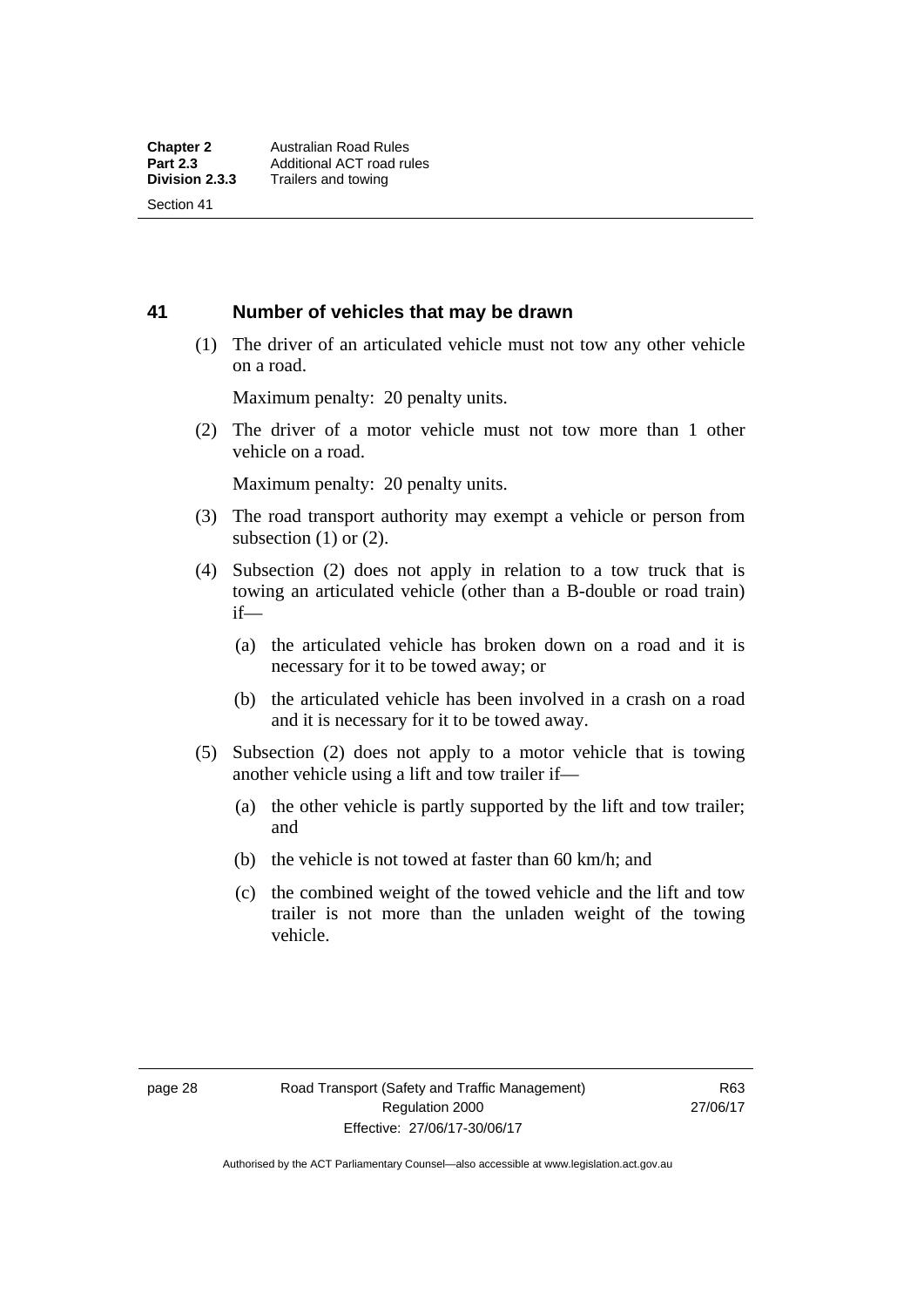## 41 Number of vehicles that may be drawn

(1) The driver of an articulated vehicle must not tow any other vehicle on a road.

Maximum penalty: 20 penalty units.

(2) The driver of a motor vehicle must not tow more than 1 other vehicle on a road.

Maximum penalty: 20 penalty units.

(3) The road transport authority may exempt a vehicle or person from subsection (1) or (2).

(4) Subsection (2) does not apply in relation to a tow truck that is towing an articulated vehicle (other than a B-double or road train) if—

(a) the articulated vehicle has broken down on a road and it is necessary for it to be towed away; or

(b) the articulated vehicle has been involved in a crash on a road and it is necessary for it to be towed away.

(5) Subsection (2) does not apply to a motor vehicle that is towing another vehicle using a lift and tow trailer if—

(a) the other vehicle is partly supported by the lift and tow trailer; and

(b) the vehicle is not towed at faster than 60 km/h; and

(c) the combined weight of the towed vehicle and the lift and tow trailer is not more than the unladen weight of the towing vehicle.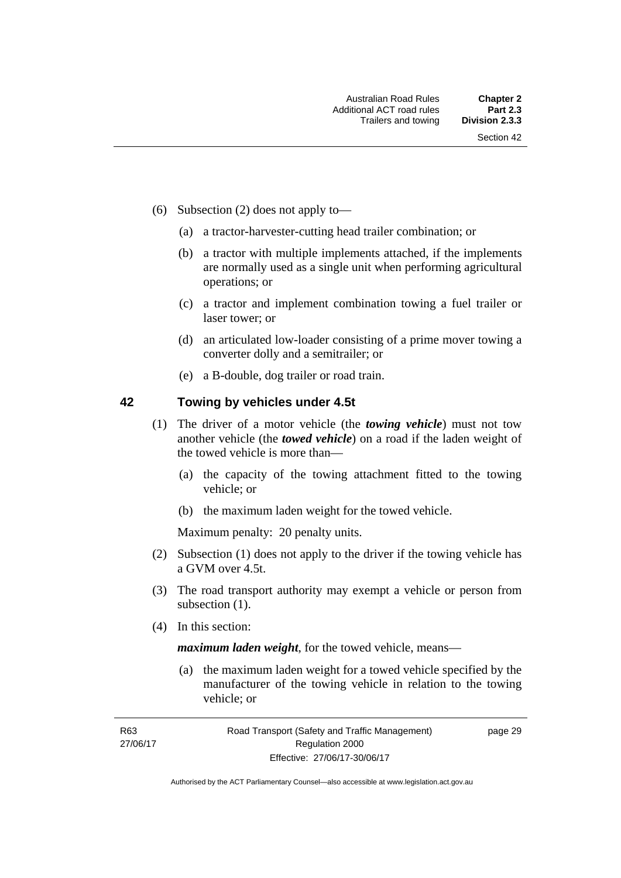(6) Subsection (2) does not apply to—

(a) a tractor-harvester-cutting head trailer combination; or

(b) a tractor with multiple implements attached, if the implements are normally used as a single unit when performing agricultural operations; or

(c) a tractor and implement combination towing a fuel trailer or laser tower; or

(d) an articulated low-loader consisting of a prime mover towing a converter dolly and a semitrailer; or

(e) a B-double, dog trailer or road train.

## 42 Towing by vehicles under 4.5t

(1) The driver of a motor vehicle (the ***towing vehicle***) must not tow another vehicle (the ***towed vehicle***) on a road if the laden weight of the towed vehicle is more than—

(a) the capacity of the towing attachment fitted to the towing vehicle; or

(b) the maximum laden weight for the towed vehicle.

Maximum penalty: 20 penalty units.

(2) Subsection (1) does not apply to the driver if the towing vehicle has a GVM over 4.5t.

(3) The road transport authority may exempt a vehicle or person from subsection (1).

(4) In this section:

***maximum laden weight***, for the towed vehicle, means—

(a) the maximum laden weight for a towed vehicle specified by the manufacturer of the towing vehicle in relation to the towing vehicle; or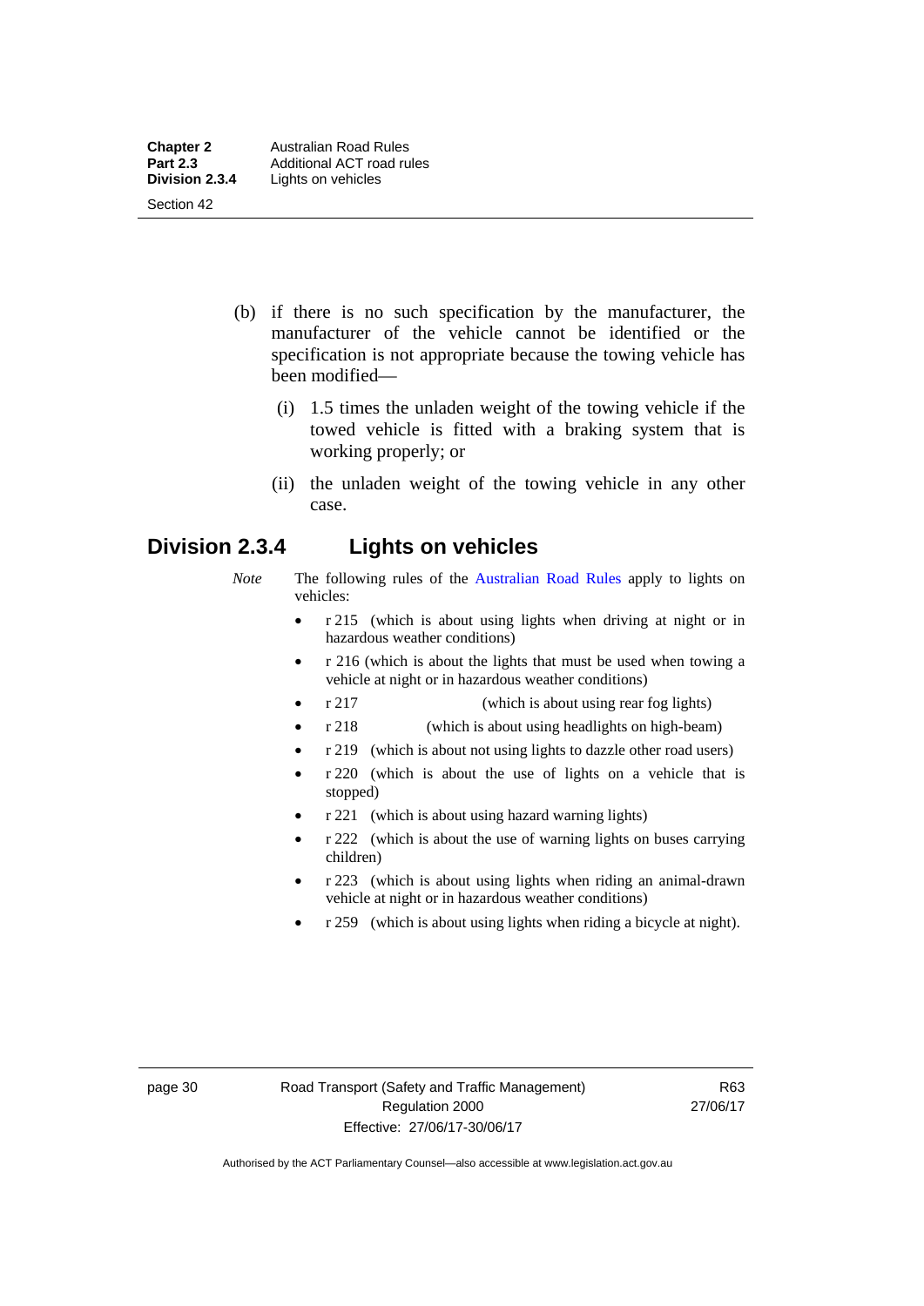(b) if there is no such specification by the manufacturer, the manufacturer of the vehicle cannot be identified or the specification is not appropriate because the towing vehicle has been modified—

   (i) 1.5 times the unladen weight of the towing vehicle if the towed vehicle is fitted with a braking system that is working properly; or

   (ii) the unladen weight of the towing vehicle in any other case.

## Division 2.3.4 Lights on vehicles

*Note* The following rules of the Australian Road Rules apply to lights on vehicles:

- r 215 (which is about using lights when driving at night or in hazardous weather conditions)
- r 216 (which is about the lights that must be used when towing a vehicle at night or in hazardous weather conditions)
- r 217 (which is about using rear fog lights)
- r 218 (which is about using headlights on high-beam)
- r 219 (which is about not using lights to dazzle other road users)
- r 220 (which is about the use of lights on a vehicle that is stopped)
- r 221 (which is about using hazard warning lights)
- r 222 (which is about the use of warning lights on buses carrying children)
- r 223 (which is about using lights when riding an animal-drawn vehicle at night or in hazardous weather conditions)
- r 259 (which is about using lights when riding a bicycle at night).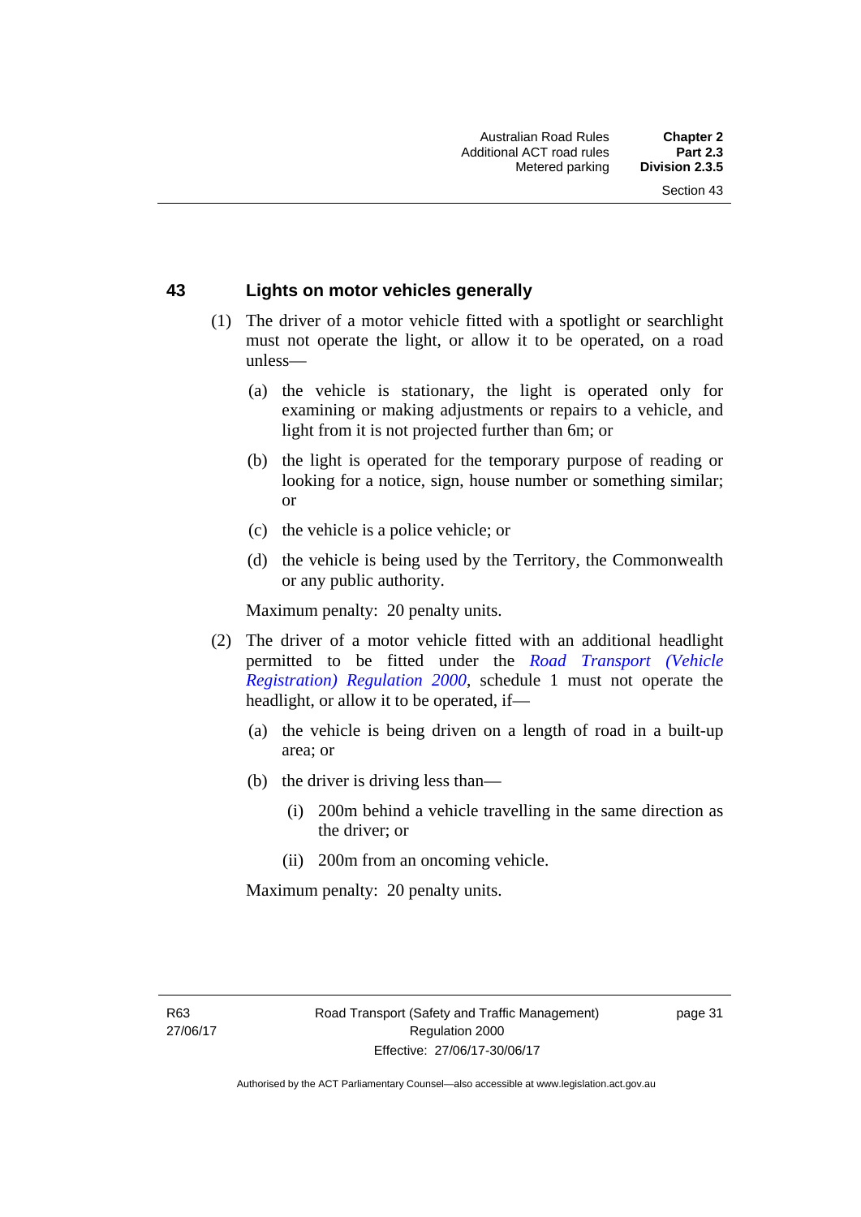## 43 Lights on motor vehicles generally

(1) The driver of a motor vehicle fitted with a spotlight or searchlight must not operate the light, or allow it to be operated, on a road unless—

(a) the vehicle is stationary, the light is operated only for examining or making adjustments or repairs to a vehicle, and light from it is not projected further than 6m; or

(b) the light is operated for the temporary purpose of reading or looking for a notice, sign, house number or something similar; or

(c) the vehicle is a police vehicle; or

(d) the vehicle is being used by the Territory, the Commonwealth or any public authority.

Maximum penalty: 20 penalty units.

(2) The driver of a motor vehicle fitted with an additional headlight permitted to be fitted under the *Road Transport (Vehicle Registration) Regulation 2000*, schedule 1 must not operate the headlight, or allow it to be operated, if—

(a) the vehicle is being driven on a length of road in a built-up area; or

(b) the driver is driving less than—

(i) 200m behind a vehicle travelling in the same direction as the driver; or

(ii) 200m from an oncoming vehicle.

Maximum penalty: 20 penalty units.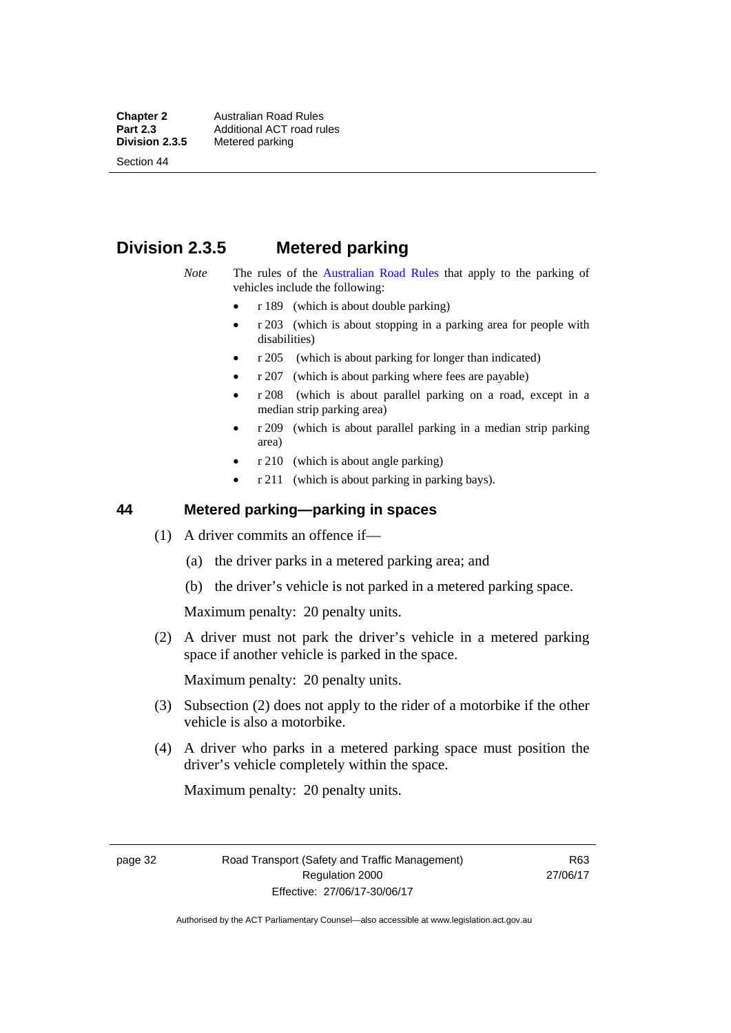## Division 2.3.5 Metered parking

*Note* The rules of the Australian Road Rules that apply to the parking of vehicles include the following:

- r 189 (which is about double parking)
- r 203 (which is about stopping in a parking area for people with disabilities)
- r 205 (which is about parking for longer than indicated)
- r 207 (which is about parking where fees are payable)
- r 208 (which is about parallel parking on a road, except in a median strip parking area)
- r 209 (which is about parallel parking in a median strip parking area)
- r 210 (which is about angle parking)
- r 211 (which is about parking in parking bays).

### 44 Metered parking—parking in spaces

(1) A driver commits an offence if—

(a) the driver parks in a metered parking area; and

(b) the driver's vehicle is not parked in a metered parking space.

Maximum penalty: 20 penalty units.

(2) A driver must not park the driver's vehicle in a metered parking space if another vehicle is parked in the space.

Maximum penalty: 20 penalty units.

(3) Subsection (2) does not apply to the rider of a motorbike if the other vehicle is also a motorbike.

(4) A driver who parks in a metered parking space must position the driver's vehicle completely within the space.

Maximum penalty: 20 penalty units.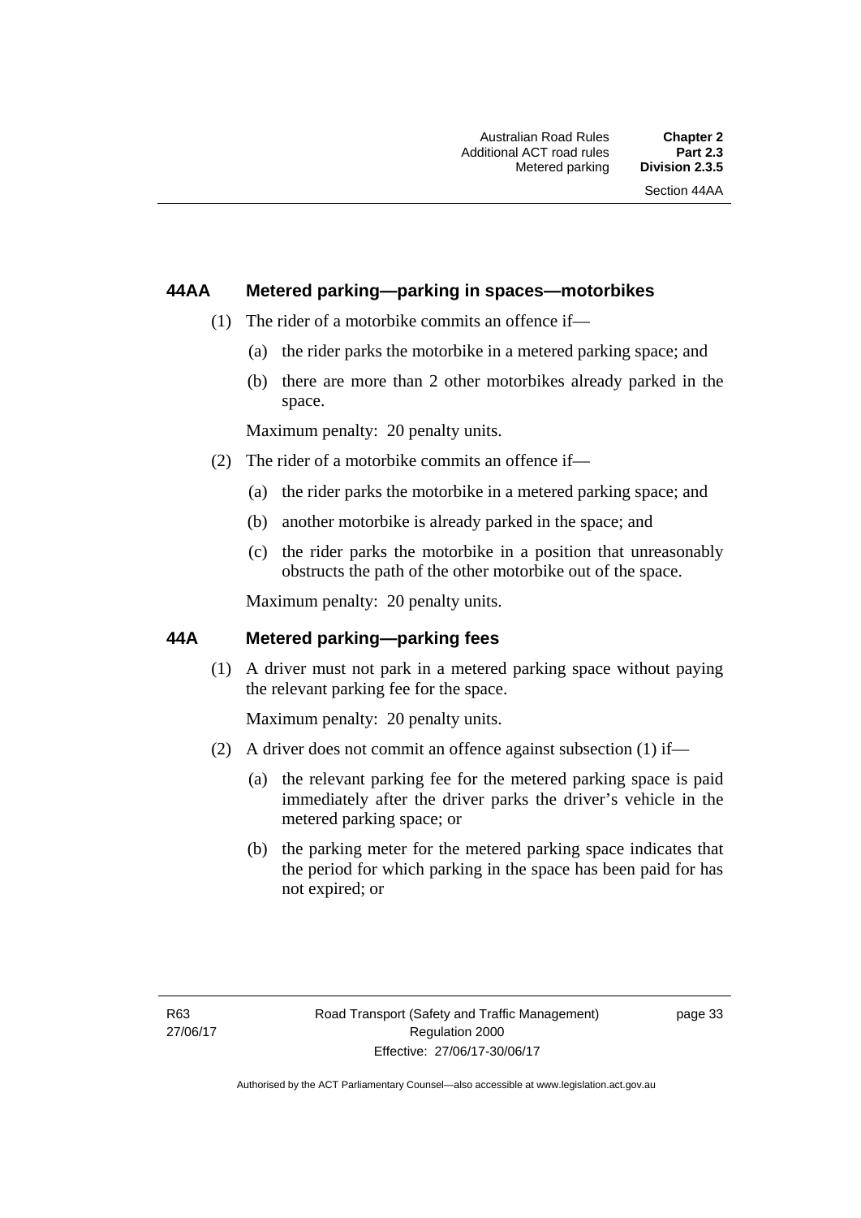### 44AA Metered parking—parking in spaces—motorbikes

(1) The rider of a motorbike commits an offence if—

- (a) the rider parks the motorbike in a metered parking space; and
- (b) there are more than 2 other motorbikes already parked in the space.

Maximum penalty: 20 penalty units.

(2) The rider of a motorbike commits an offence if—

- (a) the rider parks the motorbike in a metered parking space; and
- (b) another motorbike is already parked in the space; and
- (c) the rider parks the motorbike in a position that unreasonably obstructs the path of the other motorbike out of the space.

Maximum penalty: 20 penalty units.

### 44A Metered parking—parking fees

(1) A driver must not park in a metered parking space without paying the relevant parking fee for the space.

Maximum penalty: 20 penalty units.

(2) A driver does not commit an offence against subsection (1) if—

- (a) the relevant parking fee for the metered parking space is paid immediately after the driver parks the driver's vehicle in the metered parking space; or
- (b) the parking meter for the metered parking space indicates that the period for which parking in the space has been paid for has not expired; or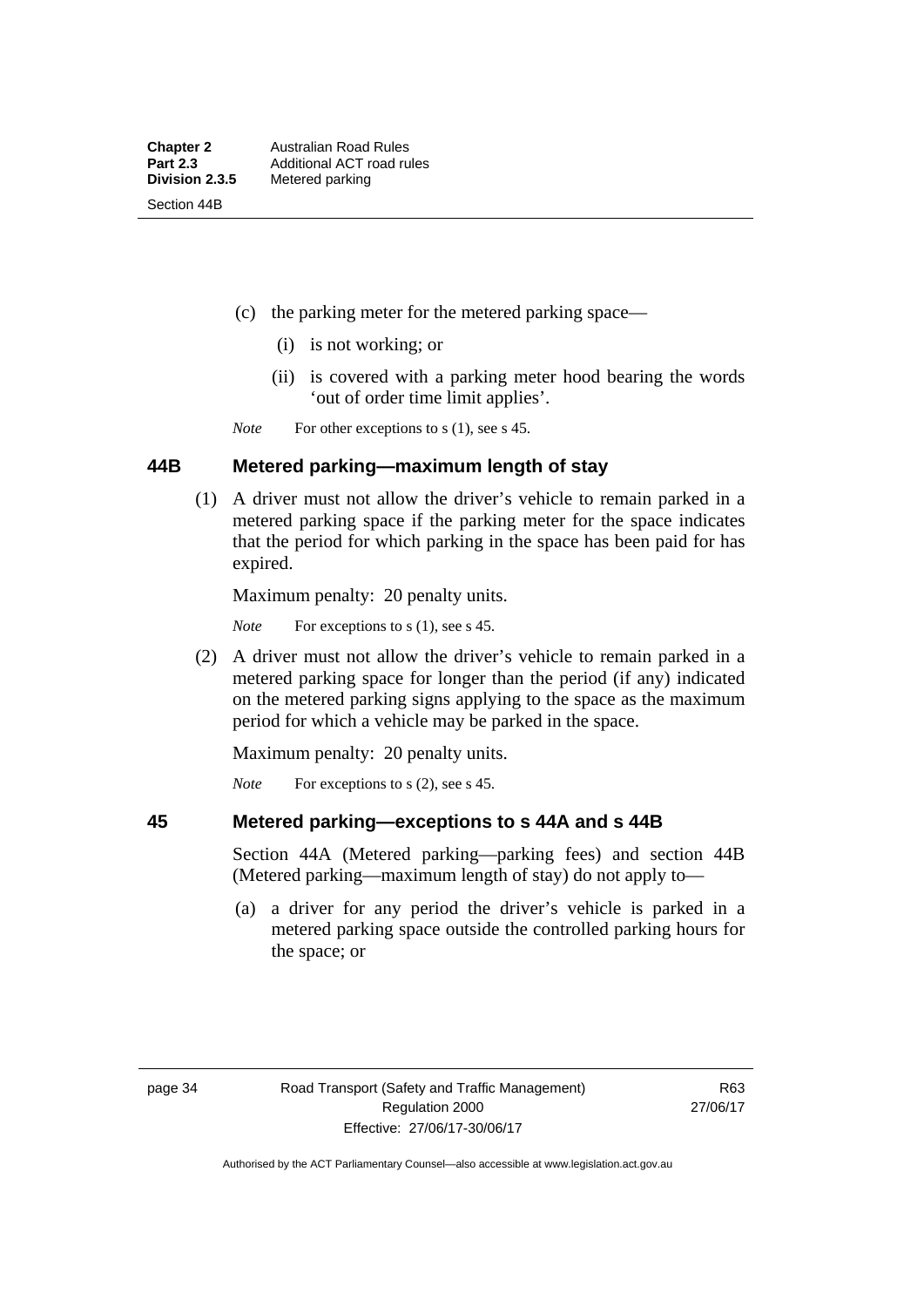(c) the parking meter for the metered parking space—

(i) is not working; or

(ii) is covered with a parking meter hood bearing the words 'out of order time limit applies'.

*Note* For other exceptions to s (1), see s 45.

## 44B Metered parking—maximum length of stay

(1) A driver must not allow the driver's vehicle to remain parked in a metered parking space if the parking meter for the space indicates that the period for which parking in the space has been paid for has expired.

Maximum penalty: 20 penalty units.

*Note* For exceptions to s (1), see s 45.

(2) A driver must not allow the driver's vehicle to remain parked in a metered parking space for longer than the period (if any) indicated on the metered parking signs applying to the space as the maximum period for which a vehicle may be parked in the space.

Maximum penalty: 20 penalty units.

*Note* For exceptions to s (2), see s 45.

## 45 Metered parking—exceptions to s 44A and s 44B

Section 44A (Metered parking—parking fees) and section 44B (Metered parking—maximum length of stay) do not apply to—

(a) a driver for any period the driver's vehicle is parked in a metered parking space outside the controlled parking hours for the space; or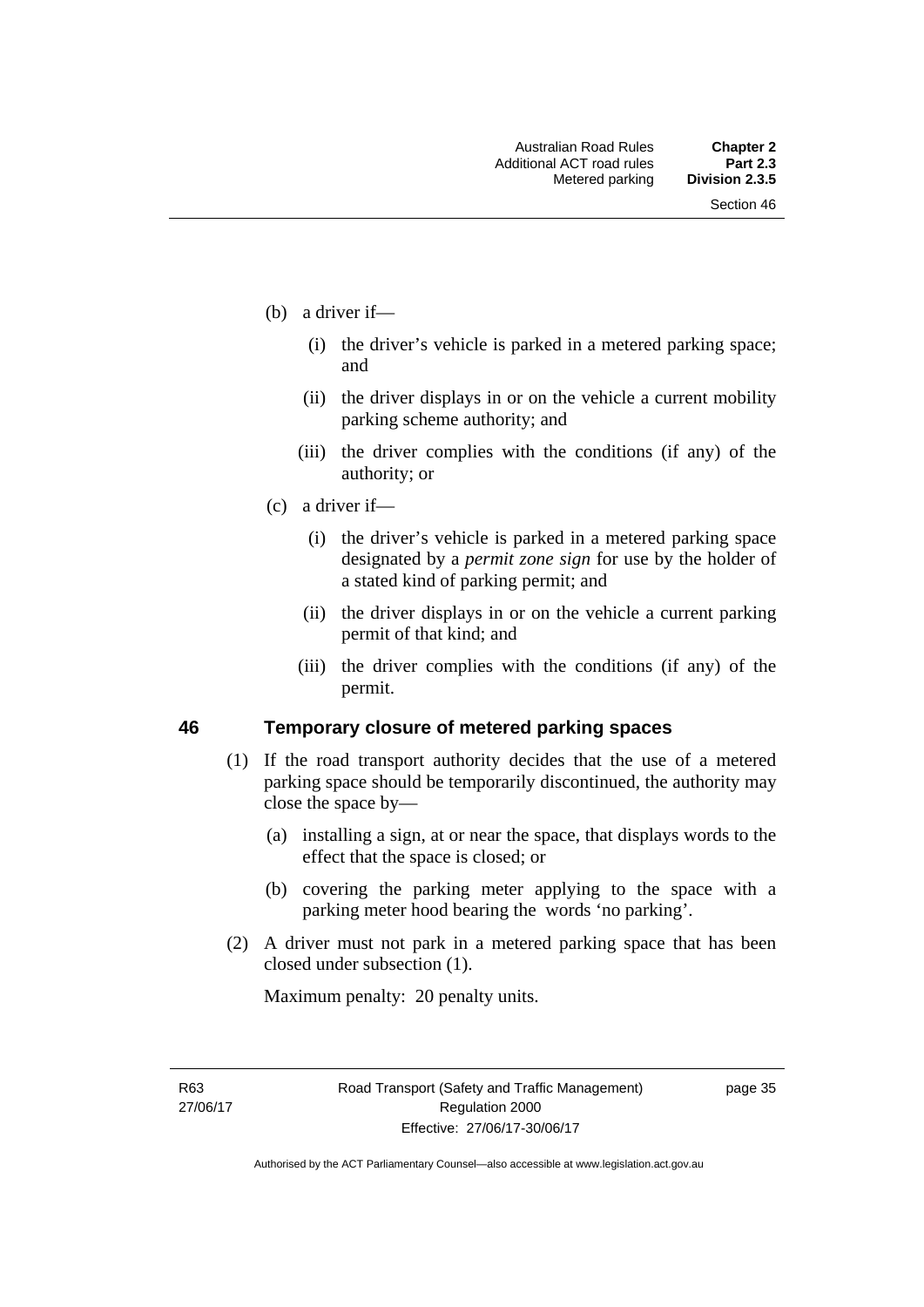(b) a driver if—

  (i) the driver's vehicle is parked in a metered parking space; and

  (ii) the driver displays in or on the vehicle a current mobility parking scheme authority; and

  (iii) the driver complies with the conditions (if any) of the authority; or

(c) a driver if—

  (i) the driver's vehicle is parked in a metered parking space designated by a *permit zone sign* for use by the holder of a stated kind of parking permit; and

  (ii) the driver displays in or on the vehicle a current parking permit of that kind; and

  (iii) the driver complies with the conditions (if any) of the permit.

## 46 Temporary closure of metered parking spaces

(1) If the road transport authority decides that the use of a metered parking space should be temporarily discontinued, the authority may close the space by—

  (a) installing a sign, at or near the space, that displays words to the effect that the space is closed; or

  (b) covering the parking meter applying to the space with a parking meter hood bearing the words 'no parking'.

(2) A driver must not park in a metered parking space that has been closed under subsection (1).

Maximum penalty: 20 penalty units.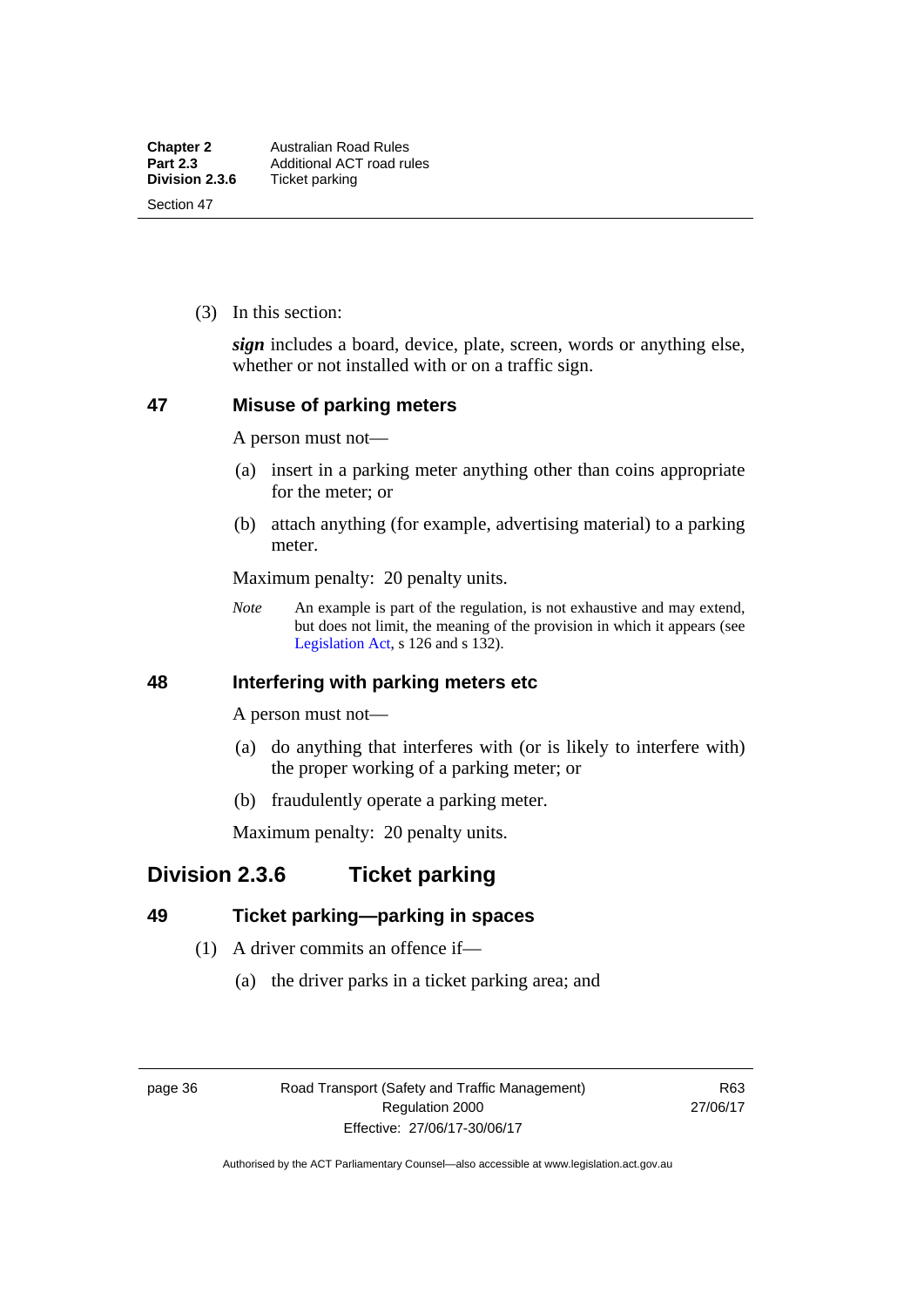(3) In this section:

***sign*** includes a board, device, plate, screen, words or anything else, whether or not installed with or on a traffic sign.

### 47 Misuse of parking meters

A person must not—

(a) insert in a parking meter anything other than coins appropriate for the meter; or

(b) attach anything (for example, advertising material) to a parking meter.

Maximum penalty: 20 penalty units.

*Note* An example is part of the regulation, is not exhaustive and may extend, but does not limit, the meaning of the provision in which it appears (see Legislation Act, s 126 and s 132).

### 48 Interfering with parking meters etc

A person must not—

(a) do anything that interferes with (or is likely to interfere with) the proper working of a parking meter; or

(b) fraudulently operate a parking meter.

Maximum penalty: 20 penalty units.

## Division 2.3.6 Ticket parking

### 49 Ticket parking—parking in spaces

(1) A driver commits an offence if—

(a) the driver parks in a ticket parking area; and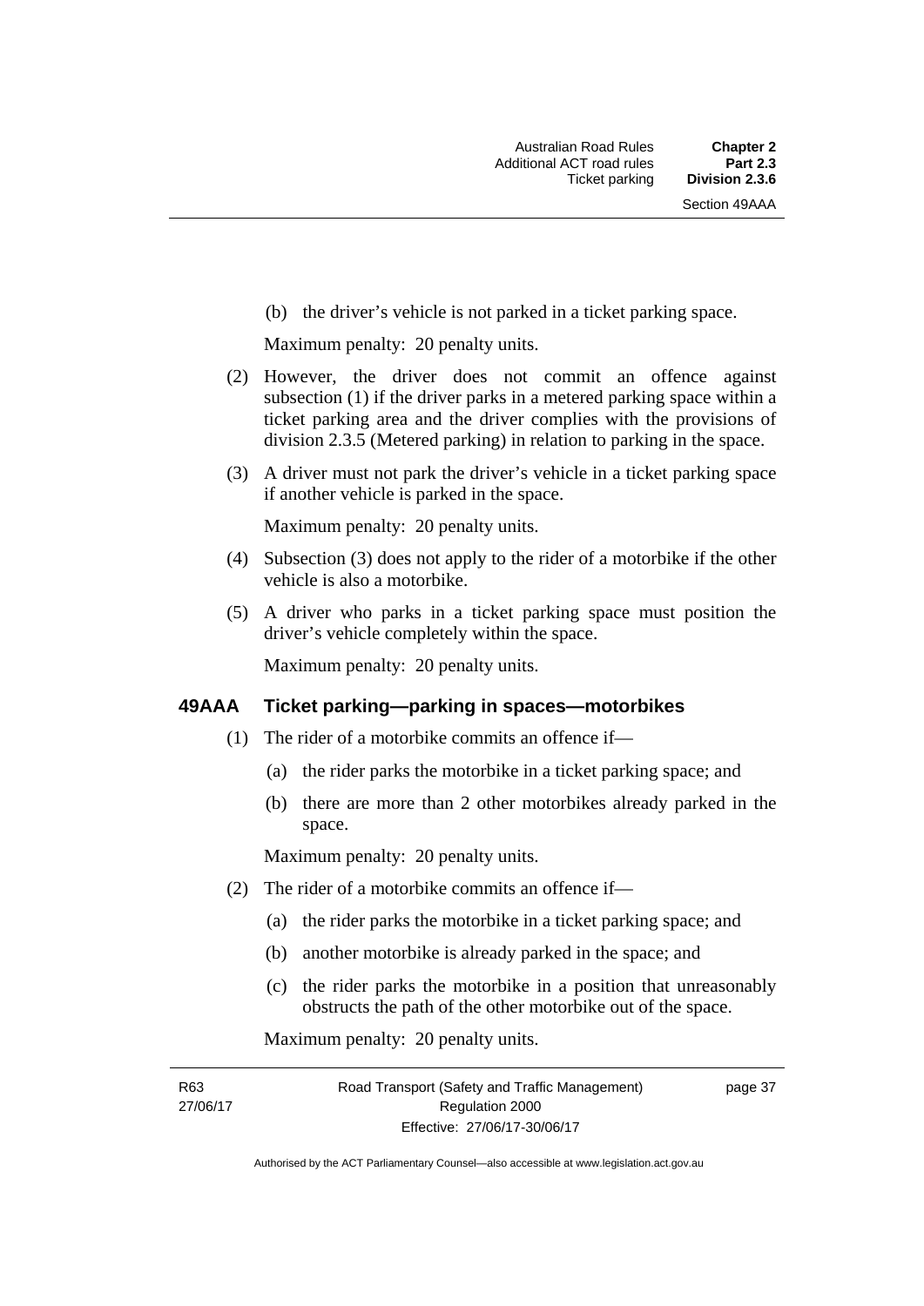(b) the driver's vehicle is not parked in a ticket parking space.

Maximum penalty: 20 penalty units.

(2) However, the driver does not commit an offence against subsection (1) if the driver parks in a metered parking space within a ticket parking area and the driver complies with the provisions of division 2.3.5 (Metered parking) in relation to parking in the space.

(3) A driver must not park the driver's vehicle in a ticket parking space if another vehicle is parked in the space.

Maximum penalty: 20 penalty units.

(4) Subsection (3) does not apply to the rider of a motorbike if the other vehicle is also a motorbike.

(5) A driver who parks in a ticket parking space must position the driver's vehicle completely within the space.

Maximum penalty: 20 penalty units.

### 49AAA Ticket parking—parking in spaces—motorbikes

(1) The rider of a motorbike commits an offence if—

(a) the rider parks the motorbike in a ticket parking space; and

(b) there are more than 2 other motorbikes already parked in the space.

Maximum penalty: 20 penalty units.

(2) The rider of a motorbike commits an offence if—

(a) the rider parks the motorbike in a ticket parking space; and

(b) another motorbike is already parked in the space; and

(c) the rider parks the motorbike in a position that unreasonably obstructs the path of the other motorbike out of the space.

Maximum penalty: 20 penalty units.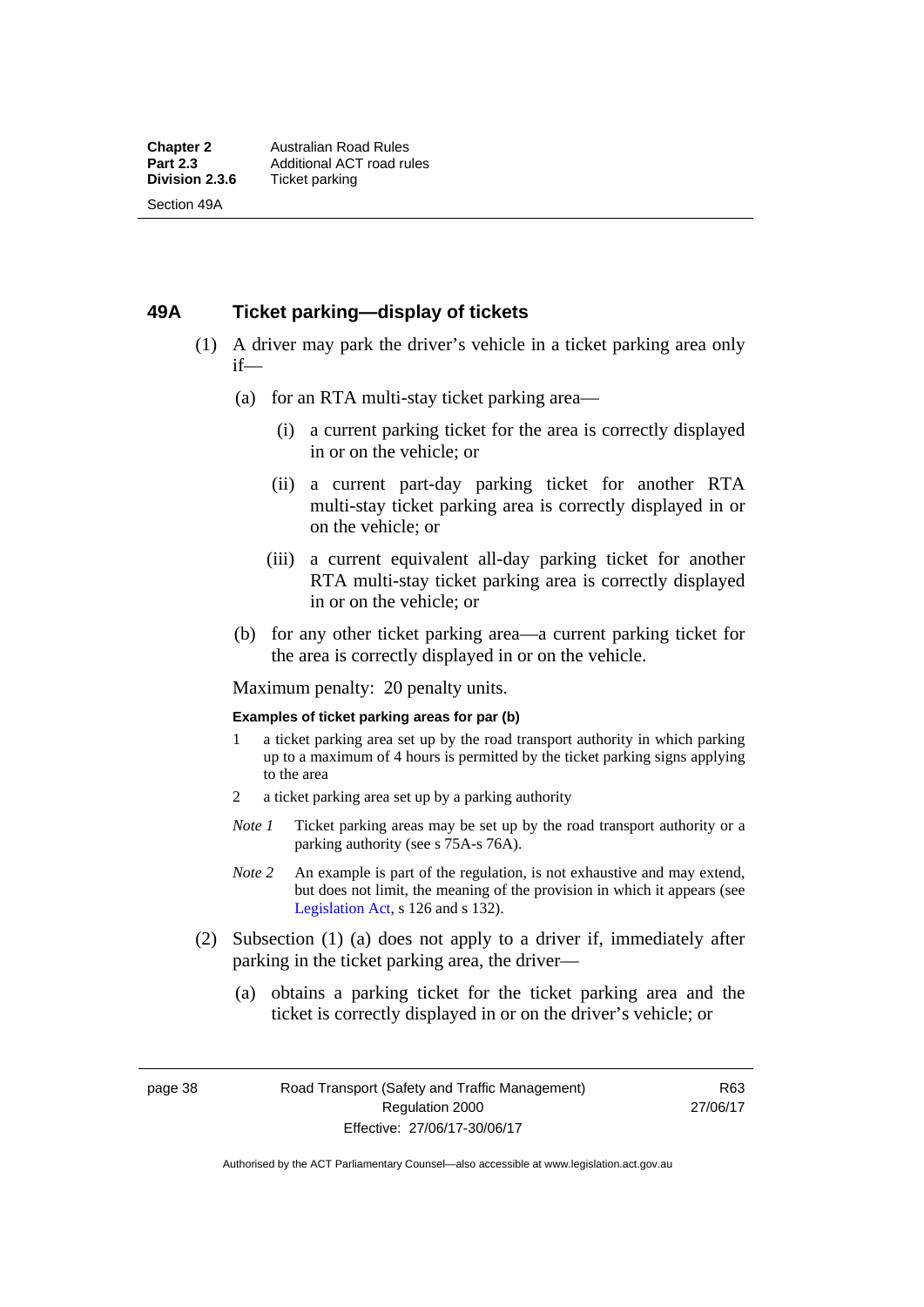## 49A Ticket parking—display of tickets

(1) A driver may park the driver's vehicle in a ticket parking area only if—

(a) for an RTA multi-stay ticket parking area—

(i) a current parking ticket for the area is correctly displayed in or on the vehicle; or

(ii) a current part-day parking ticket for another RTA multi-stay ticket parking area is correctly displayed in or on the vehicle; or

(iii) a current equivalent all-day parking ticket for another RTA multi-stay ticket parking area is correctly displayed in or on the vehicle; or

(b) for any other ticket parking area—a current parking ticket for the area is correctly displayed in or on the vehicle.

Maximum penalty: 20 penalty units.

**Examples of ticket parking areas for par (b)**

1 a ticket parking area set up by the road transport authority in which parking up to a maximum of 4 hours is permitted by the ticket parking signs applying to the area

2 a ticket parking area set up by a parking authority

*Note 1* Ticket parking areas may be set up by the road transport authority or a parking authority (see s 75A-s 76A).

*Note 2* An example is part of the regulation, is not exhaustive and may extend, but does not limit, the meaning of the provision in which it appears (see Legislation Act, s 126 and s 132).

(2) Subsection (1) (a) does not apply to a driver if, immediately after parking in the ticket parking area, the driver—

(a) obtains a parking ticket for the ticket parking area and the ticket is correctly displayed in or on the driver's vehicle; or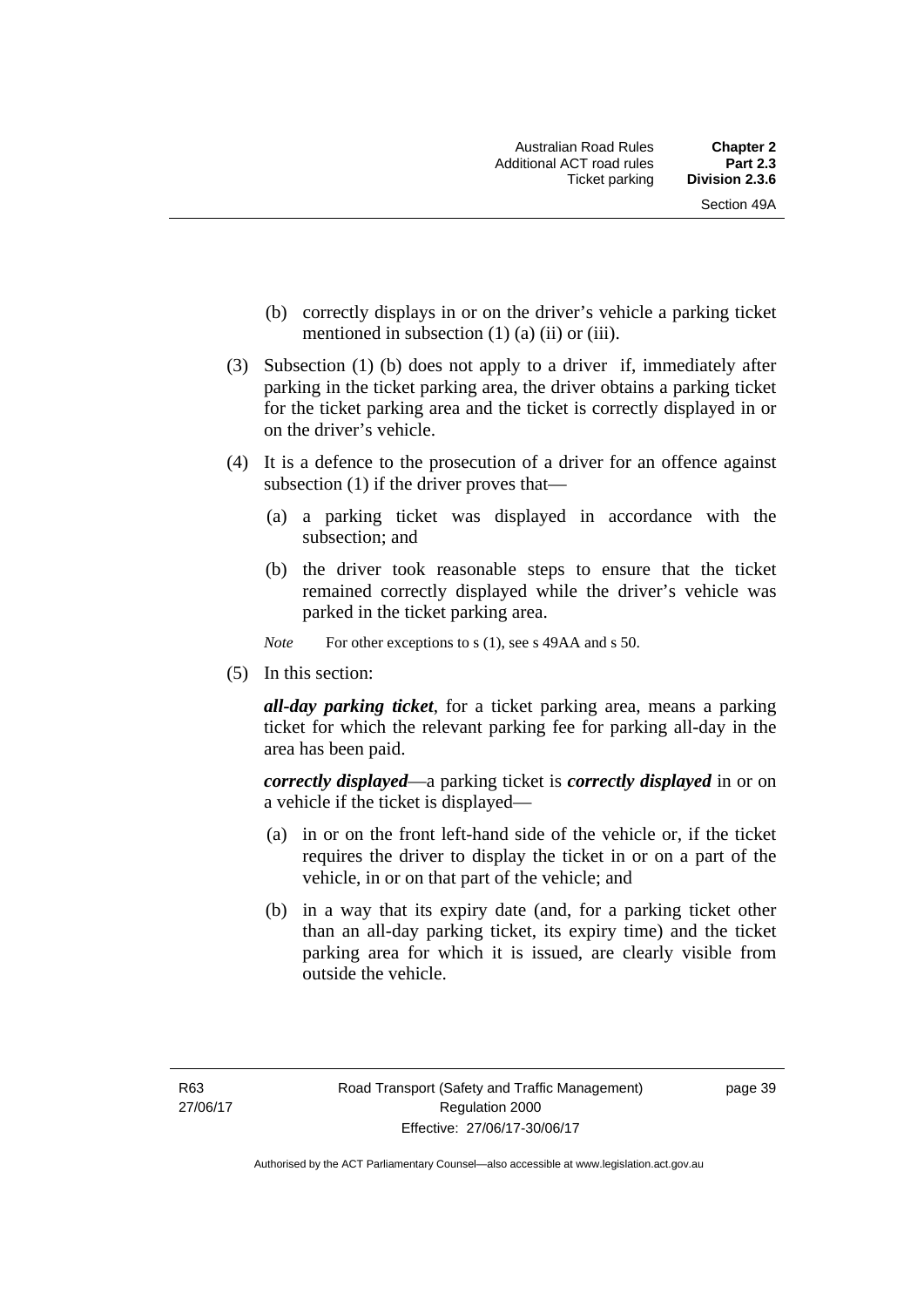(b) correctly displays in or on the driver's vehicle a parking ticket mentioned in subsection (1) (a) (ii) or (iii).

(3) Subsection (1) (b) does not apply to a driver if, immediately after parking in the ticket parking area, the driver obtains a parking ticket for the ticket parking area and the ticket is correctly displayed in or on the driver's vehicle.

(4) It is a defence to the prosecution of a driver for an offence against subsection (1) if the driver proves that—

(a) a parking ticket was displayed in accordance with the subsection; and

(b) the driver took reasonable steps to ensure that the ticket remained correctly displayed while the driver's vehicle was parked in the ticket parking area.

*Note* For other exceptions to s (1), see s 49AA and s 50.

(5) In this section:

***all-day parking ticket***, for a ticket parking area, means a parking ticket for which the relevant parking fee for parking all-day in the area has been paid.

***correctly displayed***—a parking ticket is ***correctly displayed*** in or on a vehicle if the ticket is displayed—

(a) in or on the front left-hand side of the vehicle or, if the ticket requires the driver to display the ticket in or on a part of the vehicle, in or on that part of the vehicle; and

(b) in a way that its expiry date (and, for a parking ticket other than an all-day parking ticket, its expiry time) and the ticket parking area for which it is issued, are clearly visible from outside the vehicle.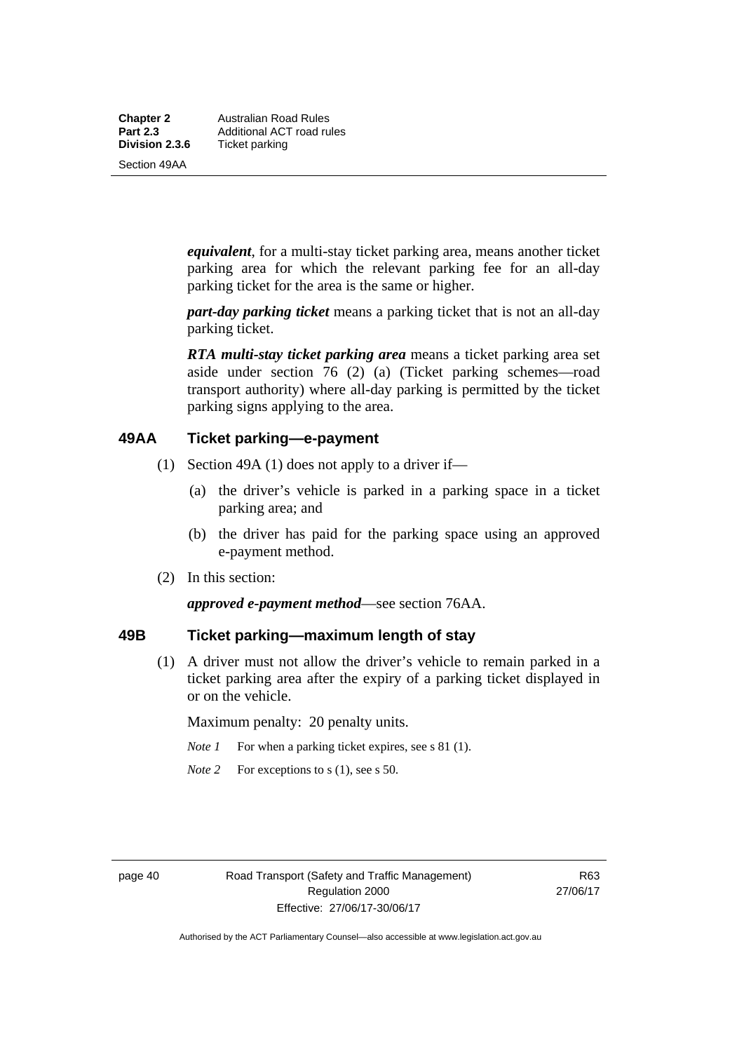***equivalent***, for a multi-stay ticket parking area, means another ticket parking area for which the relevant parking fee for an all-day parking ticket for the area is the same or higher.

***part-day parking ticket*** means a parking ticket that is not an all-day parking ticket.

***RTA multi-stay ticket parking area*** means a ticket parking area set aside under section 76 (2) (a) (Ticket parking schemes—road transport authority) where all-day parking is permitted by the ticket parking signs applying to the area.

## 49AA Ticket parking—e-payment

(1) Section 49A (1) does not apply to a driver if—

(a) the driver's vehicle is parked in a parking space in a ticket parking area; and

(b) the driver has paid for the parking space using an approved e-payment method.

(2) In this section:

***approved e-payment method***—see section 76AA.

## 49B Ticket parking—maximum length of stay

(1) A driver must not allow the driver's vehicle to remain parked in a ticket parking area after the expiry of a parking ticket displayed in or on the vehicle.

Maximum penalty: 20 penalty units.

*Note 1* For when a parking ticket expires, see s 81 (1).

*Note 2* For exceptions to s (1), see s 50.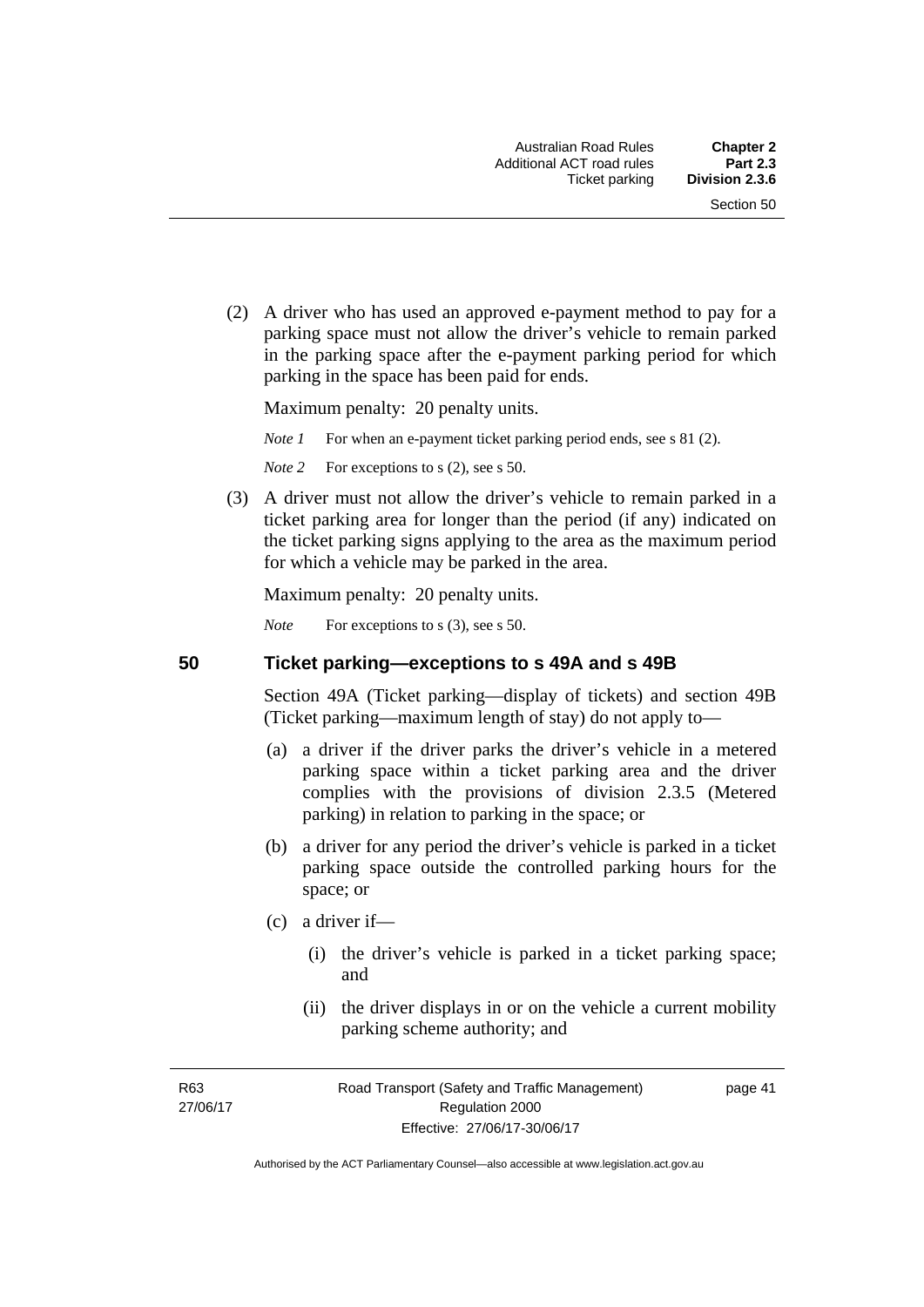(2) A driver who has used an approved e-payment method to pay for a parking space must not allow the driver's vehicle to remain parked in the parking space after the e-payment parking period for which parking in the space has been paid for ends.

Maximum penalty: 20 penalty units.

*Note 1* For when an e-payment ticket parking period ends, see s 81 (2).

*Note 2* For exceptions to s (2), see s 50.

(3) A driver must not allow the driver's vehicle to remain parked in a ticket parking area for longer than the period (if any) indicated on the ticket parking signs applying to the area as the maximum period for which a vehicle may be parked in the area.

Maximum penalty: 20 penalty units.

*Note* For exceptions to s (3), see s 50.

## 50 Ticket parking—exceptions to s 49A and s 49B

Section 49A (Ticket parking—display of tickets) and section 49B (Ticket parking—maximum length of stay) do not apply to—

(a) a driver if the driver parks the driver's vehicle in a metered parking space within a ticket parking area and the driver complies with the provisions of division 2.3.5 (Metered parking) in relation to parking in the space; or

(b) a driver for any period the driver's vehicle is parked in a ticket parking space outside the controlled parking hours for the space; or

(c) a driver if—

(i) the driver's vehicle is parked in a ticket parking space; and

(ii) the driver displays in or on the vehicle a current mobility parking scheme authority; and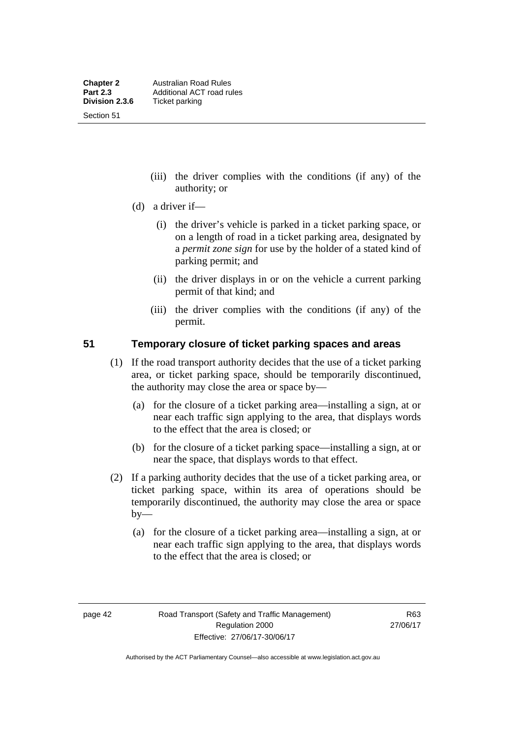(iii) the driver complies with the conditions (if any) of the authority; or

(d) a driver if—

(i) the driver's vehicle is parked in a ticket parking space, or on a length of road in a ticket parking area, designated by a *permit zone sign* for use by the holder of a stated kind of parking permit; and

(ii) the driver displays in or on the vehicle a current parking permit of that kind; and

(iii) the driver complies with the conditions (if any) of the permit.

## 51 Temporary closure of ticket parking spaces and areas

(1) If the road transport authority decides that the use of a ticket parking area, or ticket parking space, should be temporarily discontinued, the authority may close the area or space by—

(a) for the closure of a ticket parking area—installing a sign, at or near each traffic sign applying to the area, that displays words to the effect that the area is closed; or

(b) for the closure of a ticket parking space—installing a sign, at or near the space, that displays words to that effect.

(2) If a parking authority decides that the use of a ticket parking area, or ticket parking space, within its area of operations should be temporarily discontinued, the authority may close the area or space by—

(a) for the closure of a ticket parking area—installing a sign, at or near each traffic sign applying to the area, that displays words to the effect that the area is closed; or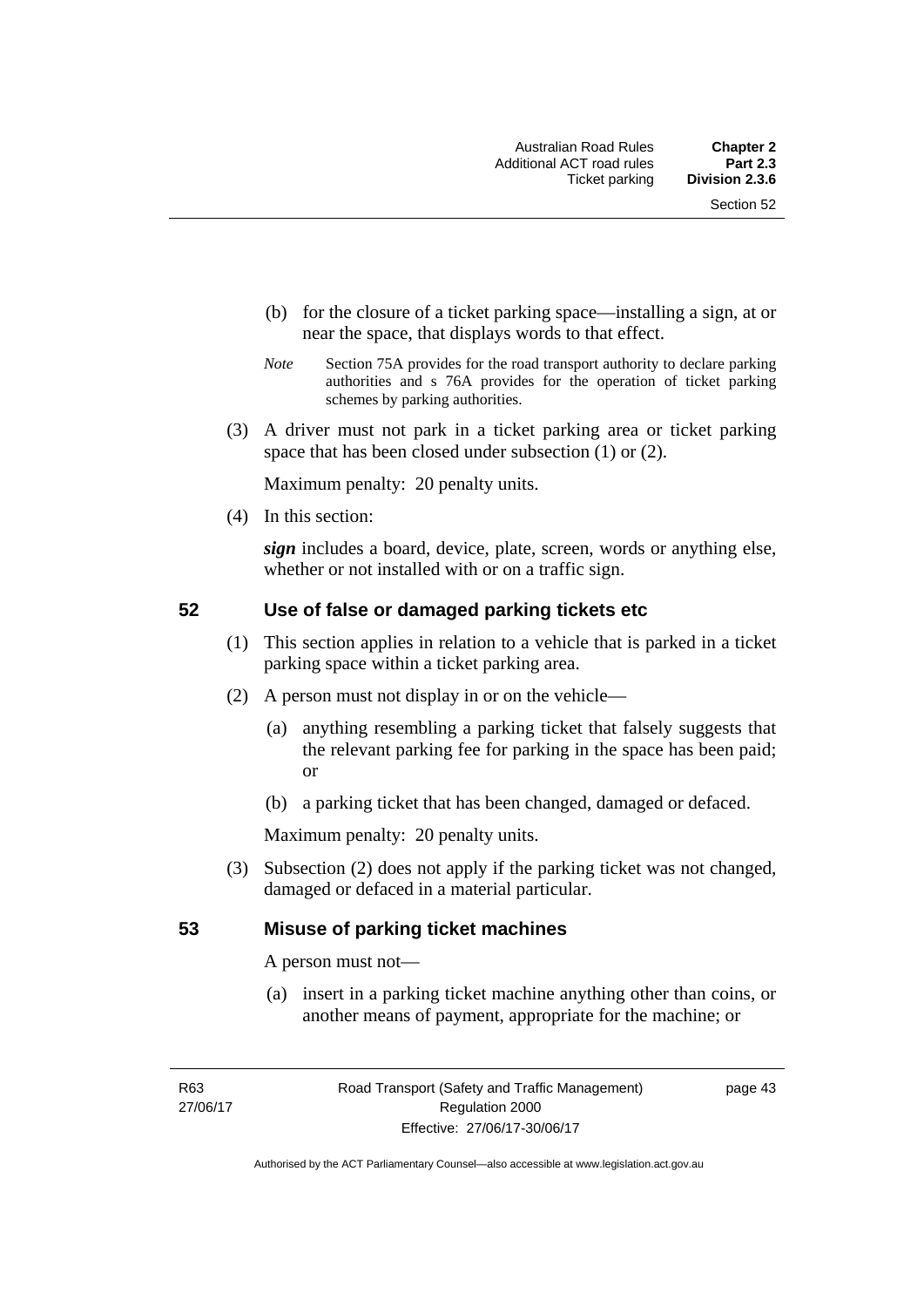(b) for the closure of a ticket parking space—installing a sign, at or near the space, that displays words to that effect.

*Note* Section 75A provides for the road transport authority to declare parking authorities and s 76A provides for the operation of ticket parking schemes by parking authorities.

(3) A driver must not park in a ticket parking area or ticket parking space that has been closed under subsection (1) or (2).

Maximum penalty: 20 penalty units.

(4) In this section:

***sign*** includes a board, device, plate, screen, words or anything else, whether or not installed with or on a traffic sign.

## 52 Use of false or damaged parking tickets etc

(1) This section applies in relation to a vehicle that is parked in a ticket parking space within a ticket parking area.

(2) A person must not display in or on the vehicle—

(a) anything resembling a parking ticket that falsely suggests that the relevant parking fee for parking in the space has been paid; or

(b) a parking ticket that has been changed, damaged or defaced.

Maximum penalty: 20 penalty units.

(3) Subsection (2) does not apply if the parking ticket was not changed, damaged or defaced in a material particular.

## 53 Misuse of parking ticket machines

A person must not—

(a) insert in a parking ticket machine anything other than coins, or another means of payment, appropriate for the machine; or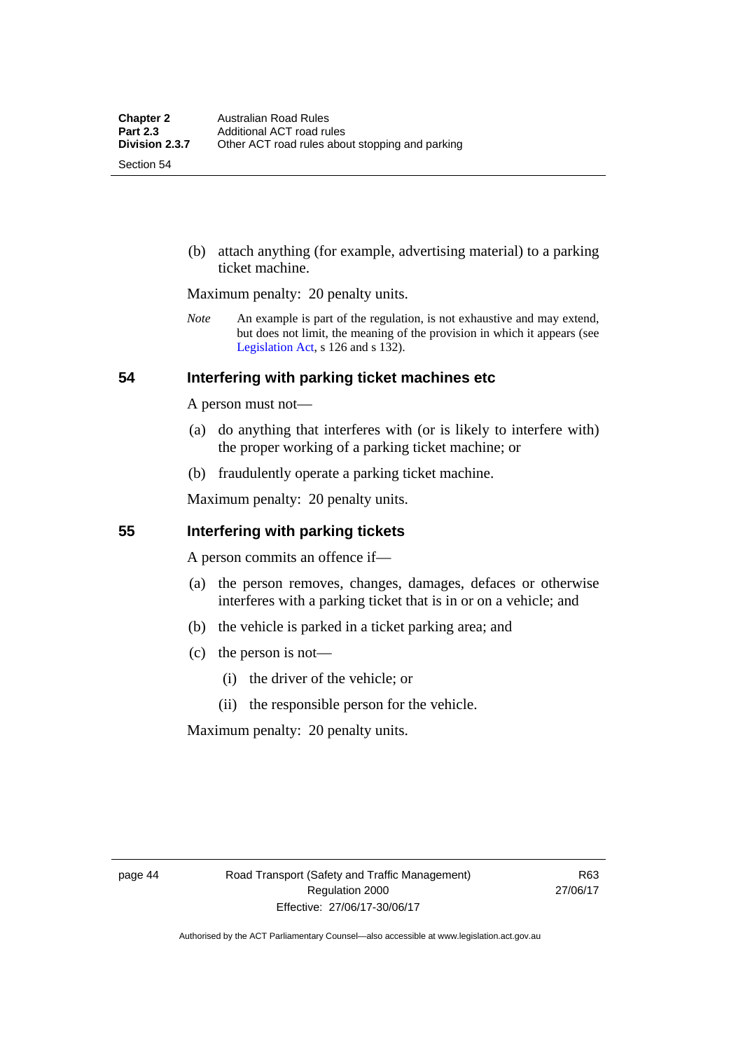(b) attach anything (for example, advertising material) to a parking ticket machine.

Maximum penalty: 20 penalty units.

*Note* An example is part of the regulation, is not exhaustive and may extend, but does not limit, the meaning of the provision in which it appears (see Legislation Act, s 126 and s 132).

### 54 Interfering with parking ticket machines etc

A person must not—

(a) do anything that interferes with (or is likely to interfere with) the proper working of a parking ticket machine; or

(b) fraudulently operate a parking ticket machine.

Maximum penalty: 20 penalty units.

### 55 Interfering with parking tickets

A person commits an offence if—

(a) the person removes, changes, damages, defaces or otherwise interferes with a parking ticket that is in or on a vehicle; and

(b) the vehicle is parked in a ticket parking area; and

(c) the person is not—

(i) the driver of the vehicle; or

(ii) the responsible person for the vehicle.

Maximum penalty: 20 penalty units.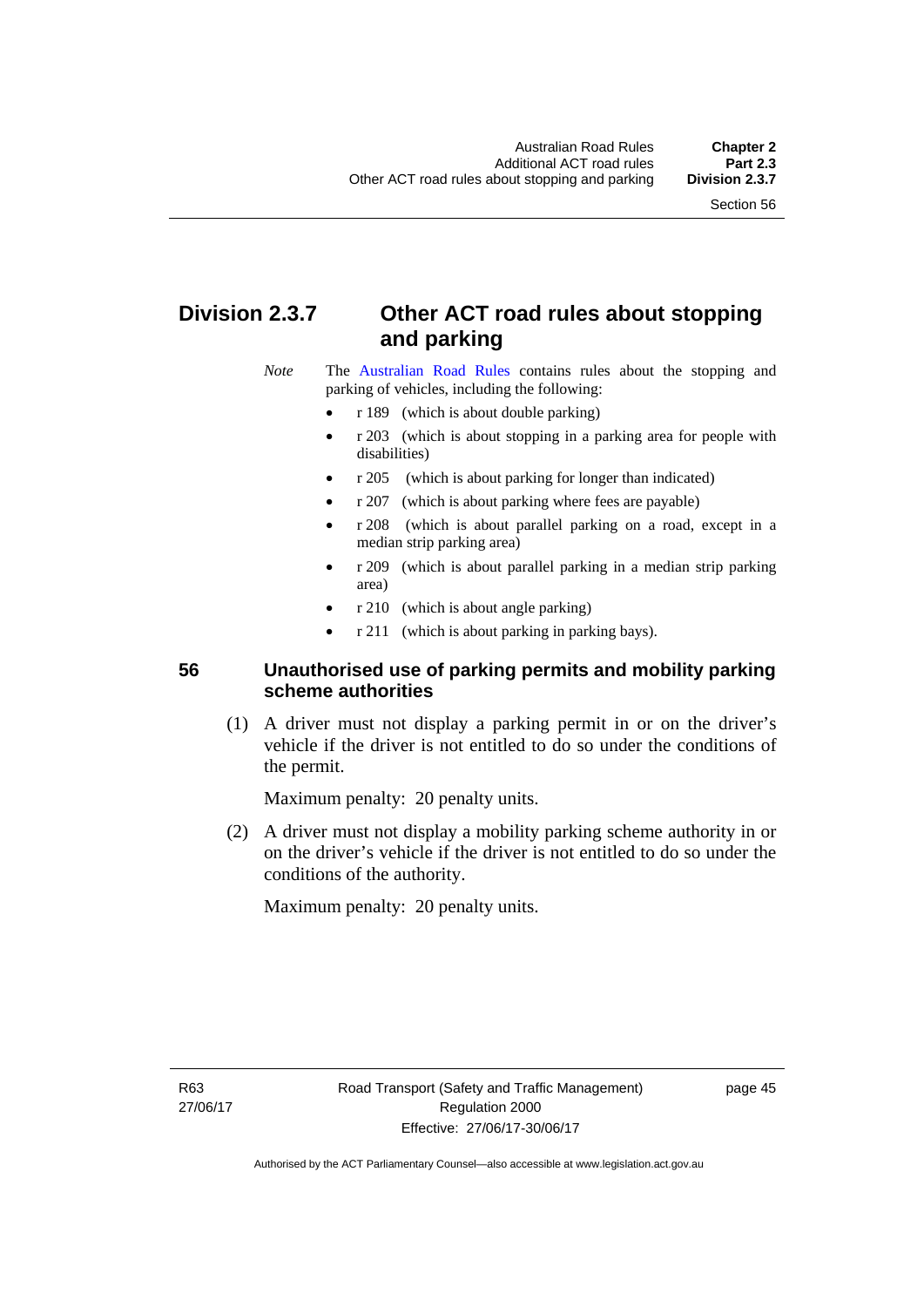## Division 2.3.7 Other ACT road rules about stopping and parking

*Note* The Australian Road Rules contains rules about the stopping and parking of vehicles, including the following:

- r 189 (which is about double parking)
- r 203 (which is about stopping in a parking area for people with disabilities)
- r 205 (which is about parking for longer than indicated)
- r 207 (which is about parking where fees are payable)
- r 208 (which is about parallel parking on a road, except in a median strip parking area)
- r 209 (which is about parallel parking in a median strip parking area)
- r 210 (which is about angle parking)
- r 211 (which is about parking in parking bays).

### 56 Unauthorised use of parking permits and mobility parking scheme authorities

(1) A driver must not display a parking permit in or on the driver's vehicle if the driver is not entitled to do so under the conditions of the permit.

Maximum penalty: 20 penalty units.

(2) A driver must not display a mobility parking scheme authority in or on the driver's vehicle if the driver is not entitled to do so under the conditions of the authority.

Maximum penalty: 20 penalty units.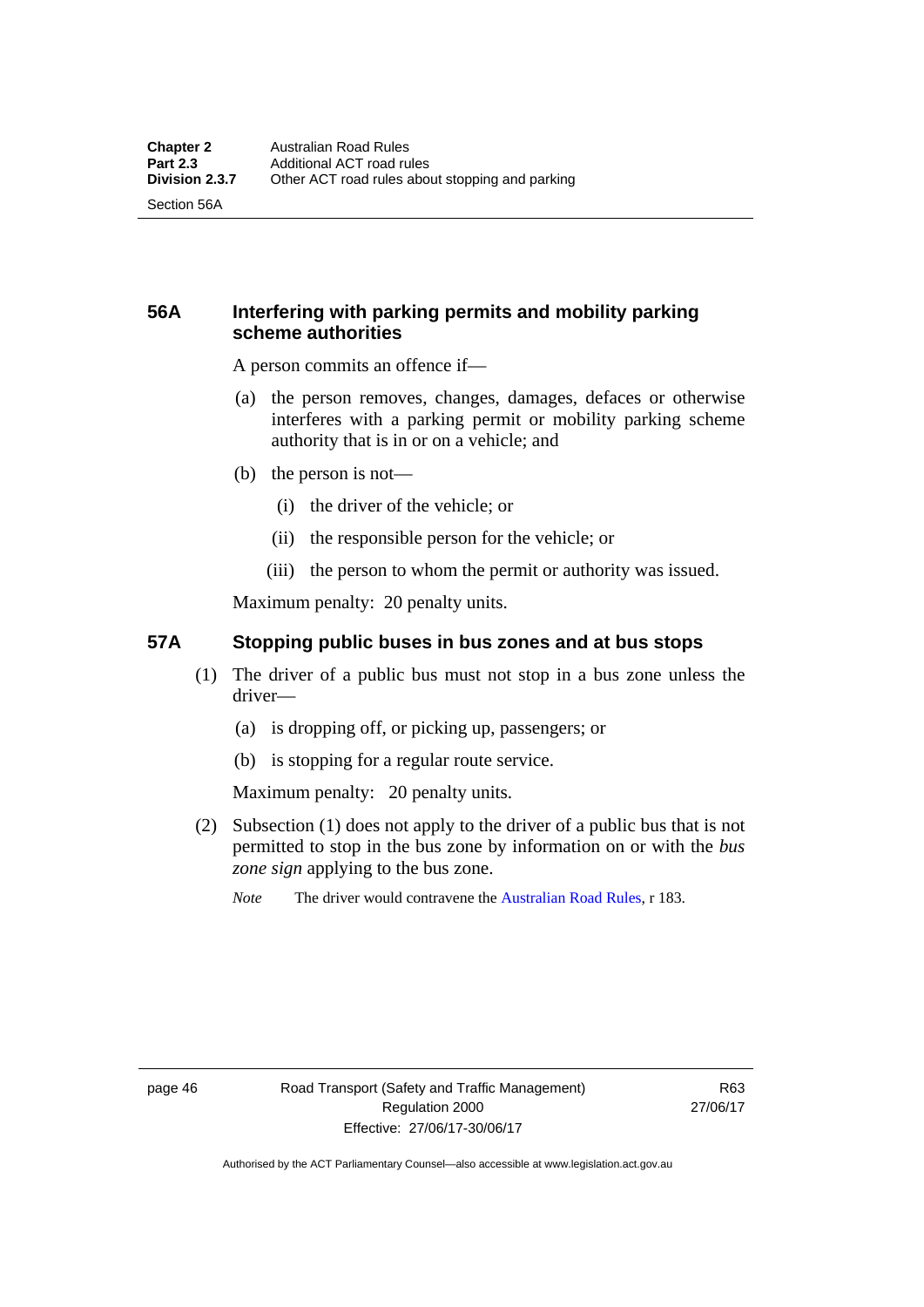## 56A Interfering with parking permits and mobility parking scheme authorities

A person commits an offence if—

(a) the person removes, changes, damages, defaces or otherwise interferes with a parking permit or mobility parking scheme authority that is in or on a vehicle; and

(b) the person is not—

(i) the driver of the vehicle; or

(ii) the responsible person for the vehicle; or

(iii) the person to whom the permit or authority was issued.

Maximum penalty: 20 penalty units.

## 57A Stopping public buses in bus zones and at bus stops

(1) The driver of a public bus must not stop in a bus zone unless the driver—

(a) is dropping off, or picking up, passengers; or

(b) is stopping for a regular route service.

Maximum penalty: 20 penalty units.

(2) Subsection (1) does not apply to the driver of a public bus that is not permitted to stop in the bus zone by information on or with the *bus zone sign* applying to the bus zone.

*Note* The driver would contravene the Australian Road Rules, r 183.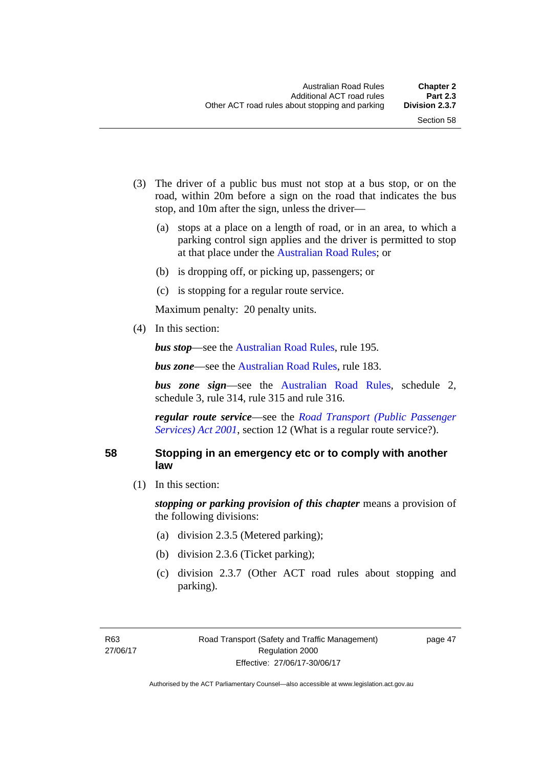(3) The driver of a public bus must not stop at a bus stop, or on the road, within 20m before a sign on the road that indicates the bus stop, and 10m after the sign, unless the driver—

(a) stops at a place on a length of road, or in an area, to which a parking control sign applies and the driver is permitted to stop at that place under the Australian Road Rules; or

(b) is dropping off, or picking up, passengers; or

(c) is stopping for a regular route service.

Maximum penalty: 20 penalty units.

(4) In this section:

***bus stop***—see the Australian Road Rules, rule 195.

***bus zone***—see the Australian Road Rules, rule 183.

***bus zone sign***—see the Australian Road Rules, schedule 2, schedule 3, rule 314, rule 315 and rule 316.

***regular route service***—see the *Road Transport (Public Passenger Services) Act 2001*, section 12 (What is a regular route service?).

## 58 Stopping in an emergency etc or to comply with another law

(1) In this section:

***stopping or parking provision of this chapter*** means a provision of the following divisions:

(a) division 2.3.5 (Metered parking);

(b) division 2.3.6 (Ticket parking);

(c) division 2.3.7 (Other ACT road rules about stopping and parking).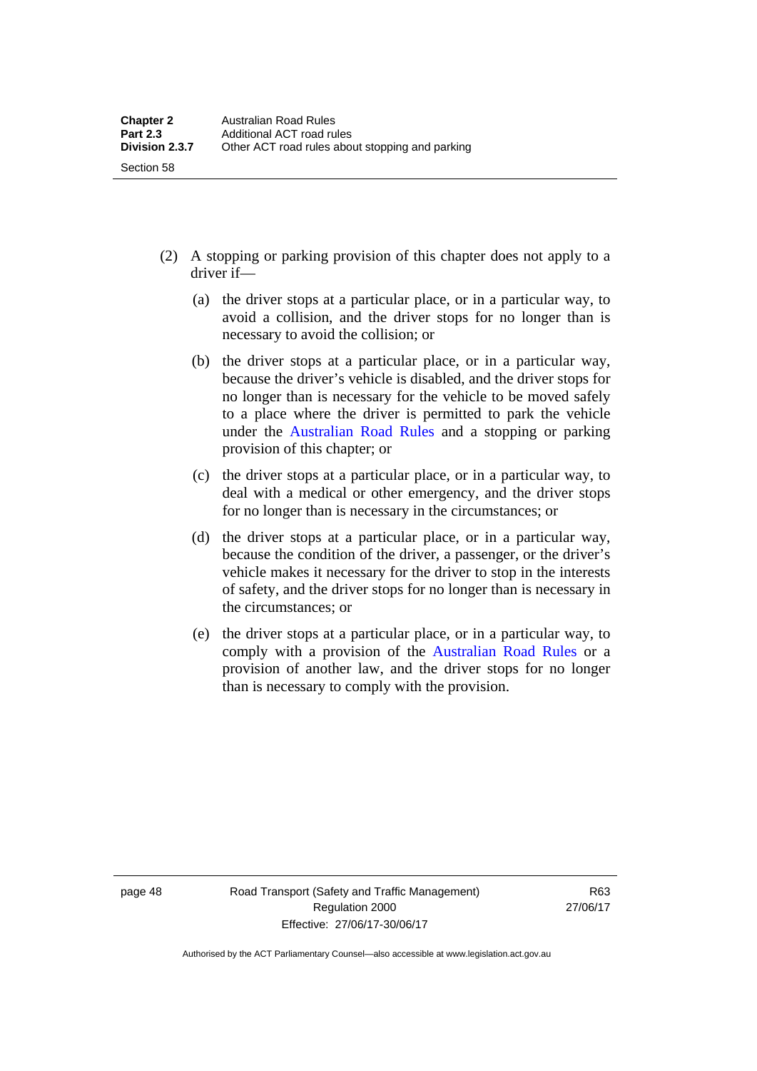(2) A stopping or parking provision of this chapter does not apply to a driver if—

(a) the driver stops at a particular place, or in a particular way, to avoid a collision, and the driver stops for no longer than is necessary to avoid the collision; or

(b) the driver stops at a particular place, or in a particular way, because the driver's vehicle is disabled, and the driver stops for no longer than is necessary for the vehicle to be moved safely to a place where the driver is permitted to park the vehicle under the Australian Road Rules and a stopping or parking provision of this chapter; or

(c) the driver stops at a particular place, or in a particular way, to deal with a medical or other emergency, and the driver stops for no longer than is necessary in the circumstances; or

(d) the driver stops at a particular place, or in a particular way, because the condition of the driver, a passenger, or the driver's vehicle makes it necessary for the driver to stop in the interests of safety, and the driver stops for no longer than is necessary in the circumstances; or

(e) the driver stops at a particular place, or in a particular way, to comply with a provision of the Australian Road Rules or a provision of another law, and the driver stops for no longer than is necessary to comply with the provision.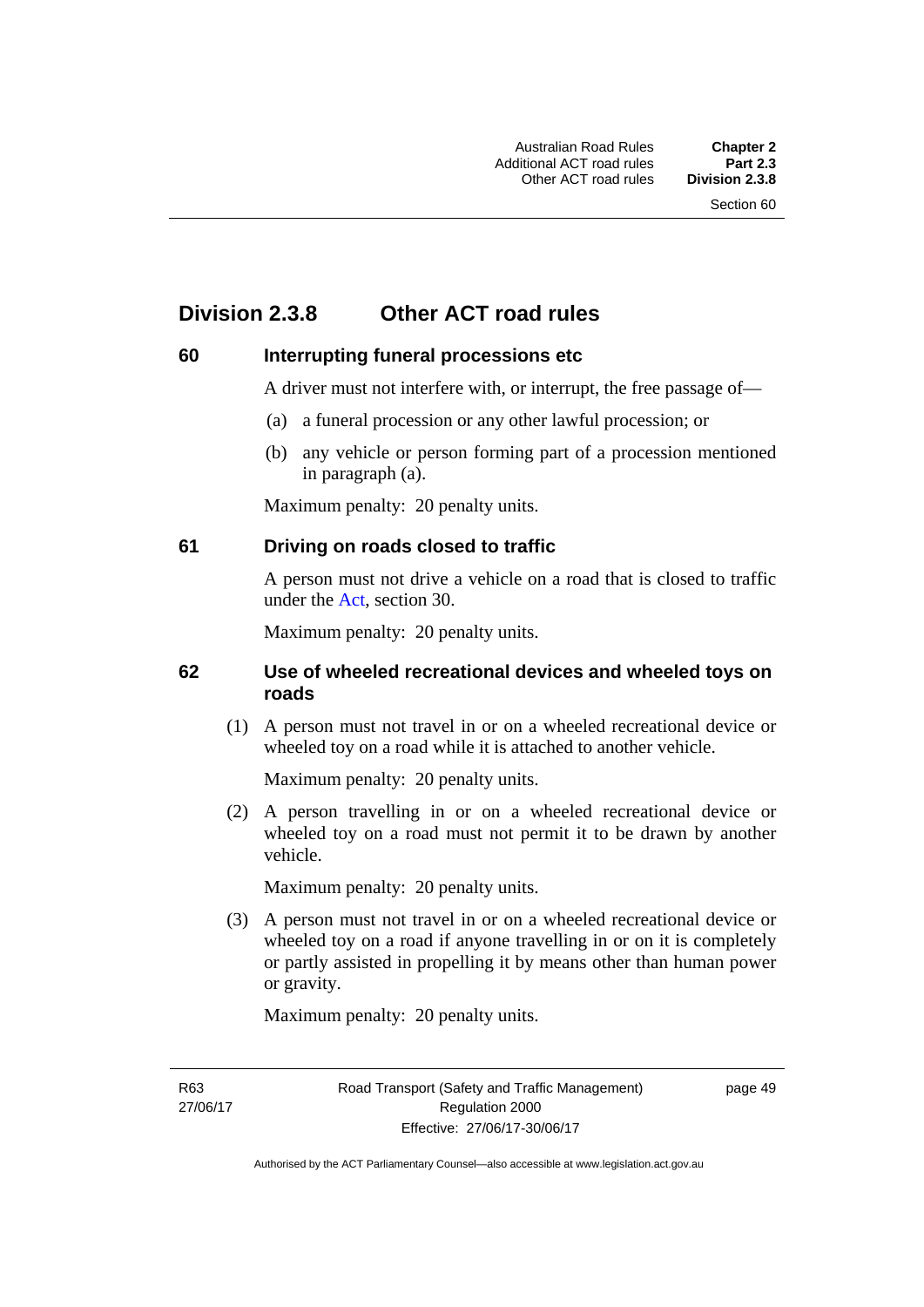## Division 2.3.8 Other ACT road rules

### 60 Interrupting funeral processions etc

A driver must not interfere with, or interrupt, the free passage of—

(a) a funeral procession or any other lawful procession; or

(b) any vehicle or person forming part of a procession mentioned in paragraph (a).

Maximum penalty: 20 penalty units.

### 61 Driving on roads closed to traffic

A person must not drive a vehicle on a road that is closed to traffic under the Act, section 30.

Maximum penalty: 20 penalty units.

### 62 Use of wheeled recreational devices and wheeled toys on roads

(1) A person must not travel in or on a wheeled recreational device or wheeled toy on a road while it is attached to another vehicle.

Maximum penalty: 20 penalty units.

(2) A person travelling in or on a wheeled recreational device or wheeled toy on a road must not permit it to be drawn by another vehicle.

Maximum penalty: 20 penalty units.

(3) A person must not travel in or on a wheeled recreational device or wheeled toy on a road if anyone travelling in or on it is completely or partly assisted in propelling it by means other than human power or gravity.

Maximum penalty: 20 penalty units.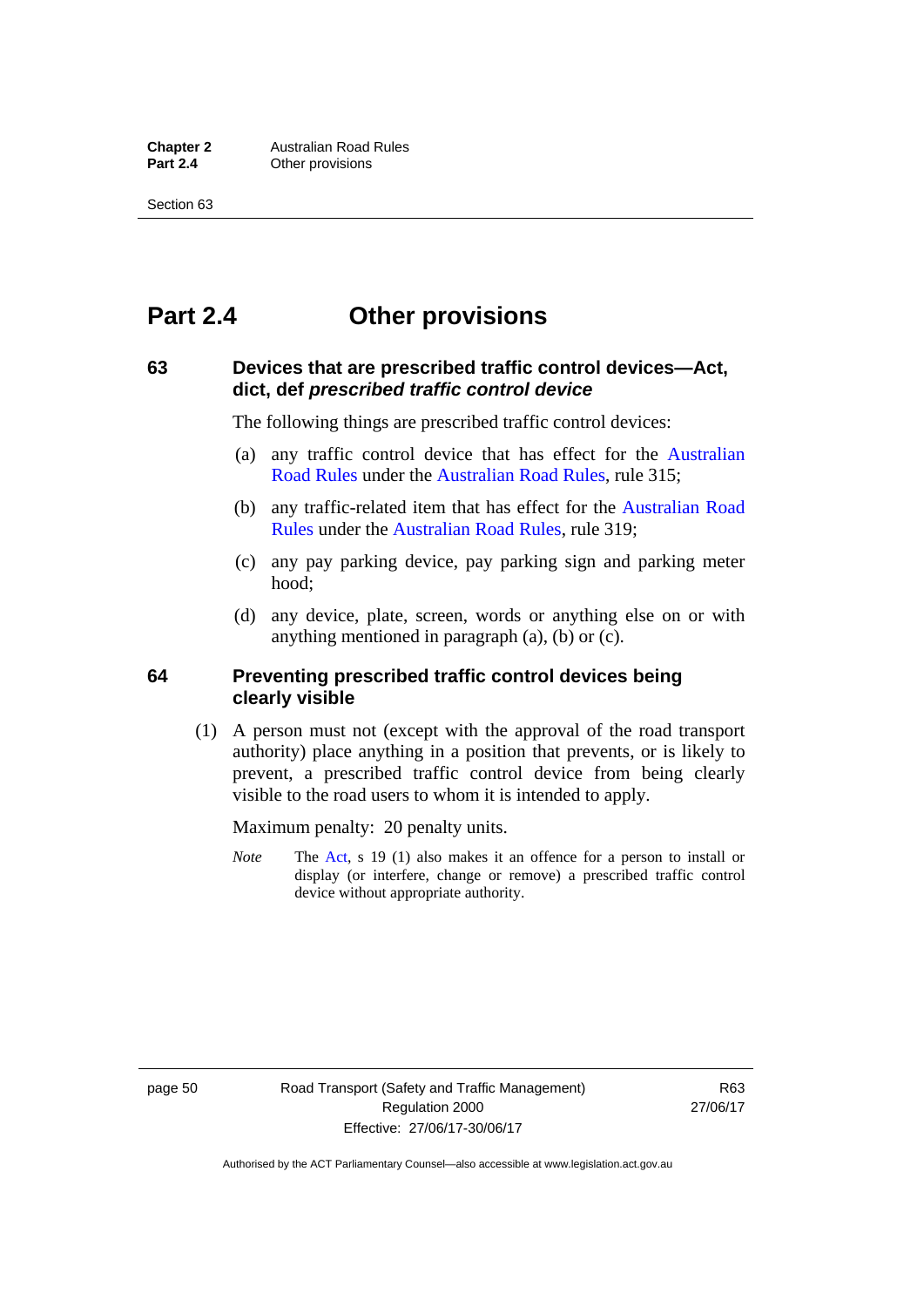# Part 2.4 Other provisions

### 63 Devices that are prescribed traffic control devices—Act, dict, def *prescribed traffic control device*

The following things are prescribed traffic control devices:

(a) any traffic control device that has effect for the Australian Road Rules under the Australian Road Rules, rule 315;

(b) any traffic-related item that has effect for the Australian Road Rules under the Australian Road Rules, rule 319;

(c) any pay parking device, pay parking sign and parking meter hood;

(d) any device, plate, screen, words or anything else on or with anything mentioned in paragraph (a), (b) or (c).

### 64 Preventing prescribed traffic control devices being clearly visible

(1) A person must not (except with the approval of the road transport authority) place anything in a position that prevents, or is likely to prevent, a prescribed traffic control device from being clearly visible to the road users to whom it is intended to apply.

Maximum penalty: 20 penalty units.

*Note* The Act, s 19 (1) also makes it an offence for a person to install or display (or interfere, change or remove) a prescribed traffic control device without appropriate authority.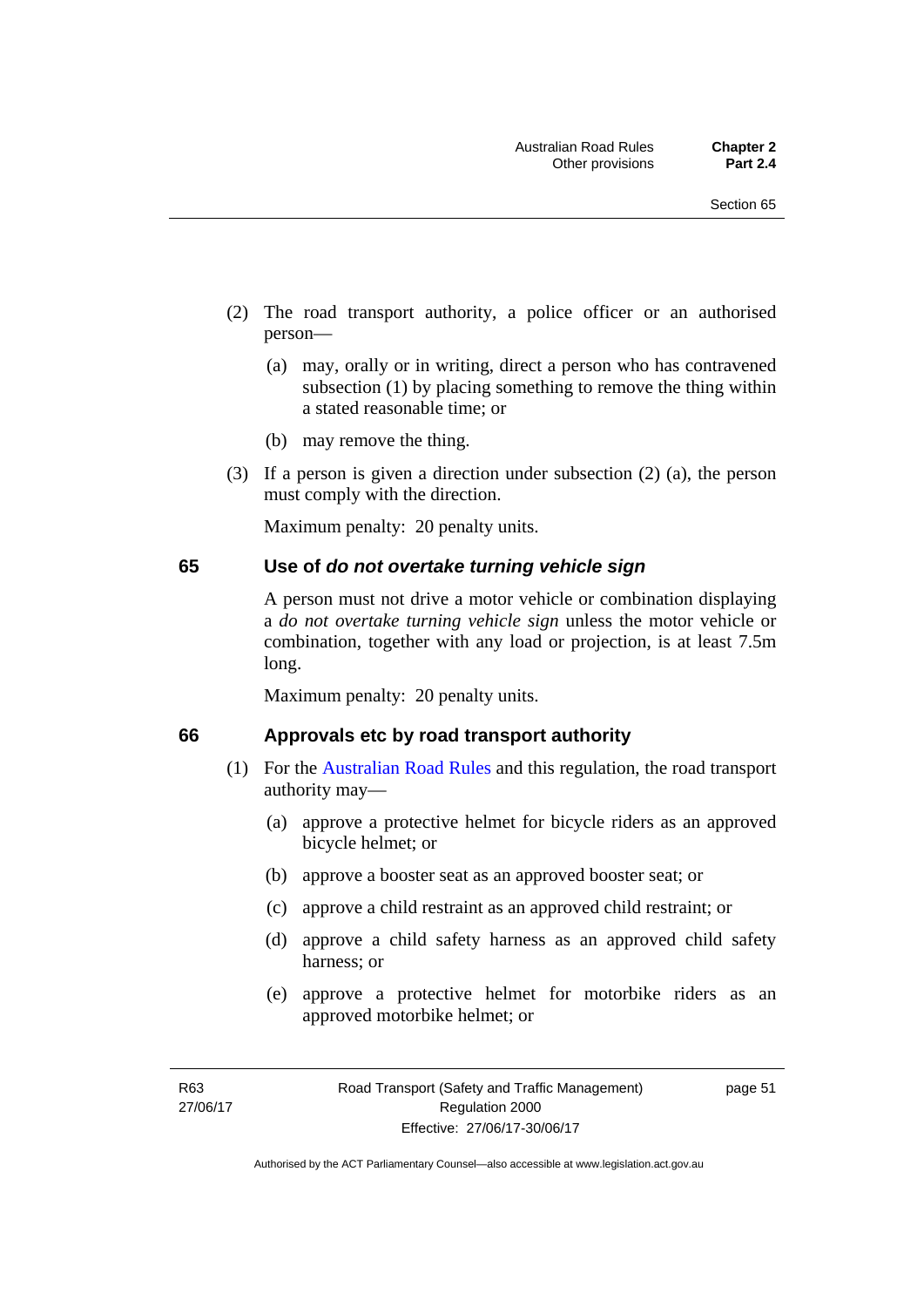(2) The road transport authority, a police officer or an authorised person—

(a) may, orally or in writing, direct a person who has contravened subsection (1) by placing something to remove the thing within a stated reasonable time; or

(b) may remove the thing.

(3) If a person is given a direction under subsection (2) (a), the person must comply with the direction.

Maximum penalty: 20 penalty units.

## 65 Use of *do not overtake turning vehicle sign*

A person must not drive a motor vehicle or combination displaying a *do not overtake turning vehicle sign* unless the motor vehicle or combination, together with any load or projection, is at least 7.5m long.

Maximum penalty: 20 penalty units.

## 66 Approvals etc by road transport authority

(1) For the Australian Road Rules and this regulation, the road transport authority may—

(a) approve a protective helmet for bicycle riders as an approved bicycle helmet; or

(b) approve a booster seat as an approved booster seat; or

(c) approve a child restraint as an approved child restraint; or

(d) approve a child safety harness as an approved child safety harness; or

(e) approve a protective helmet for motorbike riders as an approved motorbike helmet; or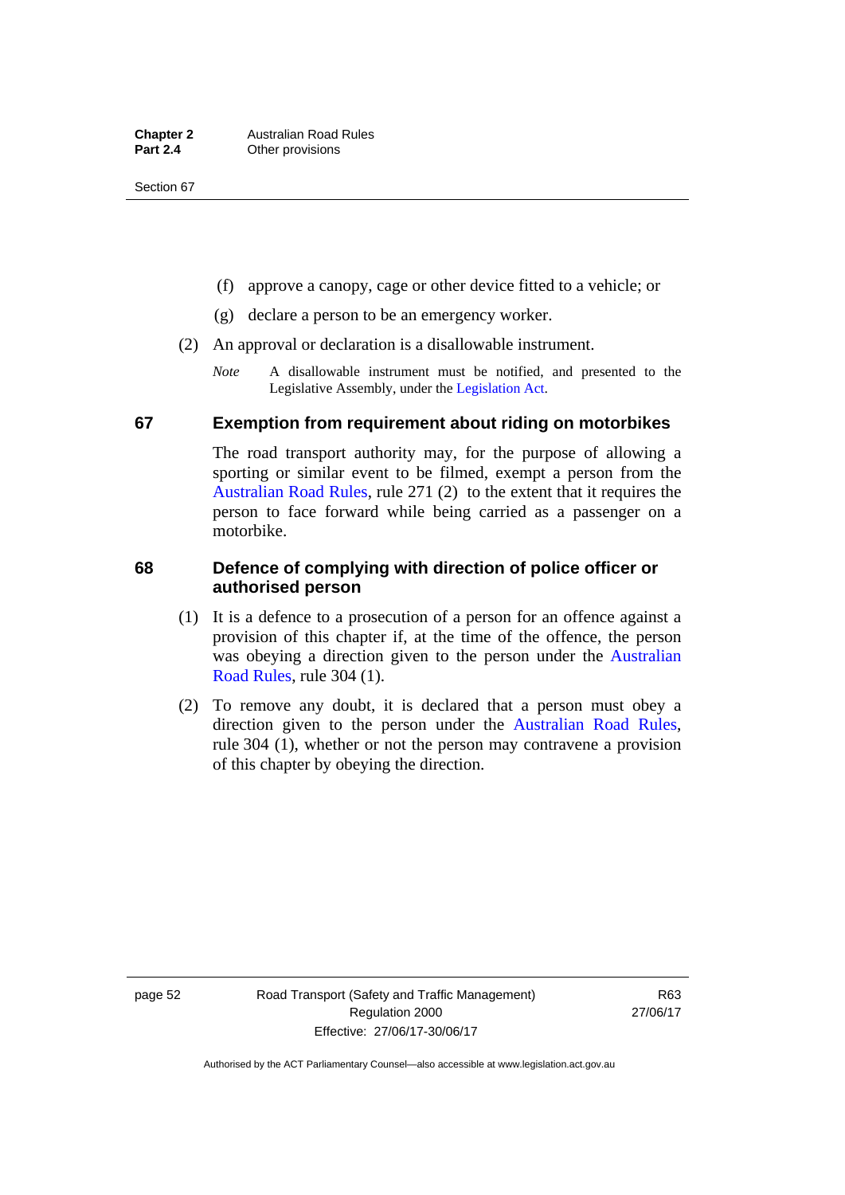(f) approve a canopy, cage or other device fitted to a vehicle; or

(g) declare a person to be an emergency worker.

(2) An approval or declaration is a disallowable instrument.

*Note* A disallowable instrument must be notified, and presented to the Legislative Assembly, under the Legislation Act.

### 67 Exemption from requirement about riding on motorbikes

The road transport authority may, for the purpose of allowing a sporting or similar event to be filmed, exempt a person from the Australian Road Rules, rule 271 (2) to the extent that it requires the person to face forward while being carried as a passenger on a motorbike.

### 68 Defence of complying with direction of police officer or authorised person

(1) It is a defence to a prosecution of a person for an offence against a provision of this chapter if, at the time of the offence, the person was obeying a direction given to the person under the Australian Road Rules, rule 304 (1).

(2) To remove any doubt, it is declared that a person must obey a direction given to the person under the Australian Road Rules, rule 304 (1), whether or not the person may contravene a provision of this chapter by obeying the direction.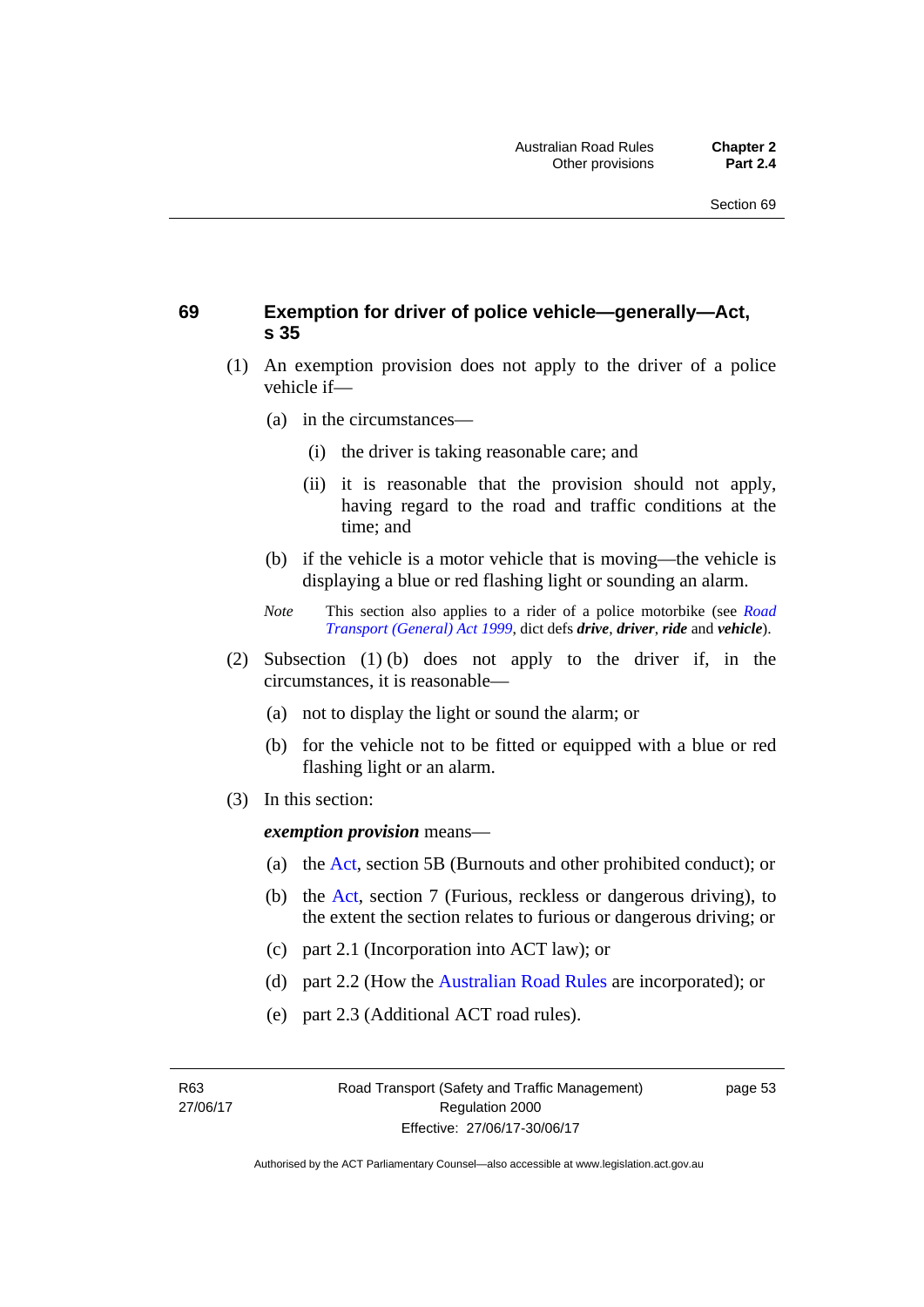## 69 Exemption for driver of police vehicle—generally—Act, s 35

(1) An exemption provision does not apply to the driver of a police vehicle if—

(a) in the circumstances—

(i) the driver is taking reasonable care; and

(ii) it is reasonable that the provision should not apply, having regard to the road and traffic conditions at the time; and

(b) if the vehicle is a motor vehicle that is moving—the vehicle is displaying a blue or red flashing light or sounding an alarm.

*Note* This section also applies to a rider of a police motorbike (see *Road Transport (General) Act 1999*, dict defs ***drive***, ***driver***, ***ride*** and ***vehicle***).

(2) Subsection (1) (b) does not apply to the driver if, in the circumstances, it is reasonable—

(a) not to display the light or sound the alarm; or

(b) for the vehicle not to be fitted or equipped with a blue or red flashing light or an alarm.

(3) In this section:

***exemption provision*** means—

(a) the Act, section 5B (Burnouts and other prohibited conduct); or

(b) the Act, section 7 (Furious, reckless or dangerous driving), to the extent the section relates to furious or dangerous driving; or

(c) part 2.1 (Incorporation into ACT law); or

(d) part 2.2 (How the Australian Road Rules are incorporated); or

(e) part 2.3 (Additional ACT road rules).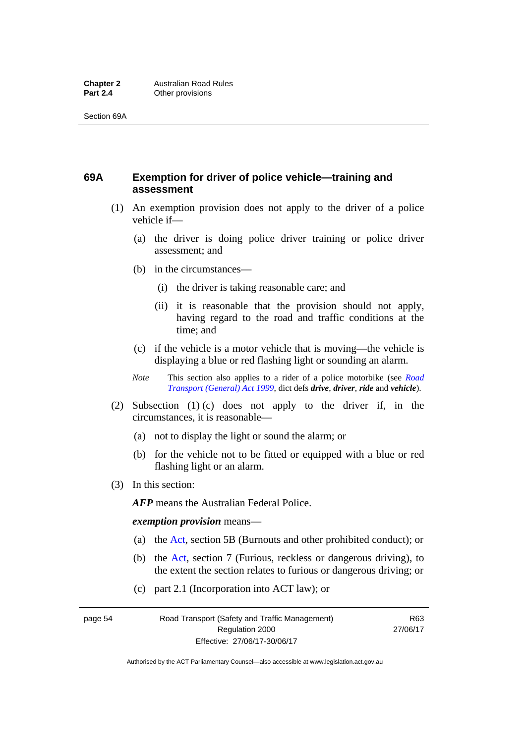## 69A Exemption for driver of police vehicle—training and assessment

(1) An exemption provision does not apply to the driver of a police vehicle if—

(a) the driver is doing police driver training or police driver assessment; and

(b) in the circumstances—

(i) the driver is taking reasonable care; and

(ii) it is reasonable that the provision should not apply, having regard to the road and traffic conditions at the time; and

(c) if the vehicle is a motor vehicle that is moving—the vehicle is displaying a blue or red flashing light or sounding an alarm.

*Note* This section also applies to a rider of a police motorbike (see *Road Transport (General) Act 1999*, dict defs ***drive***, ***driver***, ***ride*** and ***vehicle***).

(2) Subsection (1) (c) does not apply to the driver if, in the circumstances, it is reasonable—

(a) not to display the light or sound the alarm; or

(b) for the vehicle not to be fitted or equipped with a blue or red flashing light or an alarm.

(3) In this section:

***AFP*** means the Australian Federal Police.

***exemption provision*** means—

(a) the Act, section 5B (Burnouts and other prohibited conduct); or

(b) the Act, section 7 (Furious, reckless or dangerous driving), to the extent the section relates to furious or dangerous driving; or

(c) part 2.1 (Incorporation into ACT law); or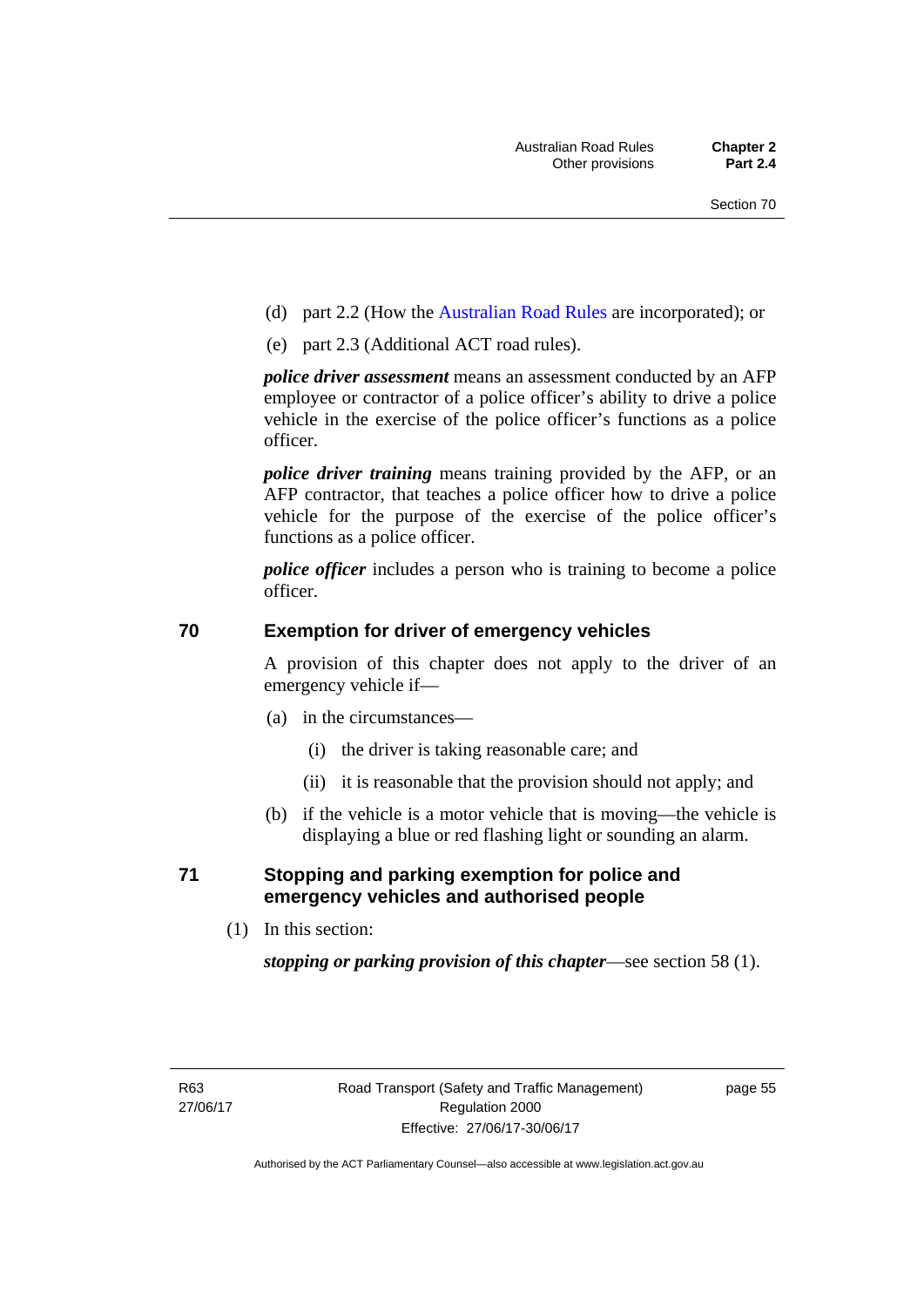(d) part 2.2 (How the Australian Road Rules are incorporated); or

(e) part 2.3 (Additional ACT road rules).

***police driver assessment*** means an assessment conducted by an AFP employee or contractor of a police officer's ability to drive a police vehicle in the exercise of the police officer's functions as a police officer.

***police driver training*** means training provided by the AFP, or an AFP contractor, that teaches a police officer how to drive a police vehicle for the purpose of the exercise of the police officer's functions as a police officer.

***police officer*** includes a person who is training to become a police officer.

## 70 Exemption for driver of emergency vehicles

A provision of this chapter does not apply to the driver of an emergency vehicle if—

(a) in the circumstances—

(i) the driver is taking reasonable care; and

(ii) it is reasonable that the provision should not apply; and

(b) if the vehicle is a motor vehicle that is moving—the vehicle is displaying a blue or red flashing light or sounding an alarm.

## 71 Stopping and parking exemption for police and emergency vehicles and authorised people

(1) In this section:

***stopping or parking provision of this chapter***—see section 58 (1).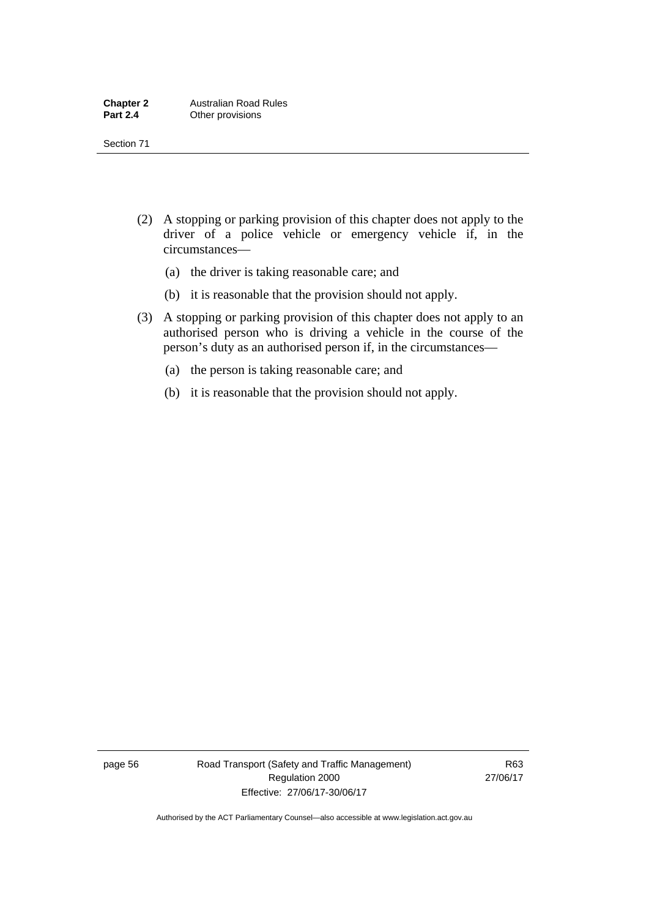(2) A stopping or parking provision of this chapter does not apply to the driver of a police vehicle or emergency vehicle if, in the circumstances—

(a) the driver is taking reasonable care; and

(b) it is reasonable that the provision should not apply.

(3) A stopping or parking provision of this chapter does not apply to an authorised person who is driving a vehicle in the course of the person's duty as an authorised person if, in the circumstances—

(a) the person is taking reasonable care; and

(b) it is reasonable that the provision should not apply.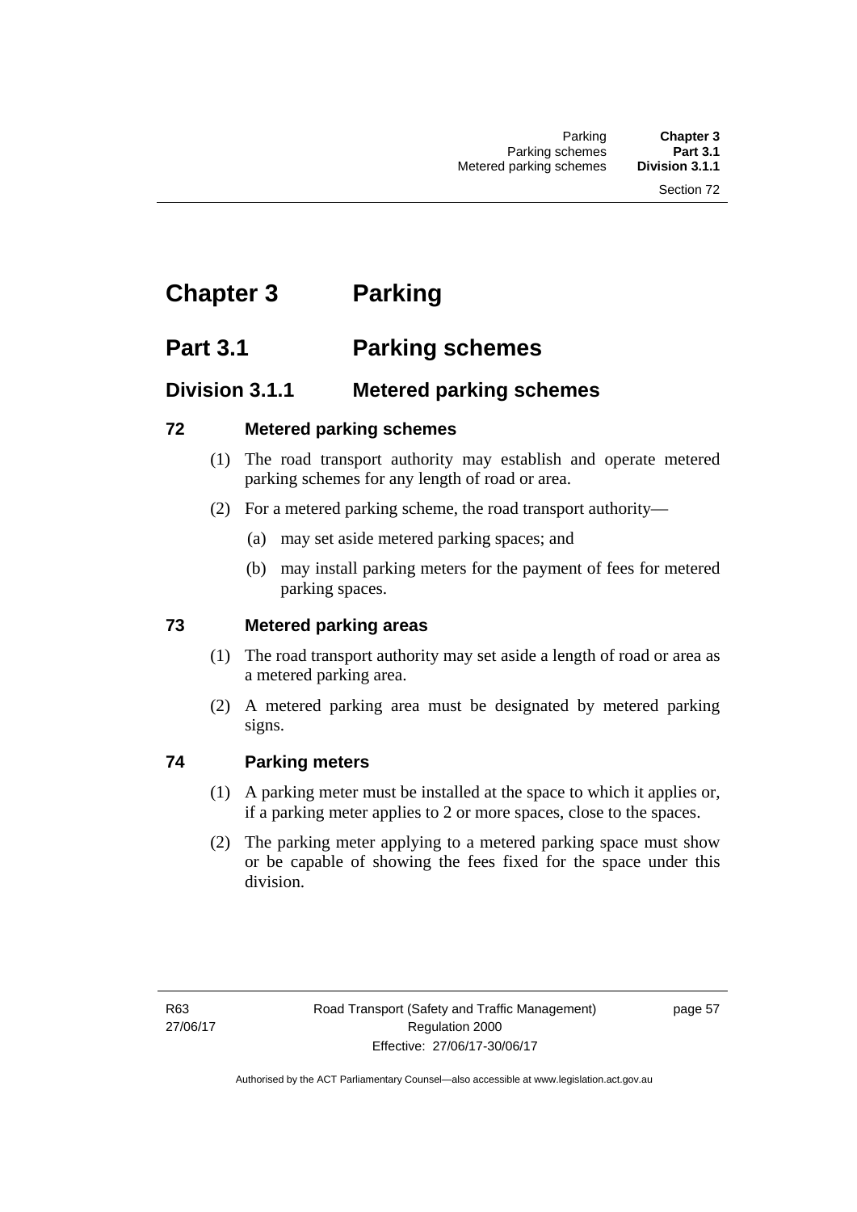# Chapter 3 Parking

## Part 3.1 Parking schemes

### Division 3.1.1 Metered parking schemes

#### 72 Metered parking schemes

(1) The road transport authority may establish and operate metered parking schemes for any length of road or area.

(2) For a metered parking scheme, the road transport authority—

(a) may set aside metered parking spaces; and

(b) may install parking meters for the payment of fees for metered parking spaces.

#### 73 Metered parking areas

(1) The road transport authority may set aside a length of road or area as a metered parking area.

(2) A metered parking area must be designated by metered parking signs.

#### 74 Parking meters

(1) A parking meter must be installed at the space to which it applies or, if a parking meter applies to 2 or more spaces, close to the spaces.

(2) The parking meter applying to a metered parking space must show or be capable of showing the fees fixed for the space under this division.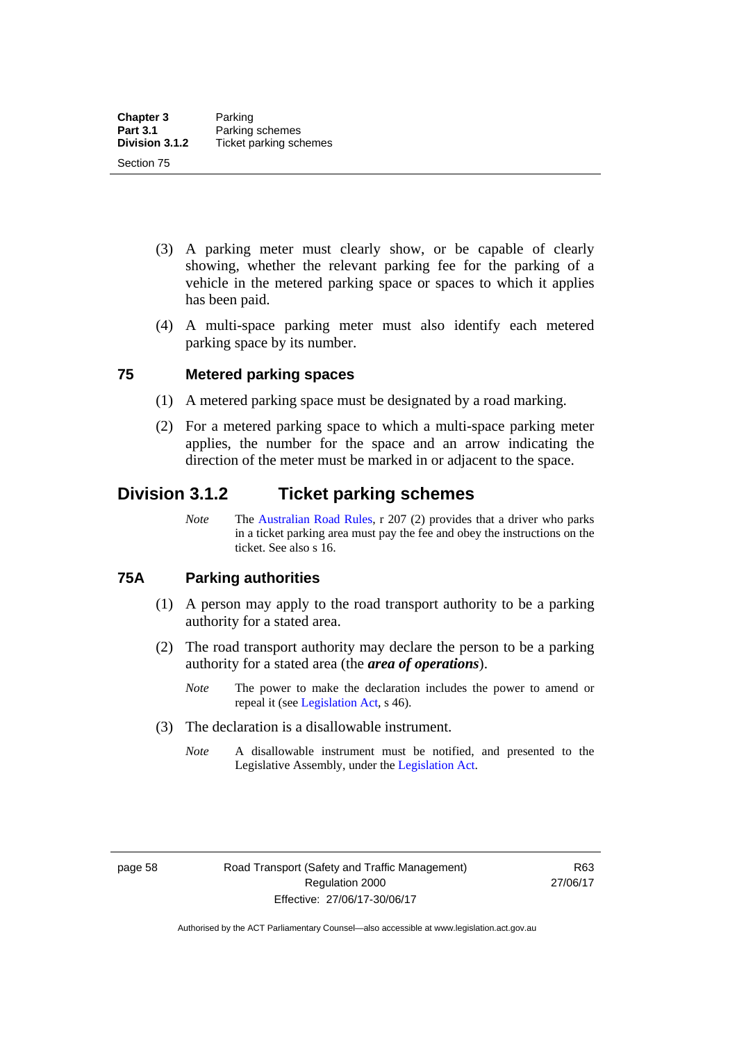(3) A parking meter must clearly show, or be capable of clearly showing, whether the relevant parking fee for the parking of a vehicle in the metered parking space or spaces to which it applies has been paid.

(4) A multi-space parking meter must also identify each metered parking space by its number.

### 75 Metered parking spaces

(1) A metered parking space must be designated by a road marking.

(2) For a metered parking space to which a multi-space parking meter applies, the number for the space and an arrow indicating the direction of the meter must be marked in or adjacent to the space.

## Division 3.1.2 Ticket parking schemes

*Note* The Australian Road Rules, r 207 (2) provides that a driver who parks in a ticket parking area must pay the fee and obey the instructions on the ticket. See also s 16.

### 75A Parking authorities

(1) A person may apply to the road transport authority to be a parking authority for a stated area.

(2) The road transport authority may declare the person to be a parking authority for a stated area (the ***area of operations***).

*Note* The power to make the declaration includes the power to amend or repeal it (see Legislation Act, s 46).

(3) The declaration is a disallowable instrument.

*Note* A disallowable instrument must be notified, and presented to the Legislative Assembly, under the Legislation Act.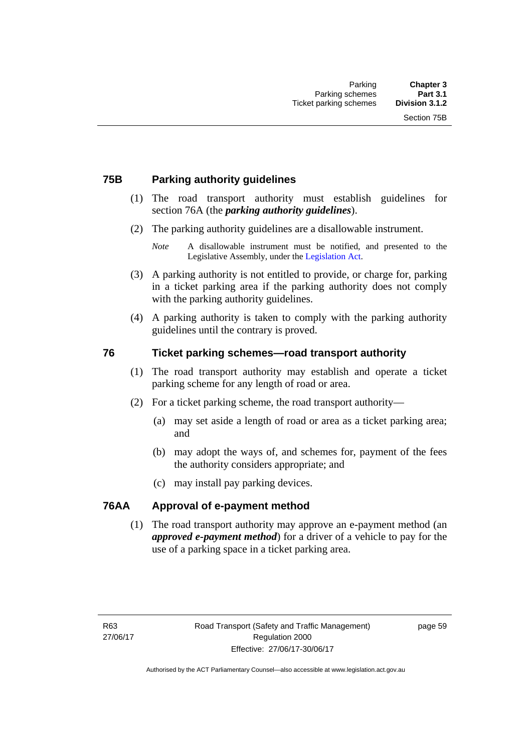## 75B Parking authority guidelines

(1) The road transport authority must establish guidelines for section 76A (the ***parking authority guidelines***).

(2) The parking authority guidelines are a disallowable instrument.

*Note* A disallowable instrument must be notified, and presented to the Legislative Assembly, under the Legislation Act.

(3) A parking authority is not entitled to provide, or charge for, parking in a ticket parking area if the parking authority does not comply with the parking authority guidelines.

(4) A parking authority is taken to comply with the parking authority guidelines until the contrary is proved.

## 76 Ticket parking schemes—road transport authority

(1) The road transport authority may establish and operate a ticket parking scheme for any length of road or area.

(2) For a ticket parking scheme, the road transport authority—

(a) may set aside a length of road or area as a ticket parking area; and

(b) may adopt the ways of, and schemes for, payment of the fees the authority considers appropriate; and

(c) may install pay parking devices.

## 76AA Approval of e-payment method

(1) The road transport authority may approve an e-payment method (an ***approved e-payment method***) for a driver of a vehicle to pay for the use of a parking space in a ticket parking area.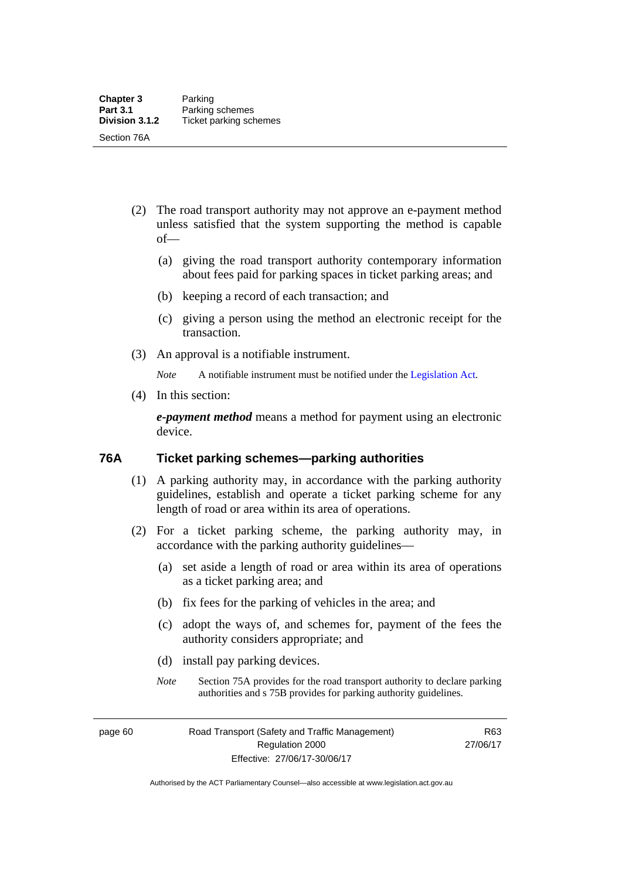(2) The road transport authority may not approve an e-payment method unless satisfied that the system supporting the method is capable of—

(a) giving the road transport authority contemporary information about fees paid for parking spaces in ticket parking areas; and

(b) keeping a record of each transaction; and

(c) giving a person using the method an electronic receipt for the transaction.

(3) An approval is a notifiable instrument.

*Note* A notifiable instrument must be notified under the Legislation Act.

(4) In this section:

***e-payment method*** means a method for payment using an electronic device.

## 76A Ticket parking schemes—parking authorities

(1) A parking authority may, in accordance with the parking authority guidelines, establish and operate a ticket parking scheme for any length of road or area within its area of operations.

(2) For a ticket parking scheme, the parking authority may, in accordance with the parking authority guidelines—

(a) set aside a length of road or area within its area of operations as a ticket parking area; and

(b) fix fees for the parking of vehicles in the area; and

(c) adopt the ways of, and schemes for, payment of the fees the authority considers appropriate; and

(d) install pay parking devices.

*Note* Section 75A provides for the road transport authority to declare parking authorities and s 75B provides for parking authority guidelines.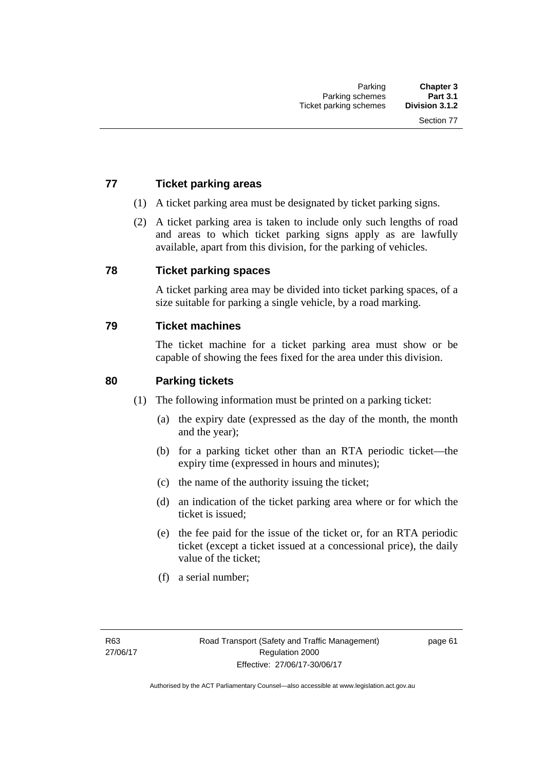## 77 Ticket parking areas

(1) A ticket parking area must be designated by ticket parking signs.

(2) A ticket parking area is taken to include only such lengths of road and areas to which ticket parking signs apply as are lawfully available, apart from this division, for the parking of vehicles.

## 78 Ticket parking spaces

A ticket parking area may be divided into ticket parking spaces, of a size suitable for parking a single vehicle, by a road marking.

## 79 Ticket machines

The ticket machine for a ticket parking area must show or be capable of showing the fees fixed for the area under this division.

## 80 Parking tickets

(1) The following information must be printed on a parking ticket:

(a) the expiry date (expressed as the day of the month, the month and the year);

(b) for a parking ticket other than an RTA periodic ticket—the expiry time (expressed in hours and minutes);

(c) the name of the authority issuing the ticket;

(d) an indication of the ticket parking area where or for which the ticket is issued;

(e) the fee paid for the issue of the ticket or, for an RTA periodic ticket (except a ticket issued at a concessional price), the daily value of the ticket;

(f) a serial number;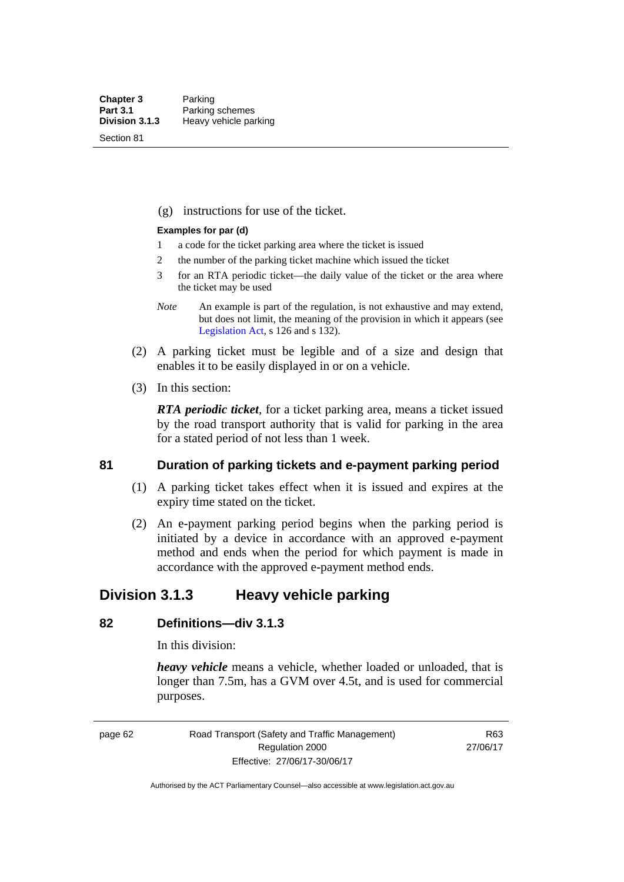(g) instructions for use of the ticket.

**Examples for par (d)**

1 a code for the ticket parking area where the ticket is issued

2 the number of the parking ticket machine which issued the ticket

3 for an RTA periodic ticket—the daily value of the ticket or the area where the ticket may be used

*Note* An example is part of the regulation, is not exhaustive and may extend, but does not limit, the meaning of the provision in which it appears (see Legislation Act, s 126 and s 132).

(2) A parking ticket must be legible and of a size and design that enables it to be easily displayed in or on a vehicle.

(3) In this section:

***RTA periodic ticket***, for a ticket parking area, means a ticket issued by the road transport authority that is valid for parking in the area for a stated period of not less than 1 week.

### 81 Duration of parking tickets and e-payment parking period

(1) A parking ticket takes effect when it is issued and expires at the expiry time stated on the ticket.

(2) An e-payment parking period begins when the parking period is initiated by a device in accordance with an approved e-payment method and ends when the period for which payment is made in accordance with the approved e-payment method ends.

## Division 3.1.3 Heavy vehicle parking

### 82 Definitions—div 3.1.3

In this division:

***heavy vehicle*** means a vehicle, whether loaded or unloaded, that is longer than 7.5m, has a GVM over 4.5t, and is used for commercial purposes.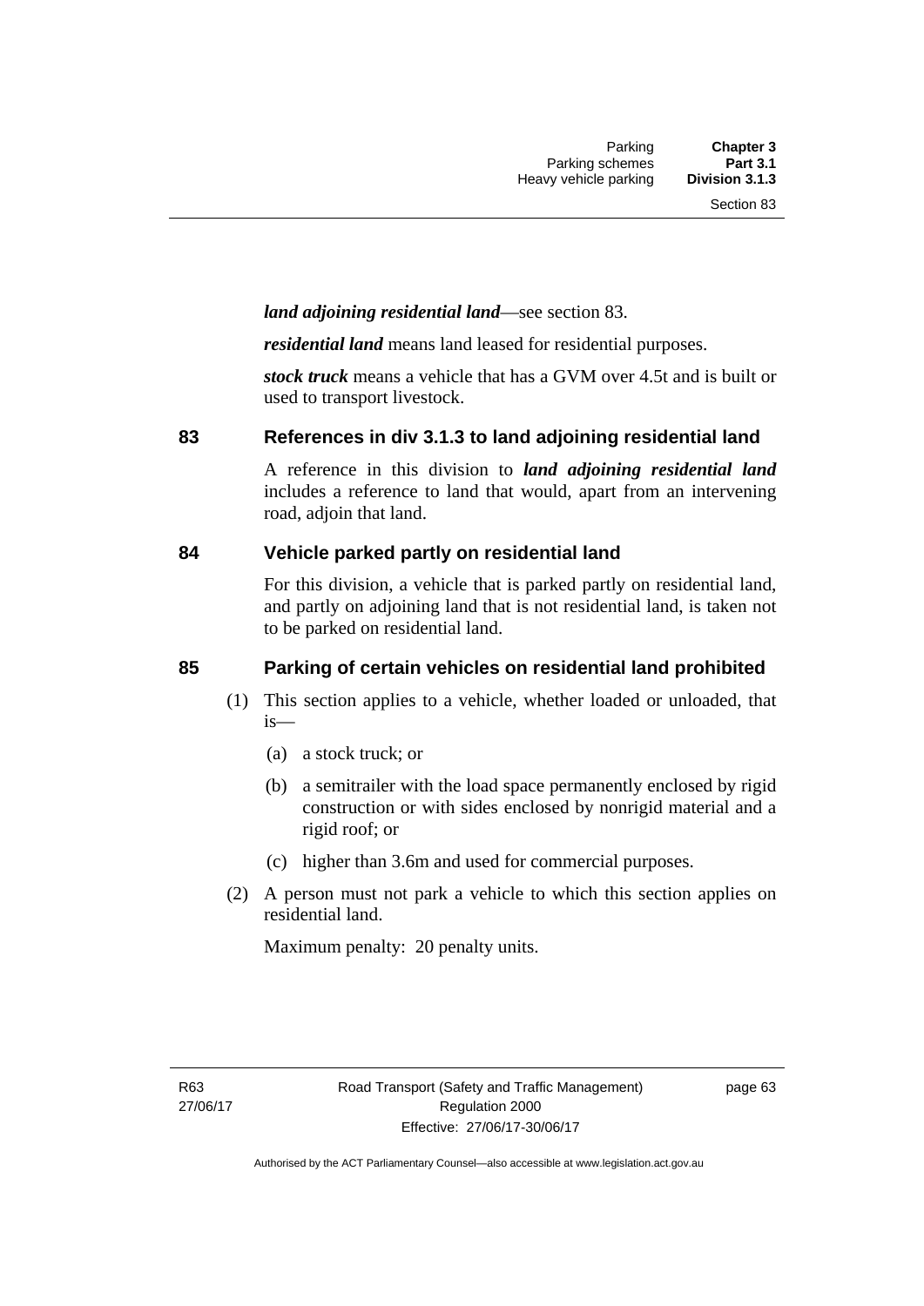***land adjoining residential land***—see section 83.

***residential land*** means land leased for residential purposes.

***stock truck*** means a vehicle that has a GVM over 4.5t and is built or used to transport livestock.

## 83 References in div 3.1.3 to land adjoining residential land

A reference in this division to ***land adjoining residential land*** includes a reference to land that would, apart from an intervening road, adjoin that land.

## 84 Vehicle parked partly on residential land

For this division, a vehicle that is parked partly on residential land, and partly on adjoining land that is not residential land, is taken not to be parked on residential land.

## 85 Parking of certain vehicles on residential land prohibited

(1) This section applies to a vehicle, whether loaded or unloaded, that is—

(a) a stock truck; or

(b) a semitrailer with the load space permanently enclosed by rigid construction or with sides enclosed by nonrigid material and a rigid roof; or

(c) higher than 3.6m and used for commercial purposes.

(2) A person must not park a vehicle to which this section applies on residential land.

Maximum penalty: 20 penalty units.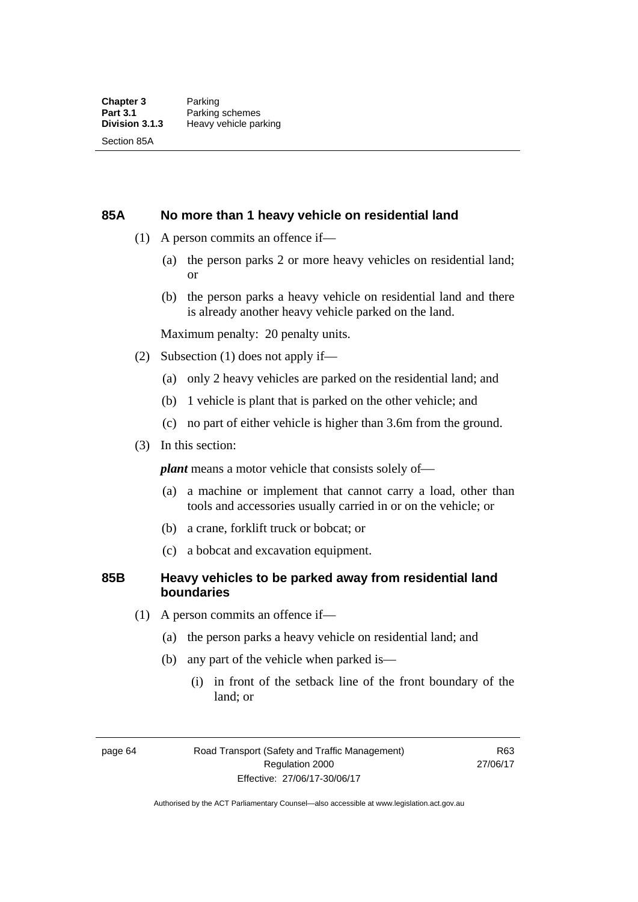## 85A No more than 1 heavy vehicle on residential land

(1) A person commits an offence if—

(a) the person parks 2 or more heavy vehicles on residential land; or

(b) the person parks a heavy vehicle on residential land and there is already another heavy vehicle parked on the land.

Maximum penalty: 20 penalty units.

(2) Subsection (1) does not apply if—

(a) only 2 heavy vehicles are parked on the residential land; and

(b) 1 vehicle is plant that is parked on the other vehicle; and

(c) no part of either vehicle is higher than 3.6m from the ground.

(3) In this section:

***plant*** means a motor vehicle that consists solely of—

(a) a machine or implement that cannot carry a load, other than tools and accessories usually carried in or on the vehicle; or

(b) a crane, forklift truck or bobcat; or

(c) a bobcat and excavation equipment.

## 85B Heavy vehicles to be parked away from residential land boundaries

(1) A person commits an offence if—

(a) the person parks a heavy vehicle on residential land; and

(b) any part of the vehicle when parked is—

(i) in front of the setback line of the front boundary of the land; or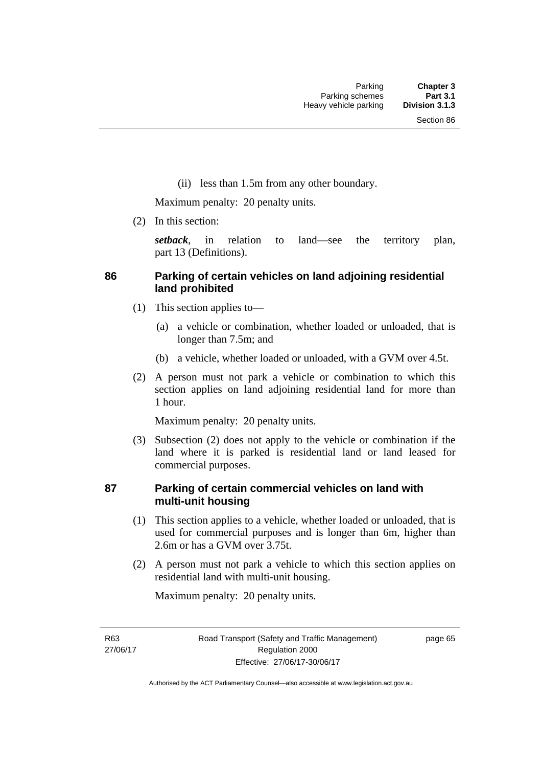(ii) less than 1.5m from any other boundary.

Maximum penalty: 20 penalty units.

(2) In this section:

***setback***, in relation to land—see the territory plan, part 13 (Definitions).

### 86 Parking of certain vehicles on land adjoining residential land prohibited

(1) This section applies to—

(a) a vehicle or combination, whether loaded or unloaded, that is longer than 7.5m; and

(b) a vehicle, whether loaded or unloaded, with a GVM over 4.5t.

(2) A person must not park a vehicle or combination to which this section applies on land adjoining residential land for more than 1 hour.

Maximum penalty: 20 penalty units.

(3) Subsection (2) does not apply to the vehicle or combination if the land where it is parked is residential land or land leased for commercial purposes.

### 87 Parking of certain commercial vehicles on land with multi-unit housing

(1) This section applies to a vehicle, whether loaded or unloaded, that is used for commercial purposes and is longer than 6m, higher than 2.6m or has a GVM over 3.75t.

(2) A person must not park a vehicle to which this section applies on residential land with multi-unit housing.

Maximum penalty: 20 penalty units.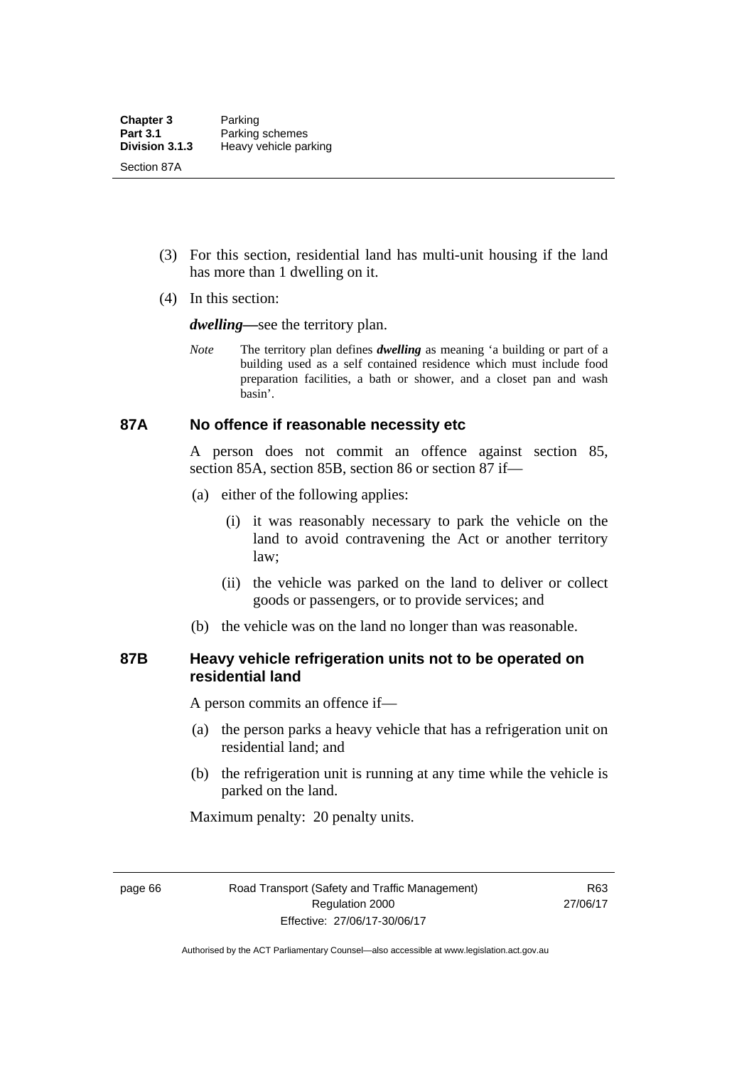(3) For this section, residential land has multi-unit housing if the land has more than 1 dwelling on it.

(4) In this section:

***dwelling***—see the territory plan.

*Note* The territory plan defines ***dwelling*** as meaning 'a building or part of a building used as a self contained residence which must include food preparation facilities, a bath or shower, and a closet pan and wash basin'.

### 87A No offence if reasonable necessity etc

A person does not commit an offence against section 85, section 85A, section 85B, section 86 or section 87 if—

(a) either of the following applies:

(i) it was reasonably necessary to park the vehicle on the land to avoid contravening the Act or another territory law;

(ii) the vehicle was parked on the land to deliver or collect goods or passengers, or to provide services; and

(b) the vehicle was on the land no longer than was reasonable.

### 87B Heavy vehicle refrigeration units not to be operated on residential land

A person commits an offence if—

(a) the person parks a heavy vehicle that has a refrigeration unit on residential land; and

(b) the refrigeration unit is running at any time while the vehicle is parked on the land.

Maximum penalty: 20 penalty units.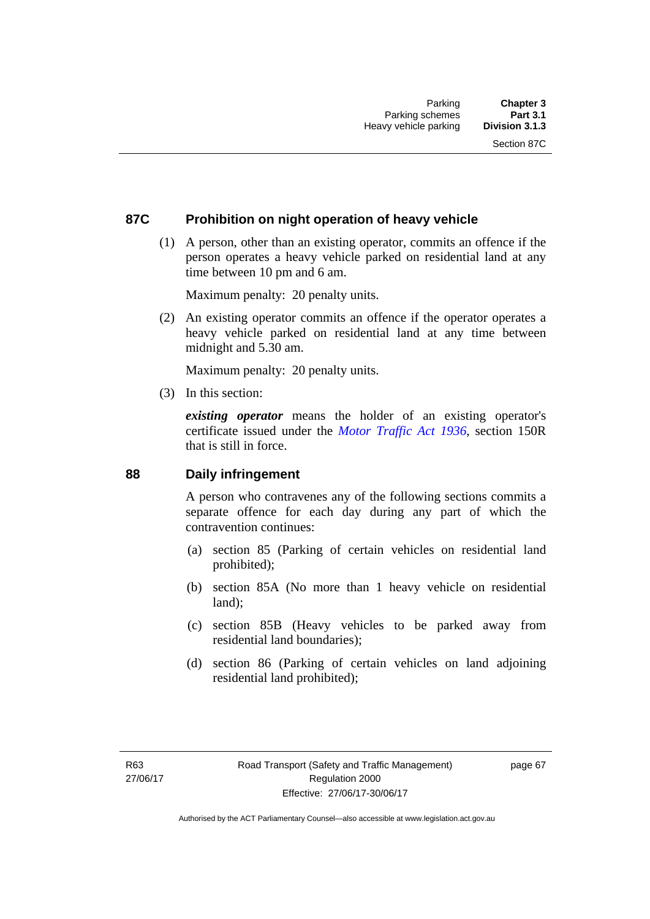## 87C Prohibition on night operation of heavy vehicle

(1) A person, other than an existing operator, commits an offence if the person operates a heavy vehicle parked on residential land at any time between 10 pm and 6 am.

Maximum penalty: 20 penalty units.

(2) An existing operator commits an offence if the operator operates a heavy vehicle parked on residential land at any time between midnight and 5.30 am.

Maximum penalty: 20 penalty units.

(3) In this section:

***existing operator*** means the holder of an existing operator's certificate issued under the *Motor Traffic Act 1936*, section 150R that is still in force.

## 88 Daily infringement

A person who contravenes any of the following sections commits a separate offence for each day during any part of which the contravention continues:

(a) section 85 (Parking of certain vehicles on residential land prohibited);

(b) section 85A (No more than 1 heavy vehicle on residential land);

(c) section 85B (Heavy vehicles to be parked away from residential land boundaries);

(d) section 86 (Parking of certain vehicles on land adjoining residential land prohibited);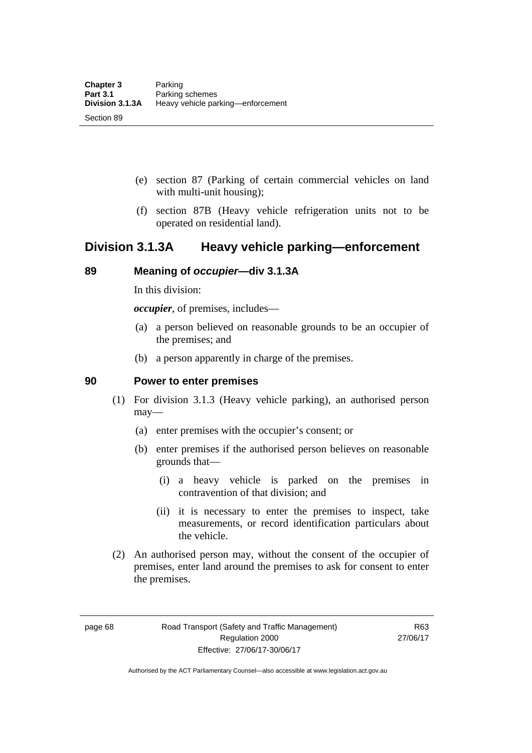(e) section 87 (Parking of certain commercial vehicles on land with multi-unit housing);

(f) section 87B (Heavy vehicle refrigeration units not to be operated on residential land).

## Division 3.1.3A Heavy vehicle parking—enforcement

### 89 Meaning of *occupier*—div 3.1.3A

In this division:

***occupier***, of premises, includes—

(a) a person believed on reasonable grounds to be an occupier of the premises; and

(b) a person apparently in charge of the premises.

### 90 Power to enter premises

(1) For division 3.1.3 (Heavy vehicle parking), an authorised person may—

(a) enter premises with the occupier's consent; or

(b) enter premises if the authorised person believes on reasonable grounds that—

(i) a heavy vehicle is parked on the premises in contravention of that division; and

(ii) it is necessary to enter the premises to inspect, take measurements, or record identification particulars about the vehicle.

(2) An authorised person may, without the consent of the occupier of premises, enter land around the premises to ask for consent to enter the premises.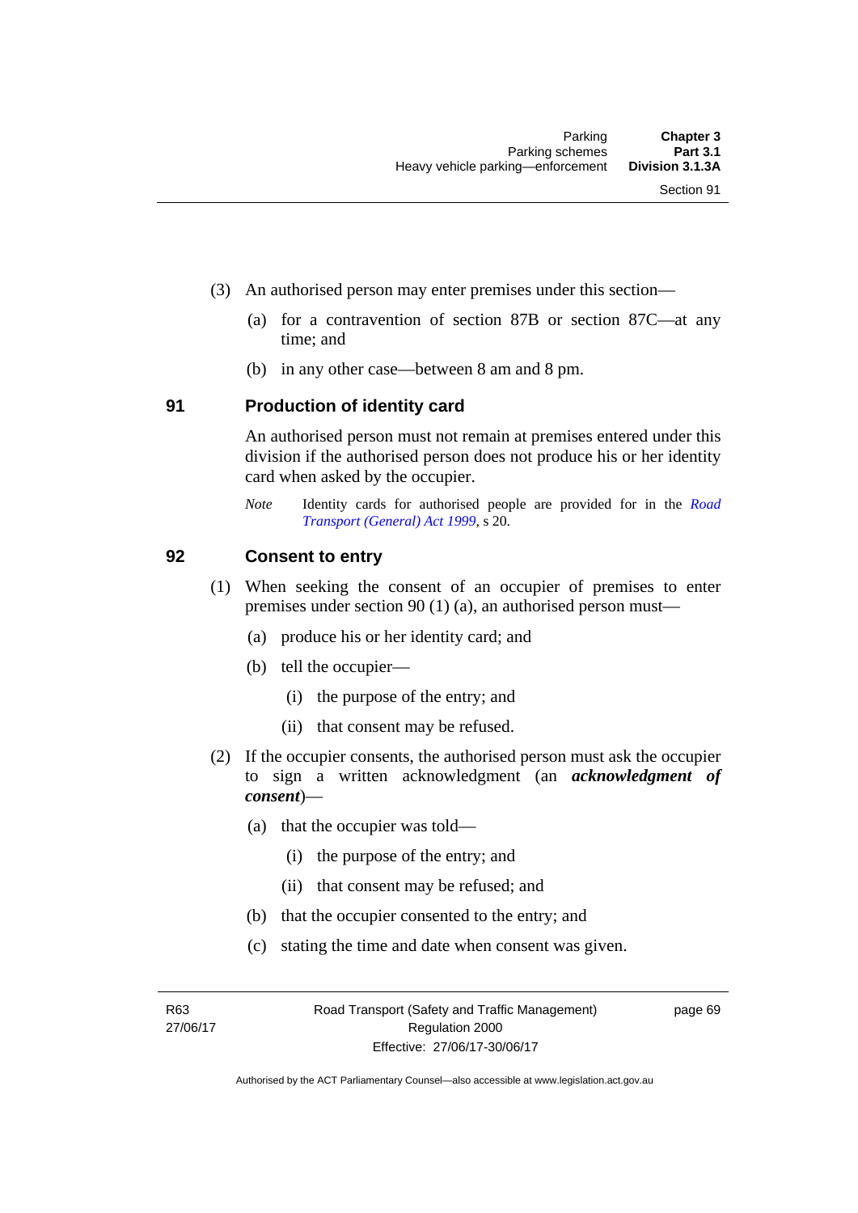(3) An authorised person may enter premises under this section—

(a) for a contravention of section 87B or section 87C—at any time; and

(b) in any other case—between 8 am and 8 pm.

### 91 Production of identity card

An authorised person must not remain at premises entered under this division if the authorised person does not produce his or her identity card when asked by the occupier.

*Note* Identity cards for authorised people are provided for in the *Road Transport (General) Act 1999*, s 20.

### 92 Consent to entry

(1) When seeking the consent of an occupier of premises to enter premises under section 90 (1) (a), an authorised person must—

(a) produce his or her identity card; and

(b) tell the occupier—

(i) the purpose of the entry; and

(ii) that consent may be refused.

(2) If the occupier consents, the authorised person must ask the occupier to sign a written acknowledgment (an ***acknowledgment of consent***)—

(a) that the occupier was told—

(i) the purpose of the entry; and

(ii) that consent may be refused; and

(b) that the occupier consented to the entry; and

(c) stating the time and date when consent was given.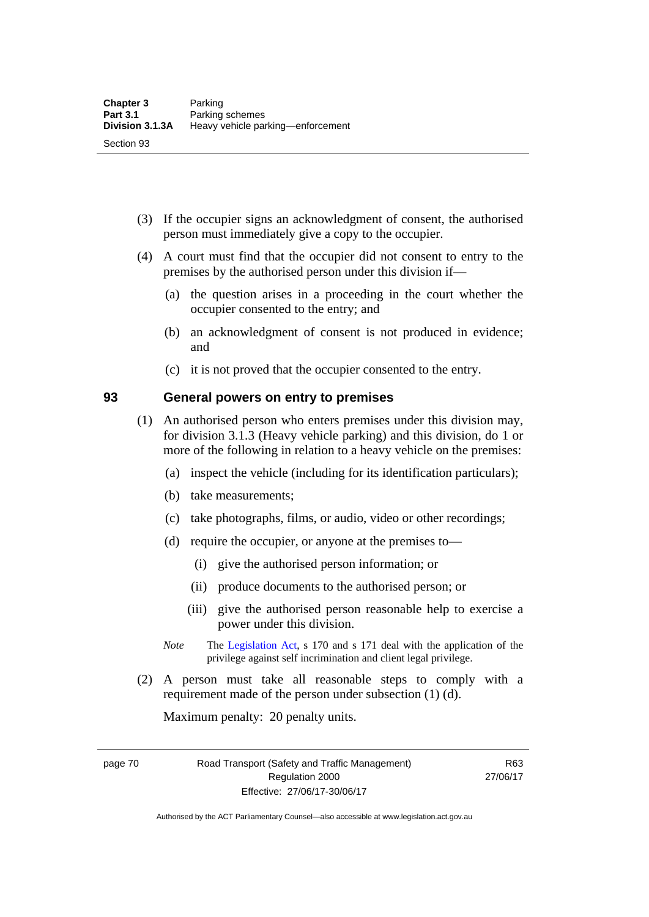(3) If the occupier signs an acknowledgment of consent, the authorised person must immediately give a copy to the occupier.

(4) A court must find that the occupier did not consent to entry to the premises by the authorised person under this division if—

(a) the question arises in a proceeding in the court whether the occupier consented to the entry; and

(b) an acknowledgment of consent is not produced in evidence; and

(c) it is not proved that the occupier consented to the entry.

## 93 General powers on entry to premises

(1) An authorised person who enters premises under this division may, for division 3.1.3 (Heavy vehicle parking) and this division, do 1 or more of the following in relation to a heavy vehicle on the premises:

(a) inspect the vehicle (including for its identification particulars);

(b) take measurements;

(c) take photographs, films, or audio, video or other recordings;

(d) require the occupier, or anyone at the premises to—

(i) give the authorised person information; or

(ii) produce documents to the authorised person; or

(iii) give the authorised person reasonable help to exercise a power under this division.

*Note* The Legislation Act, s 170 and s 171 deal with the application of the privilege against self incrimination and client legal privilege.

(2) A person must take all reasonable steps to comply with a requirement made of the person under subsection (1) (d).

Maximum penalty: 20 penalty units.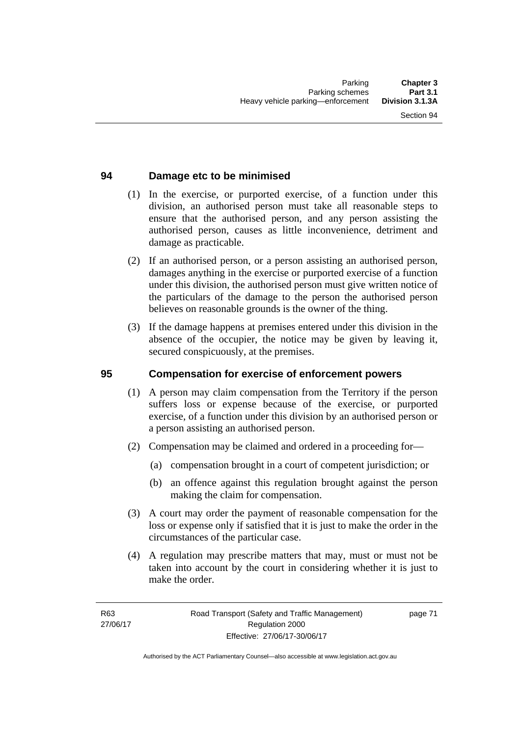## 94 Damage etc to be minimised

(1) In the exercise, or purported exercise, of a function under this division, an authorised person must take all reasonable steps to ensure that the authorised person, and any person assisting the authorised person, causes as little inconvenience, detriment and damage as practicable.

(2) If an authorised person, or a person assisting an authorised person, damages anything in the exercise or purported exercise of a function under this division, the authorised person must give written notice of the particulars of the damage to the person the authorised person believes on reasonable grounds is the owner of the thing.

(3) If the damage happens at premises entered under this division in the absence of the occupier, the notice may be given by leaving it, secured conspicuously, at the premises.

## 95 Compensation for exercise of enforcement powers

(1) A person may claim compensation from the Territory if the person suffers loss or expense because of the exercise, or purported exercise, of a function under this division by an authorised person or a person assisting an authorised person.

(2) Compensation may be claimed and ordered in a proceeding for—

(a) compensation brought in a court of competent jurisdiction; or

(b) an offence against this regulation brought against the person making the claim for compensation.

(3) A court may order the payment of reasonable compensation for the loss or expense only if satisfied that it is just to make the order in the circumstances of the particular case.

(4) A regulation may prescribe matters that may, must or must not be taken into account by the court in considering whether it is just to make the order.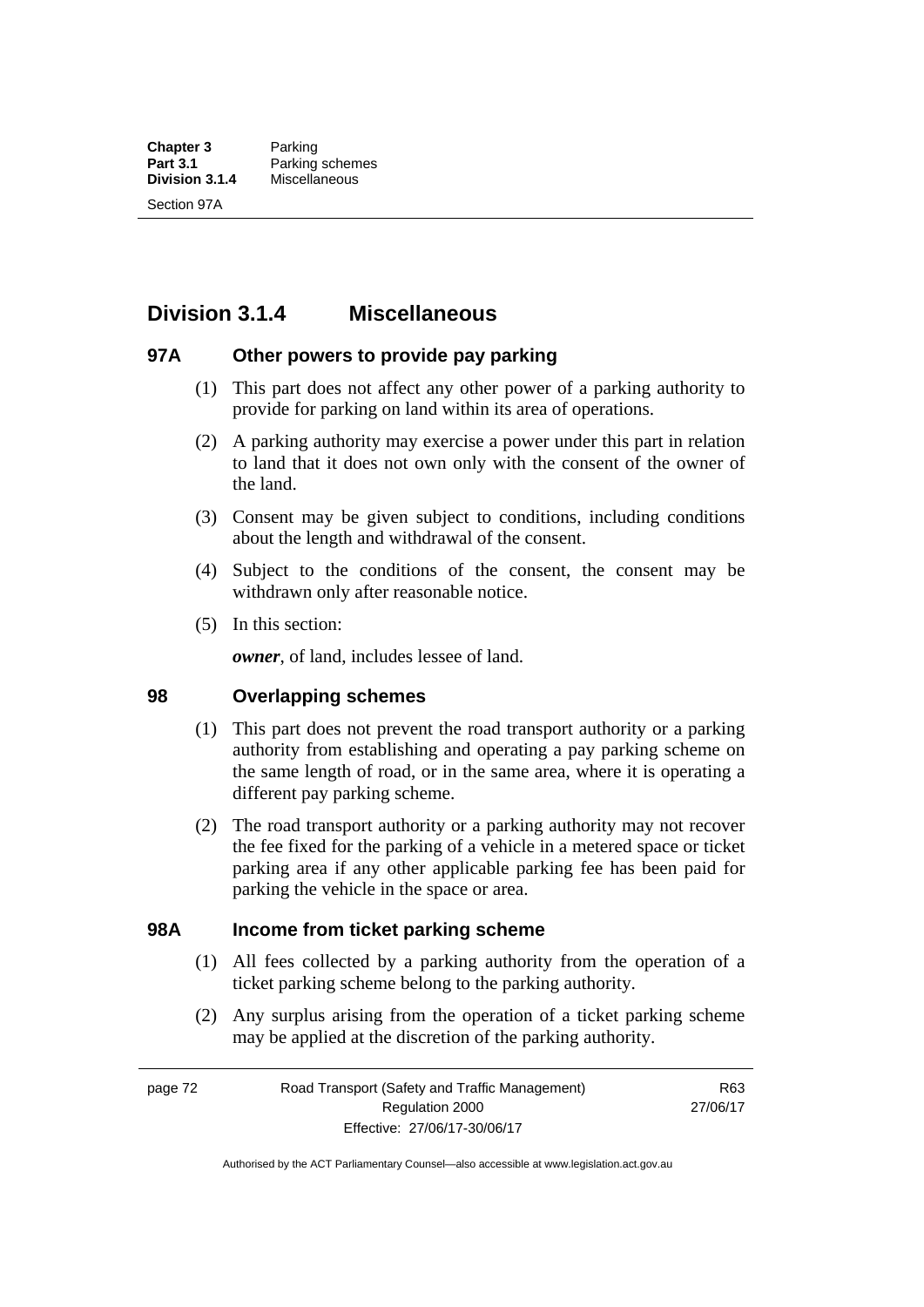## Division 3.1.4 Miscellaneous

### 97A Other powers to provide pay parking

(1) This part does not affect any other power of a parking authority to provide for parking on land within its area of operations.

(2) A parking authority may exercise a power under this part in relation to land that it does not own only with the consent of the owner of the land.

(3) Consent may be given subject to conditions, including conditions about the length and withdrawal of the consent.

(4) Subject to the conditions of the consent, the consent may be withdrawn only after reasonable notice.

(5) In this section:

***owner***, of land, includes lessee of land.

### 98 Overlapping schemes

(1) This part does not prevent the road transport authority or a parking authority from establishing and operating a pay parking scheme on the same length of road, or in the same area, where it is operating a different pay parking scheme.

(2) The road transport authority or a parking authority may not recover the fee fixed for the parking of a vehicle in a metered space or ticket parking area if any other applicable parking fee has been paid for parking the vehicle in the space or area.

### 98A Income from ticket parking scheme

(1) All fees collected by a parking authority from the operation of a ticket parking scheme belong to the parking authority.

(2) Any surplus arising from the operation of a ticket parking scheme may be applied at the discretion of the parking authority.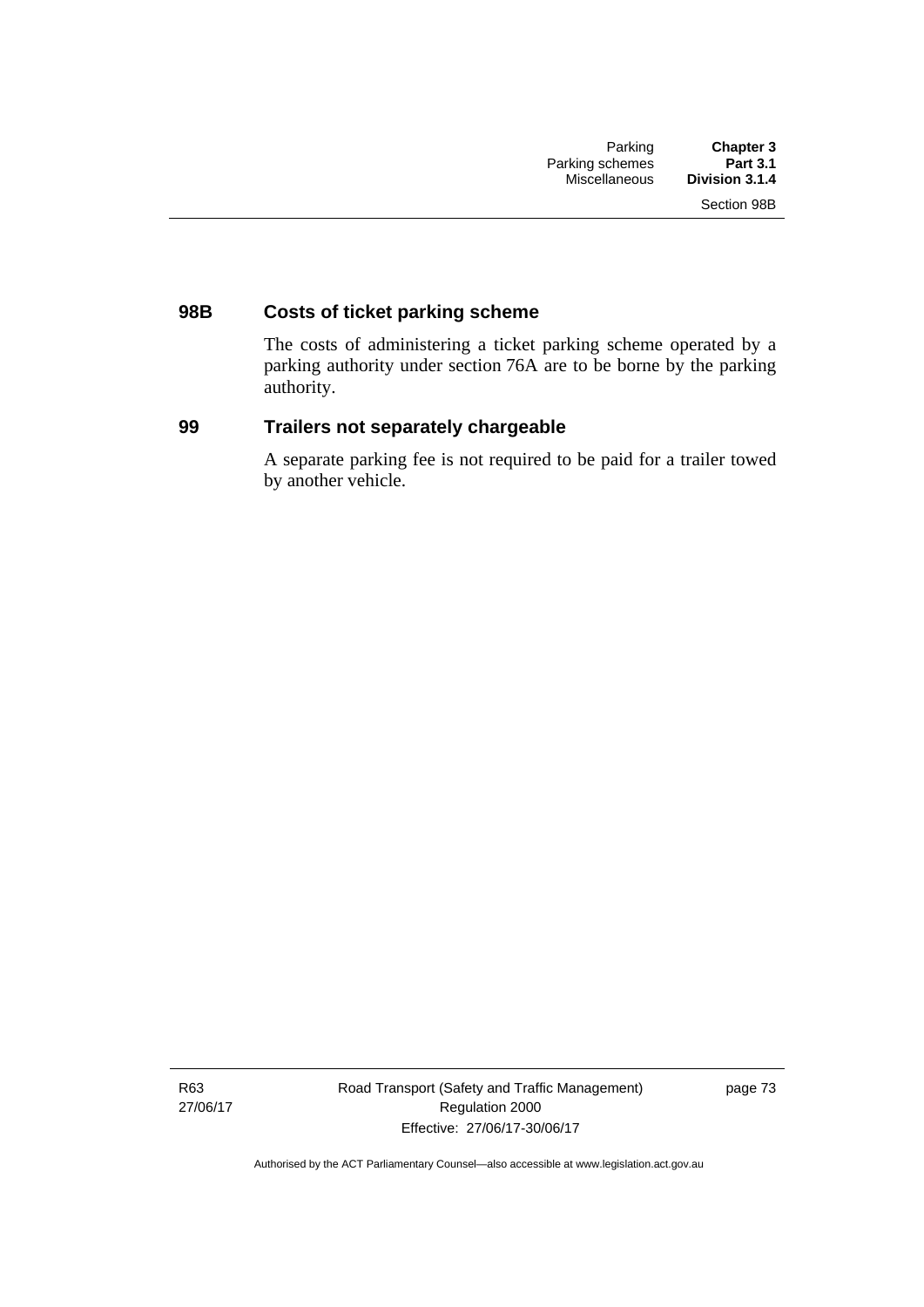### 98B Costs of ticket parking scheme

The costs of administering a ticket parking scheme operated by a parking authority under section 76A are to be borne by the parking authority.

### 99 Trailers not separately chargeable

A separate parking fee is not required to be paid for a trailer towed by another vehicle.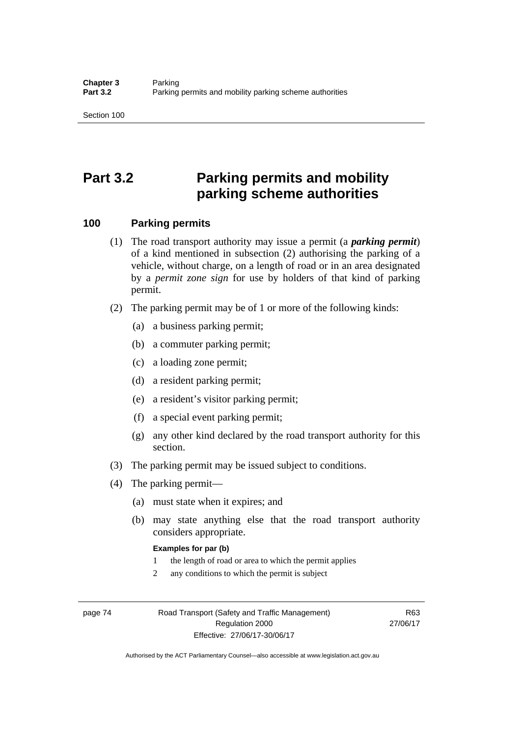# Part 3.2 Parking permits and mobility parking scheme authorities

## 100 Parking permits

(1) The road transport authority may issue a permit (a ***parking permit***) of a kind mentioned in subsection (2) authorising the parking of a vehicle, without charge, on a length of road or in an area designated by a *permit zone sign* for use by holders of that kind of parking permit.

(2) The parking permit may be of 1 or more of the following kinds:

(a) a business parking permit;

(b) a commuter parking permit;

(c) a loading zone permit;

(d) a resident parking permit;

(e) a resident's visitor parking permit;

(f) a special event parking permit;

(g) any other kind declared by the road transport authority for this section.

(3) The parking permit may be issued subject to conditions.

(4) The parking permit—

(a) must state when it expires; and

(b) may state anything else that the road transport authority considers appropriate.

**Examples for par (b)**

1 the length of road or area to which the permit applies

2 any conditions to which the permit is subject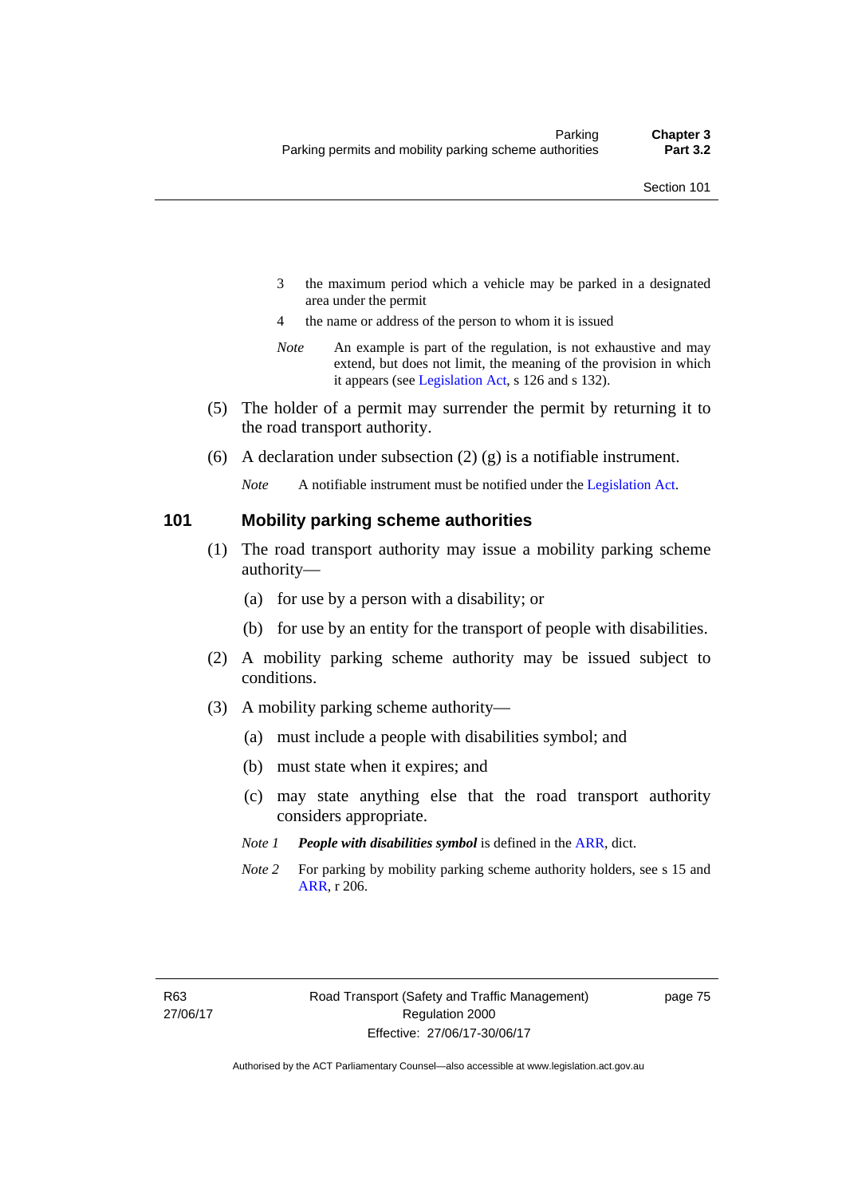3 the maximum period which a vehicle may be parked in a designated area under the permit

4 the name or address of the person to whom it is issued

*Note* An example is part of the regulation, is not exhaustive and may extend, but does not limit, the meaning of the provision in which it appears (see Legislation Act, s 126 and s 132).

(5) The holder of a permit may surrender the permit by returning it to the road transport authority.

(6) A declaration under subsection (2) (g) is a notifiable instrument.

*Note* A notifiable instrument must be notified under the Legislation Act.

## 101 Mobility parking scheme authorities

(1) The road transport authority may issue a mobility parking scheme authority—

(a) for use by a person with a disability; or

(b) for use by an entity for the transport of people with disabilities.

(2) A mobility parking scheme authority may be issued subject to conditions.

(3) A mobility parking scheme authority—

(a) must include a people with disabilities symbol; and

(b) must state when it expires; and

(c) may state anything else that the road transport authority considers appropriate.

*Note 1* ***People with disabilities symbol*** is defined in the ARR, dict.

*Note 2* For parking by mobility parking scheme authority holders, see s 15 and ARR, r 206.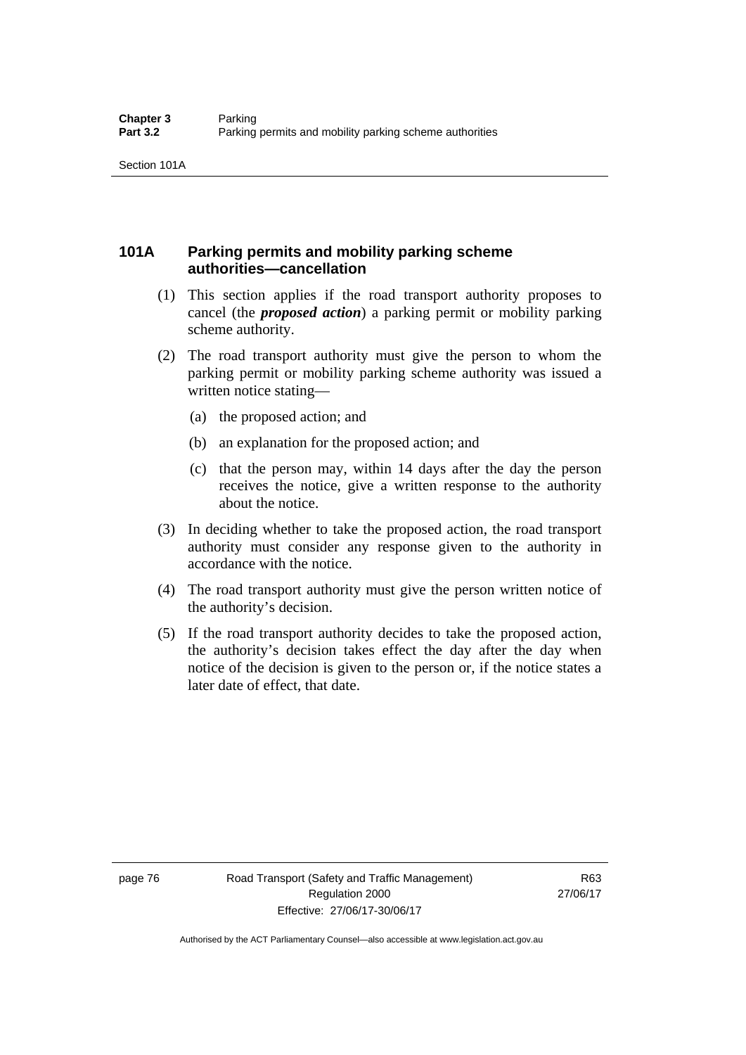## 101A Parking permits and mobility parking scheme authorities—cancellation

(1) This section applies if the road transport authority proposes to cancel (the ***proposed action***) a parking permit or mobility parking scheme authority.

(2) The road transport authority must give the person to whom the parking permit or mobility parking scheme authority was issued a written notice stating—

(a) the proposed action; and

(b) an explanation for the proposed action; and

(c) that the person may, within 14 days after the day the person receives the notice, give a written response to the authority about the notice.

(3) In deciding whether to take the proposed action, the road transport authority must consider any response given to the authority in accordance with the notice.

(4) The road transport authority must give the person written notice of the authority's decision.

(5) If the road transport authority decides to take the proposed action, the authority's decision takes effect the day after the day when notice of the decision is given to the person or, if the notice states a later date of effect, that date.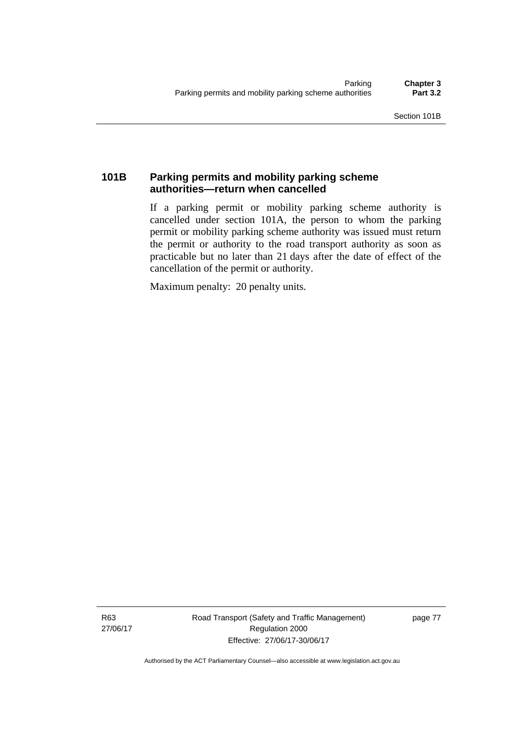### 101B Parking permits and mobility parking scheme authorities—return when cancelled

If a parking permit or mobility parking scheme authority is cancelled under section 101A, the person to whom the parking permit or mobility parking scheme authority was issued must return the permit or authority to the road transport authority as soon as practicable but no later than 21 days after the date of effect of the cancellation of the permit or authority.

Maximum penalty: 20 penalty units.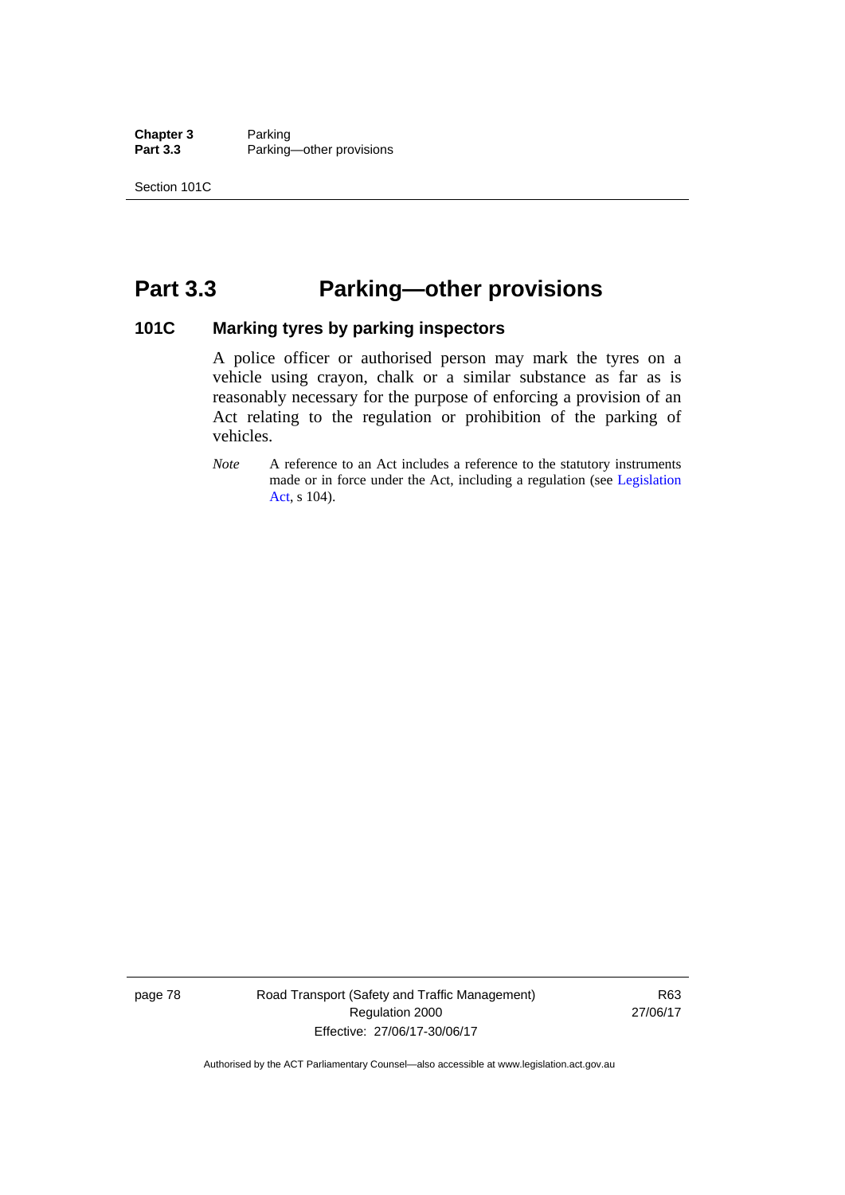# Part 3.3 Parking—other provisions

## 101C Marking tyres by parking inspectors

A police officer or authorised person may mark the tyres on a vehicle using crayon, chalk or a similar substance as far as is reasonably necessary for the purpose of enforcing a provision of an Act relating to the regulation or prohibition of the parking of vehicles.

*Note* A reference to an Act includes a reference to the statutory instruments made or in force under the Act, including a regulation (see Legislation Act, s 104).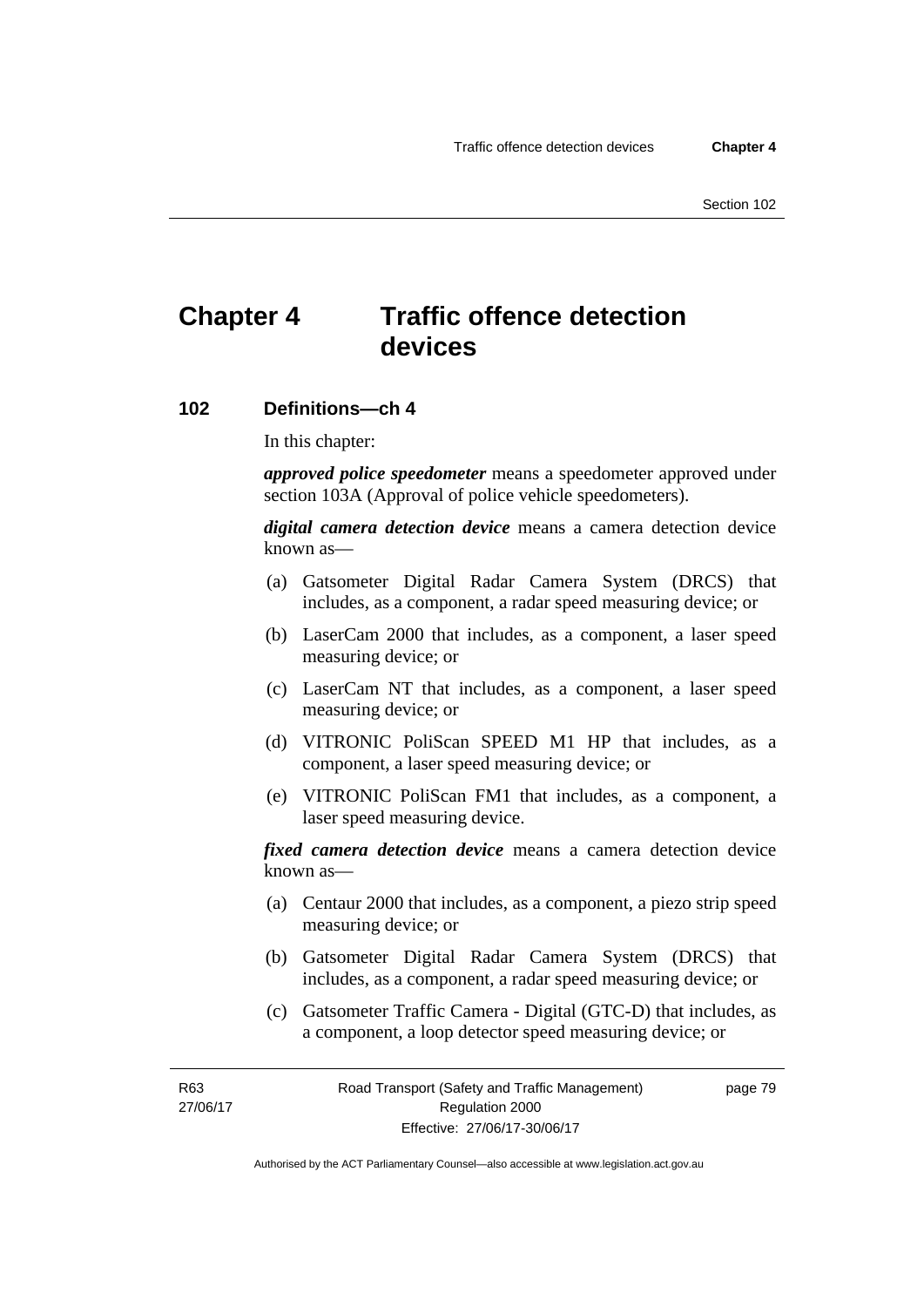# Chapter 4 Traffic offence detection devices

## 102 Definitions—ch 4

In this chapter:

***approved police speedometer*** means a speedometer approved under section 103A (Approval of police vehicle speedometers).

***digital camera detection device*** means a camera detection device known as—

(a) Gatsometer Digital Radar Camera System (DRCS) that includes, as a component, a radar speed measuring device; or

(b) LaserCam 2000 that includes, as a component, a laser speed measuring device; or

(c) LaserCam NT that includes, as a component, a laser speed measuring device; or

(d) VITRONIC PoliScan SPEED M1 HP that includes, as a component, a laser speed measuring device; or

(e) VITRONIC PoliScan FM1 that includes, as a component, a laser speed measuring device.

***fixed camera detection device*** means a camera detection device known as—

(a) Centaur 2000 that includes, as a component, a piezo strip speed measuring device; or

(b) Gatsometer Digital Radar Camera System (DRCS) that includes, as a component, a radar speed measuring device; or

(c) Gatsometer Traffic Camera - Digital (GTC-D) that includes, as a component, a loop detector speed measuring device; or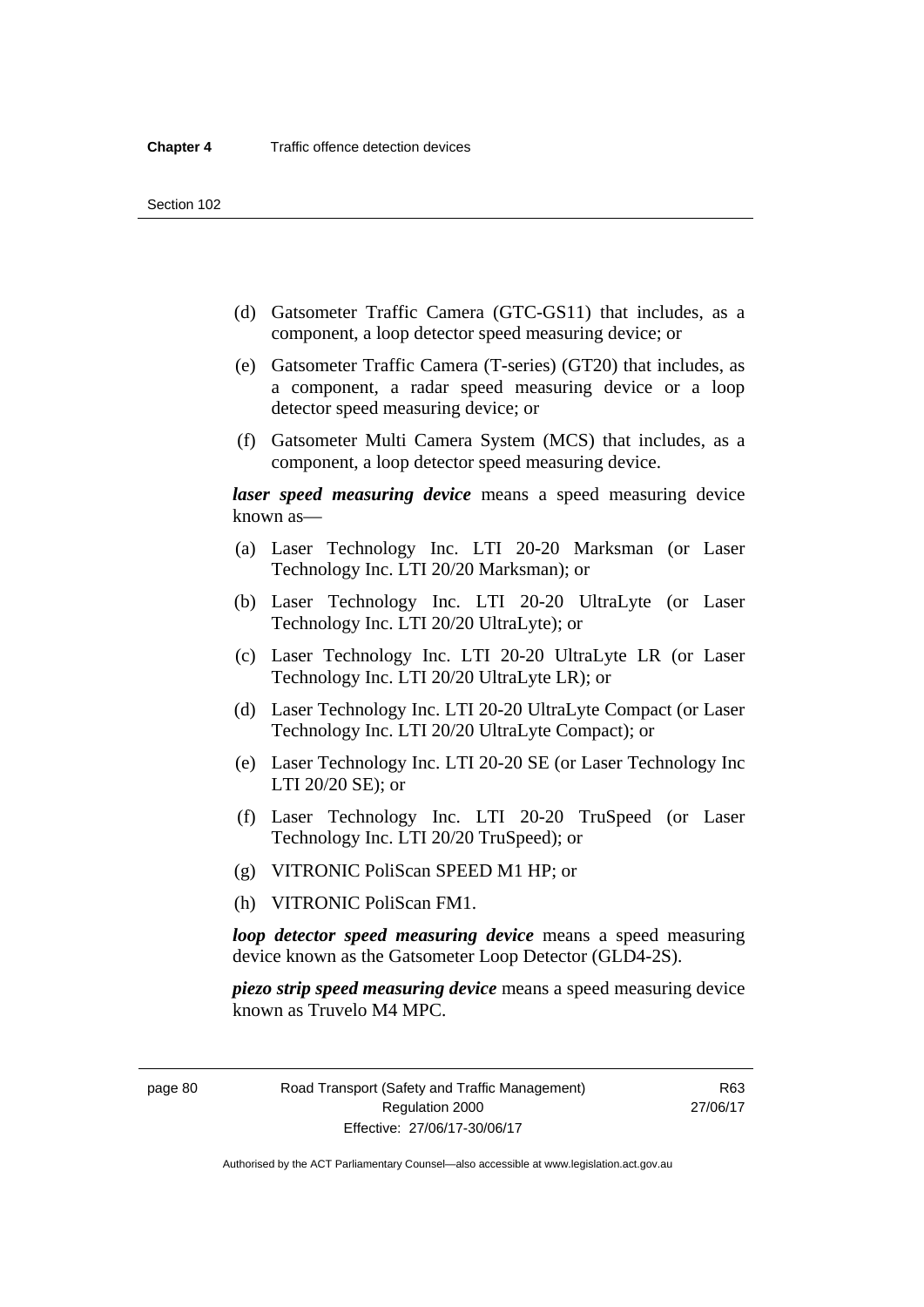(d) Gatsometer Traffic Camera (GTC-GS11) that includes, as a component, a loop detector speed measuring device; or

(e) Gatsometer Traffic Camera (T-series) (GT20) that includes, as a component, a radar speed measuring device or a loop detector speed measuring device; or

(f) Gatsometer Multi Camera System (MCS) that includes, as a component, a loop detector speed measuring device.

***laser speed measuring device*** means a speed measuring device known as—

(a) Laser Technology Inc. LTI 20-20 Marksman (or Laser Technology Inc. LTI 20/20 Marksman); or

(b) Laser Technology Inc. LTI 20-20 UltraLyte (or Laser Technology Inc. LTI 20/20 UltraLyte); or

(c) Laser Technology Inc. LTI 20-20 UltraLyte LR (or Laser Technology Inc. LTI 20/20 UltraLyte LR); or

(d) Laser Technology Inc. LTI 20-20 UltraLyte Compact (or Laser Technology Inc. LTI 20/20 UltraLyte Compact); or

(e) Laser Technology Inc. LTI 20-20 SE (or Laser Technology Inc LTI 20/20 SE); or

(f) Laser Technology Inc. LTI 20-20 TruSpeed (or Laser Technology Inc. LTI 20/20 TruSpeed); or

(g) VITRONIC PoliScan SPEED M1 HP; or

(h) VITRONIC PoliScan FM1.

***loop detector speed measuring device*** means a speed measuring device known as the Gatsometer Loop Detector (GLD4-2S).

***piezo strip speed measuring device*** means a speed measuring device known as Truvelo M4 MPC.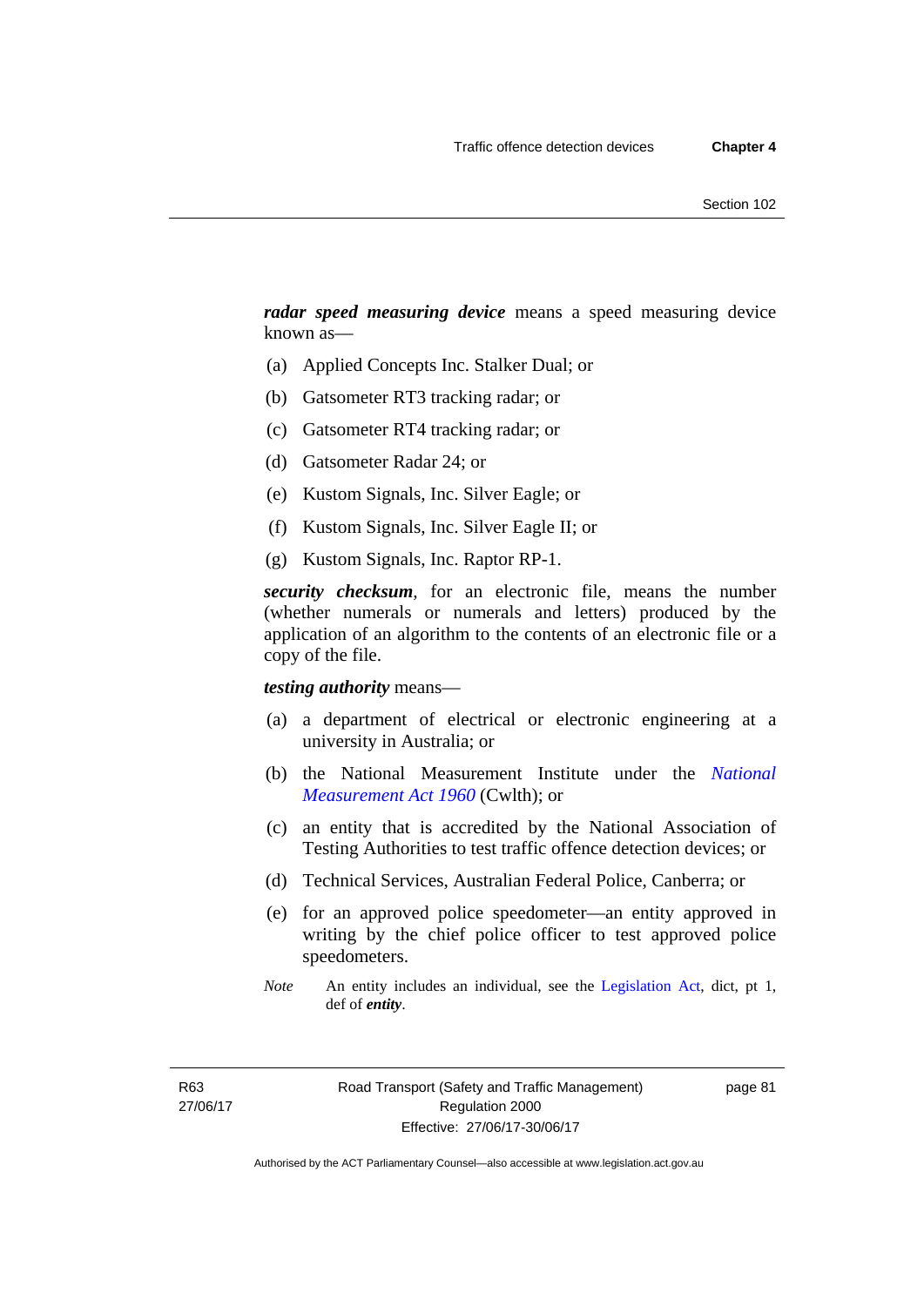***radar speed measuring device*** means a speed measuring device known as—

(a) Applied Concepts Inc. Stalker Dual; or

(b) Gatsometer RT3 tracking radar; or

(c) Gatsometer RT4 tracking radar; or

(d) Gatsometer Radar 24; or

(e) Kustom Signals, Inc. Silver Eagle; or

(f) Kustom Signals, Inc. Silver Eagle II; or

(g) Kustom Signals, Inc. Raptor RP-1.

***security checksum***, for an electronic file, means the number (whether numerals or numerals and letters) produced by the application of an algorithm to the contents of an electronic file or a copy of the file.

***testing authority*** means—

(a) a department of electrical or electronic engineering at a university in Australia; or

(b) the National Measurement Institute under the *National Measurement Act 1960* (Cwlth); or

(c) an entity that is accredited by the National Association of Testing Authorities to test traffic offence detection devices; or

(d) Technical Services, Australian Federal Police, Canberra; or

(e) for an approved police speedometer—an entity approved in writing by the chief police officer to test approved police speedometers.

*Note* An entity includes an individual, see the Legislation Act, dict, pt 1, def of ***entity***.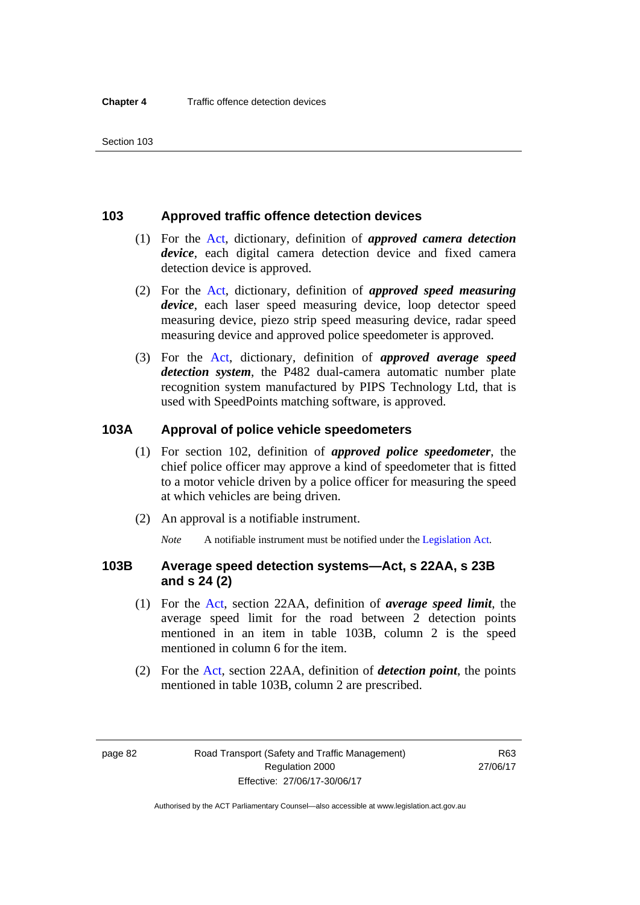## 103 Approved traffic offence detection devices

(1) For the Act, dictionary, definition of ***approved camera detection device***, each digital camera detection device and fixed camera detection device is approved.

(2) For the Act, dictionary, definition of ***approved speed measuring device***, each laser speed measuring device, loop detector speed measuring device, piezo strip speed measuring device, radar speed measuring device and approved police speedometer is approved.

(3) For the Act, dictionary, definition of ***approved average speed detection system***, the P482 dual-camera automatic number plate recognition system manufactured by PIPS Technology Ltd, that is used with SpeedPoints matching software, is approved.

## 103A Approval of police vehicle speedometers

(1) For section 102, definition of ***approved police speedometer***, the chief police officer may approve a kind of speedometer that is fitted to a motor vehicle driven by a police officer for measuring the speed at which vehicles are being driven.

(2) An approval is a notifiable instrument.

*Note* A notifiable instrument must be notified under the Legislation Act.

## 103B Average speed detection systems—Act, s 22AA, s 23B and s 24 (2)

(1) For the Act, section 22AA, definition of ***average speed limit***, the average speed limit for the road between 2 detection points mentioned in an item in table 103B, column 2 is the speed mentioned in column 6 for the item.

(2) For the Act, section 22AA, definition of ***detection point***, the points mentioned in table 103B, column 2 are prescribed.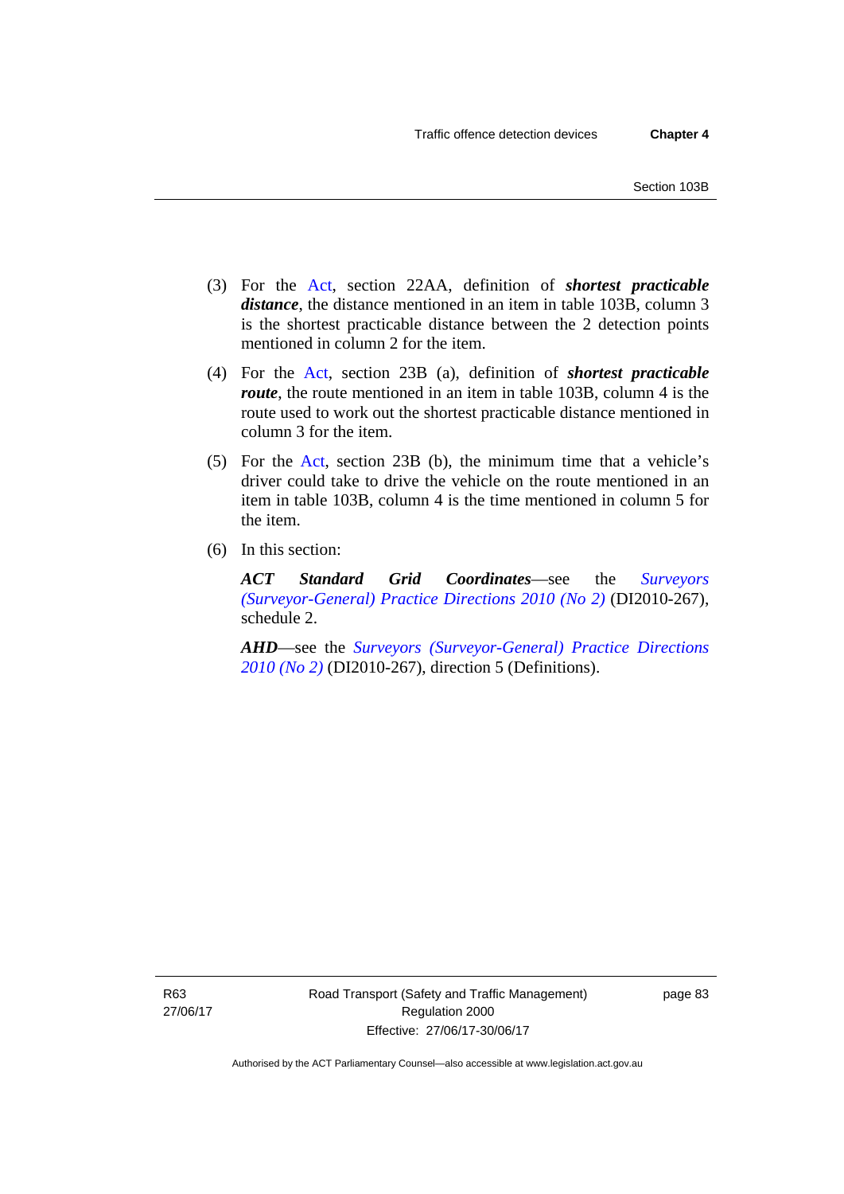(3) For the Act, section 22AA, definition of ***shortest practicable distance***, the distance mentioned in an item in table 103B, column 3 is the shortest practicable distance between the 2 detection points mentioned in column 2 for the item.

(4) For the Act, section 23B (a), definition of ***shortest practicable route***, the route mentioned in an item in table 103B, column 4 is the route used to work out the shortest practicable distance mentioned in column 3 for the item.

(5) For the Act, section 23B (b), the minimum time that a vehicle's driver could take to drive the vehicle on the route mentioned in an item in table 103B, column 4 is the time mentioned in column 5 for the item.

(6) In this section:

***ACT Standard Grid Coordinates***—see the *Surveyors (Surveyor-General) Practice Directions 2010 (No 2)* (DI2010-267), schedule 2.

***AHD***—see the *Surveyors (Surveyor-General) Practice Directions 2010 (No 2)* (DI2010-267), direction 5 (Definitions).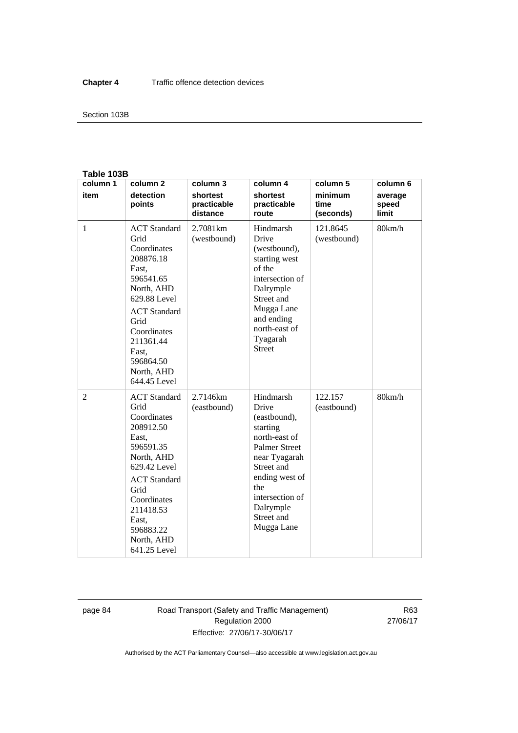**Table 103B**

| column 1 item | column 2 detection points | column 3 shortest practicable distance | column 4 shortest practicable route | column 5 minimum time (seconds) | column 6 average speed limit |
|---|---|---|---|---|---|
| 1 | ACT Standard Grid Coordinates 208876.18 East, 596541.65 North, AHD 629.88 Level<br>ACT Standard Grid Coordinates 211361.44 East, 596864.50 North, AHD 644.45 Level | 2.7081km (westbound) | Hindmarsh Drive (westbound), starting west of the intersection of Dalrymple Street and Mugga Lane and ending north-east of Tyagarah Street | 121.8645 (westbound) | 80km/h |
| 2 | ACT Standard Grid Coordinates 208912.50 East, 596591.35 North, AHD 629.42 Level<br>ACT Standard Grid Coordinates 211418.53 East, 596883.22 North, AHD 641.25 Level | 2.7146km (eastbound) | Hindmarsh Drive (eastbound), starting north-east of Palmer Street near Tyagarah Street and ending west of the intersection of Dalrymple Street and Mugga Lane | 122.157 (eastbound) | 80km/h |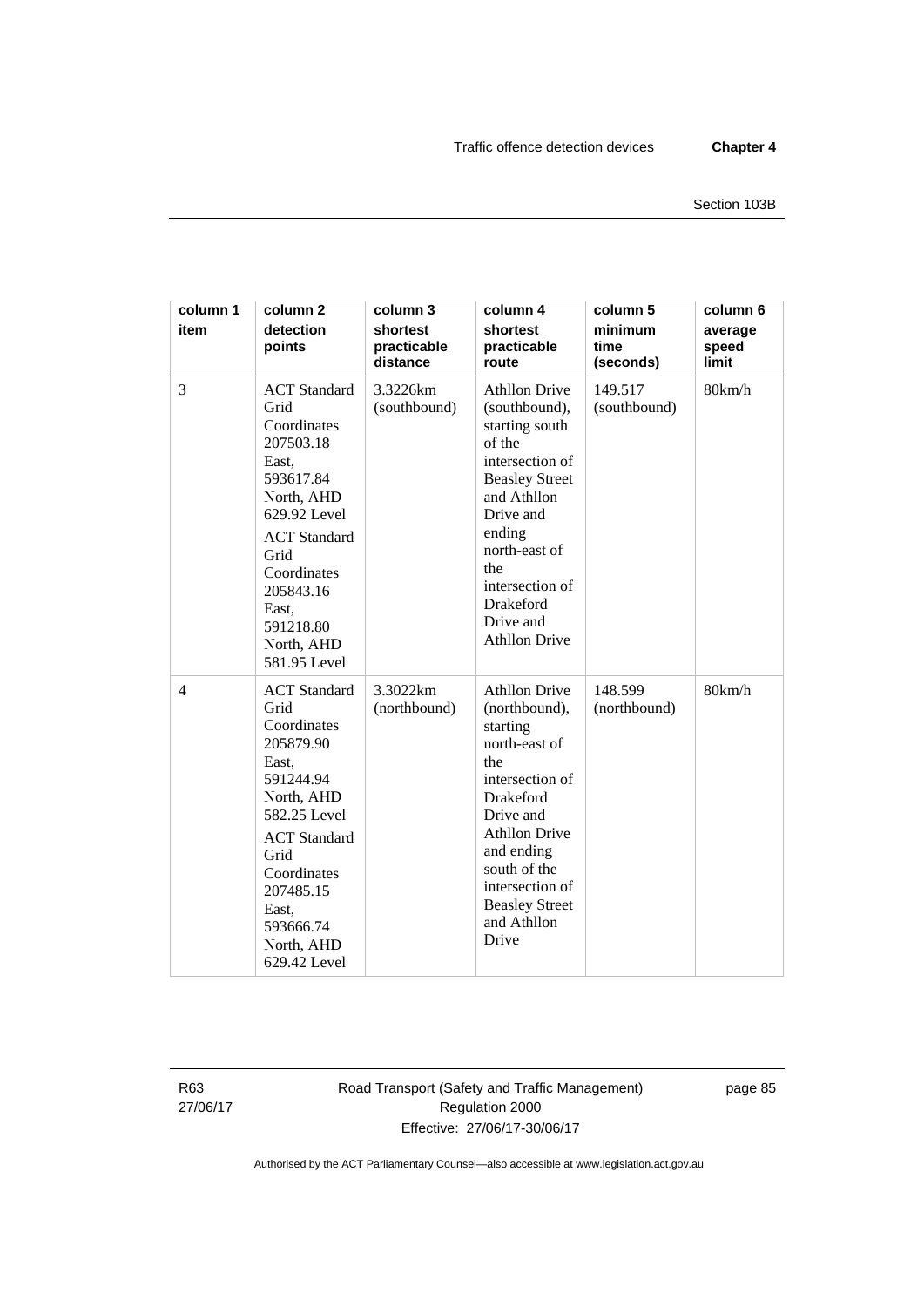| column 1 item | column 2 detection points | column 3 shortest practicable distance | column 4 shortest practicable route | column 5 minimum time (seconds) | column 6 average speed limit |
|---|---|---|---|---|---|
| 3 | ACT Standard Grid Coordinates 207503.18 East, 593617.84 North, AHD 629.92 Level<br>ACT Standard Grid Coordinates 205843.16 East, 591218.80 North, AHD 581.95 Level | 3.3226km (southbound) | Athllon Drive (southbound), starting south of the intersection of Beasley Street and Athllon Drive and ending north-east of the intersection of Drakeford Drive and Athllon Drive | 149.517 (southbound) | 80km/h |
| 4 | ACT Standard Grid Coordinates 205879.90 East, 591244.94 North, AHD 582.25 Level<br>ACT Standard Grid Coordinates 207485.15 East, 593666.74 North, AHD 629.42 Level | 3.3022km (northbound) | Athllon Drive (northbound), starting north-east of the intersection of Drakeford Drive and Athllon Drive and ending south of the intersection of Beasley Street and Athllon Drive | 148.599 (northbound) | 80km/h |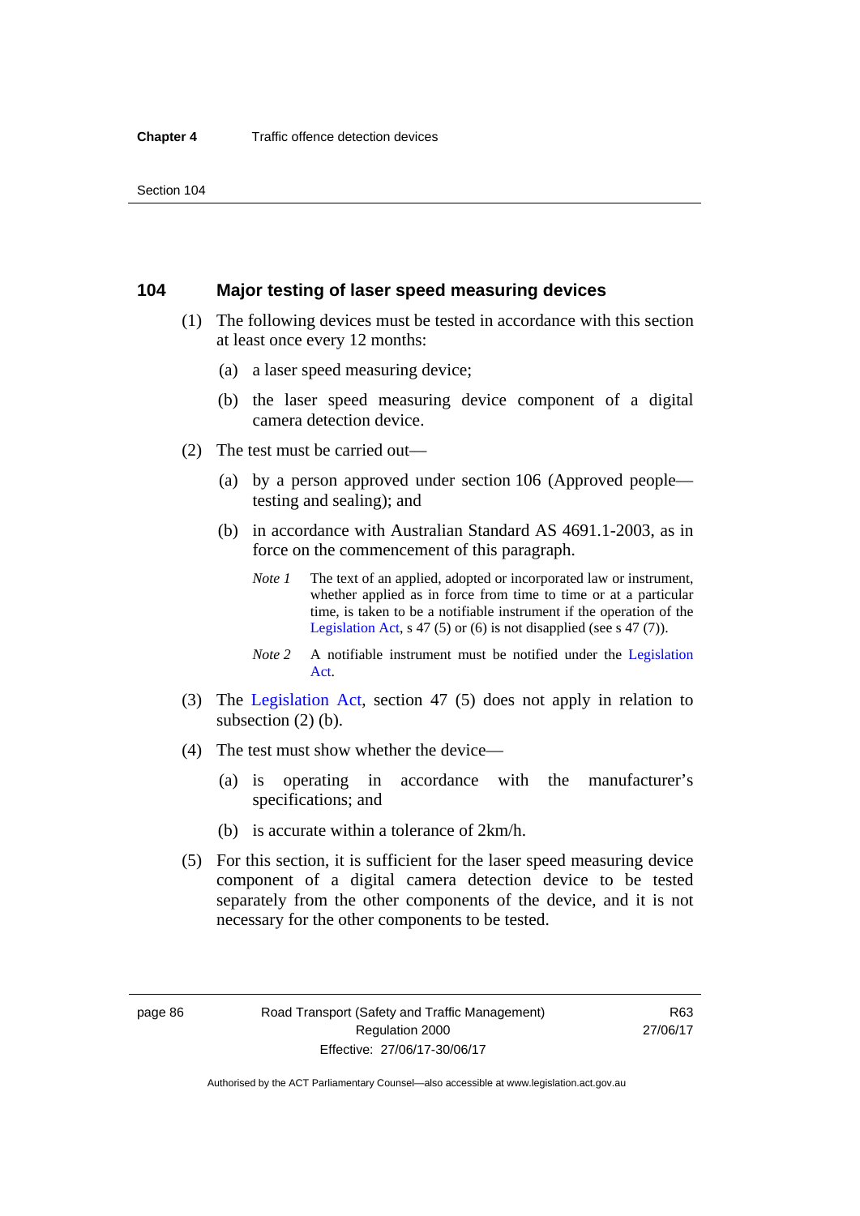## 104 Major testing of laser speed measuring devices

(1) The following devices must be tested in accordance with this section at least once every 12 months:

(a) a laser speed measuring device;

(b) the laser speed measuring device component of a digital camera detection device.

(2) The test must be carried out—

(a) by a person approved under section 106 (Approved people—testing and sealing); and

(b) in accordance with Australian Standard AS 4691.1-2003, as in force on the commencement of this paragraph.

*Note 1* The text of an applied, adopted or incorporated law or instrument, whether applied as in force from time to time or at a particular time, is taken to be a notifiable instrument if the operation of the Legislation Act, s 47 (5) or (6) is not disapplied (see s 47 (7)).

*Note 2* A notifiable instrument must be notified under the Legislation Act.

(3) The Legislation Act, section 47 (5) does not apply in relation to subsection (2) (b).

(4) The test must show whether the device—

(a) is operating in accordance with the manufacturer's specifications; and

(b) is accurate within a tolerance of 2km/h.

(5) For this section, it is sufficient for the laser speed measuring device component of a digital camera detection device to be tested separately from the other components of the device, and it is not necessary for the other components to be tested.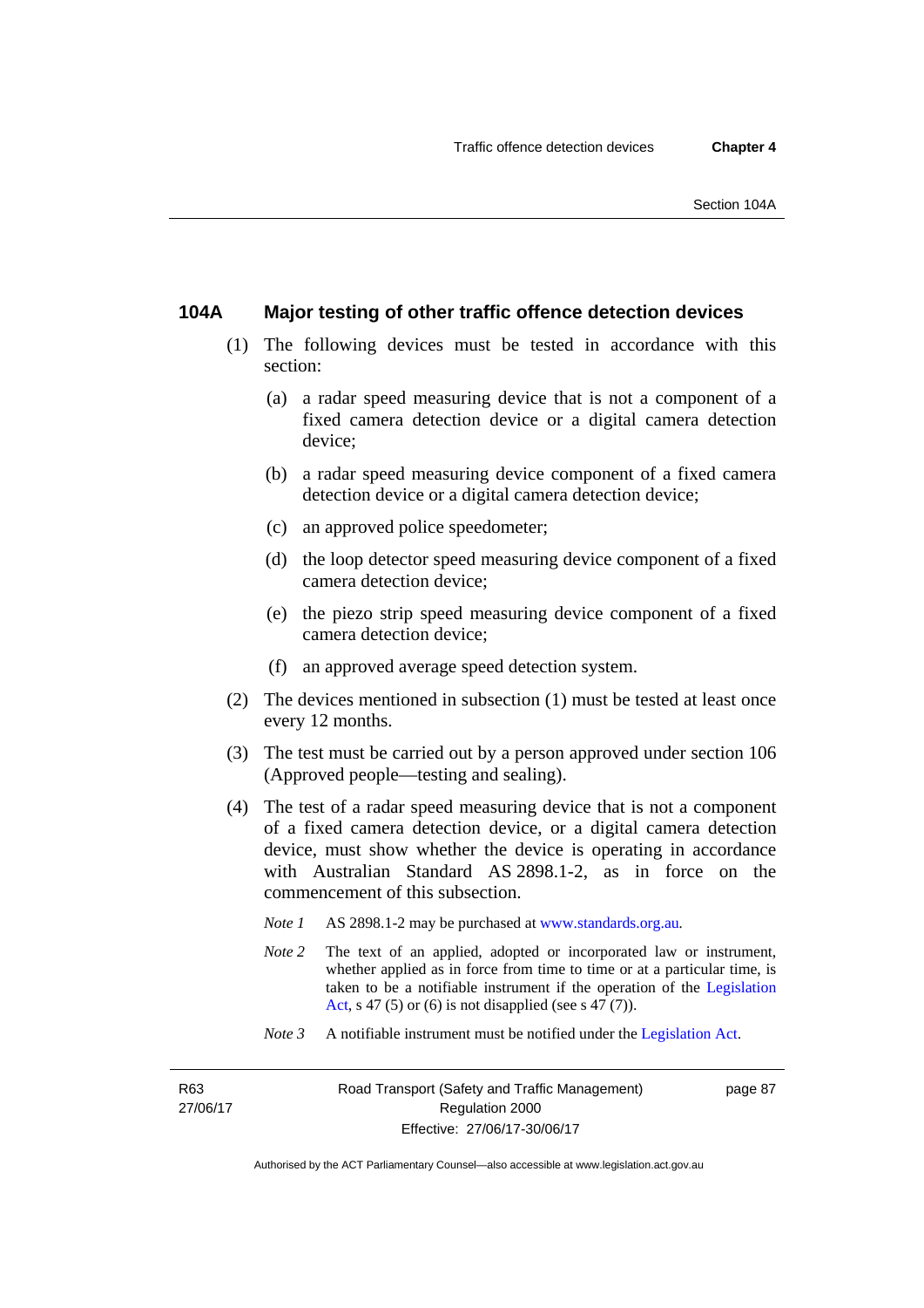## 104A Major testing of other traffic offence detection devices

(1) The following devices must be tested in accordance with this section:

(a) a radar speed measuring device that is not a component of a fixed camera detection device or a digital camera detection device;

(b) a radar speed measuring device component of a fixed camera detection device or a digital camera detection device;

(c) an approved police speedometer;

(d) the loop detector speed measuring device component of a fixed camera detection device;

(e) the piezo strip speed measuring device component of a fixed camera detection device;

(f) an approved average speed detection system.

(2) The devices mentioned in subsection (1) must be tested at least once every 12 months.

(3) The test must be carried out by a person approved under section 106 (Approved people—testing and sealing).

(4) The test of a radar speed measuring device that is not a component of a fixed camera detection device, or a digital camera detection device, must show whether the device is operating in accordance with Australian Standard AS 2898.1-2, as in force on the commencement of this subsection.

*Note 1* AS 2898.1-2 may be purchased at www.standards.org.au.

*Note 2* The text of an applied, adopted or incorporated law or instrument, whether applied as in force from time to time or at a particular time, is taken to be a notifiable instrument if the operation of the Legislation Act, s 47 (5) or (6) is not disapplied (see s 47 (7)).

*Note 3* A notifiable instrument must be notified under the Legislation Act.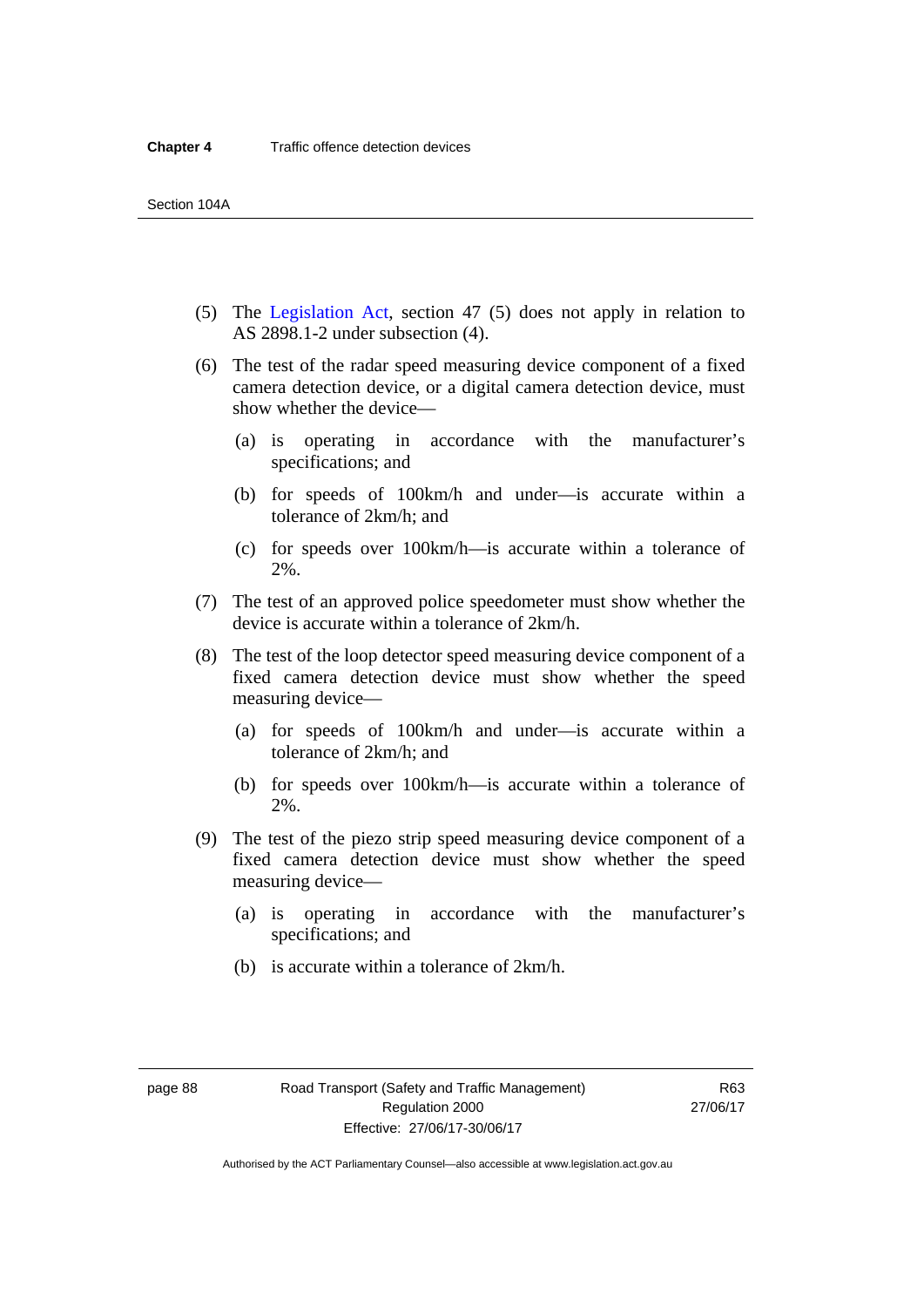(5) The Legislation Act, section 47 (5) does not apply in relation to AS 2898.1-2 under subsection (4).

(6) The test of the radar speed measuring device component of a fixed camera detection device, or a digital camera detection device, must show whether the device—

(a) is operating in accordance with the manufacturer's specifications; and

(b) for speeds of 100km/h and under—is accurate within a tolerance of 2km/h; and

(c) for speeds over 100km/h—is accurate within a tolerance of 2%.

(7) The test of an approved police speedometer must show whether the device is accurate within a tolerance of 2km/h.

(8) The test of the loop detector speed measuring device component of a fixed camera detection device must show whether the speed measuring device—

(a) for speeds of 100km/h and under—is accurate within a tolerance of 2km/h; and

(b) for speeds over 100km/h—is accurate within a tolerance of 2%.

(9) The test of the piezo strip speed measuring device component of a fixed camera detection device must show whether the speed measuring device—

(a) is operating in accordance with the manufacturer's specifications; and

(b) is accurate within a tolerance of 2km/h.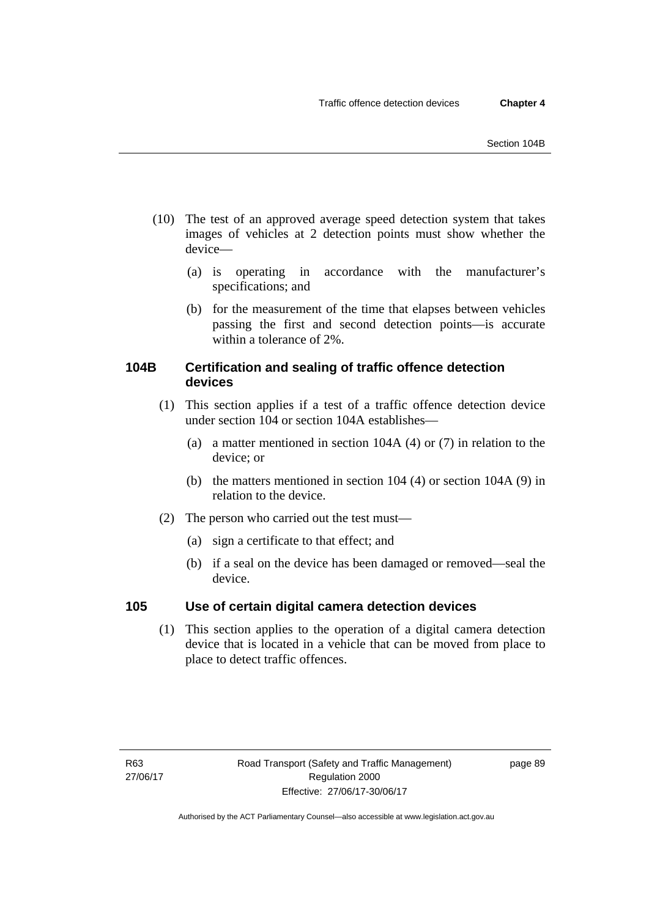(10) The test of an approved average speed detection system that takes images of vehicles at 2 detection points must show whether the device—

(a) is operating in accordance with the manufacturer's specifications; and

(b) for the measurement of the time that elapses between vehicles passing the first and second detection points—is accurate within a tolerance of 2%.

### 104B Certification and sealing of traffic offence detection devices

(1) This section applies if a test of a traffic offence detection device under section 104 or section 104A establishes—

(a) a matter mentioned in section 104A (4) or (7) in relation to the device; or

(b) the matters mentioned in section 104 (4) or section 104A (9) in relation to the device.

(2) The person who carried out the test must—

(a) sign a certificate to that effect; and

(b) if a seal on the device has been damaged or removed—seal the device.

### 105 Use of certain digital camera detection devices

(1) This section applies to the operation of a digital camera detection device that is located in a vehicle that can be moved from place to place to detect traffic offences.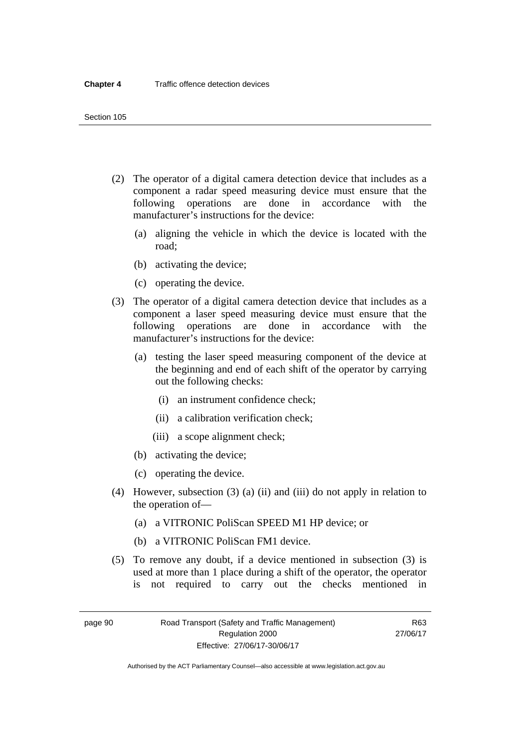(2) The operator of a digital camera detection device that includes as a component a radar speed measuring device must ensure that the following operations are done in accordance with the manufacturer's instructions for the device:

(a) aligning the vehicle in which the device is located with the road;

(b) activating the device;

(c) operating the device.

(3) The operator of a digital camera detection device that includes as a component a laser speed measuring device must ensure that the following operations are done in accordance with the manufacturer's instructions for the device:

(a) testing the laser speed measuring component of the device at the beginning and end of each shift of the operator by carrying out the following checks:

(i) an instrument confidence check;

(ii) a calibration verification check;

(iii) a scope alignment check;

(b) activating the device;

(c) operating the device.

(4) However, subsection (3) (a) (ii) and (iii) do not apply in relation to the operation of—

(a) a VITRONIC PoliScan SPEED M1 HP device; or

(b) a VITRONIC PoliScan FM1 device.

(5) To remove any doubt, if a device mentioned in subsection (3) is used at more than 1 place during a shift of the operator, the operator is not required to carry out the checks mentioned in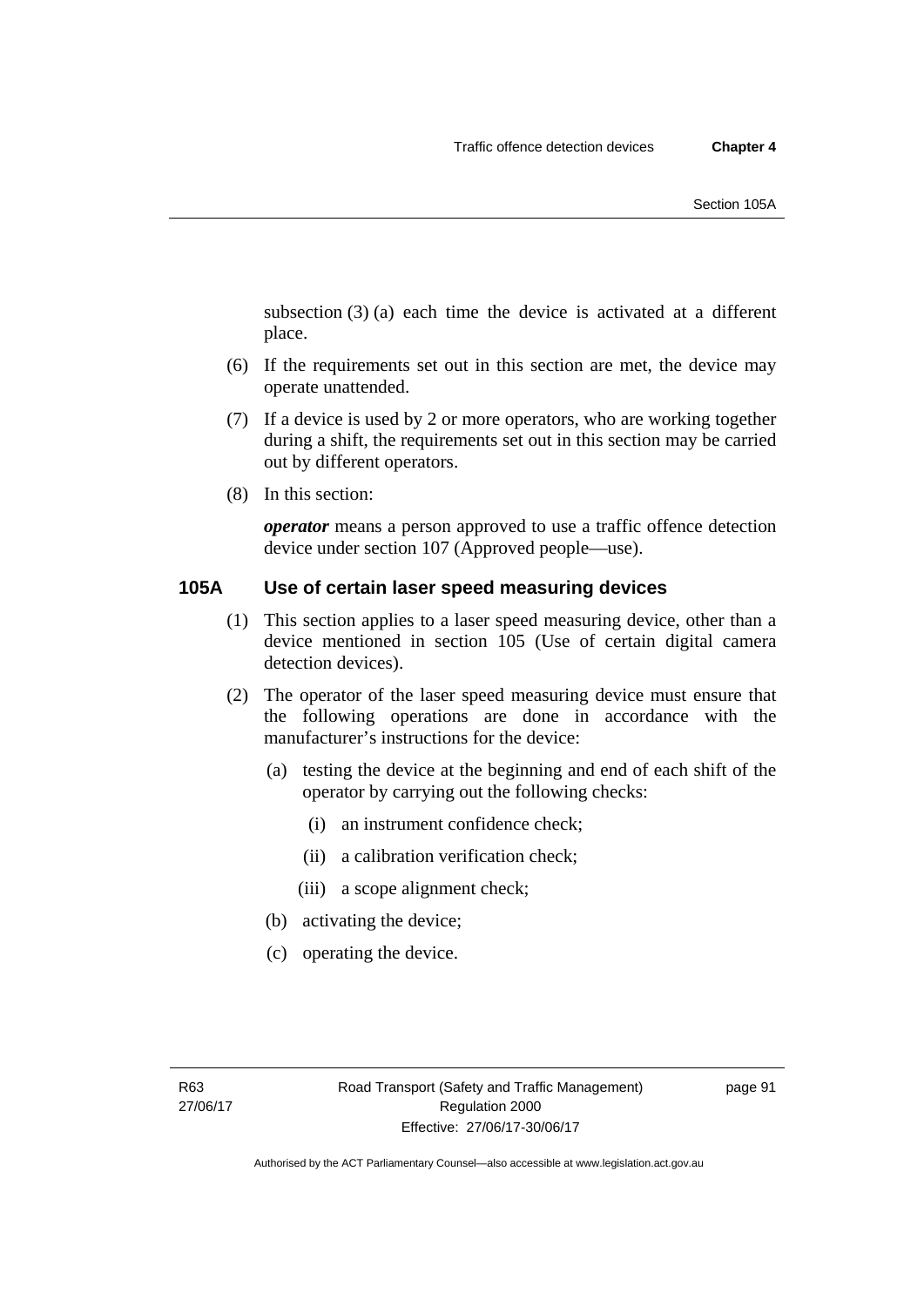subsection (3) (a) each time the device is activated at a different place.

(6) If the requirements set out in this section are met, the device may operate unattended.

(7) If a device is used by 2 or more operators, who are working together during a shift, the requirements set out in this section may be carried out by different operators.

(8) In this section:

***operator*** means a person approved to use a traffic offence detection device under section 107 (Approved people—use).

### 105A Use of certain laser speed measuring devices

(1) This section applies to a laser speed measuring device, other than a device mentioned in section 105 (Use of certain digital camera detection devices).

(2) The operator of the laser speed measuring device must ensure that the following operations are done in accordance with the manufacturer's instructions for the device:

- (a) testing the device at the beginning and end of each shift of the operator by carrying out the following checks:
  - (i) an instrument confidence check;
  - (ii) a calibration verification check;
  - (iii) a scope alignment check;
- (b) activating the device;
- (c) operating the device.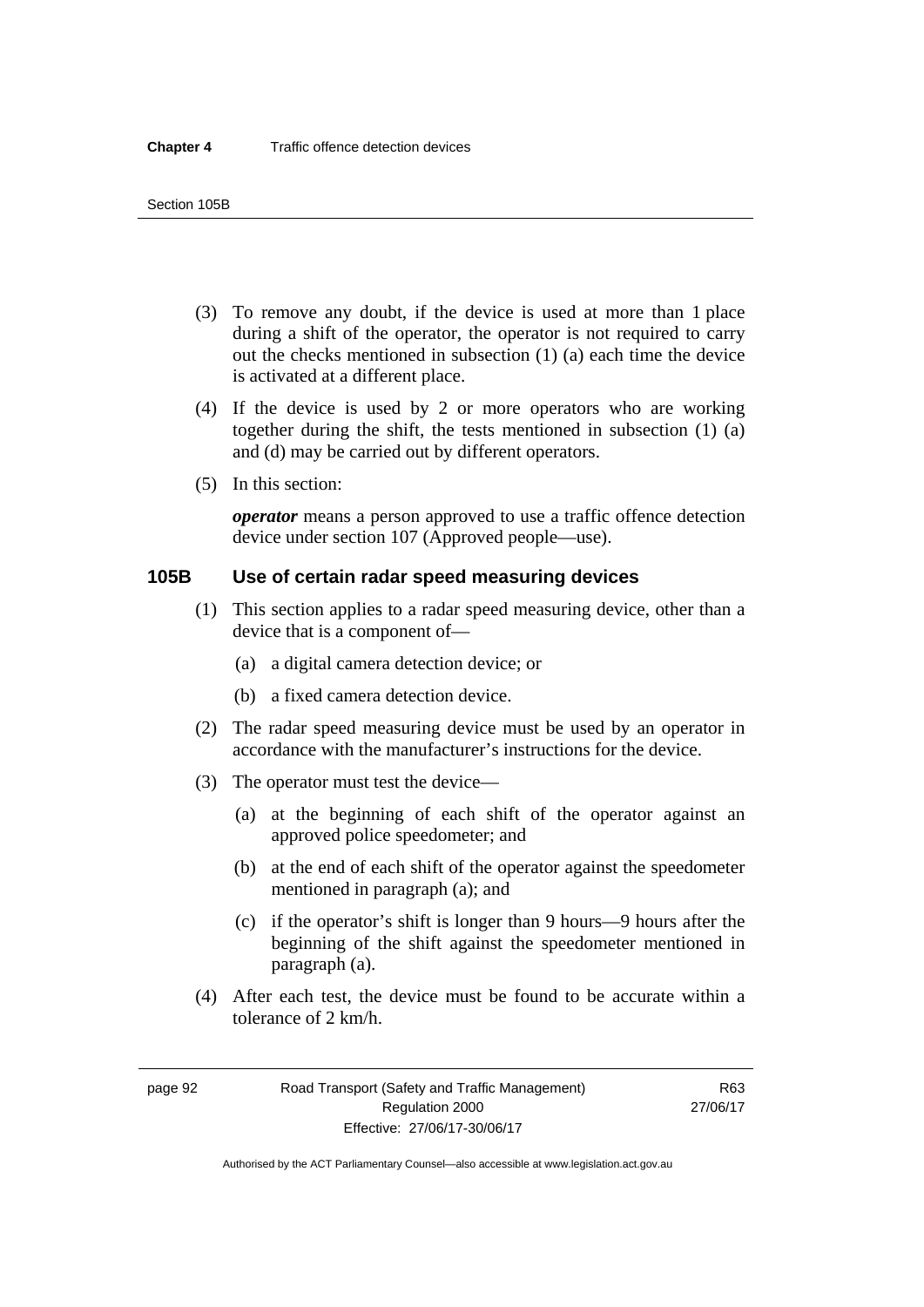(3) To remove any doubt, if the device is used at more than 1 place during a shift of the operator, the operator is not required to carry out the checks mentioned in subsection (1) (a) each time the device is activated at a different place.

(4) If the device is used by 2 or more operators who are working together during the shift, the tests mentioned in subsection (1) (a) and (d) may be carried out by different operators.

(5) In this section:

***operator*** means a person approved to use a traffic offence detection device under section 107 (Approved people—use).

### 105B Use of certain radar speed measuring devices

(1) This section applies to a radar speed measuring device, other than a device that is a component of—

(a) a digital camera detection device; or

(b) a fixed camera detection device.

(2) The radar speed measuring device must be used by an operator in accordance with the manufacturer's instructions for the device.

(3) The operator must test the device—

(a) at the beginning of each shift of the operator against an approved police speedometer; and

(b) at the end of each shift of the operator against the speedometer mentioned in paragraph (a); and

(c) if the operator's shift is longer than 9 hours—9 hours after the beginning of the shift against the speedometer mentioned in paragraph (a).

(4) After each test, the device must be found to be accurate within a tolerance of 2 km/h.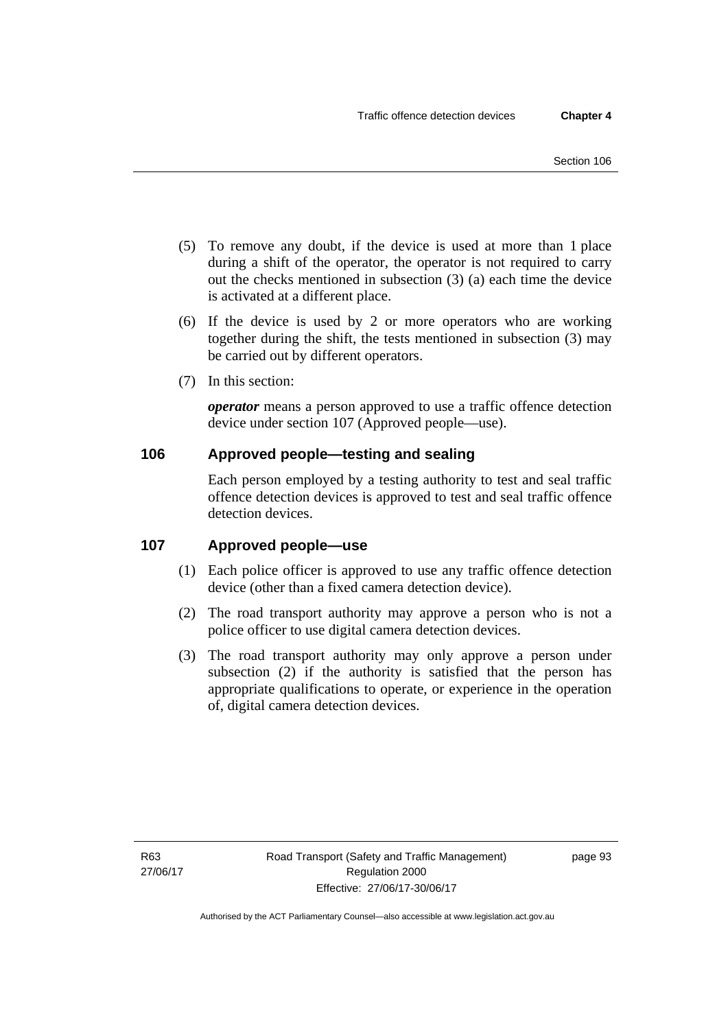(5) To remove any doubt, if the device is used at more than 1 place during a shift of the operator, the operator is not required to carry out the checks mentioned in subsection (3) (a) each time the device is activated at a different place.

(6) If the device is used by 2 or more operators who are working together during the shift, the tests mentioned in subsection (3) may be carried out by different operators.

(7) In this section:

***operator*** means a person approved to use a traffic offence detection device under section 107 (Approved people—use).

## 106 Approved people—testing and sealing

Each person employed by a testing authority to test and seal traffic offence detection devices is approved to test and seal traffic offence detection devices.

## 107 Approved people—use

(1) Each police officer is approved to use any traffic offence detection device (other than a fixed camera detection device).

(2) The road transport authority may approve a person who is not a police officer to use digital camera detection devices.

(3) The road transport authority may only approve a person under subsection (2) if the authority is satisfied that the person has appropriate qualifications to operate, or experience in the operation of, digital camera detection devices.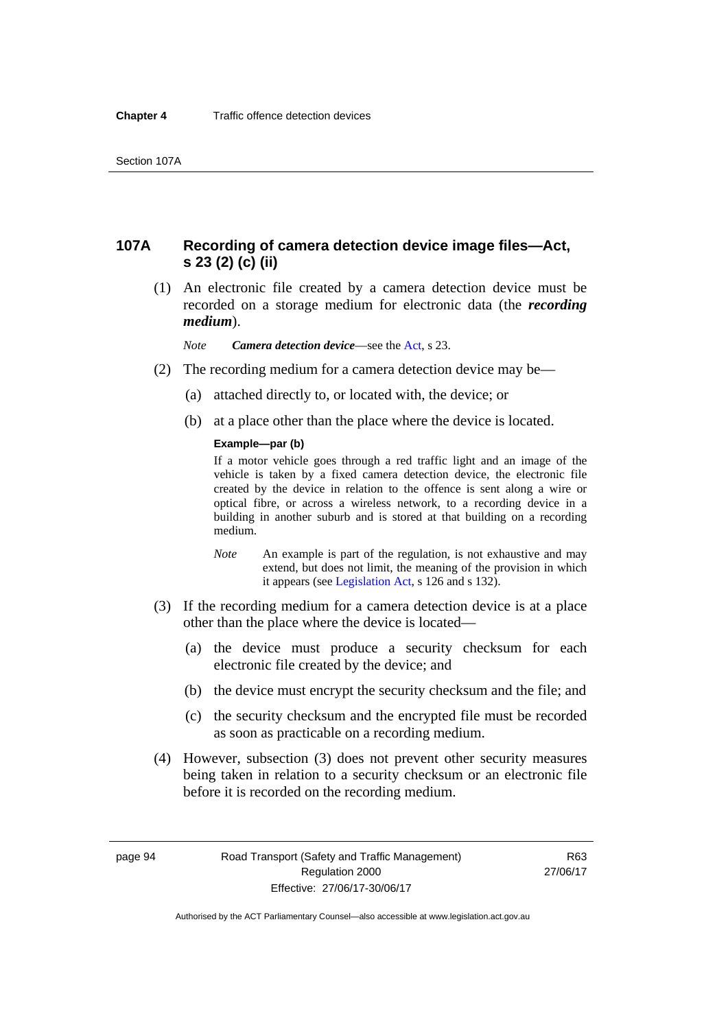## 107A Recording of camera detection device image files—Act, s 23 (2) (c) (ii)

(1) An electronic file created by a camera detection device must be recorded on a storage medium for electronic data (the ***recording medium***).

*Note* ***Camera detection device***—see the Act, s 23.

(2) The recording medium for a camera detection device may be—

(a) attached directly to, or located with, the device; or

(b) at a place other than the place where the device is located.

**Example—par (b)**

If a motor vehicle goes through a red traffic light and an image of the vehicle is taken by a fixed camera detection device, the electronic file created by the device in relation to the offence is sent along a wire or optical fibre, or across a wireless network, to a recording device in a building in another suburb and is stored at that building on a recording medium.

*Note* An example is part of the regulation, is not exhaustive and may extend, but does not limit, the meaning of the provision in which it appears (see Legislation Act, s 126 and s 132).

(3) If the recording medium for a camera detection device is at a place other than the place where the device is located—

(a) the device must produce a security checksum for each electronic file created by the device; and

(b) the device must encrypt the security checksum and the file; and

(c) the security checksum and the encrypted file must be recorded as soon as practicable on a recording medium.

(4) However, subsection (3) does not prevent other security measures being taken in relation to a security checksum or an electronic file before it is recorded on the recording medium.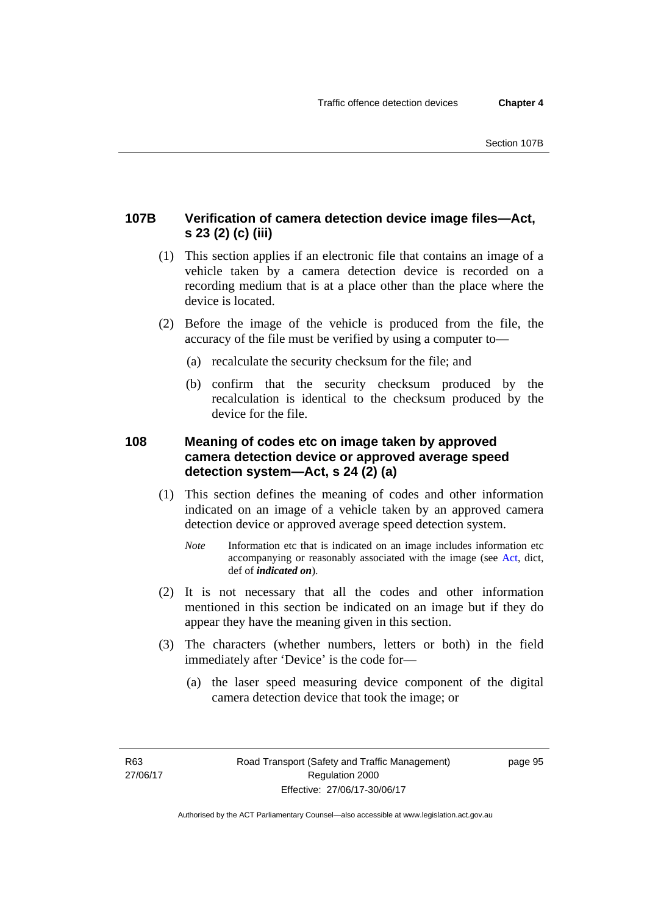## 107B Verification of camera detection device image files—Act, s 23 (2) (c) (iii)

(1) This section applies if an electronic file that contains an image of a vehicle taken by a camera detection device is recorded on a recording medium that is at a place other than the place where the device is located.

(2) Before the image of the vehicle is produced from the file, the accuracy of the file must be verified by using a computer to—

(a) recalculate the security checksum for the file; and

(b) confirm that the security checksum produced by the recalculation is identical to the checksum produced by the device for the file.

## 108 Meaning of codes etc on image taken by approved camera detection device or approved average speed detection system—Act, s 24 (2) (a)

(1) This section defines the meaning of codes and other information indicated on an image of a vehicle taken by an approved camera detection device or approved average speed detection system.

*Note* Information etc that is indicated on an image includes information etc accompanying or reasonably associated with the image (see Act, dict, def of ***indicated on***).

(2) It is not necessary that all the codes and other information mentioned in this section be indicated on an image but if they do appear they have the meaning given in this section.

(3) The characters (whether numbers, letters or both) in the field immediately after 'Device' is the code for—

(a) the laser speed measuring device component of the digital camera detection device that took the image; or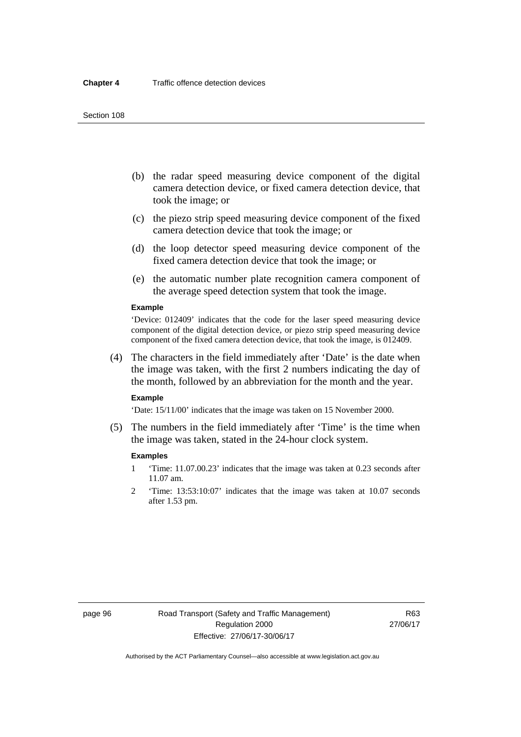(b) the radar speed measuring device component of the digital camera detection device, or fixed camera detection device, that took the image; or

(c) the piezo strip speed measuring device component of the fixed camera detection device that took the image; or

(d) the loop detector speed measuring device component of the fixed camera detection device that took the image; or

(e) the automatic number plate recognition camera component of the average speed detection system that took the image.

**Example**

'Device: 012409' indicates that the code for the laser speed measuring device component of the digital detection device, or piezo strip speed measuring device component of the fixed camera detection device, that took the image, is 012409.

(4) The characters in the field immediately after 'Date' is the date when the image was taken, with the first 2 numbers indicating the day of the month, followed by an abbreviation for the month and the year.

**Example**

'Date: 15/11/00' indicates that the image was taken on 15 November 2000.

(5) The numbers in the field immediately after 'Time' is the time when the image was taken, stated in the 24-hour clock system.

**Examples**

1. 'Time: 11.07.00.23' indicates that the image was taken at 0.23 seconds after 11.07 am.
2. 'Time: 13:53:10:07' indicates that the image was taken at 10.07 seconds after 1.53 pm.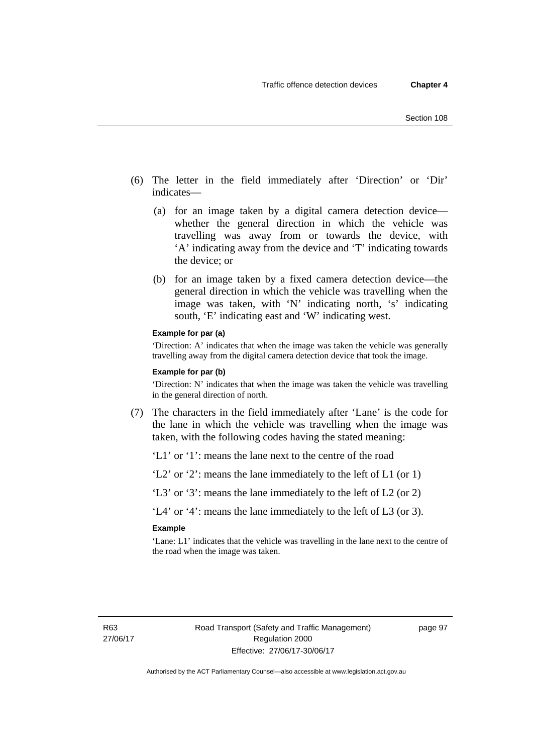(6) The letter in the field immediately after 'Direction' or 'Dir' indicates—

   (a) for an image taken by a digital camera detection device—whether the general direction in which the vehicle was travelling was away from or towards the device, with 'A' indicating away from the device and 'T' indicating towards the device; or

   (b) for an image taken by a fixed camera detection device—the general direction in which the vehicle was travelling when the image was taken, with 'N' indicating north, 's' indicating south, 'E' indicating east and 'W' indicating west.

**Example for par (a)**

'Direction: A' indicates that when the image was taken the vehicle was generally travelling away from the digital camera detection device that took the image.

**Example for par (b)**

'Direction: N' indicates that when the image was taken the vehicle was travelling in the general direction of north.

(7) The characters in the field immediately after 'Lane' is the code for the lane in which the vehicle was travelling when the image was taken, with the following codes having the stated meaning:

'L1' or '1': means the lane next to the centre of the road

'L2' or '2': means the lane immediately to the left of L1 (or 1)

'L3' or '3': means the lane immediately to the left of L2 (or 2)

'L4' or '4': means the lane immediately to the left of L3 (or 3).

**Example**

'Lane: L1' indicates that the vehicle was travelling in the lane next to the centre of the road when the image was taken.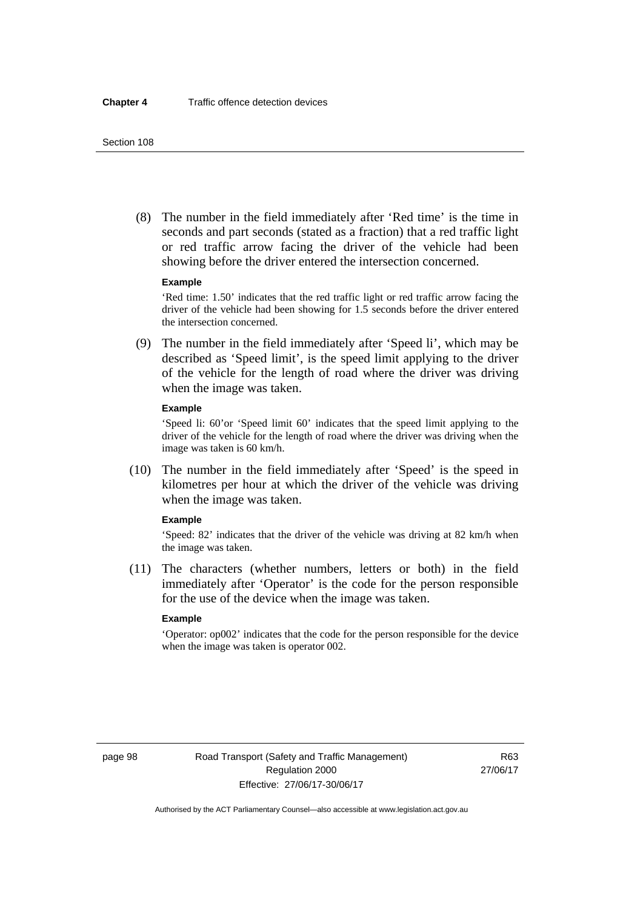(8) The number in the field immediately after 'Red time' is the time in seconds and part seconds (stated as a fraction) that a red traffic light or red traffic arrow facing the driver of the vehicle had been showing before the driver entered the intersection concerned.

**Example**

'Red time: 1.50' indicates that the red traffic light or red traffic arrow facing the driver of the vehicle had been showing for 1.5 seconds before the driver entered the intersection concerned.

(9) The number in the field immediately after 'Speed li', which may be described as 'Speed limit', is the speed limit applying to the driver of the vehicle for the length of road where the driver was driving when the image was taken.

**Example**

'Speed li: 60'or 'Speed limit 60' indicates that the speed limit applying to the driver of the vehicle for the length of road where the driver was driving when the image was taken is 60 km/h.

(10) The number in the field immediately after 'Speed' is the speed in kilometres per hour at which the driver of the vehicle was driving when the image was taken.

**Example**

'Speed: 82' indicates that the driver of the vehicle was driving at 82 km/h when the image was taken.

(11) The characters (whether numbers, letters or both) in the field immediately after 'Operator' is the code for the person responsible for the use of the device when the image was taken.

**Example**

'Operator: op002' indicates that the code for the person responsible for the device when the image was taken is operator 002.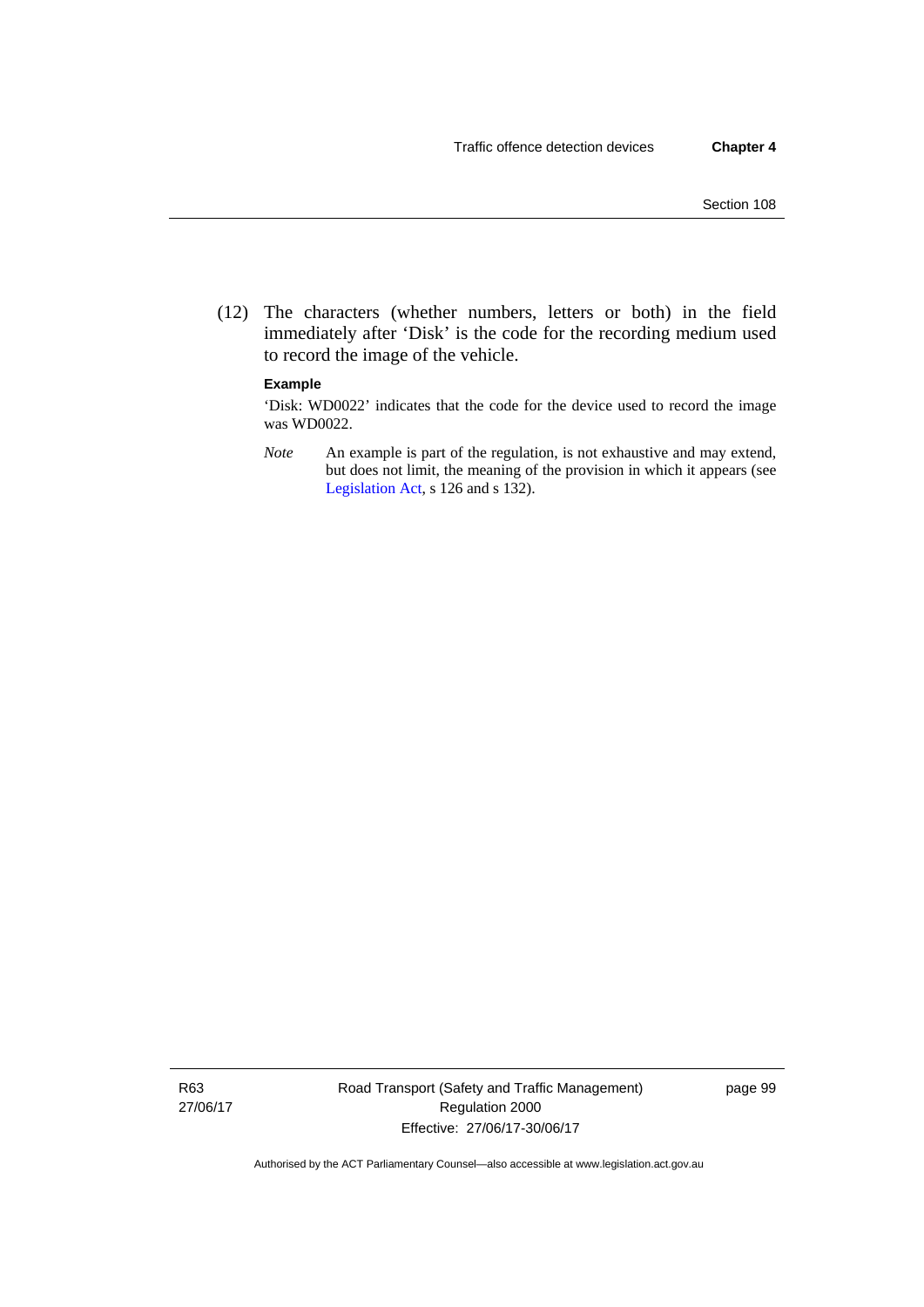(12) The characters (whether numbers, letters or both) in the field immediately after 'Disk' is the code for the recording medium used to record the image of the vehicle.

**Example**

'Disk: WD0022' indicates that the code for the device used to record the image was WD0022.

*Note* An example is part of the regulation, is not exhaustive and may extend, but does not limit, the meaning of the provision in which it appears (see Legislation Act, s 126 and s 132).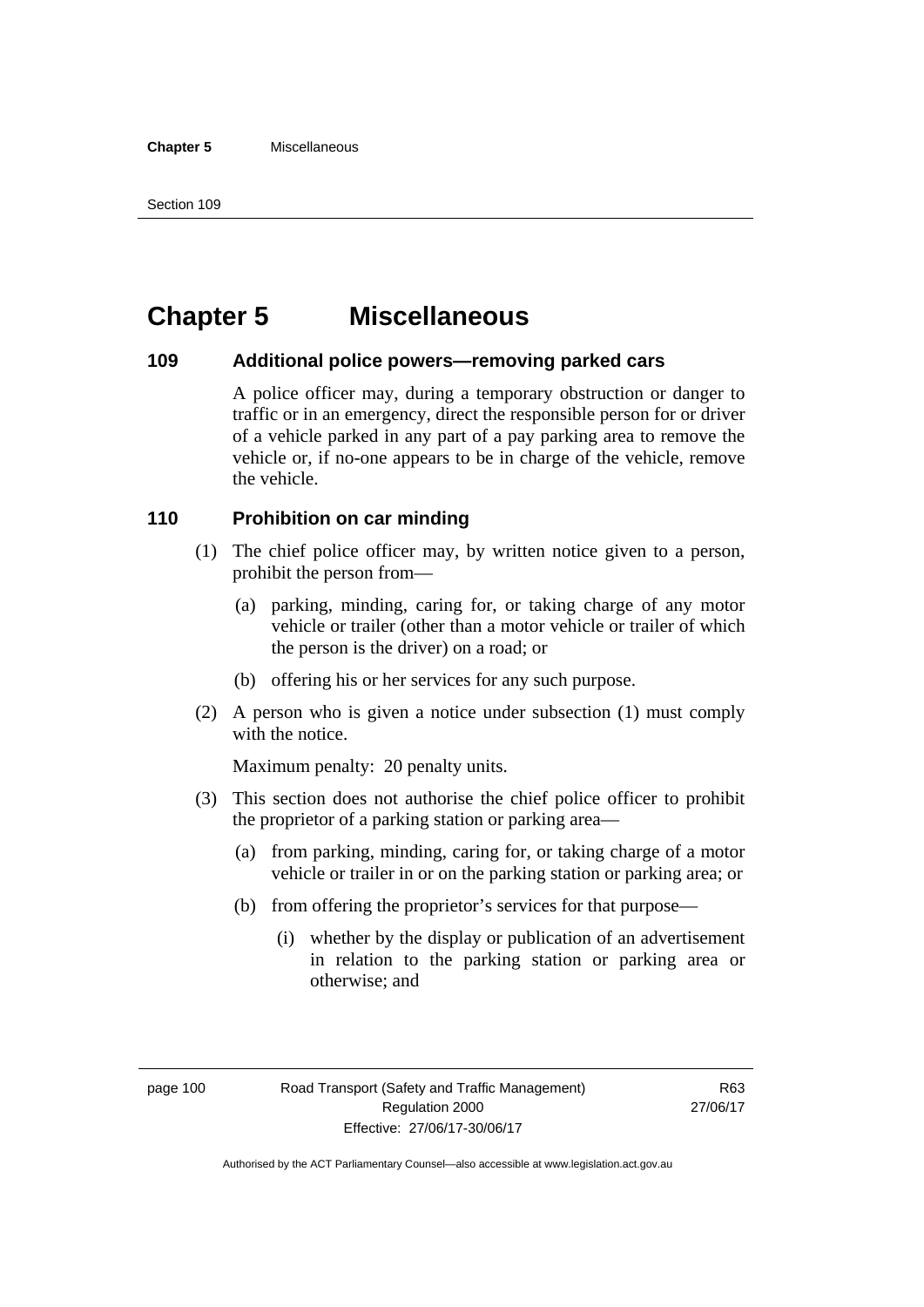# Chapter 5 Miscellaneous

## 109 Additional police powers—removing parked cars

A police officer may, during a temporary obstruction or danger to traffic or in an emergency, direct the responsible person for or driver of a vehicle parked in any part of a pay parking area to remove the vehicle or, if no-one appears to be in charge of the vehicle, remove the vehicle.

## 110 Prohibition on car minding

(1) The chief police officer may, by written notice given to a person, prohibit the person from—

- (a) parking, minding, caring for, or taking charge of any motor vehicle or trailer (other than a motor vehicle or trailer of which the person is the driver) on a road; or
- (b) offering his or her services for any such purpose.

(2) A person who is given a notice under subsection (1) must comply with the notice.

Maximum penalty: 20 penalty units.

(3) This section does not authorise the chief police officer to prohibit the proprietor of a parking station or parking area—

- (a) from parking, minding, caring for, or taking charge of a motor vehicle or trailer in or on the parking station or parking area; or
- (b) from offering the proprietor's services for that purpose—
  - (i) whether by the display or publication of an advertisement in relation to the parking station or parking area or otherwise; and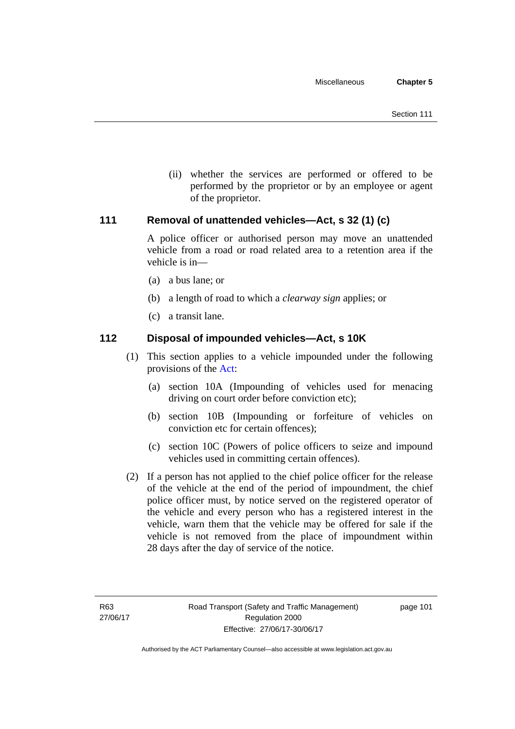(ii) whether the services are performed or offered to be performed by the proprietor or by an employee or agent of the proprietor.

### 111 Removal of unattended vehicles—Act, s 32 (1) (c)

A police officer or authorised person may move an unattended vehicle from a road or road related area to a retention area if the vehicle is in—

(a) a bus lane; or

(b) a length of road to which a *clearway sign* applies; or

(c) a transit lane.

### 112 Disposal of impounded vehicles—Act, s 10K

(1) This section applies to a vehicle impounded under the following provisions of the Act:

(a) section 10A (Impounding of vehicles used for menacing driving on court order before conviction etc);

(b) section 10B (Impounding or forfeiture of vehicles on conviction etc for certain offences);

(c) section 10C (Powers of police officers to seize and impound vehicles used in committing certain offences).

(2) If a person has not applied to the chief police officer for the release of the vehicle at the end of the period of impoundment, the chief police officer must, by notice served on the registered operator of the vehicle and every person who has a registered interest in the vehicle, warn them that the vehicle may be offered for sale if the vehicle is not removed from the place of impoundment within 28 days after the day of service of the notice.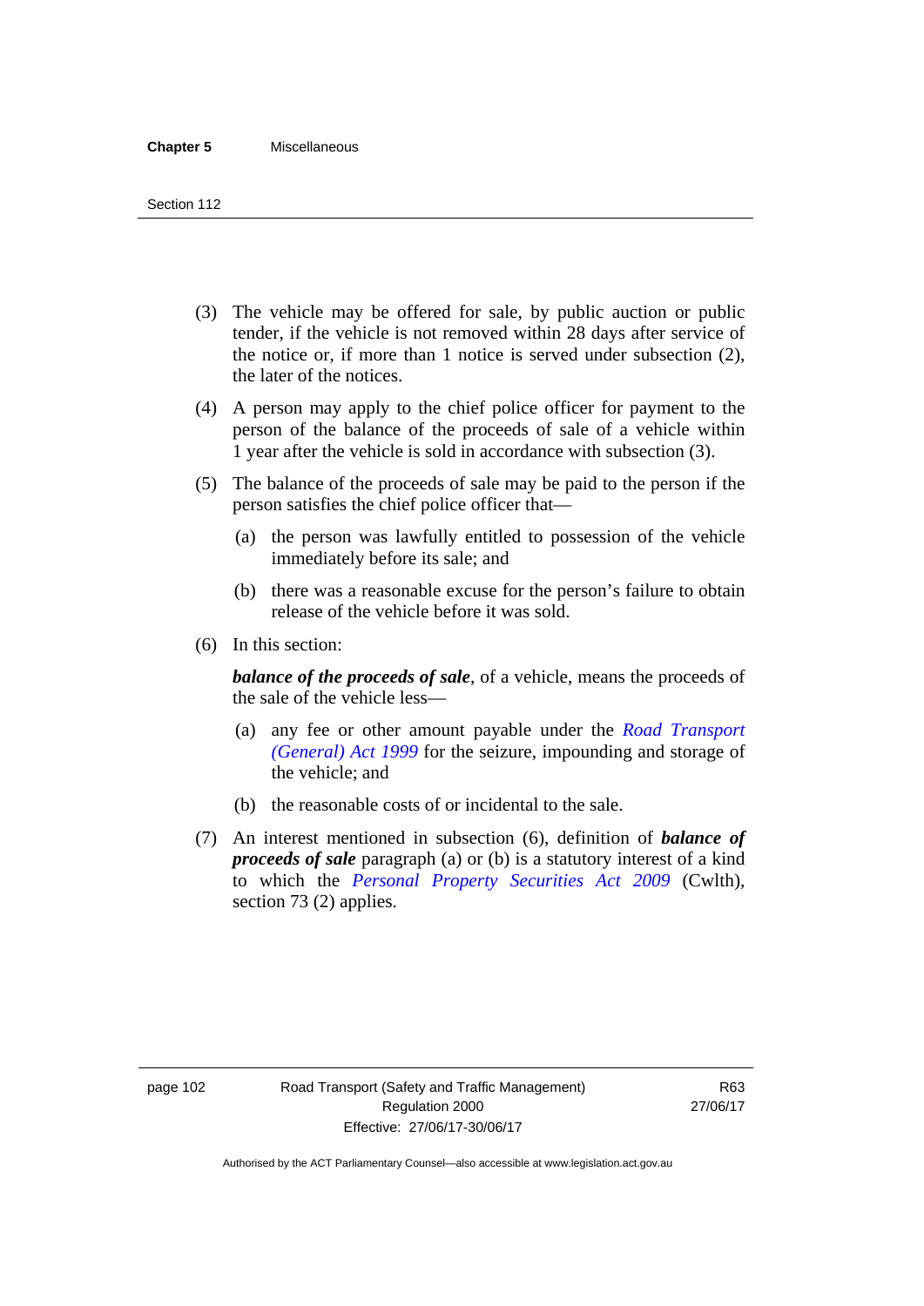(3) The vehicle may be offered for sale, by public auction or public tender, if the vehicle is not removed within 28 days after service of the notice or, if more than 1 notice is served under subsection (2), the later of the notices.

(4) A person may apply to the chief police officer for payment to the person of the balance of the proceeds of sale of a vehicle within 1 year after the vehicle is sold in accordance with subsection (3).

(5) The balance of the proceeds of sale may be paid to the person if the person satisfies the chief police officer that—

(a) the person was lawfully entitled to possession of the vehicle immediately before its sale; and

(b) there was a reasonable excuse for the person's failure to obtain release of the vehicle before it was sold.

(6) In this section:

***balance of the proceeds of sale***, of a vehicle, means the proceeds of the sale of the vehicle less—

(a) any fee or other amount payable under the *Road Transport (General) Act 1999* for the seizure, impounding and storage of the vehicle; and

(b) the reasonable costs of or incidental to the sale.

(7) An interest mentioned in subsection (6), definition of ***balance of proceeds of sale*** paragraph (a) or (b) is a statutory interest of a kind to which the *Personal Property Securities Act 2009* (Cwlth), section 73 (2) applies.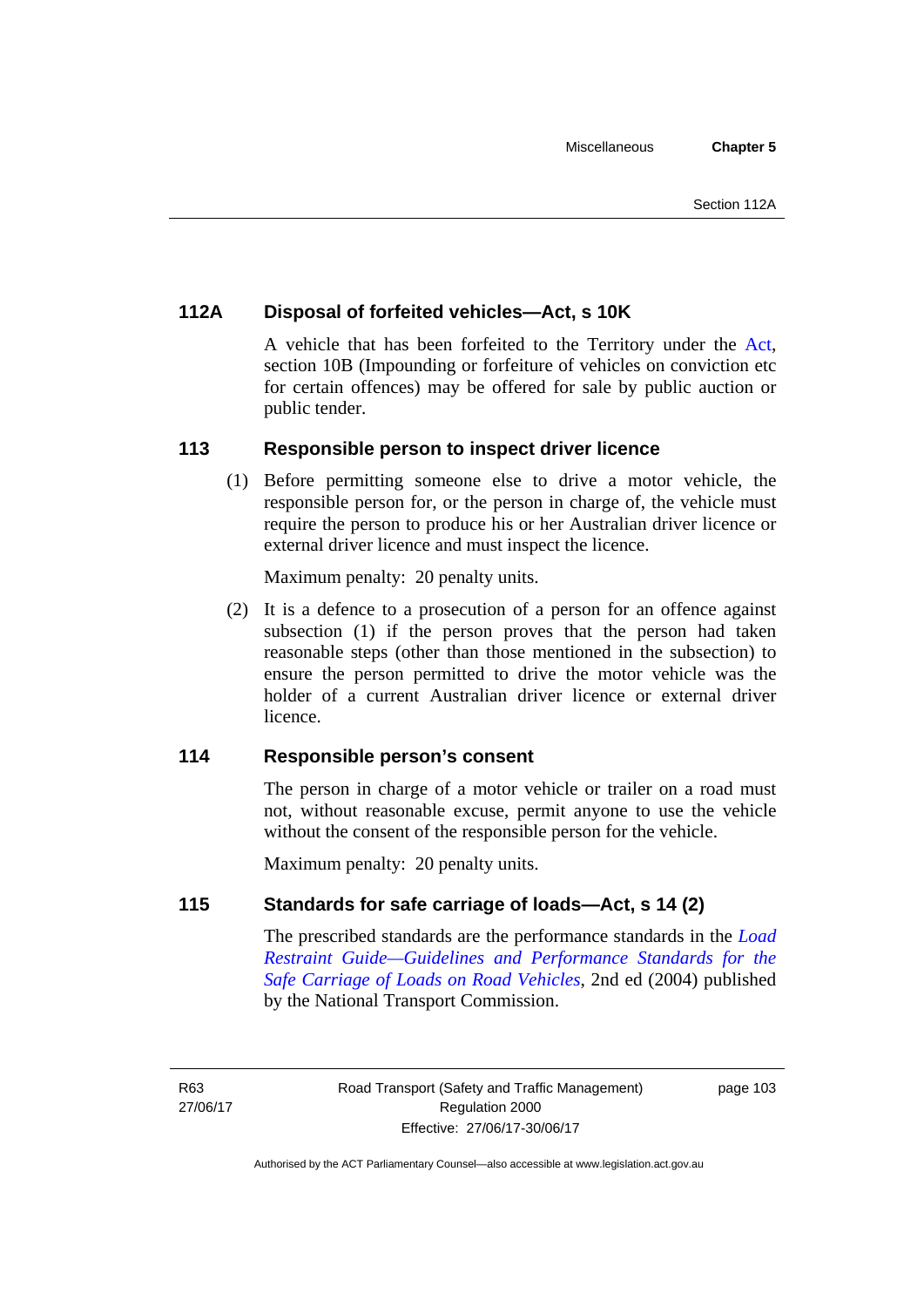### 112A Disposal of forfeited vehicles—Act, s 10K

A vehicle that has been forfeited to the Territory under the Act, section 10B (Impounding or forfeiture of vehicles on conviction etc for certain offences) may be offered for sale by public auction or public tender.

### 113 Responsible person to inspect driver licence

(1) Before permitting someone else to drive a motor vehicle, the responsible person for, or the person in charge of, the vehicle must require the person to produce his or her Australian driver licence or external driver licence and must inspect the licence.

Maximum penalty: 20 penalty units.

(2) It is a defence to a prosecution of a person for an offence against subsection (1) if the person proves that the person had taken reasonable steps (other than those mentioned in the subsection) to ensure the person permitted to drive the motor vehicle was the holder of a current Australian driver licence or external driver licence.

### 114 Responsible person's consent

The person in charge of a motor vehicle or trailer on a road must not, without reasonable excuse, permit anyone to use the vehicle without the consent of the responsible person for the vehicle.

Maximum penalty: 20 penalty units.

### 115 Standards for safe carriage of loads—Act, s 14 (2)

The prescribed standards are the performance standards in the *Load Restraint Guide—Guidelines and Performance Standards for the Safe Carriage of Loads on Road Vehicles*, 2nd ed (2004) published by the National Transport Commission.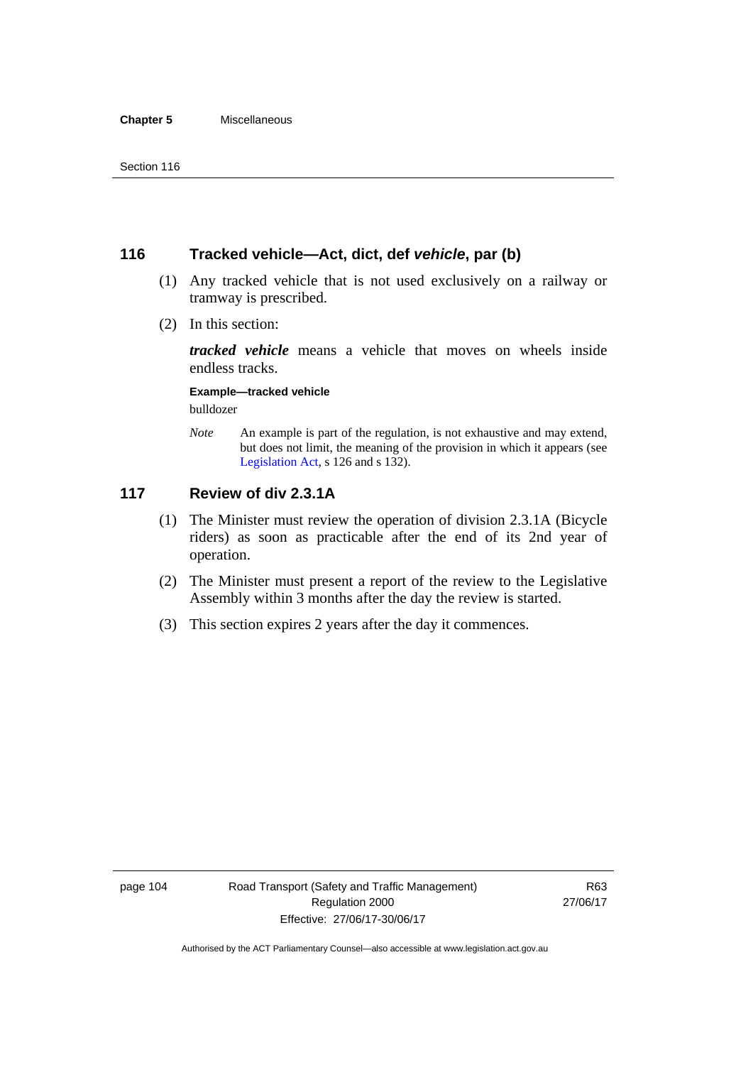## 116 Tracked vehicle—Act, dict, def *vehicle*, par (b)

(1) Any tracked vehicle that is not used exclusively on a railway or tramway is prescribed.

(2) In this section:

***tracked vehicle*** means a vehicle that moves on wheels inside endless tracks.

**Example—tracked vehicle**

bulldozer

*Note* An example is part of the regulation, is not exhaustive and may extend, but does not limit, the meaning of the provision in which it appears (see Legislation Act, s 126 and s 132).

## 117 Review of div 2.3.1A

(1) The Minister must review the operation of division 2.3.1A (Bicycle riders) as soon as practicable after the end of its 2nd year of operation.

(2) The Minister must present a report of the review to the Legislative Assembly within 3 months after the day the review is started.

(3) This section expires 2 years after the day it commences.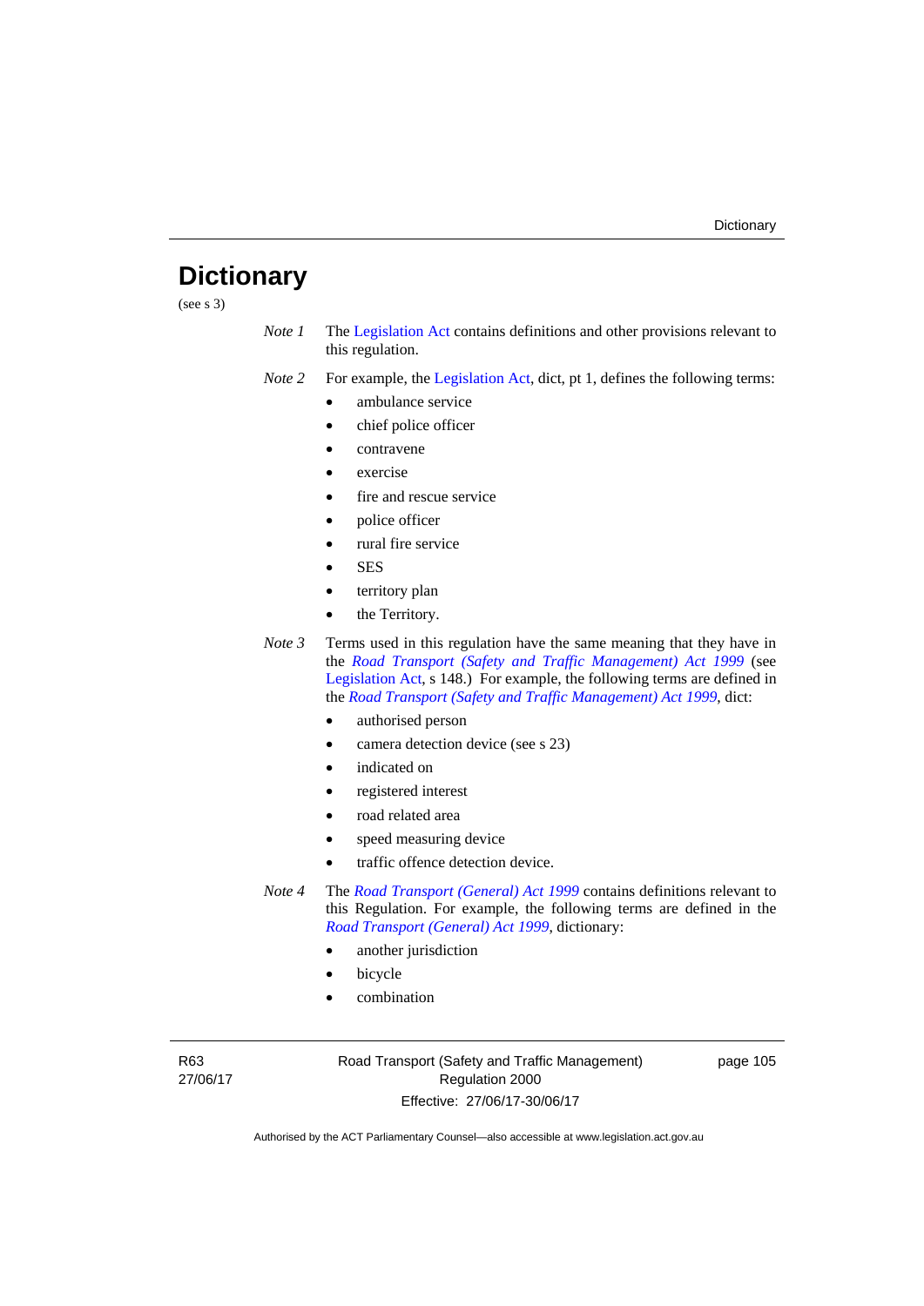# Dictionary

(see s 3)

*Note 1* The Legislation Act contains definitions and other provisions relevant to this regulation.

*Note 2* For example, the Legislation Act, dict, pt 1, defines the following terms:

- ambulance service
- chief police officer
- contravene
- exercise
- fire and rescue service
- police officer
- rural fire service
- SES
- territory plan
- the Territory.

*Note 3* Terms used in this regulation have the same meaning that they have in the *Road Transport (Safety and Traffic Management) Act 1999* (see Legislation Act, s 148.) For example, the following terms are defined in the *Road Transport (Safety and Traffic Management) Act 1999*, dict:

- authorised person
- camera detection device (see s 23)
- indicated on
- registered interest
- road related area
- speed measuring device
- traffic offence detection device.

*Note 4* The *Road Transport (General) Act 1999* contains definitions relevant to this Regulation. For example, the following terms are defined in the *Road Transport (General) Act 1999*, dictionary:

- another jurisdiction
- bicycle
- combination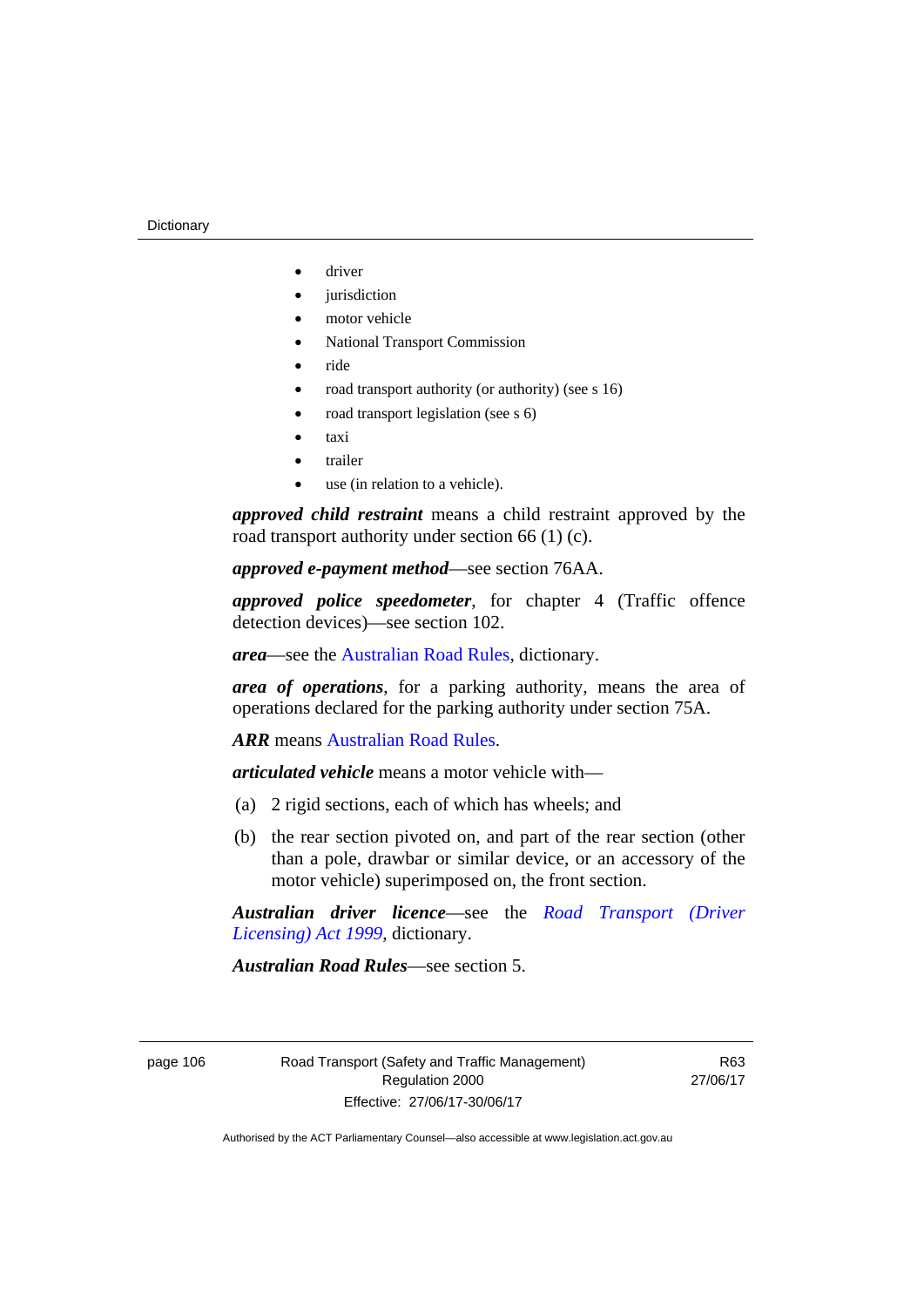- driver
- jurisdiction
- motor vehicle
- National Transport Commission
- ride
- road transport authority (or authority) (see s 16)
- road transport legislation (see s 6)
- taxi
- trailer
- use (in relation to a vehicle).

***approved child restraint*** means a child restraint approved by the road transport authority under section 66 (1) (c).

***approved e-payment method***—see section 76AA.

***approved police speedometer***, for chapter 4 (Traffic offence detection devices)—see section 102.

***area***—see the Australian Road Rules, dictionary.

***area of operations***, for a parking authority, means the area of operations declared for the parking authority under section 75A.

***ARR*** means Australian Road Rules.

***articulated vehicle*** means a motor vehicle with—

(a) 2 rigid sections, each of which has wheels; and

(b) the rear section pivoted on, and part of the rear section (other than a pole, drawbar or similar device, or an accessory of the motor vehicle) superimposed on, the front section.

***Australian driver licence***—see the *Road Transport (Driver Licensing) Act 1999*, dictionary.

***Australian Road Rules***—see section 5.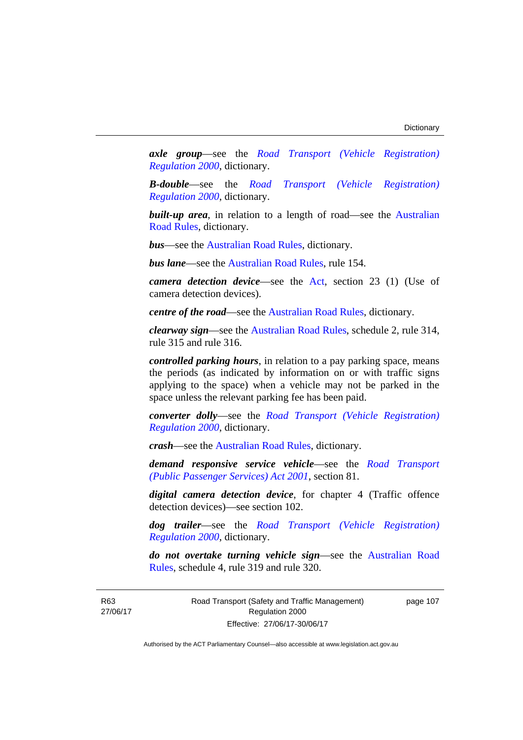***axle group***—see the *Road Transport (Vehicle Registration) Regulation 2000*, dictionary.

***B-double***—see the *Road Transport (Vehicle Registration) Regulation 2000*, dictionary.

***built-up area***, in relation to a length of road—see the Australian Road Rules, dictionary.

***bus***—see the Australian Road Rules, dictionary.

***bus lane***—see the Australian Road Rules, rule 154.

***camera detection device***—see the Act, section 23 (1) (Use of camera detection devices).

***centre of the road***—see the Australian Road Rules, dictionary.

***clearway sign***—see the Australian Road Rules, schedule 2, rule 314, rule 315 and rule 316.

***controlled parking hours***, in relation to a pay parking space, means the periods (as indicated by information on or with traffic signs applying to the space) when a vehicle may not be parked in the space unless the relevant parking fee has been paid.

***converter dolly***—see the *Road Transport (Vehicle Registration) Regulation 2000*, dictionary.

***crash***—see the Australian Road Rules, dictionary.

***demand responsive service vehicle***—see the *Road Transport (Public Passenger Services) Act 2001*, section 81.

***digital camera detection device***, for chapter 4 (Traffic offence detection devices)—see section 102.

***dog trailer***—see the *Road Transport (Vehicle Registration) Regulation 2000*, dictionary.

***do not overtake turning vehicle sign***—see the Australian Road Rules, schedule 4, rule 319 and rule 320.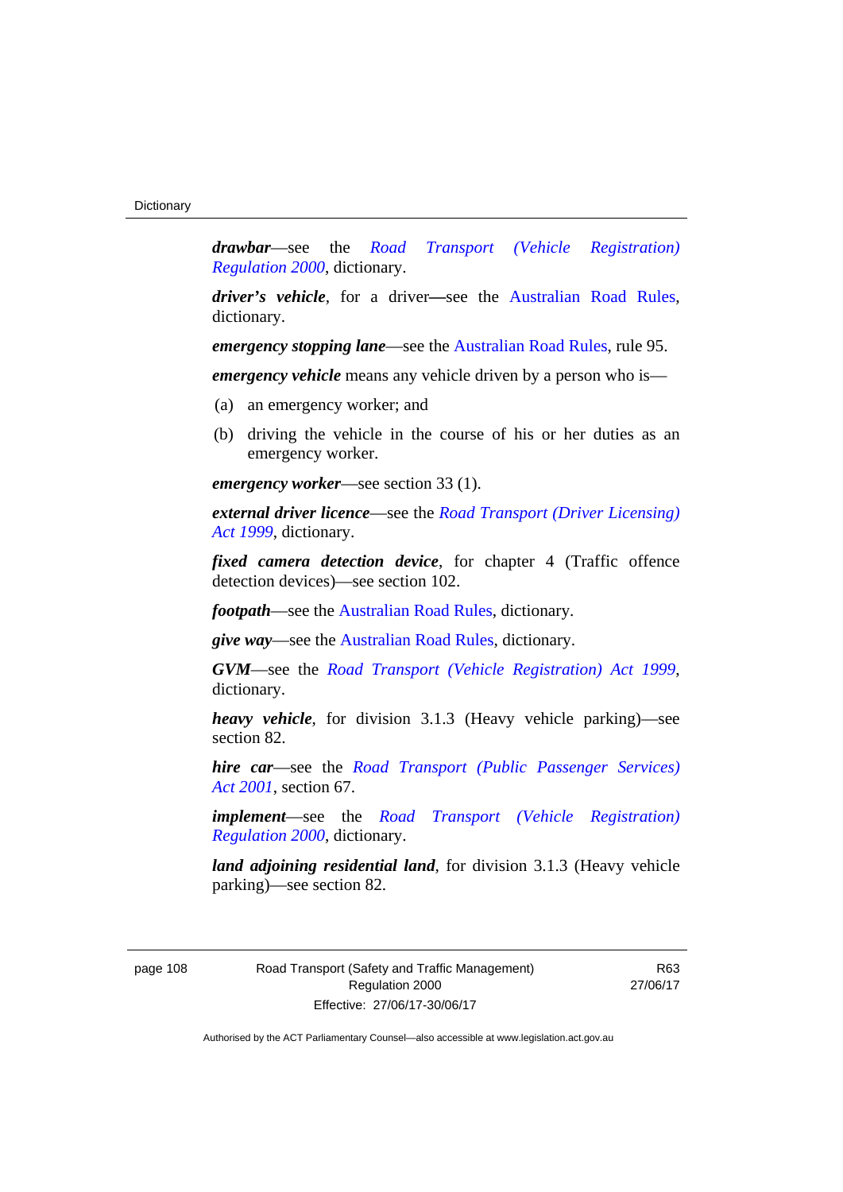***drawbar***—see the *Road Transport (Vehicle Registration) Regulation 2000*, dictionary.

***driver's vehicle***, for a driver—see the Australian Road Rules, dictionary.

***emergency stopping lane***—see the Australian Road Rules, rule 95.

***emergency vehicle*** means any vehicle driven by a person who is—

(a) an emergency worker; and

(b) driving the vehicle in the course of his or her duties as an emergency worker.

***emergency worker***—see section 33 (1).

***external driver licence***—see the *Road Transport (Driver Licensing) Act 1999*, dictionary.

***fixed camera detection device***, for chapter 4 (Traffic offence detection devices)—see section 102.

***footpath***—see the Australian Road Rules, dictionary.

***give way***—see the Australian Road Rules, dictionary.

***GVM***—see the *Road Transport (Vehicle Registration) Act 1999*, dictionary.

***heavy vehicle***, for division 3.1.3 (Heavy vehicle parking)—see section 82.

***hire car***—see the *Road Transport (Public Passenger Services) Act 2001*, section 67.

***implement***—see the *Road Transport (Vehicle Registration) Regulation 2000*, dictionary.

***land adjoining residential land***, for division 3.1.3 (Heavy vehicle parking)—see section 82.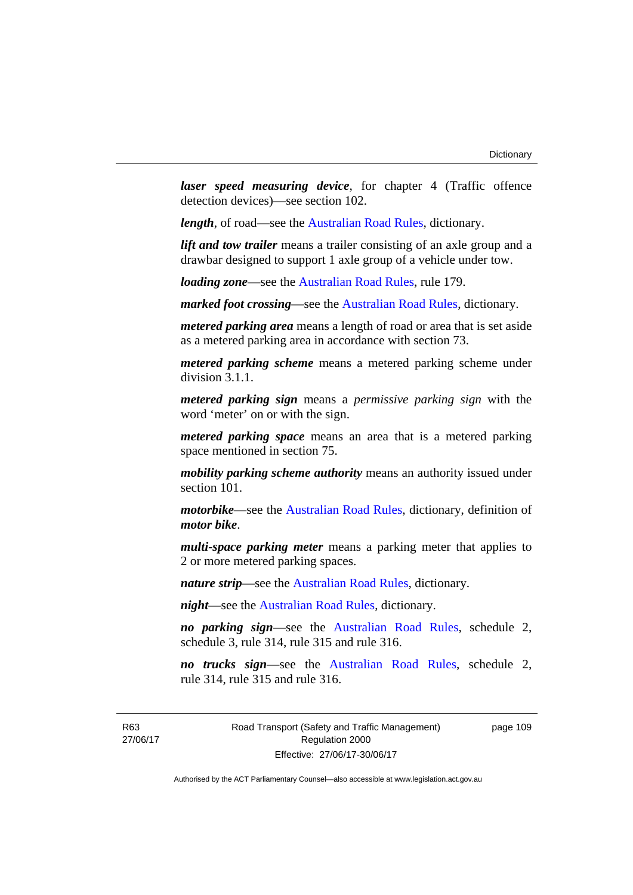***laser speed measuring device***, for chapter 4 (Traffic offence detection devices)—see section 102.

***length***, of road—see the Australian Road Rules, dictionary.

***lift and tow trailer*** means a trailer consisting of an axle group and a drawbar designed to support 1 axle group of a vehicle under tow.

***loading zone***—see the Australian Road Rules, rule 179.

***marked foot crossing***—see the Australian Road Rules, dictionary.

***metered parking area*** means a length of road or area that is set aside as a metered parking area in accordance with section 73.

***metered parking scheme*** means a metered parking scheme under division 3.1.1.

***metered parking sign*** means a *permissive parking sign* with the word 'meter' on or with the sign.

***metered parking space*** means an area that is a metered parking space mentioned in section 75.

***mobility parking scheme authority*** means an authority issued under section 101.

***motorbike***—see the Australian Road Rules, dictionary, definition of ***motor bike***.

***multi-space parking meter*** means a parking meter that applies to 2 or more metered parking spaces.

***nature strip***—see the Australian Road Rules, dictionary.

***night***—see the Australian Road Rules, dictionary.

***no parking sign***—see the Australian Road Rules, schedule 2, schedule 3, rule 314, rule 315 and rule 316.

***no trucks sign***—see the Australian Road Rules, schedule 2, rule 314, rule 315 and rule 316.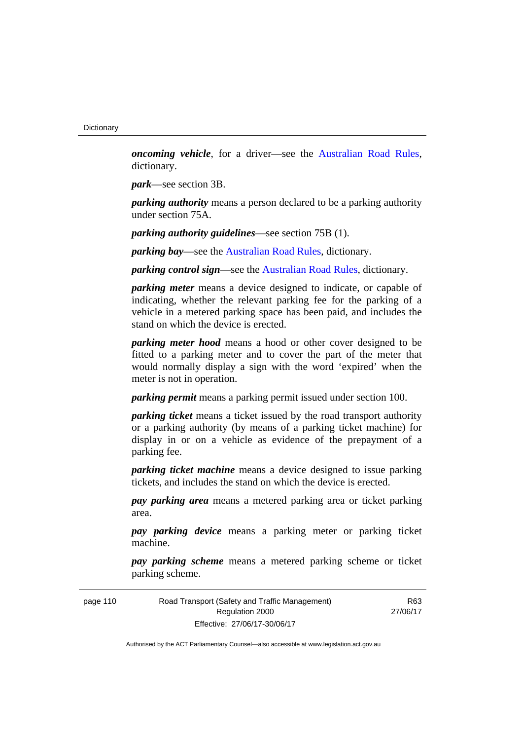***oncoming vehicle***, for a driver—see the Australian Road Rules, dictionary.

***park***—see section 3B.

***parking authority*** means a person declared to be a parking authority under section 75A.

***parking authority guidelines***—see section 75B (1).

***parking bay***—see the Australian Road Rules, dictionary.

***parking control sign***—see the Australian Road Rules, dictionary.

***parking meter*** means a device designed to indicate, or capable of indicating, whether the relevant parking fee for the parking of a vehicle in a metered parking space has been paid, and includes the stand on which the device is erected.

***parking meter hood*** means a hood or other cover designed to be fitted to a parking meter and to cover the part of the meter that would normally display a sign with the word 'expired' when the meter is not in operation.

***parking permit*** means a parking permit issued under section 100.

***parking ticket*** means a ticket issued by the road transport authority or a parking authority (by means of a parking ticket machine) for display in or on a vehicle as evidence of the prepayment of a parking fee.

***parking ticket machine*** means a device designed to issue parking tickets, and includes the stand on which the device is erected.

***pay parking area*** means a metered parking area or ticket parking area.

***pay parking device*** means a parking meter or parking ticket machine.

***pay parking scheme*** means a metered parking scheme or ticket parking scheme.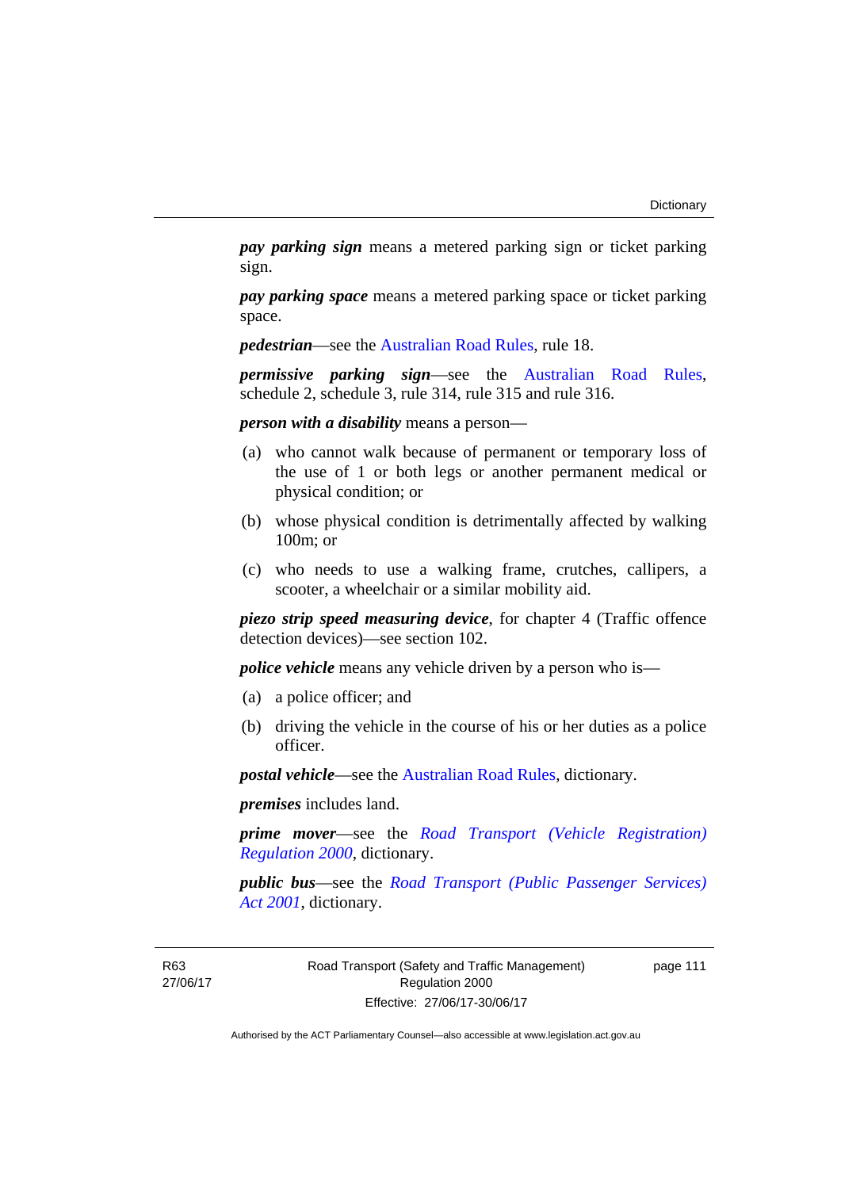***pay parking sign*** means a metered parking sign or ticket parking sign.

***pay parking space*** means a metered parking space or ticket parking space.

***pedestrian***—see the Australian Road Rules, rule 18.

***permissive parking sign***—see the Australian Road Rules, schedule 2, schedule 3, rule 314, rule 315 and rule 316.

***person with a disability*** means a person—

(a) who cannot walk because of permanent or temporary loss of the use of 1 or both legs or another permanent medical or physical condition; or

(b) whose physical condition is detrimentally affected by walking 100m; or

(c) who needs to use a walking frame, crutches, callipers, a scooter, a wheelchair or a similar mobility aid.

***piezo strip speed measuring device***, for chapter 4 (Traffic offence detection devices)—see section 102.

***police vehicle*** means any vehicle driven by a person who is—

(a) a police officer; and

(b) driving the vehicle in the course of his or her duties as a police officer.

***postal vehicle***—see the Australian Road Rules, dictionary.

***premises*** includes land.

***prime mover***—see the *Road Transport (Vehicle Registration) Regulation 2000*, dictionary.

***public bus***—see the *Road Transport (Public Passenger Services) Act 2001*, dictionary.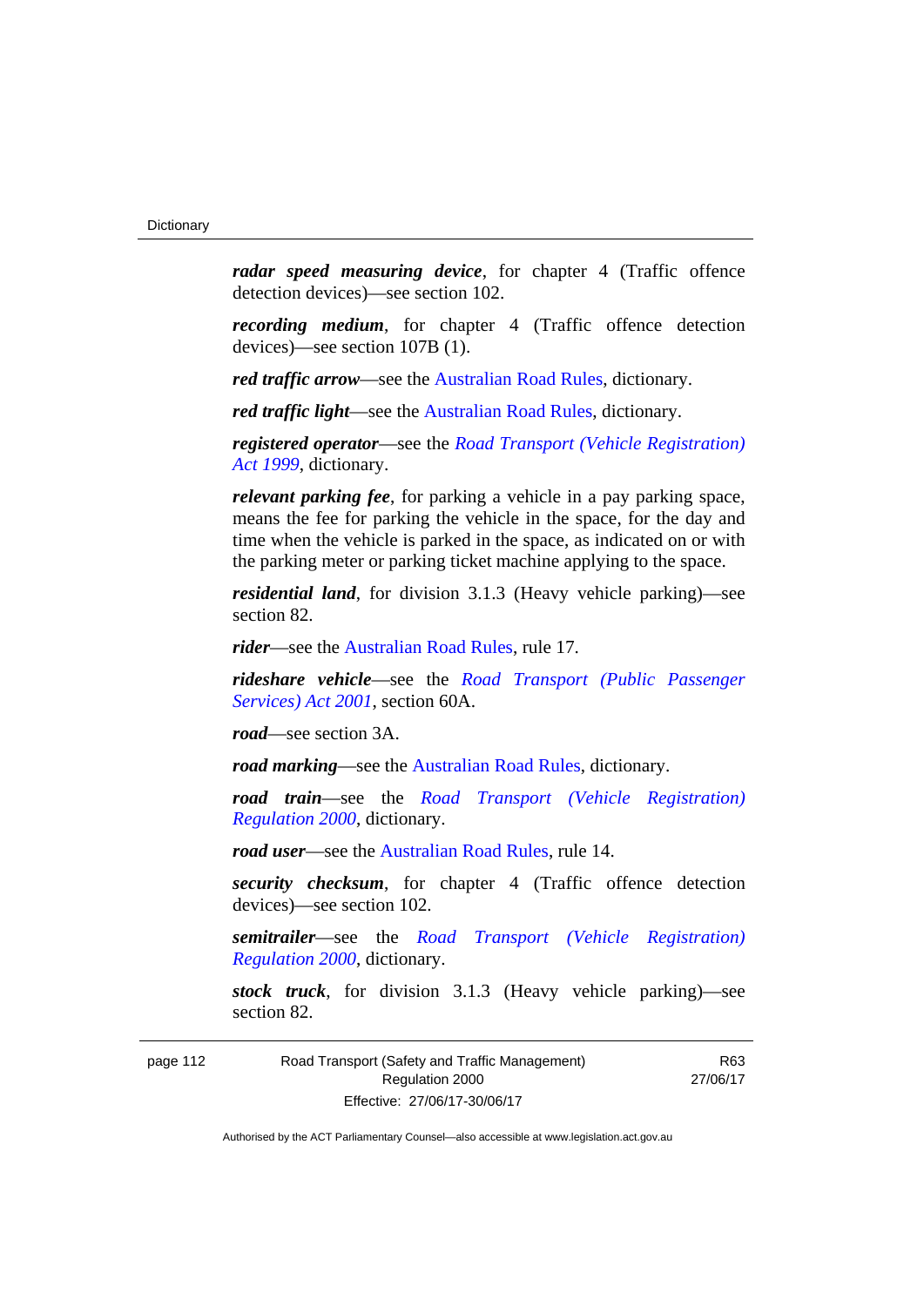***radar speed measuring device***, for chapter 4 (Traffic offence detection devices)—see section 102.

***recording medium***, for chapter 4 (Traffic offence detection devices)—see section 107B (1).

***red traffic arrow***—see the Australian Road Rules, dictionary.

***red traffic light***—see the Australian Road Rules, dictionary.

***registered operator***—see the *Road Transport (Vehicle Registration) Act 1999*, dictionary.

***relevant parking fee***, for parking a vehicle in a pay parking space, means the fee for parking the vehicle in the space, for the day and time when the vehicle is parked in the space, as indicated on or with the parking meter or parking ticket machine applying to the space.

***residential land***, for division 3.1.3 (Heavy vehicle parking)—see section 82.

***rider***—see the Australian Road Rules, rule 17.

***rideshare vehicle***—see the *Road Transport (Public Passenger Services) Act 2001*, section 60A.

***road***—see section 3A.

***road marking***—see the Australian Road Rules, dictionary.

***road train***—see the *Road Transport (Vehicle Registration) Regulation 2000*, dictionary.

***road user***—see the Australian Road Rules, rule 14.

***security checksum***, for chapter 4 (Traffic offence detection devices)—see section 102.

***semitrailer***—see the *Road Transport (Vehicle Registration) Regulation 2000*, dictionary.

***stock truck***, for division 3.1.3 (Heavy vehicle parking)—see section 82.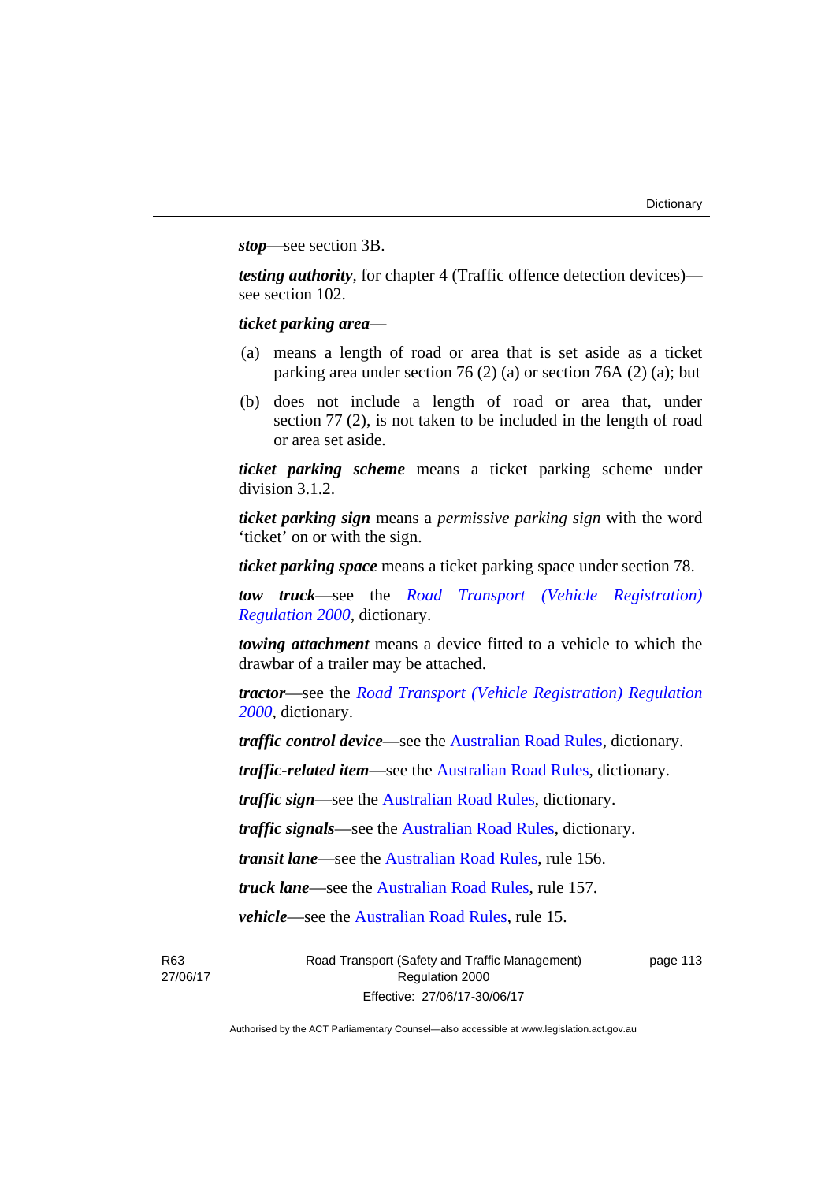***stop***—see section 3B.

***testing authority***, for chapter 4 (Traffic offence detection devices)—see section 102.

***ticket parking area***—

(a) means a length of road or area that is set aside as a ticket parking area under section 76 (2) (a) or section 76A (2) (a); but

(b) does not include a length of road or area that, under section 77 (2), is not taken to be included in the length of road or area set aside.

***ticket parking scheme*** means a ticket parking scheme under division 3.1.2.

***ticket parking sign*** means a *permissive parking sign* with the word 'ticket' on or with the sign.

***ticket parking space*** means a ticket parking space under section 78.

***tow truck***—see the *Road Transport (Vehicle Registration) Regulation 2000*, dictionary.

***towing attachment*** means a device fitted to a vehicle to which the drawbar of a trailer may be attached.

***tractor***—see the *Road Transport (Vehicle Registration) Regulation 2000*, dictionary.

***traffic control device***—see the Australian Road Rules, dictionary.

***traffic-related item***—see the Australian Road Rules, dictionary.

***traffic sign***—see the Australian Road Rules, dictionary.

***traffic signals***—see the Australian Road Rules, dictionary.

***transit lane***—see the Australian Road Rules, rule 156.

***truck lane***—see the Australian Road Rules, rule 157.

***vehicle***—see the Australian Road Rules, rule 15.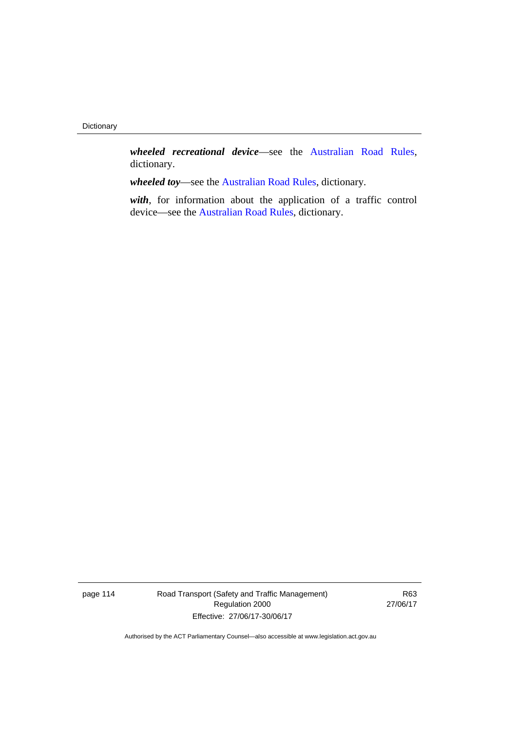***wheeled recreational device***—see the Australian Road Rules, dictionary.

***wheeled toy***—see the Australian Road Rules, dictionary.

***with***, for information about the application of a traffic control device—see the Australian Road Rules, dictionary.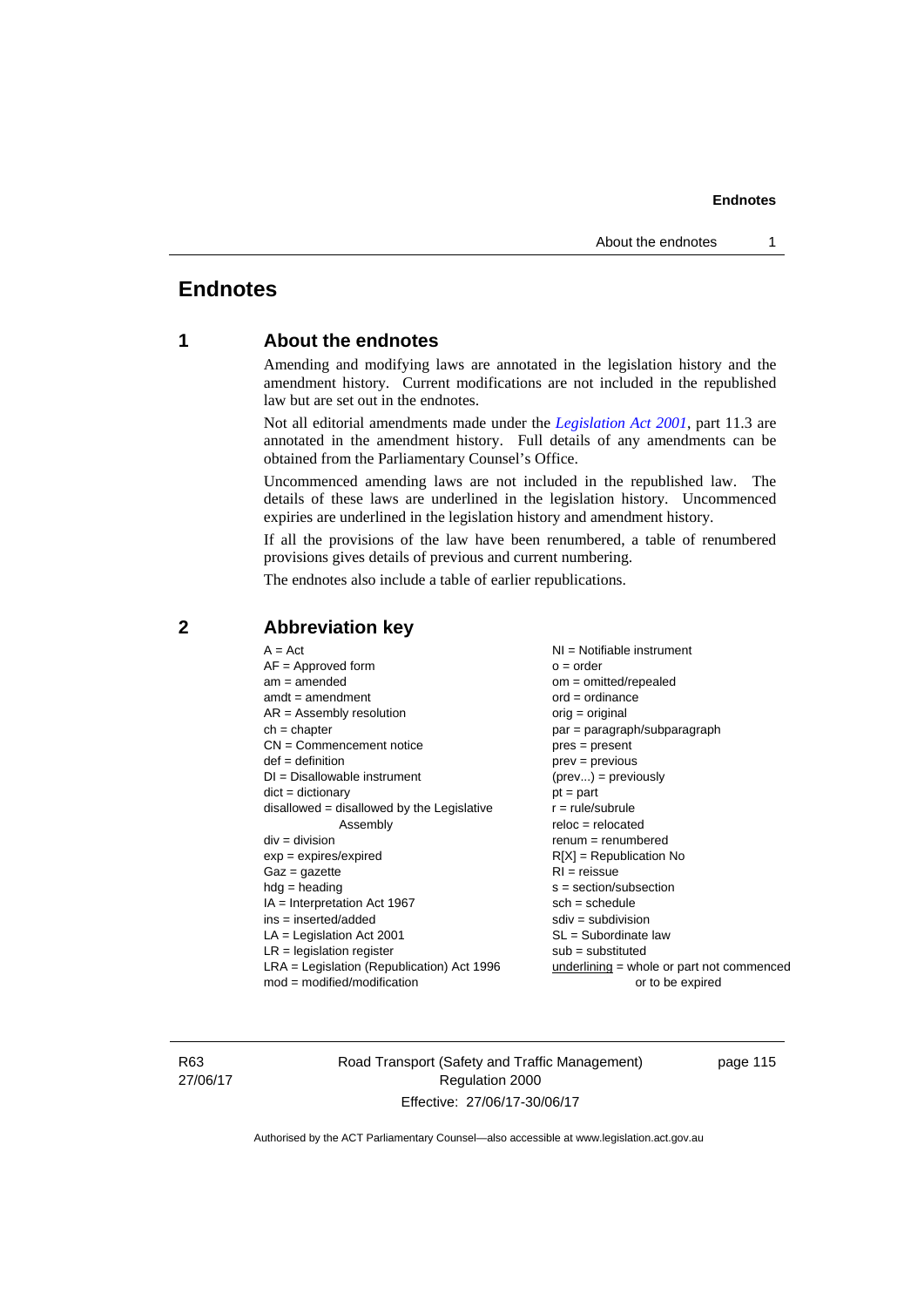# Endnotes

## 1 About the endnotes

Amending and modifying laws are annotated in the legislation history and the amendment history. Current modifications are not included in the republished law but are set out in the endnotes.

Not all editorial amendments made under the *Legislation Act 2001*, part 11.3 are annotated in the amendment history. Full details of any amendments can be obtained from the Parliamentary Counsel's Office.

Uncommenced amending laws are not included in the republished law. The details of these laws are underlined in the legislation history. Uncommenced expiries are underlined in the legislation history and amendment history.

If all the provisions of the law have been renumbered, a table of renumbered provisions gives details of previous and current numbering.

The endnotes also include a table of earlier republications.

## 2 Abbreviation key

A = Act
AF = Approved form
am = amended
amdt = amendment
AR = Assembly resolution
ch = chapter
CN = Commencement notice
def = definition
DI = Disallowable instrument
dict = dictionary
disallowed = disallowed by the Legislative Assembly
div = division
exp = expires/expired
Gaz = gazette
hdg = heading
IA = Interpretation Act 1967
ins = inserted/added
LA = Legislation Act 2001
LR = legislation register
LRA = Legislation (Republication) Act 1996
mod = modified/modification
NI = Notifiable instrument
o = order
om = omitted/repealed
ord = ordinance
orig = original
par = paragraph/subparagraph
pres = present
prev = previous
(prev...) = previously
pt = part
r = rule/subrule
reloc = relocated
renum = renumbered
R[X] = Republication No
RI = reissue
s = section/subsection
sch = schedule
sdiv = subdivision
SL = Subordinate law
sub = substituted
underlining = whole or part not commenced or to be expired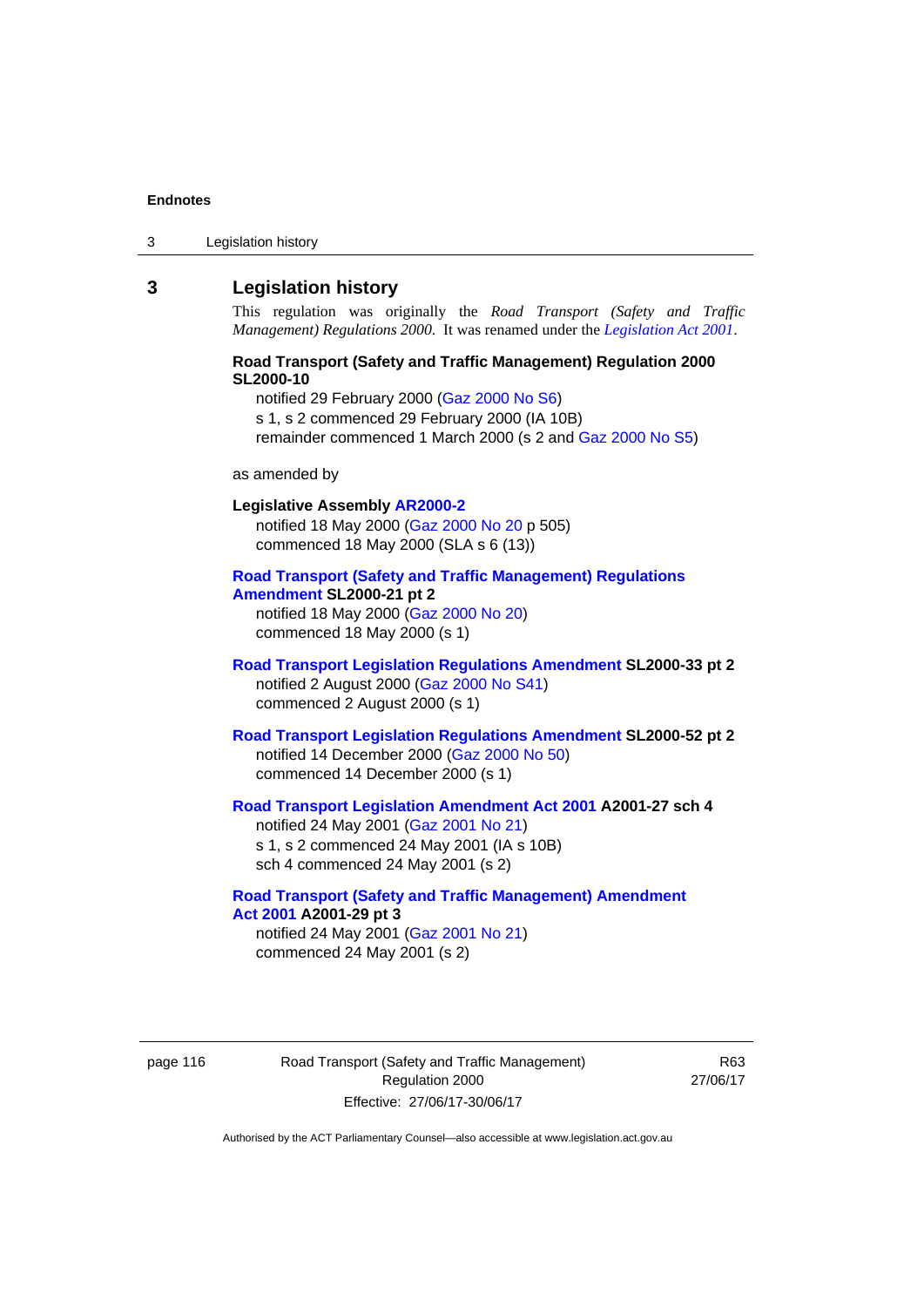## 3 Legislation history

This regulation was originally the *Road Transport (Safety and Traffic Management) Regulations 2000*. It was renamed under the *Legislation Act 2001*.

**Road Transport (Safety and Traffic Management) Regulation 2000 SL2000-10**

notified 29 February 2000 (Gaz 2000 No S6)
s 1, s 2 commenced 29 February 2000 (IA 10B)
remainder commenced 1 March 2000 (s 2 and Gaz 2000 No S5)

as amended by

**Legislative Assembly AR2000-2**

notified 18 May 2000 (Gaz 2000 No 20 p 505)
commenced 18 May 2000 (SLA s 6 (13))

**Road Transport (Safety and Traffic Management) Regulations Amendment SL2000-21 pt 2**

notified 18 May 2000 (Gaz 2000 No 20)
commenced 18 May 2000 (s 1)

**Road Transport Legislation Regulations Amendment SL2000-33 pt 2**

notified 2 August 2000 (Gaz 2000 No S41)
commenced 2 August 2000 (s 1)

**Road Transport Legislation Regulations Amendment SL2000-52 pt 2**

notified 14 December 2000 (Gaz 2000 No 50)
commenced 14 December 2000 (s 1)

**Road Transport Legislation Amendment Act 2001 A2001-27 sch 4**

notified 24 May 2001 (Gaz 2001 No 21)
s 1, s 2 commenced 24 May 2001 (IA s 10B)
sch 4 commenced 24 May 2001 (s 2)

**Road Transport (Safety and Traffic Management) Amendment Act 2001 A2001-29 pt 3**

notified 24 May 2001 (Gaz 2001 No 21)
commenced 24 May 2001 (s 2)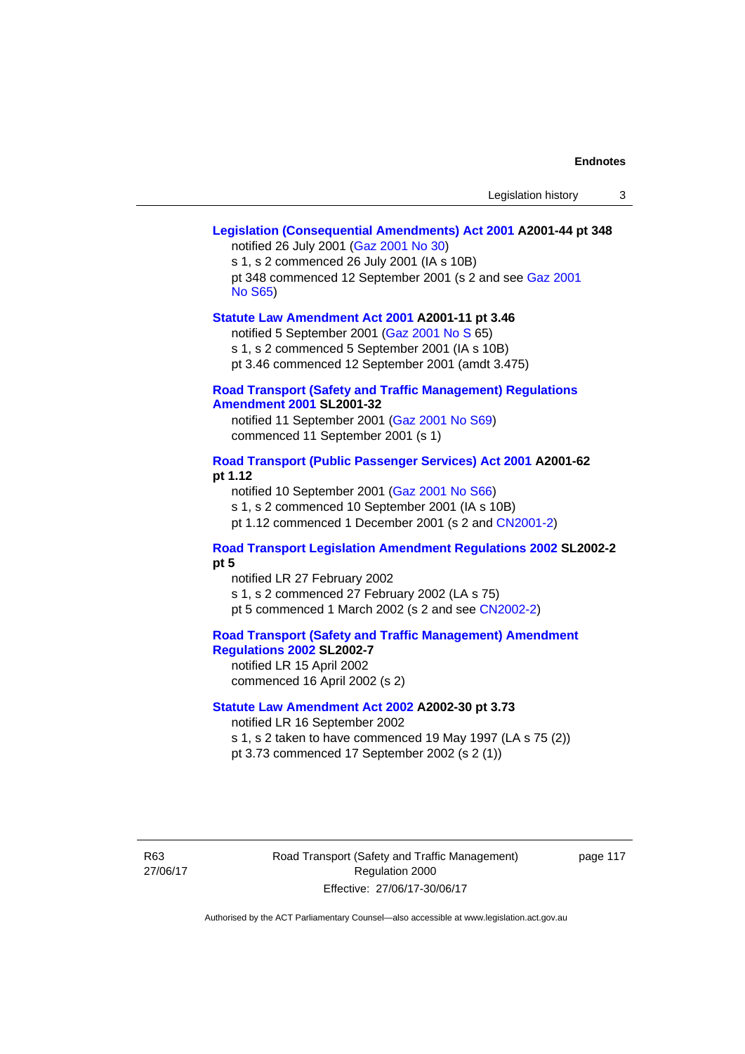**Legislation (Consequential Amendments) Act 2001 A2001-44 pt 348**

notified 26 July 2001 (Gaz 2001 No 30)

s 1, s 2 commenced 26 July 2001 (IA s 10B)

pt 348 commenced 12 September 2001 (s 2 and see Gaz 2001 No S65)

**Statute Law Amendment Act 2001 A2001-11 pt 3.46**

notified 5 September 2001 (Gaz 2001 No S 65)

s 1, s 2 commenced 5 September 2001 (IA s 10B)

pt 3.46 commenced 12 September 2001 (amdt 3.475)

**Road Transport (Safety and Traffic Management) Regulations Amendment 2001 SL2001-32**

notified 11 September 2001 (Gaz 2001 No S69)

commenced 11 September 2001 (s 1)

**Road Transport (Public Passenger Services) Act 2001 A2001-62 pt 1.12**

notified 10 September 2001 (Gaz 2001 No S66)

s 1, s 2 commenced 10 September 2001 (IA s 10B)

pt 1.12 commenced 1 December 2001 (s 2 and CN2001-2)

**Road Transport Legislation Amendment Regulations 2002 SL2002-2 pt 5**

notified LR 27 February 2002

s 1, s 2 commenced 27 February 2002 (LA s 75)

pt 5 commenced 1 March 2002 (s 2 and see CN2002-2)

**Road Transport (Safety and Traffic Management) Amendment Regulations 2002 SL2002-7**

notified LR 15 April 2002

commenced 16 April 2002 (s 2)

**Statute Law Amendment Act 2002 A2002-30 pt 3.73**

notified LR 16 September 2002

s 1, s 2 taken to have commenced 19 May 1997 (LA s 75 (2))

pt 3.73 commenced 17 September 2002 (s 2 (1))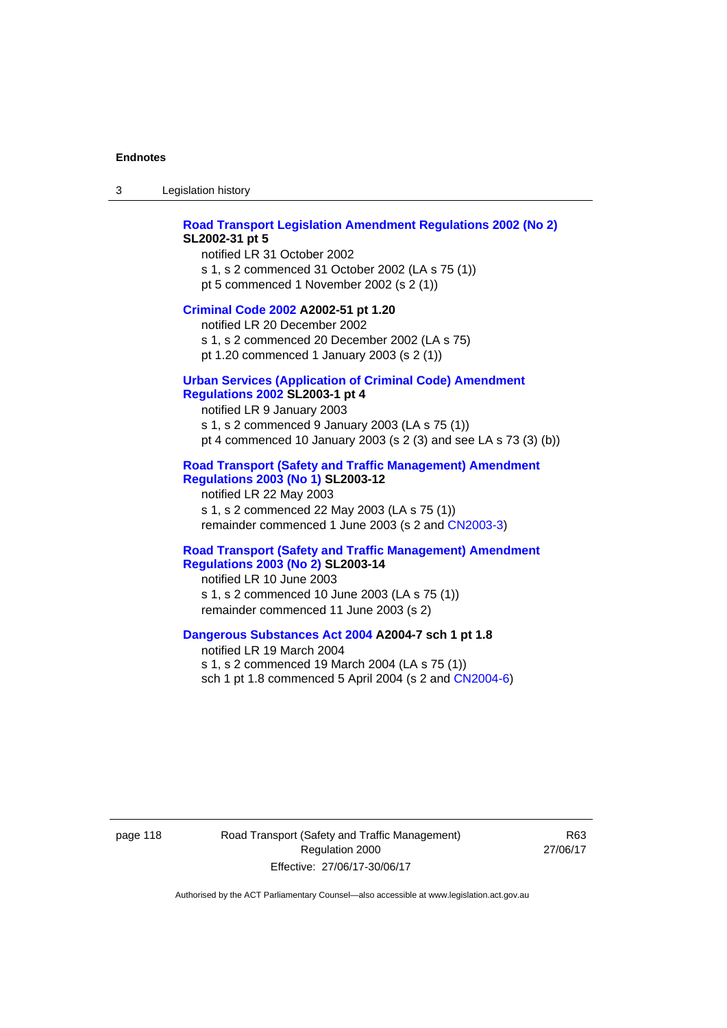**Road Transport Legislation Amendment Regulations 2002 (No 2) SL2002-31 pt 5**

notified LR 31 October 2002

s 1, s 2 commenced 31 October 2002 (LA s 75 (1))

pt 5 commenced 1 November 2002 (s 2 (1))

**Criminal Code 2002 A2002-51 pt 1.20**

notified LR 20 December 2002

s 1, s 2 commenced 20 December 2002 (LA s 75)

pt 1.20 commenced 1 January 2003 (s 2 (1))

**Urban Services (Application of Criminal Code) Amendment Regulations 2002 SL2003-1 pt 4**

notified LR 9 January 2003

s 1, s 2 commenced 9 January 2003 (LA s 75 (1))

pt 4 commenced 10 January 2003 (s 2 (3) and see LA s 73 (3) (b))

**Road Transport (Safety and Traffic Management) Amendment Regulations 2003 (No 1) SL2003-12**

notified LR 22 May 2003

s 1, s 2 commenced 22 May 2003 (LA s 75 (1))

remainder commenced 1 June 2003 (s 2 and CN2003-3)

**Road Transport (Safety and Traffic Management) Amendment Regulations 2003 (No 2) SL2003-14**

notified LR 10 June 2003

s 1, s 2 commenced 10 June 2003 (LA s 75 (1))

remainder commenced 11 June 2003 (s 2)

**Dangerous Substances Act 2004 A2004-7 sch 1 pt 1.8**

notified LR 19 March 2004

s 1, s 2 commenced 19 March 2004 (LA s 75 (1))

sch 1 pt 1.8 commenced 5 April 2004 (s 2 and CN2004-6)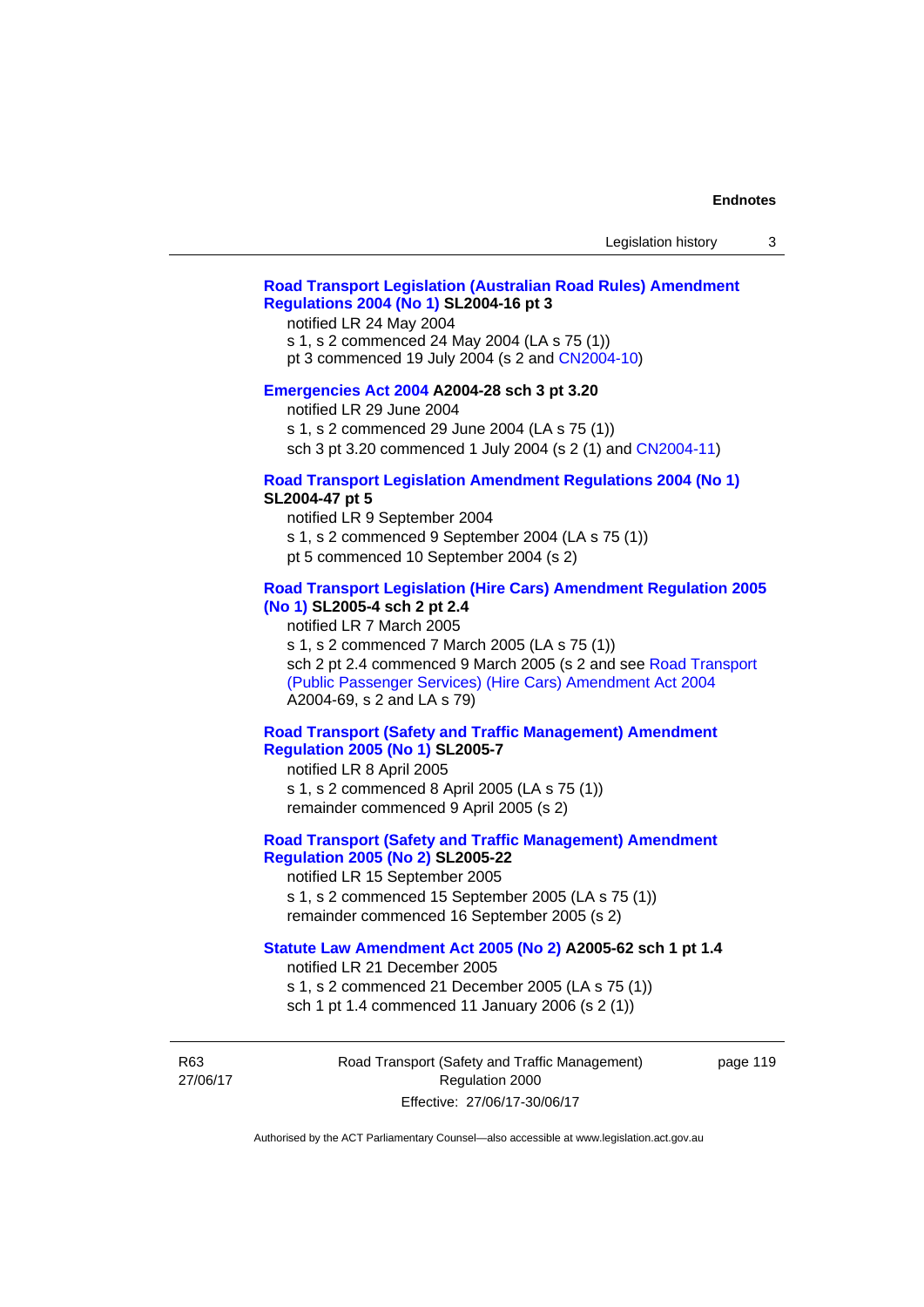**Road Transport Legislation (Australian Road Rules) Amendment Regulations 2004 (No 1) SL2004-16 pt 3**

notified LR 24 May 2004
s 1, s 2 commenced 24 May 2004 (LA s 75 (1))
pt 3 commenced 19 July 2004 (s 2 and CN2004-10)

**Emergencies Act 2004 A2004-28 sch 3 pt 3.20**

notified LR 29 June 2004
s 1, s 2 commenced 29 June 2004 (LA s 75 (1))
sch 3 pt 3.20 commenced 1 July 2004 (s 2 (1) and CN2004-11)

**Road Transport Legislation Amendment Regulations 2004 (No 1) SL2004-47 pt 5**

notified LR 9 September 2004
s 1, s 2 commenced 9 September 2004 (LA s 75 (1))
pt 5 commenced 10 September 2004 (s 2)

**Road Transport Legislation (Hire Cars) Amendment Regulation 2005 (No 1) SL2005-4 sch 2 pt 2.4**

notified LR 7 March 2005
s 1, s 2 commenced 7 March 2005 (LA s 75 (1))
sch 2 pt 2.4 commenced 9 March 2005 (s 2 and see Road Transport (Public Passenger Services) (Hire Cars) Amendment Act 2004 A2004-69, s 2 and LA s 79)

**Road Transport (Safety and Traffic Management) Amendment Regulation 2005 (No 1) SL2005-7**

notified LR 8 April 2005
s 1, s 2 commenced 8 April 2005 (LA s 75 (1))
remainder commenced 9 April 2005 (s 2)

**Road Transport (Safety and Traffic Management) Amendment Regulation 2005 (No 2) SL2005-22**

notified LR 15 September 2005
s 1, s 2 commenced 15 September 2005 (LA s 75 (1))
remainder commenced 16 September 2005 (s 2)

**Statute Law Amendment Act 2005 (No 2) A2005-62 sch 1 pt 1.4**

notified LR 21 December 2005
s 1, s 2 commenced 21 December 2005 (LA s 75 (1))
sch 1 pt 1.4 commenced 11 January 2006 (s 2 (1))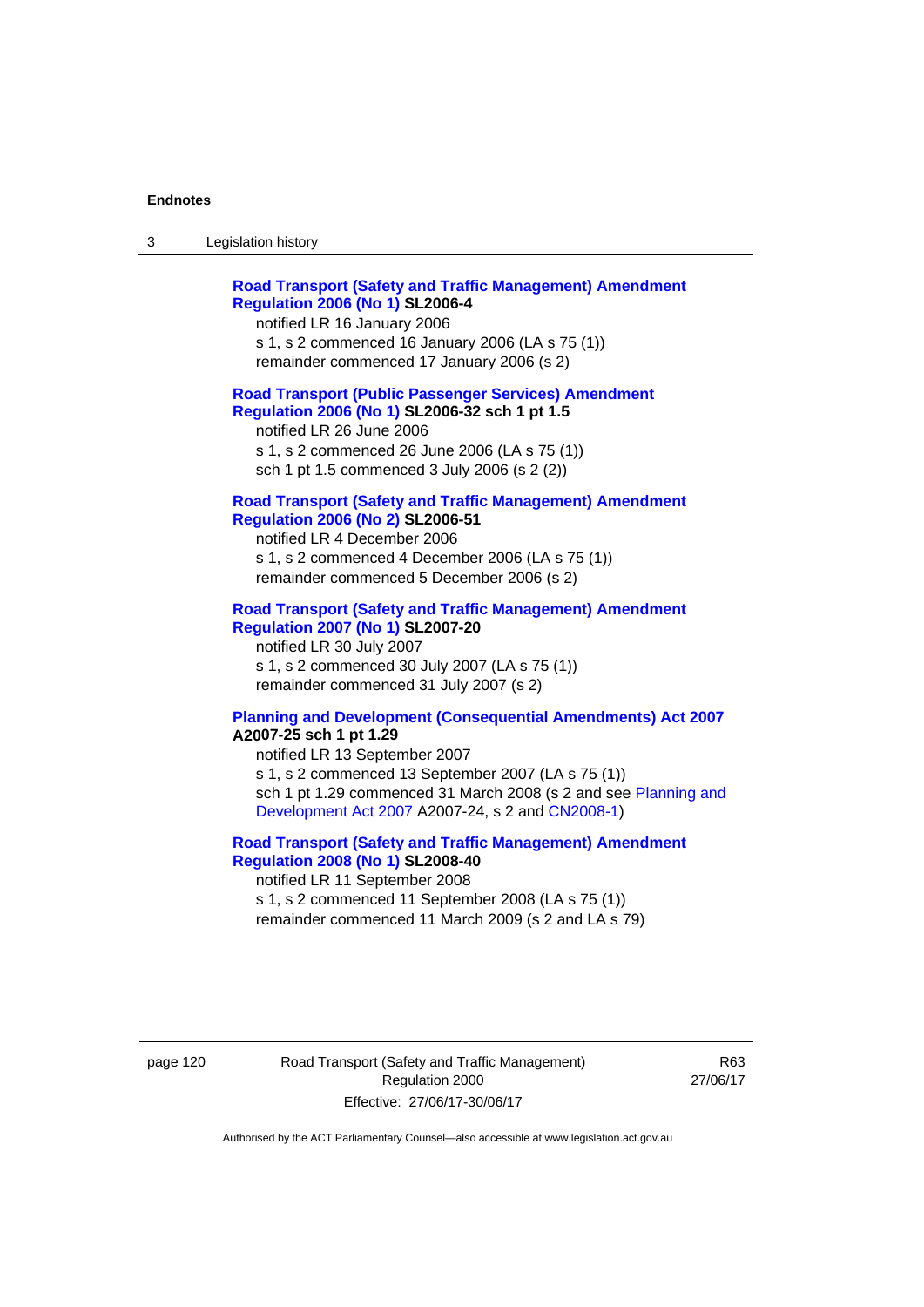**Road Transport (Safety and Traffic Management) Amendment Regulation 2006 (No 1) SL2006-4**

notified LR 16 January 2006

s 1, s 2 commenced 16 January 2006 (LA s 75 (1))

remainder commenced 17 January 2006 (s 2)

**Road Transport (Public Passenger Services) Amendment Regulation 2006 (No 1) SL2006-32 sch 1 pt 1.5**

notified LR 26 June 2006

s 1, s 2 commenced 26 June 2006 (LA s 75 (1))

sch 1 pt 1.5 commenced 3 July 2006 (s 2 (2))

**Road Transport (Safety and Traffic Management) Amendment Regulation 2006 (No 2) SL2006-51**

notified LR 4 December 2006

s 1, s 2 commenced 4 December 2006 (LA s 75 (1))

remainder commenced 5 December 2006 (s 2)

**Road Transport (Safety and Traffic Management) Amendment Regulation 2007 (No 1) SL2007-20**

notified LR 30 July 2007

s 1, s 2 commenced 30 July 2007 (LA s 75 (1))

remainder commenced 31 July 2007 (s 2)

**Planning and Development (Consequential Amendments) Act 2007 A2007-25 sch 1 pt 1.29**

notified LR 13 September 2007

s 1, s 2 commenced 13 September 2007 (LA s 75 (1))

sch 1 pt 1.29 commenced 31 March 2008 (s 2 and see Planning and Development Act 2007 A2007-24, s 2 and CN2008-1)

**Road Transport (Safety and Traffic Management) Amendment Regulation 2008 (No 1) SL2008-40**

notified LR 11 September 2008

s 1, s 2 commenced 11 September 2008 (LA s 75 (1))

remainder commenced 11 March 2009 (s 2 and LA s 79)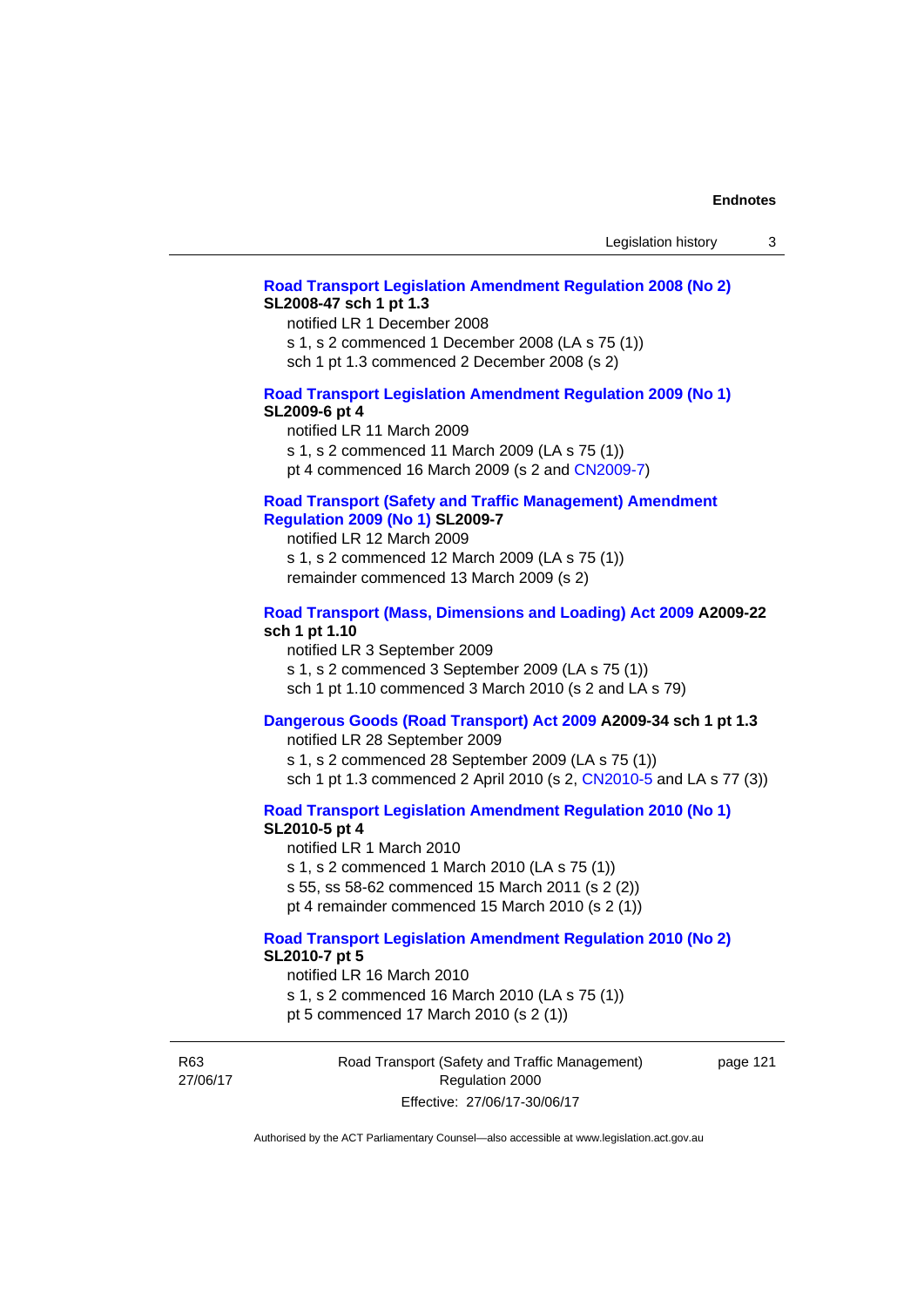**Road Transport Legislation Amendment Regulation 2008 (No 2) SL2008-47 sch 1 pt 1.3**

notified LR 1 December 2008

s 1, s 2 commenced 1 December 2008 (LA s 75 (1))

sch 1 pt 1.3 commenced 2 December 2008 (s 2)

**Road Transport Legislation Amendment Regulation 2009 (No 1) SL2009-6 pt 4**

notified LR 11 March 2009

s 1, s 2 commenced 11 March 2009 (LA s 75 (1))

pt 4 commenced 16 March 2009 (s 2 and CN2009-7)

**Road Transport (Safety and Traffic Management) Amendment Regulation 2009 (No 1) SL2009-7**

notified LR 12 March 2009

s 1, s 2 commenced 12 March 2009 (LA s 75 (1))

remainder commenced 13 March 2009 (s 2)

**Road Transport (Mass, Dimensions and Loading) Act 2009 A2009-22 sch 1 pt 1.10**

notified LR 3 September 2009

s 1, s 2 commenced 3 September 2009 (LA s 75 (1))

sch 1 pt 1.10 commenced 3 March 2010 (s 2 and LA s 79)

**Dangerous Goods (Road Transport) Act 2009 A2009-34 sch 1 pt 1.3**

notified LR 28 September 2009

s 1, s 2 commenced 28 September 2009 (LA s 75 (1))

sch 1 pt 1.3 commenced 2 April 2010 (s 2, CN2010-5 and LA s 77 (3))

**Road Transport Legislation Amendment Regulation 2010 (No 1) SL2010-5 pt 4**

notified LR 1 March 2010

s 1, s 2 commenced 1 March 2010 (LA s 75 (1))

s 55, ss 58-62 commenced 15 March 2011 (s 2 (2))

pt 4 remainder commenced 15 March 2010 (s 2 (1))

**Road Transport Legislation Amendment Regulation 2010 (No 2) SL2010-7 pt 5**

notified LR 16 March 2010

s 1, s 2 commenced 16 March 2010 (LA s 75 (1))

pt 5 commenced 17 March 2010 (s 2 (1))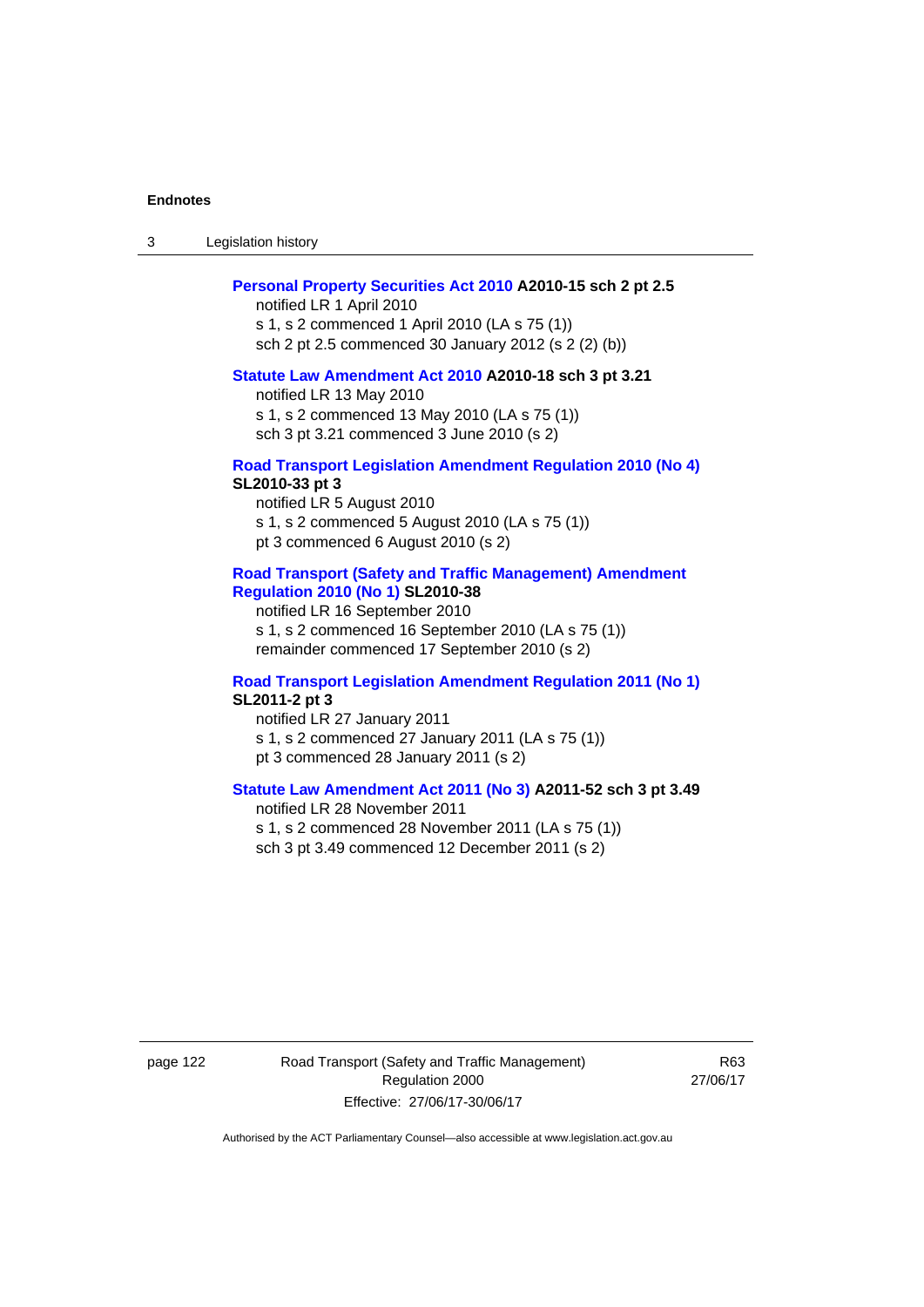**Personal Property Securities Act 2010 A2010-15 sch 2 pt 2.5**
notified LR 1 April 2010
s 1, s 2 commenced 1 April 2010 (LA s 75 (1))
sch 2 pt 2.5 commenced 30 January 2012 (s 2 (2) (b))

**Statute Law Amendment Act 2010 A2010-18 sch 3 pt 3.21**
notified LR 13 May 2010
s 1, s 2 commenced 13 May 2010 (LA s 75 (1))
sch 3 pt 3.21 commenced 3 June 2010 (s 2)

**Road Transport Legislation Amendment Regulation 2010 (No 4) SL2010-33 pt 3**
notified LR 5 August 2010
s 1, s 2 commenced 5 August 2010 (LA s 75 (1))
pt 3 commenced 6 August 2010 (s 2)

**Road Transport (Safety and Traffic Management) Amendment Regulation 2010 (No 1) SL2010-38**
notified LR 16 September 2010
s 1, s 2 commenced 16 September 2010 (LA s 75 (1))
remainder commenced 17 September 2010 (s 2)

**Road Transport Legislation Amendment Regulation 2011 (No 1) SL2011-2 pt 3**
notified LR 27 January 2011
s 1, s 2 commenced 27 January 2011 (LA s 75 (1))
pt 3 commenced 28 January 2011 (s 2)

**Statute Law Amendment Act 2011 (No 3) A2011-52 sch 3 pt 3.49**
notified LR 28 November 2011
s 1, s 2 commenced 28 November 2011 (LA s 75 (1))
sch 3 pt 3.49 commenced 12 December 2011 (s 2)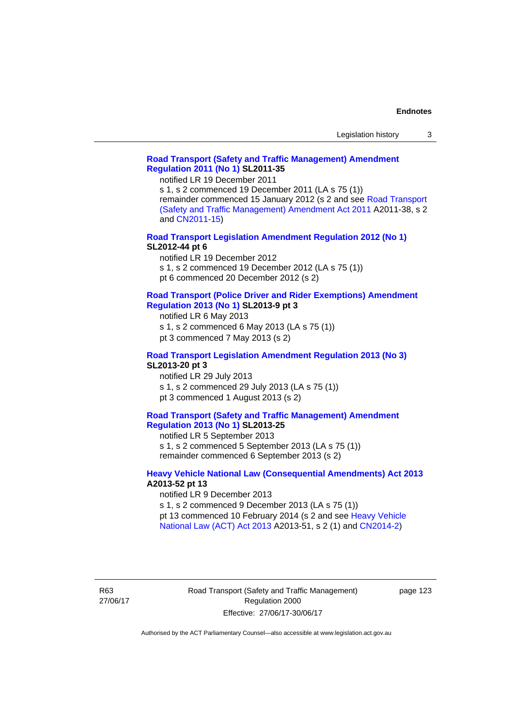**Road Transport (Safety and Traffic Management) Amendment Regulation 2011 (No 1) SL2011-35**

notified LR 19 December 2011
s 1, s 2 commenced 19 December 2011 (LA s 75 (1))
remainder commenced 15 January 2012 (s 2 and see Road Transport (Safety and Traffic Management) Amendment Act 2011 A2011-38, s 2 and CN2011-15)

**Road Transport Legislation Amendment Regulation 2012 (No 1) SL2012-44 pt 6**

notified LR 19 December 2012
s 1, s 2 commenced 19 December 2012 (LA s 75 (1))
pt 6 commenced 20 December 2012 (s 2)

**Road Transport (Police Driver and Rider Exemptions) Amendment Regulation 2013 (No 1) SL2013-9 pt 3**

notified LR 6 May 2013
s 1, s 2 commenced 6 May 2013 (LA s 75 (1))
pt 3 commenced 7 May 2013 (s 2)

**Road Transport Legislation Amendment Regulation 2013 (No 3) SL2013-20 pt 3**

notified LR 29 July 2013
s 1, s 2 commenced 29 July 2013 (LA s 75 (1))
pt 3 commenced 1 August 2013 (s 2)

**Road Transport (Safety and Traffic Management) Amendment Regulation 2013 (No 1) SL2013-25**

notified LR 5 September 2013
s 1, s 2 commenced 5 September 2013 (LA s 75 (1))
remainder commenced 6 September 2013 (s 2)

**Heavy Vehicle National Law (Consequential Amendments) Act 2013 A2013-52 pt 13**

notified LR 9 December 2013
s 1, s 2 commenced 9 December 2013 (LA s 75 (1))
pt 13 commenced 10 February 2014 (s 2 and see Heavy Vehicle National Law (ACT) Act 2013 A2013-51, s 2 (1) and CN2014-2)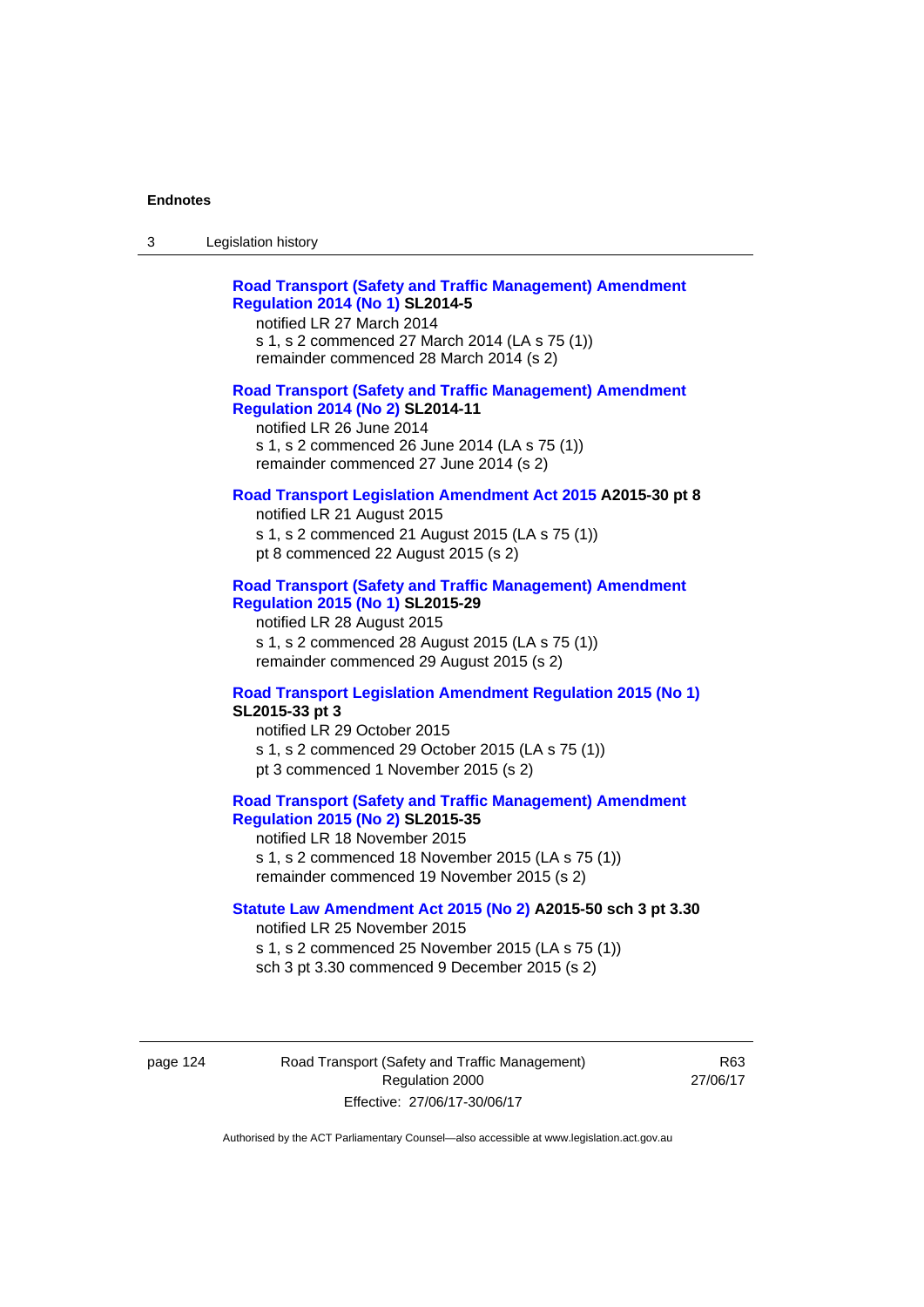**Road Transport (Safety and Traffic Management) Amendment Regulation 2014 (No 1) SL2014-5**
notified LR 27 March 2014
s 1, s 2 commenced 27 March 2014 (LA s 75 (1))
remainder commenced 28 March 2014 (s 2)

**Road Transport (Safety and Traffic Management) Amendment Regulation 2014 (No 2) SL2014-11**
notified LR 26 June 2014
s 1, s 2 commenced 26 June 2014 (LA s 75 (1))
remainder commenced 27 June 2014 (s 2)

**Road Transport Legislation Amendment Act 2015 A2015-30 pt 8**
notified LR 21 August 2015
s 1, s 2 commenced 21 August 2015 (LA s 75 (1))
pt 8 commenced 22 August 2015 (s 2)

**Road Transport (Safety and Traffic Management) Amendment Regulation 2015 (No 1) SL2015-29**
notified LR 28 August 2015
s 1, s 2 commenced 28 August 2015 (LA s 75 (1))
remainder commenced 29 August 2015 (s 2)

**Road Transport Legislation Amendment Regulation 2015 (No 1) SL2015-33 pt 3**
notified LR 29 October 2015
s 1, s 2 commenced 29 October 2015 (LA s 75 (1))
pt 3 commenced 1 November 2015 (s 2)

**Road Transport (Safety and Traffic Management) Amendment Regulation 2015 (No 2) SL2015-35**
notified LR 18 November 2015
s 1, s 2 commenced 18 November 2015 (LA s 75 (1))
remainder commenced 19 November 2015 (s 2)

**Statute Law Amendment Act 2015 (No 2) A2015-50 sch 3 pt 3.30**
notified LR 25 November 2015
s 1, s 2 commenced 25 November 2015 (LA s 75 (1))
sch 3 pt 3.30 commenced 9 December 2015 (s 2)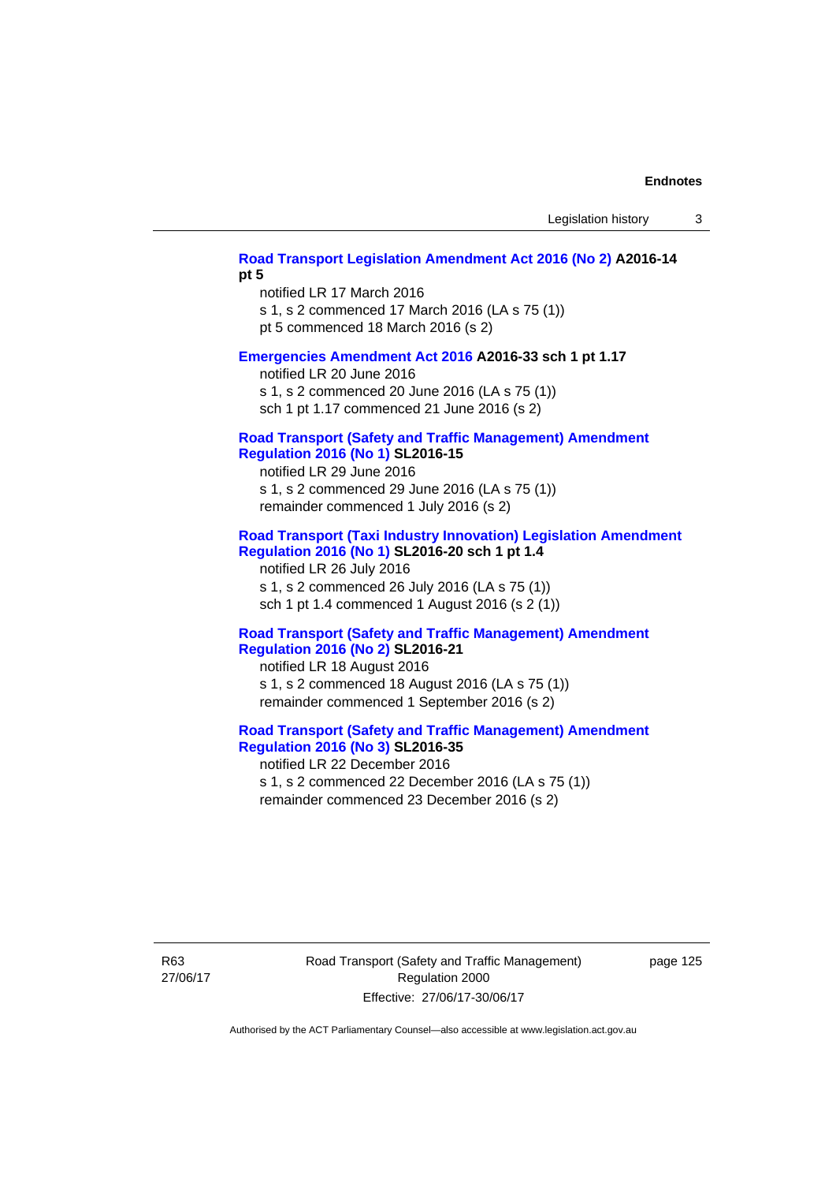**Road Transport Legislation Amendment Act 2016 (No 2) A2016-14 pt 5**

notified LR 17 March 2016

s 1, s 2 commenced 17 March 2016 (LA s 75 (1))

pt 5 commenced 18 March 2016 (s 2)

**Emergencies Amendment Act 2016 A2016-33 sch 1 pt 1.17**

notified LR 20 June 2016

s 1, s 2 commenced 20 June 2016 (LA s 75 (1))

sch 1 pt 1.17 commenced 21 June 2016 (s 2)

**Road Transport (Safety and Traffic Management) Amendment Regulation 2016 (No 1) SL2016-15**

notified LR 29 June 2016

s 1, s 2 commenced 29 June 2016 (LA s 75 (1))

remainder commenced 1 July 2016 (s 2)

**Road Transport (Taxi Industry Innovation) Legislation Amendment Regulation 2016 (No 1) SL2016-20 sch 1 pt 1.4**

notified LR 26 July 2016

s 1, s 2 commenced 26 July 2016 (LA s 75 (1))

sch 1 pt 1.4 commenced 1 August 2016 (s 2 (1))

**Road Transport (Safety and Traffic Management) Amendment Regulation 2016 (No 2) SL2016-21**

notified LR 18 August 2016

s 1, s 2 commenced 18 August 2016 (LA s 75 (1))

remainder commenced 1 September 2016 (s 2)

**Road Transport (Safety and Traffic Management) Amendment Regulation 2016 (No 3) SL2016-35**

notified LR 22 December 2016

s 1, s 2 commenced 22 December 2016 (LA s 75 (1))

remainder commenced 23 December 2016 (s 2)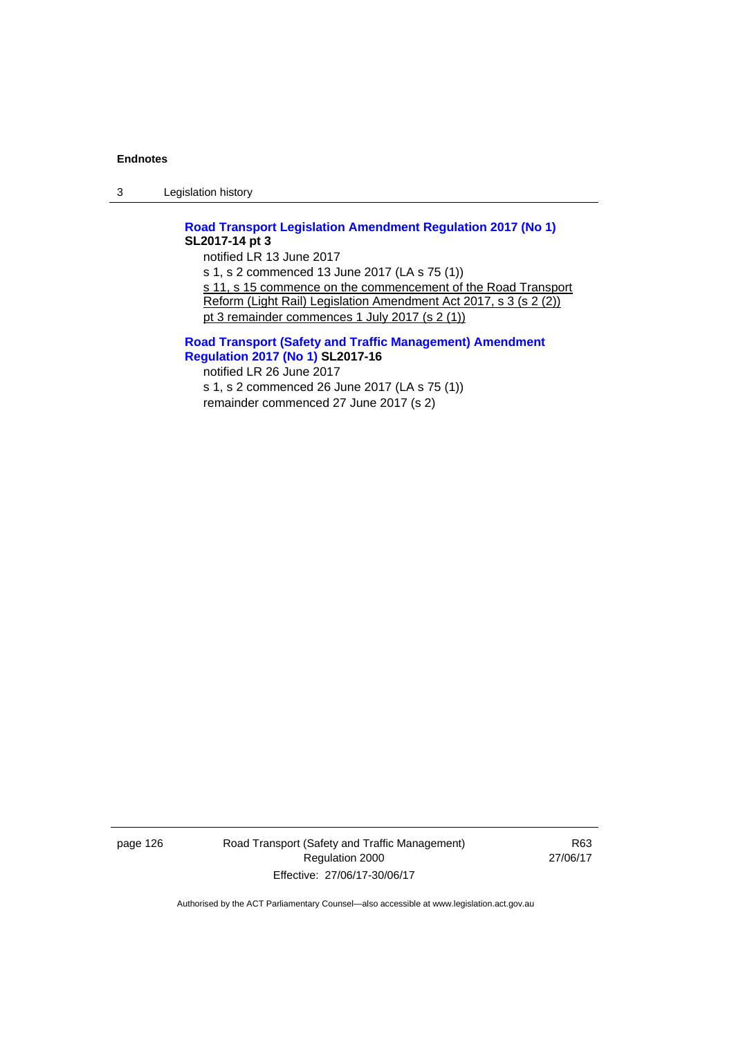**Road Transport Legislation Amendment Regulation 2017 (No 1) SL2017-14 pt 3**

notified LR 13 June 2017

s 1, s 2 commenced 13 June 2017 (LA s 75 (1))

s 11, s 15 commence on the commencement of the Road Transport Reform (Light Rail) Legislation Amendment Act 2017, s 3 (s 2 (2))

pt 3 remainder commences 1 July 2017 (s 2 (1))

**Road Transport (Safety and Traffic Management) Amendment Regulation 2017 (No 1) SL2017-16**

notified LR 26 June 2017

s 1, s 2 commenced 26 June 2017 (LA s 75 (1))

remainder commenced 27 June 2017 (s 2)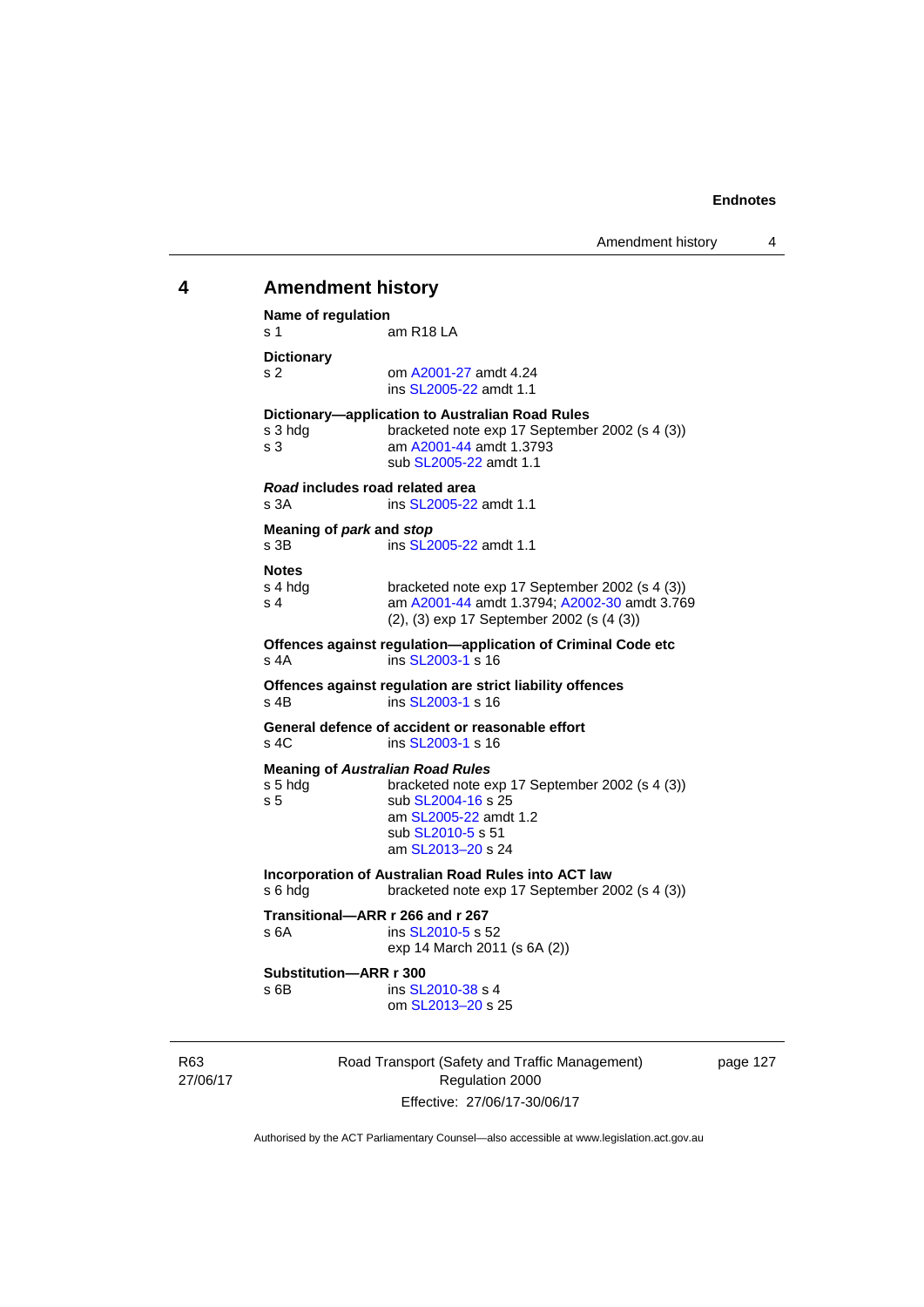## 4 Amendment history

**Name of regulation**
s 1 am R18 LA

**Dictionary**
s 2 om A2001-27 amdt 4.24
ins SL2005-22 amdt 1.1

**Dictionary—application to Australian Road Rules**
s 3 hdg bracketed note exp 17 September 2002 (s 4 (3))
s 3 am A2001-44 amdt 1.3793
sub SL2005-22 amdt 1.1

***Road* includes road related area**
s 3A ins SL2005-22 amdt 1.1

**Meaning of *park* and *stop***
s 3B ins SL2005-22 amdt 1.1

**Notes**
s 4 hdg bracketed note exp 17 September 2002 (s 4 (3))
s 4 am A2001-44 amdt 1.3794; A2002-30 amdt 3.769
(2), (3) exp 17 September 2002 (s (4 (3))

**Offences against regulation—application of Criminal Code etc**
s 4A ins SL2003-1 s 16

**Offences against regulation are strict liability offences**
s 4B ins SL2003-1 s 16

**General defence of accident or reasonable effort**
s 4C ins SL2003-1 s 16

**Meaning of *Australian Road Rules***
s 5 hdg bracketed note exp 17 September 2002 (s 4 (3))
s 5 sub SL2004-16 s 25
am SL2005-22 amdt 1.2
sub SL2010-5 s 51
am SL2013–20 s 24

**Incorporation of Australian Road Rules into ACT law**
s 6 hdg bracketed note exp 17 September 2002 (s 4 (3))

**Transitional—ARR r 266 and r 267**
s 6A ins SL2010-5 s 52
exp 14 March 2011 (s 6A (2))

**Substitution—ARR r 300**
s 6B ins SL2010-38 s 4
om SL2013–20 s 25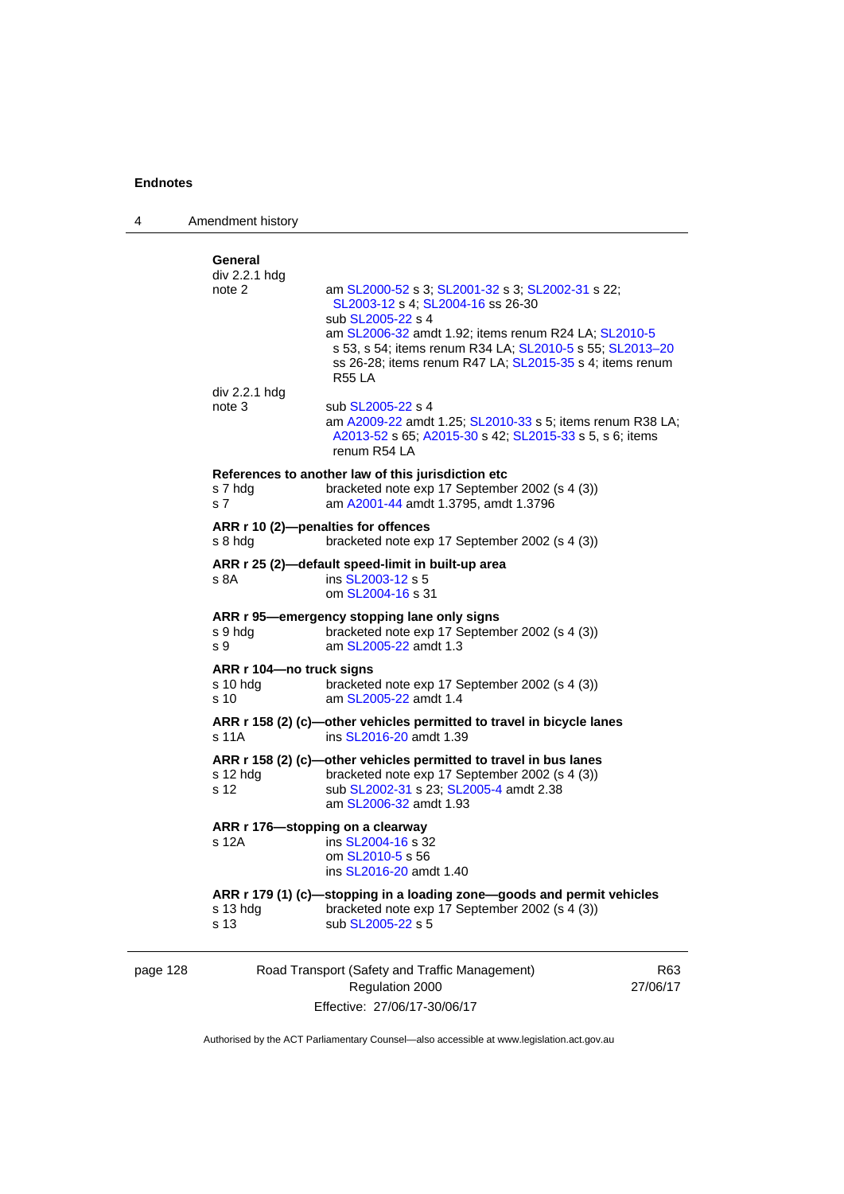**General**

div 2.2.1 hdg
note 2 — am SL2000-52 s 3; SL2001-32 s 3; SL2002-31 s 22; SL2003-12 s 4; SL2004-16 ss 26-30
sub SL2005-22 s 4
am SL2006-32 amdt 1.92; items renum R24 LA; SL2010-5 s 53, s 54; items renum R34 LA; SL2010-5 s 55; SL2013–20 ss 26-28; items renum R47 LA; SL2015-35 s 4; items renum R55 LA

div 2.2.1 hdg
note 3 — sub SL2005-22 s 4
am A2009-22 amdt 1.25; SL2010-33 s 5; items renum R38 LA; A2013-52 s 65; A2015-30 s 42; SL2015-33 s 5, s 6; items renum R54 LA

**References to another law of this jurisdiction etc**

s 7 hdg — bracketed note exp 17 September 2002 (s 4 (3))
s 7 — am A2001-44 amdt 1.3795, amdt 1.3796

**ARR r 10 (2)—penalties for offences**

s 8 hdg — bracketed note exp 17 September 2002 (s 4 (3))

**ARR r 25 (2)—default speed-limit in built-up area**

s 8A — ins SL2003-12 s 5
om SL2004-16 s 31

**ARR r 95—emergency stopping lane only signs**

s 9 hdg — bracketed note exp 17 September 2002 (s 4 (3))
s 9 — am SL2005-22 amdt 1.3

**ARR r 104—no truck signs**

s 10 hdg — bracketed note exp 17 September 2002 (s 4 (3))
s 10 — am SL2005-22 amdt 1.4

**ARR r 158 (2) (c)—other vehicles permitted to travel in bicycle lanes**

s 11A — ins SL2016-20 amdt 1.39

**ARR r 158 (2) (c)—other vehicles permitted to travel in bus lanes**

s 12 hdg — bracketed note exp 17 September 2002 (s 4 (3))
s 12 — sub SL2002-31 s 23; SL2005-4 amdt 2.38
am SL2006-32 amdt 1.93

**ARR r 176—stopping on a clearway**

s 12A — ins SL2004-16 s 32
om SL2010-5 s 56
ins SL2016-20 amdt 1.40

**ARR r 179 (1) (c)—stopping in a loading zone—goods and permit vehicles**

s 13 hdg — bracketed note exp 17 September 2002 (s 4 (3))
s 13 — sub SL2005-22 s 5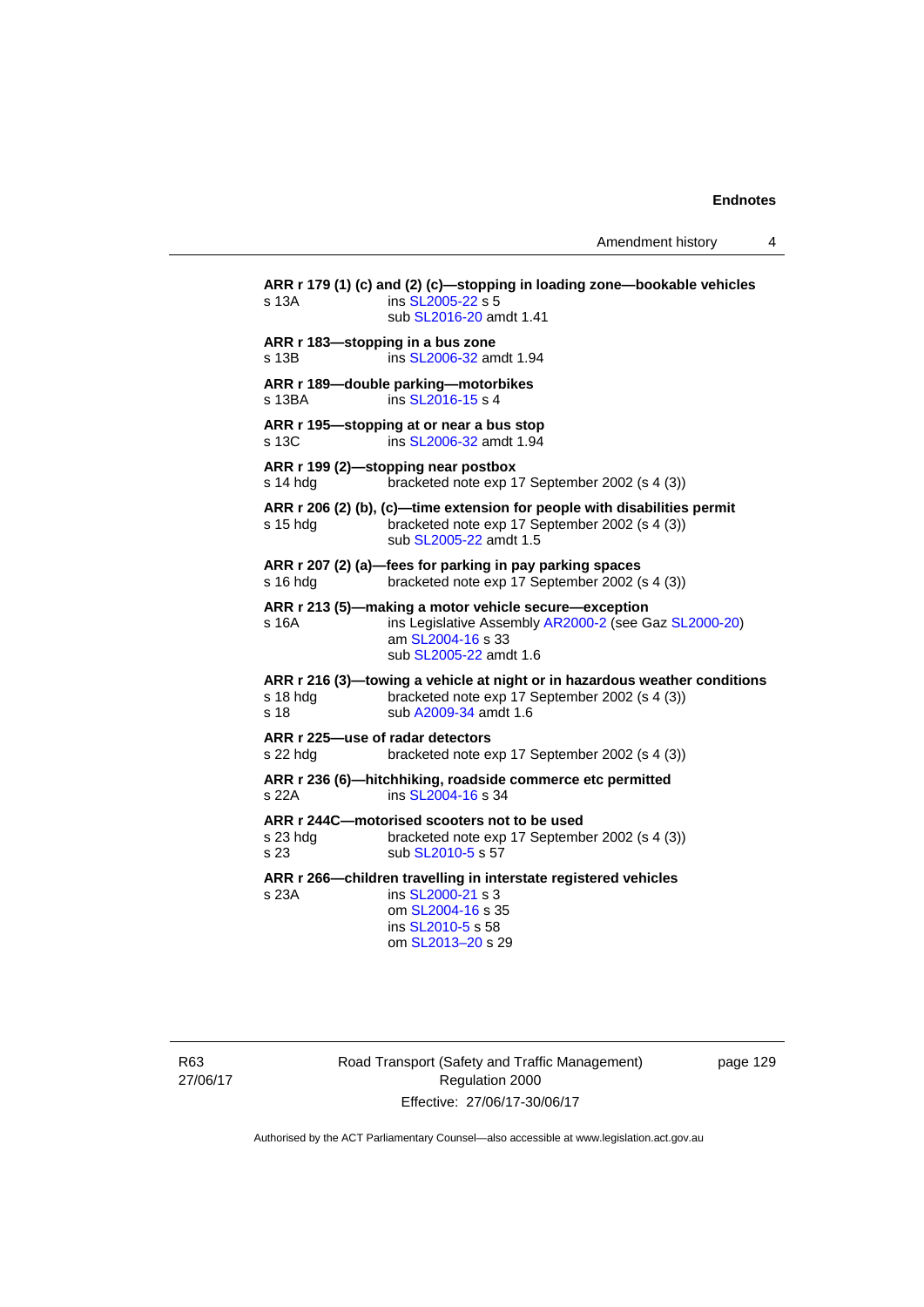**ARR r 179 (1) (c) and (2) (c)—stopping in loading zone—bookable vehicles**

s 13A ins SL2005-22 s 5
sub SL2016-20 amdt 1.41

**ARR r 183—stopping in a bus zone**

s 13B ins SL2006-32 amdt 1.94

**ARR r 189—double parking—motorbikes**

s 13BA ins SL2016-15 s 4

**ARR r 195—stopping at or near a bus stop**

s 13C ins SL2006-32 amdt 1.94

**ARR r 199 (2)—stopping near postbox**

s 14 hdg bracketed note exp 17 September 2002 (s 4 (3))

**ARR r 206 (2) (b), (c)—time extension for people with disabilities permit**

s 15 hdg bracketed note exp 17 September 2002 (s 4 (3))
sub SL2005-22 amdt 1.5

**ARR r 207 (2) (a)—fees for parking in pay parking spaces**

s 16 hdg bracketed note exp 17 September 2002 (s 4 (3))

**ARR r 213 (5)—making a motor vehicle secure—exception**

s 16A ins Legislative Assembly AR2000-2 (see Gaz SL2000-20)
am SL2004-16 s 33
sub SL2005-22 amdt 1.6

**ARR r 216 (3)—towing a vehicle at night or in hazardous weather conditions**

s 18 hdg bracketed note exp 17 September 2002 (s 4 (3))
s 18 sub A2009-34 amdt 1.6

**ARR r 225—use of radar detectors**

s 22 hdg bracketed note exp 17 September 2002 (s 4 (3))

**ARR r 236 (6)—hitchhiking, roadside commerce etc permitted**

s 22A ins SL2004-16 s 34

**ARR r 244C—motorised scooters not to be used**

s 23 hdg bracketed note exp 17 September 2002 (s 4 (3))
s 23 sub SL2010-5 s 57

**ARR r 266—children travelling in interstate registered vehicles**

s 23A ins SL2000-21 s 3
om SL2004-16 s 35
ins SL2010-5 s 58
om SL2013–20 s 29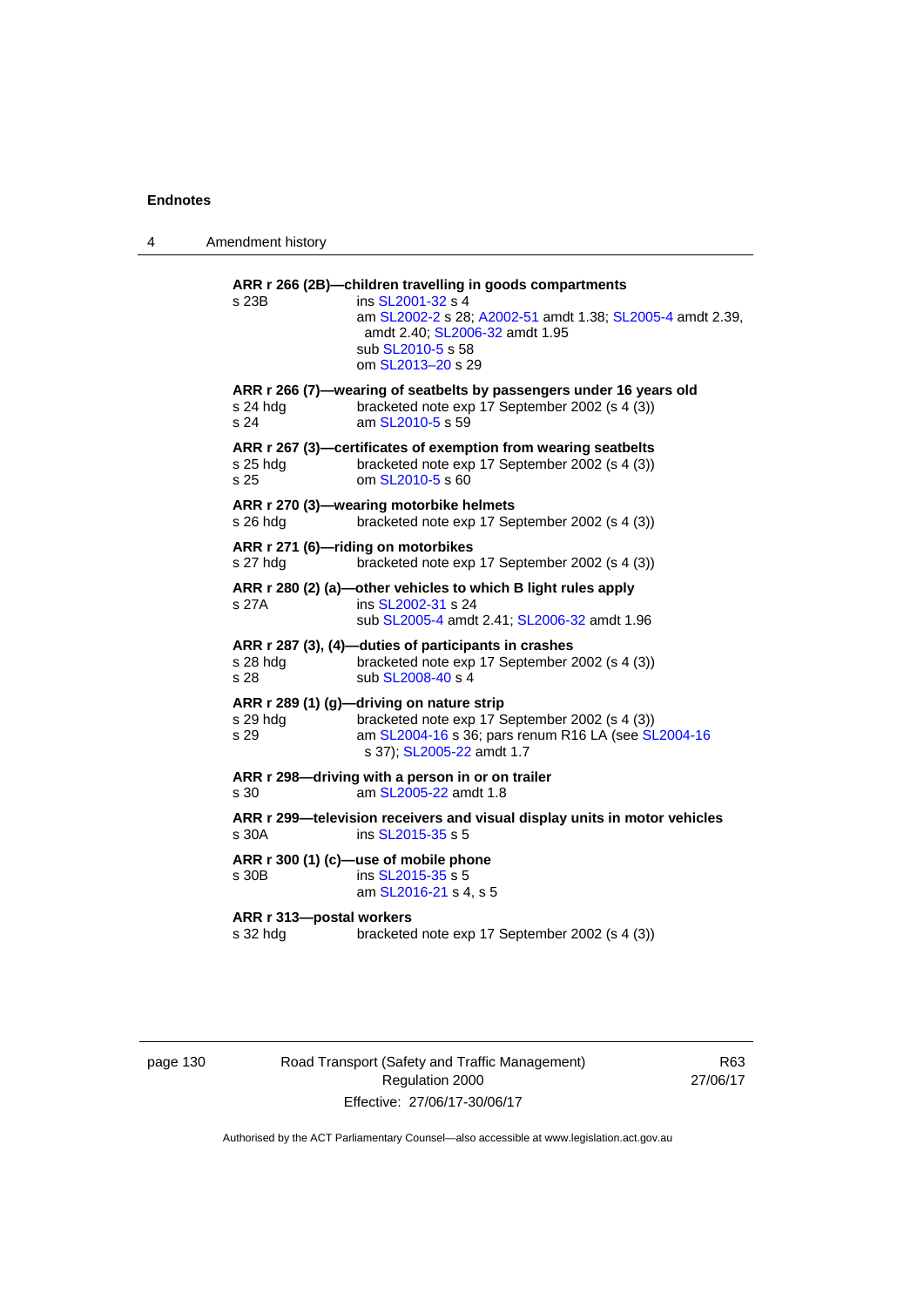**ARR r 266 (2B)—children travelling in goods compartments**

s 23B ins SL2001-32 s 4
am SL2002-2 s 28; A2002-51 amdt 1.38; SL2005-4 amdt 2.39, amdt 2.40; SL2006-32 amdt 1.95
sub SL2010-5 s 58
om SL2013–20 s 29

**ARR r 266 (7)—wearing of seatbelts by passengers under 16 years old**

s 24 hdg bracketed note exp 17 September 2002 (s 4 (3))
s 24 am SL2010-5 s 59

**ARR r 267 (3)—certificates of exemption from wearing seatbelts**

s 25 hdg bracketed note exp 17 September 2002 (s 4 (3))
s 25 om SL2010-5 s 60

**ARR r 270 (3)—wearing motorbike helmets**

s 26 hdg bracketed note exp 17 September 2002 (s 4 (3))

**ARR r 271 (6)—riding on motorbikes**

s 27 hdg bracketed note exp 17 September 2002 (s 4 (3))

**ARR r 280 (2) (a)—other vehicles to which B light rules apply**

s 27A ins SL2002-31 s 24
sub SL2005-4 amdt 2.41; SL2006-32 amdt 1.96

**ARR r 287 (3), (4)—duties of participants in crashes**

s 28 hdg bracketed note exp 17 September 2002 (s 4 (3))
s 28 sub SL2008-40 s 4

**ARR r 289 (1) (g)—driving on nature strip**

s 29 hdg bracketed note exp 17 September 2002 (s 4 (3))
s 29 am SL2004-16 s 36; pars renum R16 LA (see SL2004-16 s 37); SL2005-22 amdt 1.7

**ARR r 298—driving with a person in or on trailer**

s 30 am SL2005-22 amdt 1.8

**ARR r 299—television receivers and visual display units in motor vehicles**

s 30A ins SL2015-35 s 5

**ARR r 300 (1) (c)—use of mobile phone**

s 30B ins SL2015-35 s 5
am SL2016-21 s 4, s 5

**ARR r 313—postal workers**

s 32 hdg bracketed note exp 17 September 2002 (s 4 (3))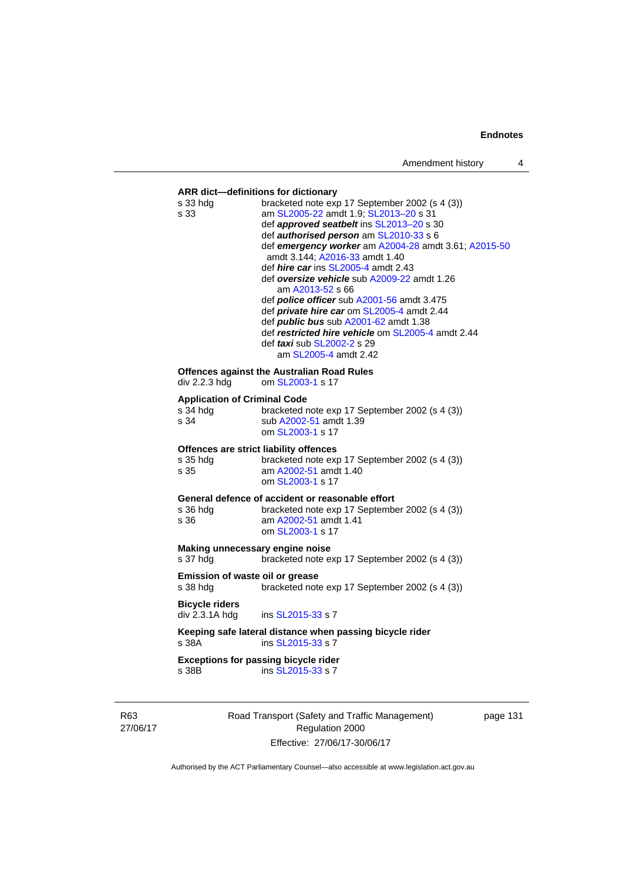**ARR dict—definitions for dictionary**

s 33 hdg bracketed note exp 17 September 2002 (s 4 (3))
s 33 am SL2005-22 amdt 1.9; SL2013–20 s 31
def ***approved seatbelt*** ins SL2013–20 s 30
def ***authorised person*** am SL2010-33 s 6
def ***emergency worker*** am A2004-28 amdt 3.61; A2015-50 amdt 3.144; A2016-33 amdt 1.40
def ***hire car*** ins SL2005-4 amdt 2.43
def ***oversize vehicle*** sub A2009-22 amdt 1.26
am A2013-52 s 66
def ***police officer*** sub A2001-56 amdt 3.475
def ***private hire car*** om SL2005-4 amdt 2.44
def ***public bus*** sub A2001-62 amdt 1.38
def ***restricted hire vehicle*** om SL2005-4 amdt 2.44
def ***taxi*** sub SL2002-2 s 29
am SL2005-4 amdt 2.42

**Offences against the Australian Road Rules**

div 2.2.3 hdg om SL2003-1 s 17

**Application of Criminal Code**

s 34 hdg bracketed note exp 17 September 2002 (s 4 (3))
s 34 sub A2002-51 amdt 1.39
om SL2003-1 s 17

**Offences are strict liability offences**

s 35 hdg bracketed note exp 17 September 2002 (s 4 (3))
s 35 am A2002-51 amdt 1.40
om SL2003-1 s 17

**General defence of accident or reasonable effort**

s 36 hdg bracketed note exp 17 September 2002 (s 4 (3))
s 36 am A2002-51 amdt 1.41
om SL2003-1 s 17

**Making unnecessary engine noise**

s 37 hdg bracketed note exp 17 September 2002 (s 4 (3))

**Emission of waste oil or grease**

s 38 hdg bracketed note exp 17 September 2002 (s 4 (3))

**Bicycle riders**

div 2.3.1A hdg ins SL2015-33 s 7

**Keeping safe lateral distance when passing bicycle rider**

s 38A ins SL2015-33 s 7

**Exceptions for passing bicycle rider**

s 38B ins SL2015-33 s 7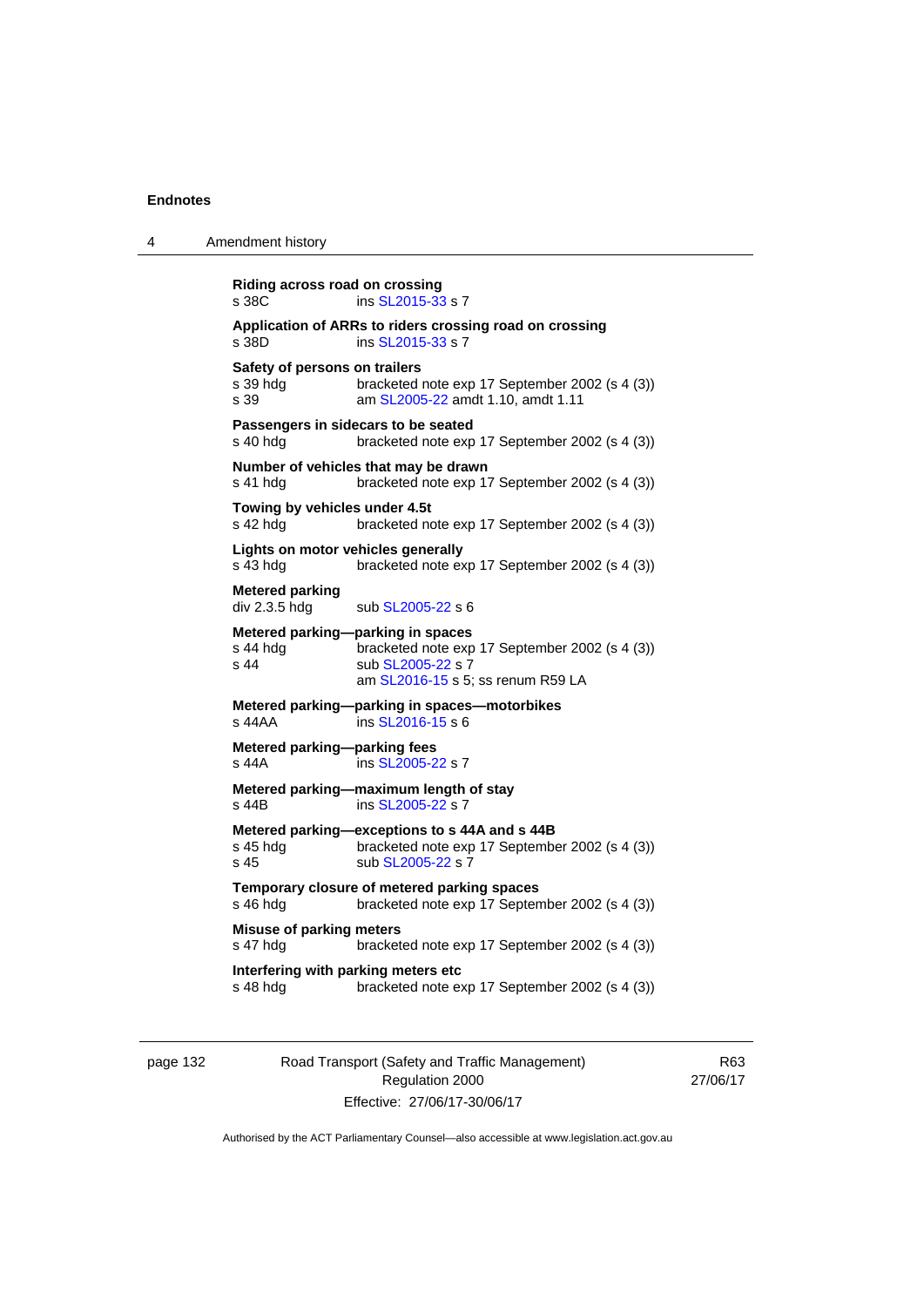**Riding across road on crossing**
s 38C ins SL2015-33 s 7

**Application of ARRs to riders crossing road on crossing**
s 38D ins SL2015-33 s 7

**Safety of persons on trailers**
s 39 hdg bracketed note exp 17 September 2002 (s 4 (3))
s 39 am SL2005-22 amdt 1.10, amdt 1.11

**Passengers in sidecars to be seated**
s 40 hdg bracketed note exp 17 September 2002 (s 4 (3))

**Number of vehicles that may be drawn**
s 41 hdg bracketed note exp 17 September 2002 (s 4 (3))

**Towing by vehicles under 4.5t**
s 42 hdg bracketed note exp 17 September 2002 (s 4 (3))

**Lights on motor vehicles generally**
s 43 hdg bracketed note exp 17 September 2002 (s 4 (3))

**Metered parking**
div 2.3.5 hdg sub SL2005-22 s 6

**Metered parking—parking in spaces**
s 44 hdg bracketed note exp 17 September 2002 (s 4 (3))
s 44 sub SL2005-22 s 7
am SL2016-15 s 5; ss renum R59 LA

**Metered parking—parking in spaces—motorbikes**
s 44AA ins SL2016-15 s 6

**Metered parking—parking fees**
s 44A ins SL2005-22 s 7

**Metered parking—maximum length of stay**
s 44B ins SL2005-22 s 7

**Metered parking—exceptions to s 44A and s 44B**
s 45 hdg bracketed note exp 17 September 2002 (s 4 (3))
s 45 sub SL2005-22 s 7

**Temporary closure of metered parking spaces**
s 46 hdg bracketed note exp 17 September 2002 (s 4 (3))

**Misuse of parking meters**
s 47 hdg bracketed note exp 17 September 2002 (s 4 (3))

**Interfering with parking meters etc**
s 48 hdg bracketed note exp 17 September 2002 (s 4 (3))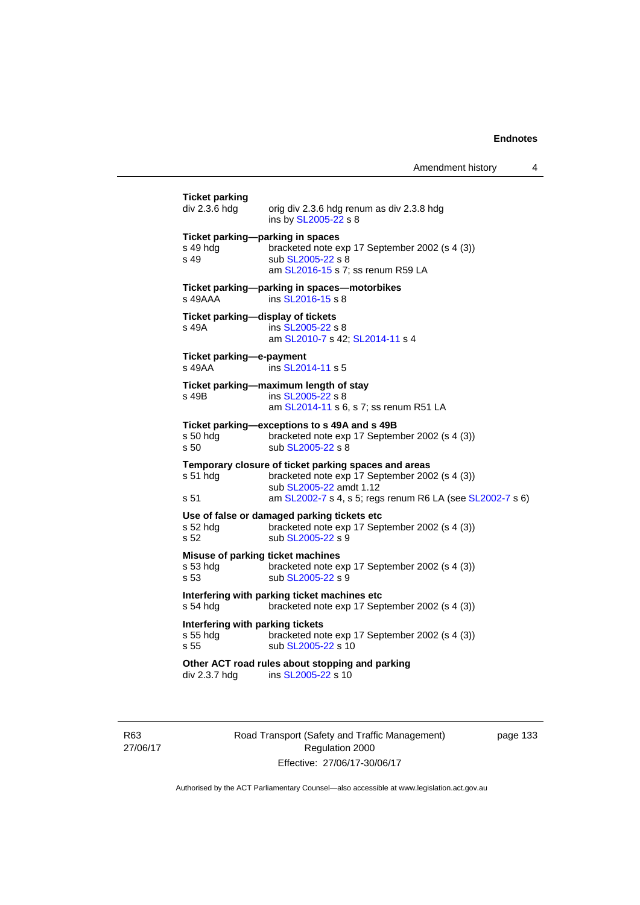**Ticket parking**

div 2.3.6 hdg — orig div 2.3.6 hdg renum as div 2.3.8 hdg
ins by SL2005-22 s 8

**Ticket parking—parking in spaces**

s 49 hdg — bracketed note exp 17 September 2002 (s 4 (3))

s 49 — sub SL2005-22 s 8
am SL2016-15 s 7; ss renum R59 LA

**Ticket parking—parking in spaces—motorbikes**

s 49AAA — ins SL2016-15 s 8

**Ticket parking—display of tickets**

s 49A — ins SL2005-22 s 8
am SL2010-7 s 42; SL2014-11 s 4

**Ticket parking—e-payment**

s 49AA — ins SL2014-11 s 5

**Ticket parking—maximum length of stay**

s 49B — ins SL2005-22 s 8
am SL2014-11 s 6, s 7; ss renum R51 LA

**Ticket parking—exceptions to s 49A and s 49B**

s 50 hdg — bracketed note exp 17 September 2002 (s 4 (3))

s 50 — sub SL2005-22 s 8

**Temporary closure of ticket parking spaces and areas**

s 51 hdg — bracketed note exp 17 September 2002 (s 4 (3))
sub SL2005-22 amdt 1.12

s 51 — am SL2002-7 s 4, s 5; regs renum R6 LA (see SL2002-7 s 6)

**Use of false or damaged parking tickets etc**

s 52 hdg — bracketed note exp 17 September 2002 (s 4 (3))

s 52 — sub SL2005-22 s 9

**Misuse of parking ticket machines**

s 53 hdg — bracketed note exp 17 September 2002 (s 4 (3))

s 53 — sub SL2005-22 s 9

**Interfering with parking ticket machines etc**

s 54 hdg — bracketed note exp 17 September 2002 (s 4 (3))

**Interfering with parking tickets**

s 55 hdg — bracketed note exp 17 September 2002 (s 4 (3))

s 55 — sub SL2005-22 s 10

**Other ACT road rules about stopping and parking**

div 2.3.7 hdg — ins SL2005-22 s 10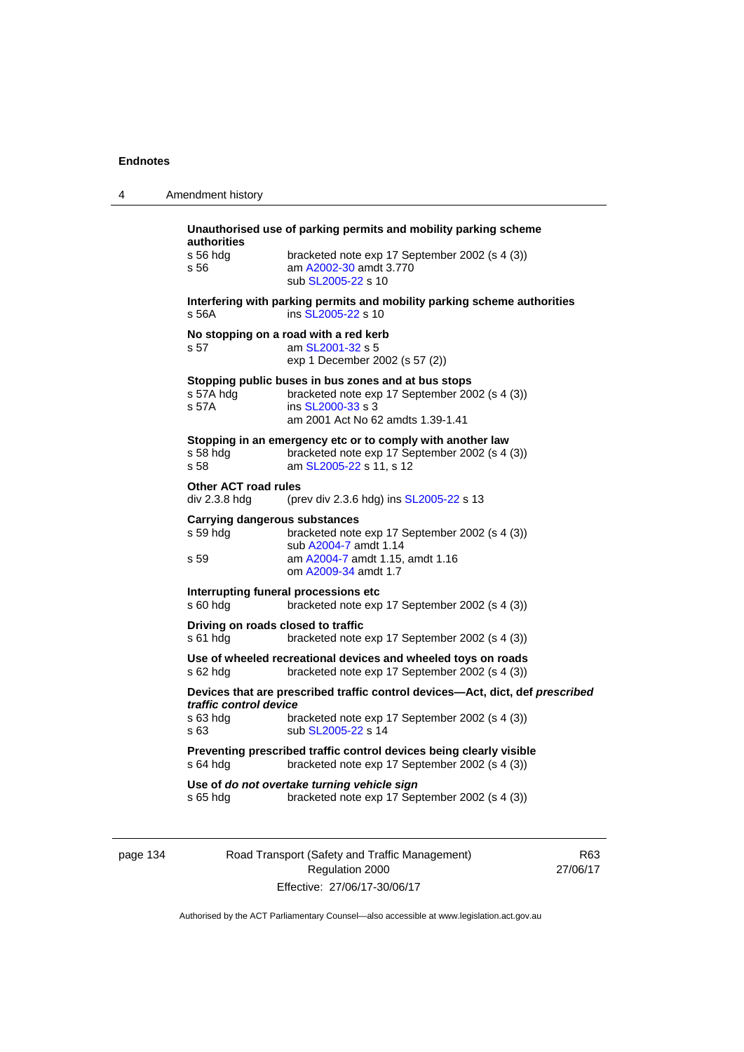**Unauthorised use of parking permits and mobility parking scheme authorities**

s 56 hdg bracketed note exp 17 September 2002 (s 4 (3))
s 56 am A2002-30 amdt 3.770
sub SL2005-22 s 10

**Interfering with parking permits and mobility parking scheme authorities**

s 56A ins SL2005-22 s 10

**No stopping on a road with a red kerb**

s 57 am SL2001-32 s 5
exp 1 December 2002 (s 57 (2))

**Stopping public buses in bus zones and at bus stops**

s 57A hdg bracketed note exp 17 September 2002 (s 4 (3))
s 57A ins SL2000-33 s 3
am 2001 Act No 62 amdts 1.39-1.41

**Stopping in an emergency etc or to comply with another law**

s 58 hdg bracketed note exp 17 September 2002 (s 4 (3))
s 58 am SL2005-22 s 11, s 12

**Other ACT road rules**

div 2.3.8 hdg (prev div 2.3.6 hdg) ins SL2005-22 s 13

**Carrying dangerous substances**

s 59 hdg bracketed note exp 17 September 2002 (s 4 (3))
sub A2004-7 amdt 1.14
s 59 am A2004-7 amdt 1.15, amdt 1.16
om A2009-34 amdt 1.7

**Interrupting funeral processions etc**

s 60 hdg bracketed note exp 17 September 2002 (s 4 (3))

**Driving on roads closed to traffic**

s 61 hdg bracketed note exp 17 September 2002 (s 4 (3))

**Use of wheeled recreational devices and wheeled toys on roads**

s 62 hdg bracketed note exp 17 September 2002 (s 4 (3))

**Devices that are prescribed traffic control devices—Act, dict, def *prescribed traffic control device***

s 63 hdg bracketed note exp 17 September 2002 (s 4 (3))
s 63 sub SL2005-22 s 14

**Preventing prescribed traffic control devices being clearly visible**

s 64 hdg bracketed note exp 17 September 2002 (s 4 (3))

**Use of *do not overtake turning vehicle sign***

s 65 hdg bracketed note exp 17 September 2002 (s 4 (3))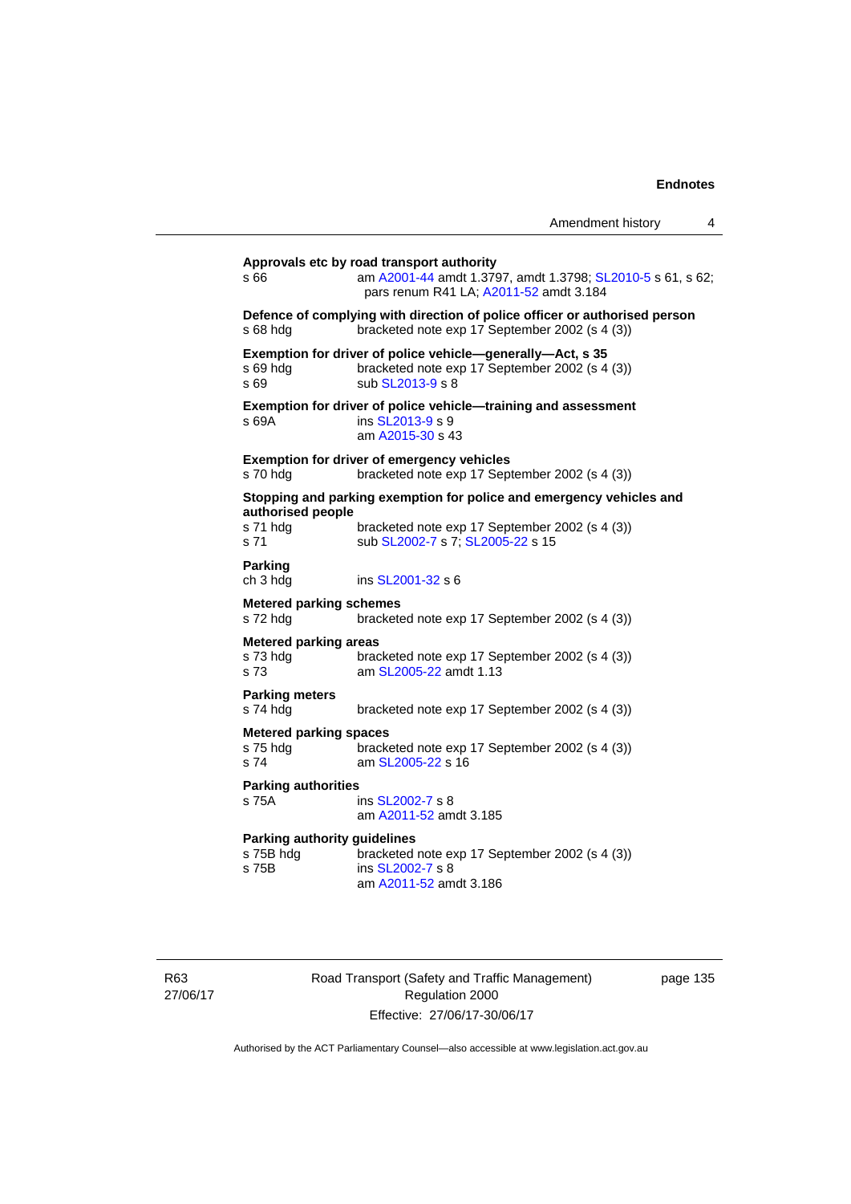**Approvals etc by road transport authority**

s 66 — am A2001-44 amdt 1.3797, amdt 1.3798; SL2010-5 s 61, s 62; pars renum R41 LA; A2011-52 amdt 3.184

**Defence of complying with direction of police officer or authorised person**

s 68 hdg — bracketed note exp 17 September 2002 (s 4 (3))

**Exemption for driver of police vehicle—generally—Act, s 35**

s 69 hdg — bracketed note exp 17 September 2002 (s 4 (3))
s 69 — sub SL2013-9 s 8

**Exemption for driver of police vehicle—training and assessment**

s 69A — ins SL2013-9 s 9
am A2015-30 s 43

**Exemption for driver of emergency vehicles**

s 70 hdg — bracketed note exp 17 September 2002 (s 4 (3))

**Stopping and parking exemption for police and emergency vehicles and authorised people**

s 71 hdg — bracketed note exp 17 September 2002 (s 4 (3))
s 71 — sub SL2002-7 s 7; SL2005-22 s 15

**Parking**

ch 3 hdg — ins SL2001-32 s 6

**Metered parking schemes**

s 72 hdg — bracketed note exp 17 September 2002 (s 4 (3))

**Metered parking areas**

s 73 hdg — bracketed note exp 17 September 2002 (s 4 (3))
s 73 — am SL2005-22 amdt 1.13

**Parking meters**

s 74 hdg — bracketed note exp 17 September 2002 (s 4 (3))

**Metered parking spaces**

s 75 hdg — bracketed note exp 17 September 2002 (s 4 (3))
s 74 — am SL2005-22 s 16

**Parking authorities**

s 75A — ins SL2002-7 s 8
am A2011-52 amdt 3.185

**Parking authority guidelines**

s 75B hdg — bracketed note exp 17 September 2002 (s 4 (3))
s 75B — ins SL2002-7 s 8
am A2011-52 amdt 3.186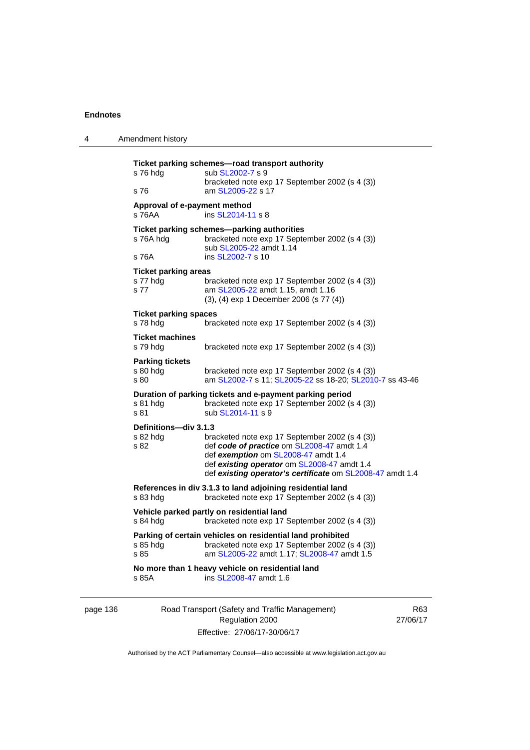**Ticket parking schemes—road transport authority**

s 76 hdg sub SL2002-7 s 9
bracketed note exp 17 September 2002 (s 4 (3))
s 76 am SL2005-22 s 17

**Approval of e-payment method**

s 76AA ins SL2014-11 s 8

**Ticket parking schemes—parking authorities**

s 76A hdg bracketed note exp 17 September 2002 (s 4 (3))
sub SL2005-22 amdt 1.14
s 76A ins SL2002-7 s 10

**Ticket parking areas**

s 77 hdg bracketed note exp 17 September 2002 (s 4 (3))
s 77 am SL2005-22 amdt 1.15, amdt 1.16
(3), (4) exp 1 December 2006 (s 77 (4))

**Ticket parking spaces**

s 78 hdg bracketed note exp 17 September 2002 (s 4 (3))

**Ticket machines**

s 79 hdg bracketed note exp 17 September 2002 (s 4 (3))

**Parking tickets**

s 80 hdg bracketed note exp 17 September 2002 (s 4 (3))
s 80 am SL2002-7 s 11; SL2005-22 ss 18-20; SL2010-7 ss 43-46

**Duration of parking tickets and e-payment parking period**

s 81 hdg bracketed note exp 17 September 2002 (s 4 (3))
s 81 sub SL2014-11 s 9

**Definitions—div 3.1.3**

s 82 hdg bracketed note exp 17 September 2002 (s 4 (3))
s 82 def ***code of practice*** om SL2008-47 amdt 1.4
def ***exemption*** om SL2008-47 amdt 1.4
def ***existing operator*** om SL2008-47 amdt 1.4
def ***existing operator's certificate*** om SL2008-47 amdt 1.4

**References in div 3.1.3 to land adjoining residential land**

s 83 hdg bracketed note exp 17 September 2002 (s 4 (3))

**Vehicle parked partly on residential land**

s 84 hdg bracketed note exp 17 September 2002 (s 4 (3))

**Parking of certain vehicles on residential land prohibited**

s 85 hdg bracketed note exp 17 September 2002 (s 4 (3))
s 85 am SL2005-22 amdt 1.17; SL2008-47 amdt 1.5

**No more than 1 heavy vehicle on residential land**

s 85A ins SL2008-47 amdt 1.6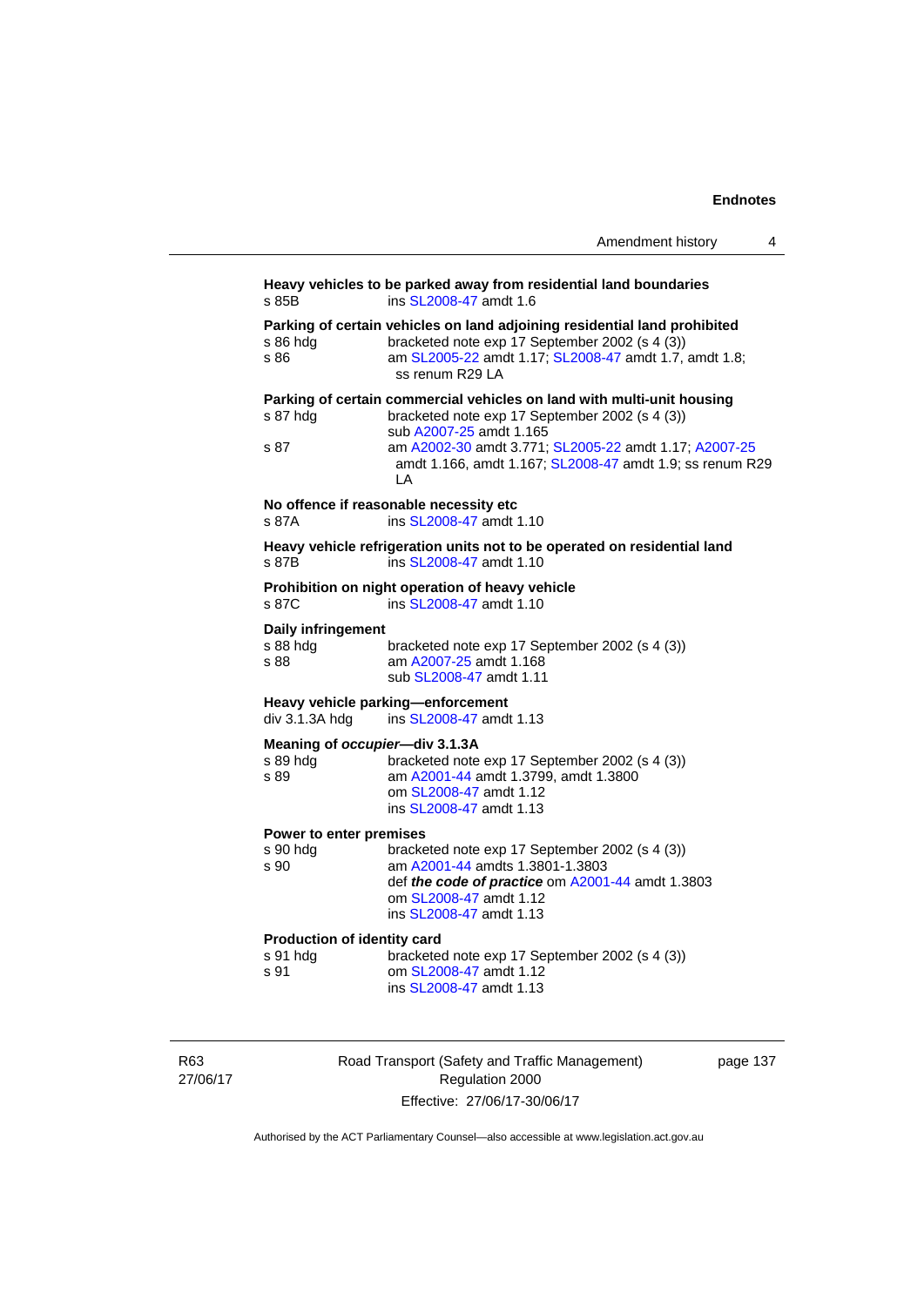**Heavy vehicles to be parked away from residential land boundaries**

s 85B ins SL2008-47 amdt 1.6

**Parking of certain vehicles on land adjoining residential land prohibited**

s 86 hdg bracketed note exp 17 September 2002 (s 4 (3))

s 86 am SL2005-22 amdt 1.17; SL2008-47 amdt 1.7, amdt 1.8; ss renum R29 LA

**Parking of certain commercial vehicles on land with multi-unit housing**

s 87 hdg bracketed note exp 17 September 2002 (s 4 (3)) sub A2007-25 amdt 1.165

s 87 am A2002-30 amdt 3.771; SL2005-22 amdt 1.17; A2007-25 amdt 1.166, amdt 1.167; SL2008-47 amdt 1.9; ss renum R29 LA

**No offence if reasonable necessity etc**

s 87A ins SL2008-47 amdt 1.10

**Heavy vehicle refrigeration units not to be operated on residential land**

s 87B ins SL2008-47 amdt 1.10

**Prohibition on night operation of heavy vehicle**

s 87C ins SL2008-47 amdt 1.10

**Daily infringement**

s 88 hdg bracketed note exp 17 September 2002 (s 4 (3))

s 88 am A2007-25 amdt 1.168 sub SL2008-47 amdt 1.11

**Heavy vehicle parking—enforcement**

div 3.1.3A hdg ins SL2008-47 amdt 1.13

**Meaning of *occupier*—div 3.1.3A**

s 89 hdg bracketed note exp 17 September 2002 (s 4 (3))

s 89 am A2001-44 amdt 1.3799, amdt 1.3800 om SL2008-47 amdt 1.12 ins SL2008-47 amdt 1.13

**Power to enter premises**

s 90 hdg bracketed note exp 17 September 2002 (s 4 (3))

s 90 am A2001-44 amdts 1.3801-1.3803 def ***the code of practice*** om A2001-44 amdt 1.3803 om SL2008-47 amdt 1.12 ins SL2008-47 amdt 1.13

**Production of identity card**

s 91 hdg bracketed note exp 17 September 2002 (s 4 (3))

s 91 om SL2008-47 amdt 1.12 ins SL2008-47 amdt 1.13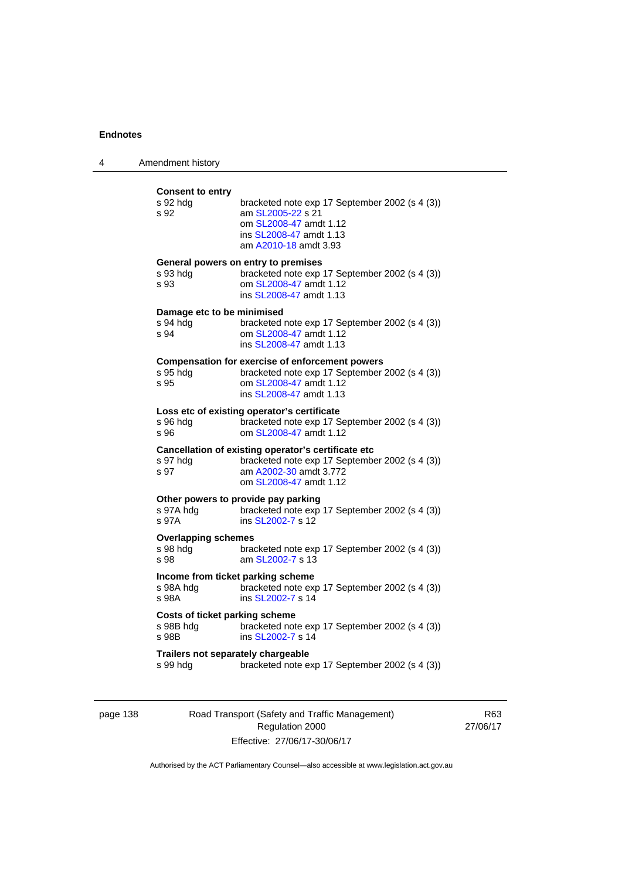**Consent to entry**

| | |
|---|---|
| s 92 hdg | bracketed note exp 17 September 2002 (s 4 (3)) |
| s 92 | am SL2005-22 s 21 |
| | om SL2008-47 amdt 1.12 |
| | ins SL2008-47 amdt 1.13 |
| | am A2010-18 amdt 3.93 |

**General powers on entry to premises**

| | |
|---|---|
| s 93 hdg | bracketed note exp 17 September 2002 (s 4 (3)) |
| s 93 | om SL2008-47 amdt 1.12 |
| | ins SL2008-47 amdt 1.13 |

**Damage etc to be minimised**

| | |
|---|---|
| s 94 hdg | bracketed note exp 17 September 2002 (s 4 (3)) |
| s 94 | om SL2008-47 amdt 1.12 |
| | ins SL2008-47 amdt 1.13 |

**Compensation for exercise of enforcement powers**

| | |
|---|---|
| s 95 hdg | bracketed note exp 17 September 2002 (s 4 (3)) |
| s 95 | om SL2008-47 amdt 1.12 |
| | ins SL2008-47 amdt 1.13 |

**Loss etc of existing operator's certificate**

| | |
|---|---|
| s 96 hdg | bracketed note exp 17 September 2002 (s 4 (3)) |
| s 96 | om SL2008-47 amdt 1.12 |

**Cancellation of existing operator's certificate etc**

| | |
|---|---|
| s 97 hdg | bracketed note exp 17 September 2002 (s 4 (3)) |
| s 97 | am A2002-30 amdt 3.772 |
| | om SL2008-47 amdt 1.12 |

**Other powers to provide pay parking**

| | |
|---|---|
| s 97A hdg | bracketed note exp 17 September 2002 (s 4 (3)) |
| s 97A | ins SL2002-7 s 12 |

**Overlapping schemes**

| | |
|---|---|
| s 98 hdg | bracketed note exp 17 September 2002 (s 4 (3)) |
| s 98 | am SL2002-7 s 13 |

**Income from ticket parking scheme**

| | |
|---|---|
| s 98A hdg | bracketed note exp 17 September 2002 (s 4 (3)) |
| s 98A | ins SL2002-7 s 14 |

**Costs of ticket parking scheme**

| | |
|---|---|
| s 98B hdg | bracketed note exp 17 September 2002 (s 4 (3)) |
| s 98B | ins SL2002-7 s 14 |

**Trailers not separately chargeable**

| | |
|---|---|
| s 99 hdg | bracketed note exp 17 September 2002 (s 4 (3)) |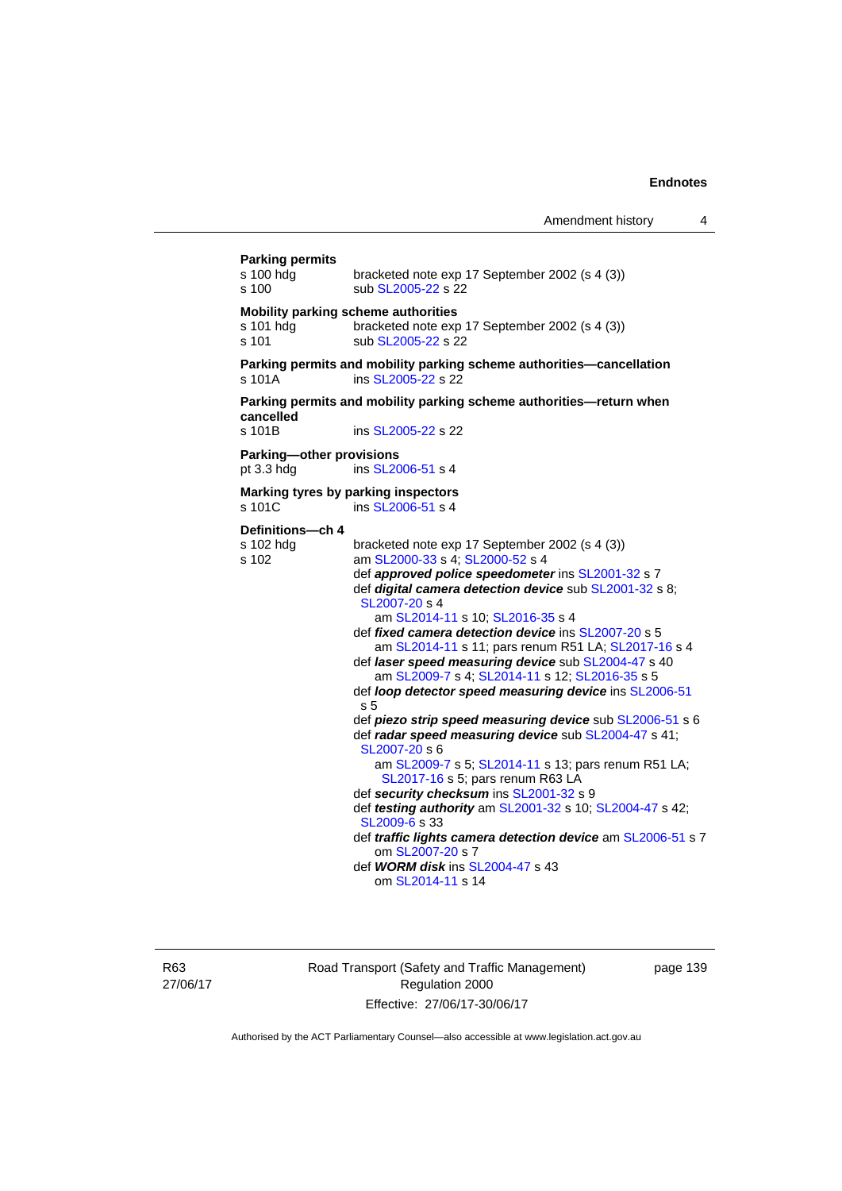**Parking permits**

s 100 hdg    bracketed note exp 17 September 2002 (s 4 (3))
s 100    sub SL2005-22 s 22

**Mobility parking scheme authorities**

s 101 hdg    bracketed note exp 17 September 2002 (s 4 (3))
s 101    sub SL2005-22 s 22

**Parking permits and mobility parking scheme authorities—cancellation**

s 101A    ins SL2005-22 s 22

**Parking permits and mobility parking scheme authorities—return when cancelled**

s 101B    ins SL2005-22 s 22

**Parking—other provisions**

pt 3.3 hdg    ins SL2006-51 s 4

**Marking tyres by parking inspectors**

s 101C    ins SL2006-51 s 4

**Definitions—ch 4**

s 102 hdg    bracketed note exp 17 September 2002 (s 4 (3))
s 102    am SL2000-33 s 4; SL2000-52 s 4
def ***approved police speedometer*** ins SL2001-32 s 7
def ***digital camera detection device*** sub SL2001-32 s 8; SL2007-20 s 4
am SL2014-11 s 10; SL2016-35 s 4
def ***fixed camera detection device*** ins SL2007-20 s 5
am SL2014-11 s 11; pars renum R51 LA; SL2017-16 s 4
def ***laser speed measuring device*** sub SL2004-47 s 40
am SL2009-7 s 4; SL2014-11 s 12; SL2016-35 s 5
def ***loop detector speed measuring device*** ins SL2006-51 s 5
def ***piezo strip speed measuring device*** sub SL2006-51 s 6
def ***radar speed measuring device*** sub SL2004-47 s 41; SL2007-20 s 6
am SL2009-7 s 5; SL2014-11 s 13; pars renum R51 LA; SL2017-16 s 5; pars renum R63 LA
def ***security checksum*** ins SL2001-32 s 9
def ***testing authority*** am SL2001-32 s 10; SL2004-47 s 42; SL2009-6 s 33
def ***traffic lights camera detection device*** am SL2006-51 s 7
om SL2007-20 s 7
def ***WORM disk*** ins SL2004-47 s 43
om SL2014-11 s 14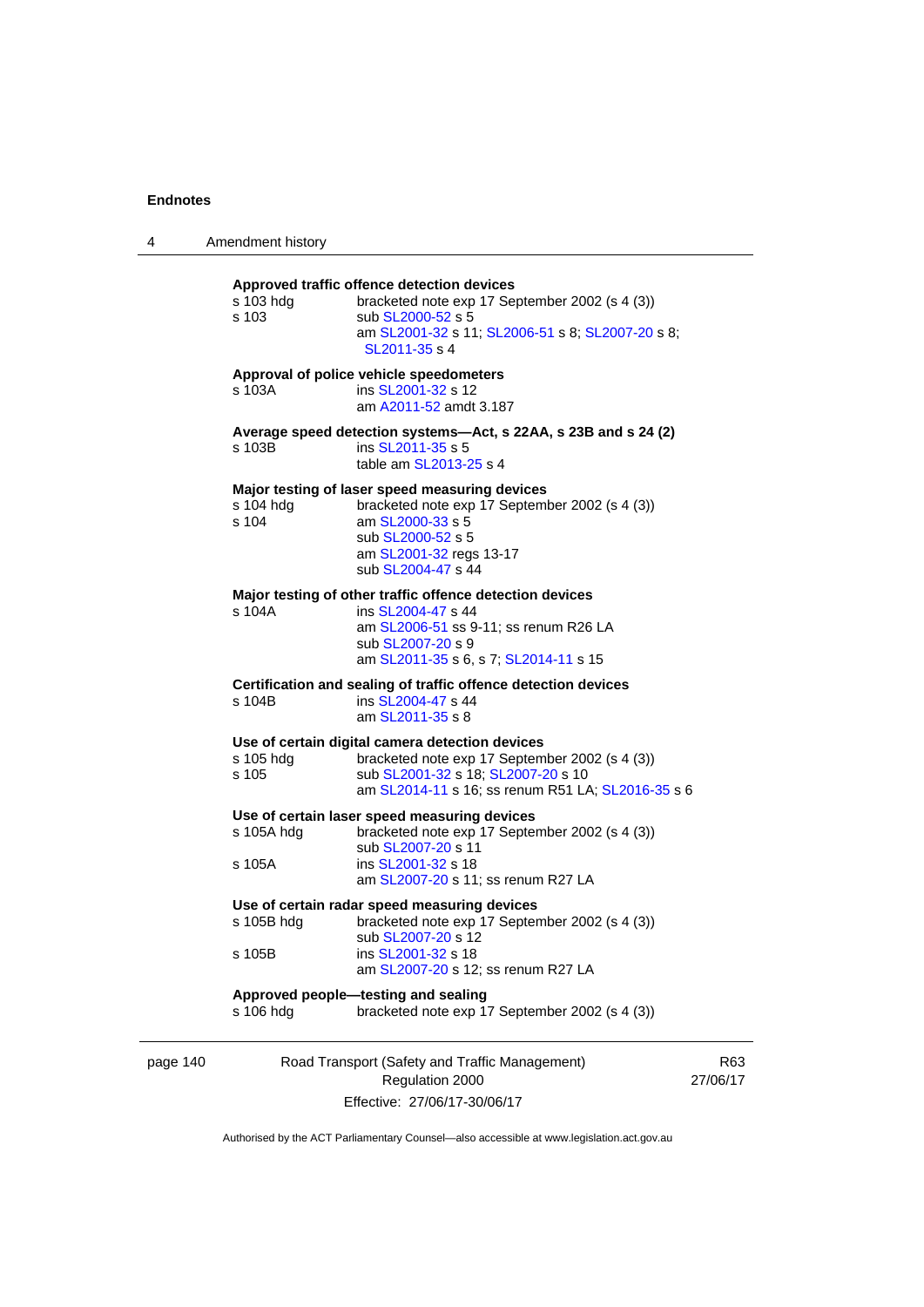**Approved traffic offence detection devices**

s 103 hdg bracketed note exp 17 September 2002 (s 4 (3))
s 103 sub SL2000-52 s 5
am SL2001-32 s 11; SL2006-51 s 8; SL2007-20 s 8; SL2011-35 s 4

**Approval of police vehicle speedometers**

s 103A ins SL2001-32 s 12
am A2011-52 amdt 3.187

**Average speed detection systems—Act, s 22AA, s 23B and s 24 (2)**

s 103B ins SL2011-35 s 5
table am SL2013-25 s 4

**Major testing of laser speed measuring devices**

s 104 hdg bracketed note exp 17 September 2002 (s 4 (3))
s 104 am SL2000-33 s 5
sub SL2000-52 s 5
am SL2001-32 regs 13-17
sub SL2004-47 s 44

**Major testing of other traffic offence detection devices**

s 104A ins SL2004-47 s 44
am SL2006-51 ss 9-11; ss renum R26 LA
sub SL2007-20 s 9
am SL2011-35 s 6, s 7; SL2014-11 s 15

**Certification and sealing of traffic offence detection devices**

s 104B ins SL2004-47 s 44
am SL2011-35 s 8

**Use of certain digital camera detection devices**

s 105 hdg bracketed note exp 17 September 2002 (s 4 (3))
s 105 sub SL2001-32 s 18; SL2007-20 s 10
am SL2014-11 s 16; ss renum R51 LA; SL2016-35 s 6

**Use of certain laser speed measuring devices**

s 105A hdg bracketed note exp 17 September 2002 (s 4 (3))
sub SL2007-20 s 11
s 105A ins SL2001-32 s 18
am SL2007-20 s 11; ss renum R27 LA

**Use of certain radar speed measuring devices**

s 105B hdg bracketed note exp 17 September 2002 (s 4 (3))
sub SL2007-20 s 12
s 105B ins SL2001-32 s 18
am SL2007-20 s 12; ss renum R27 LA

**Approved people—testing and sealing**

s 106 hdg bracketed note exp 17 September 2002 (s 4 (3))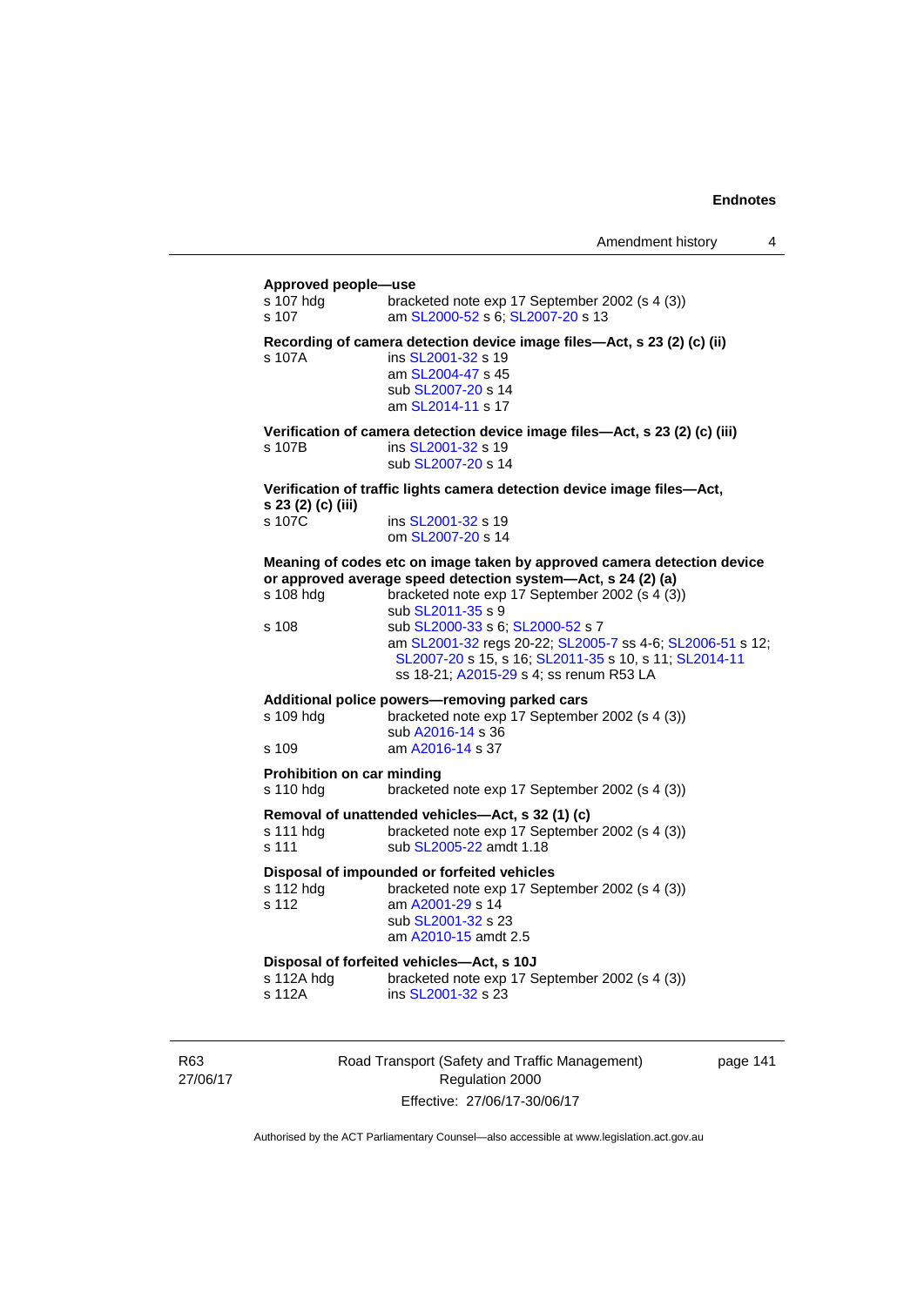**Approved people—use**

s 107 hdg — bracketed note exp 17 September 2002 (s 4 (3))
s 107 — am SL2000-52 s 6; SL2007-20 s 13

**Recording of camera detection device image files—Act, s 23 (2) (c) (ii)**

s 107A — ins SL2001-32 s 19
am SL2004-47 s 45
sub SL2007-20 s 14
am SL2014-11 s 17

**Verification of camera detection device image files—Act, s 23 (2) (c) (iii)**

s 107B — ins SL2001-32 s 19
sub SL2007-20 s 14

**Verification of traffic lights camera detection device image files—Act, s 23 (2) (c) (iii)**

s 107C — ins SL2001-32 s 19
om SL2007-20 s 14

**Meaning of codes etc on image taken by approved camera detection device or approved average speed detection system—Act, s 24 (2) (a)**

s 108 hdg — bracketed note exp 17 September 2002 (s 4 (3))
sub SL2011-35 s 9
s 108 — sub SL2000-33 s 6; SL2000-52 s 7
am SL2001-32 regs 20-22; SL2005-7 ss 4-6; SL2006-51 s 12; SL2007-20 s 15, s 16; SL2011-35 s 10, s 11; SL2014-11 ss 18-21; A2015-29 s 4; ss renum R53 LA

**Additional police powers—removing parked cars**

s 109 hdg — bracketed note exp 17 September 2002 (s 4 (3))
sub A2016-14 s 36
s 109 — am A2016-14 s 37

**Prohibition on car minding**

s 110 hdg — bracketed note exp 17 September 2002 (s 4 (3))

**Removal of unattended vehicles—Act, s 32 (1) (c)**

s 111 hdg — bracketed note exp 17 September 2002 (s 4 (3))
s 111 — sub SL2005-22 amdt 1.18

**Disposal of impounded or forfeited vehicles**

s 112 hdg — bracketed note exp 17 September 2002 (s 4 (3))
s 112 — am A2001-29 s 14
sub SL2001-32 s 23
am A2010-15 amdt 2.5

**Disposal of forfeited vehicles—Act, s 10J**

s 112A hdg — bracketed note exp 17 September 2002 (s 4 (3))
s 112A — ins SL2001-32 s 23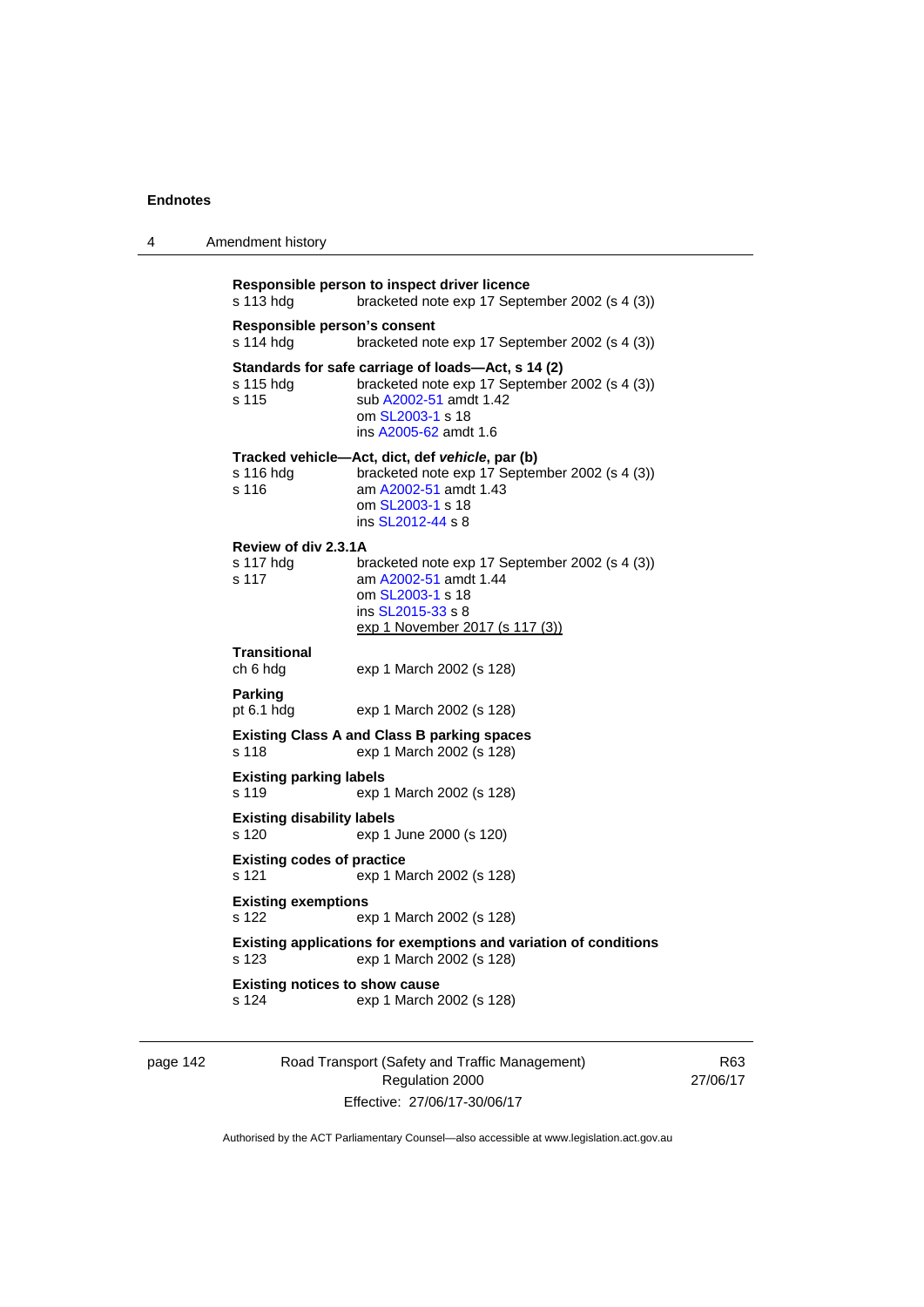**Responsible person to inspect driver licence**

s 113 hdg bracketed note exp 17 September 2002 (s 4 (3))

**Responsible person's consent**

s 114 hdg bracketed note exp 17 September 2002 (s 4 (3))

**Standards for safe carriage of loads—Act, s 14 (2)**

s 115 hdg bracketed note exp 17 September 2002 (s 4 (3))
s 115 sub A2002-51 amdt 1.42
om SL2003-1 s 18
ins A2005-62 amdt 1.6

**Tracked vehicle—Act, dict, def *vehicle*, par (b)**

s 116 hdg bracketed note exp 17 September 2002 (s 4 (3))
s 116 am A2002-51 amdt 1.43
om SL2003-1 s 18
ins SL2012-44 s 8

**Review of div 2.3.1A**

s 117 hdg bracketed note exp 17 September 2002 (s 4 (3))
s 117 am A2002-51 amdt 1.44
om SL2003-1 s 18
ins SL2015-33 s 8
exp 1 November 2017 (s 117 (3))

**Transitional**

ch 6 hdg exp 1 March 2002 (s 128)

**Parking**

pt 6.1 hdg exp 1 March 2002 (s 128)

**Existing Class A and Class B parking spaces**

s 118 exp 1 March 2002 (s 128)

**Existing parking labels**

s 119 exp 1 March 2002 (s 128)

**Existing disability labels**

s 120 exp 1 June 2000 (s 120)

**Existing codes of practice**

s 121 exp 1 March 2002 (s 128)

**Existing exemptions**

s 122 exp 1 March 2002 (s 128)

**Existing applications for exemptions and variation of conditions**

s 123 exp 1 March 2002 (s 128)

**Existing notices to show cause**

s 124 exp 1 March 2002 (s 128)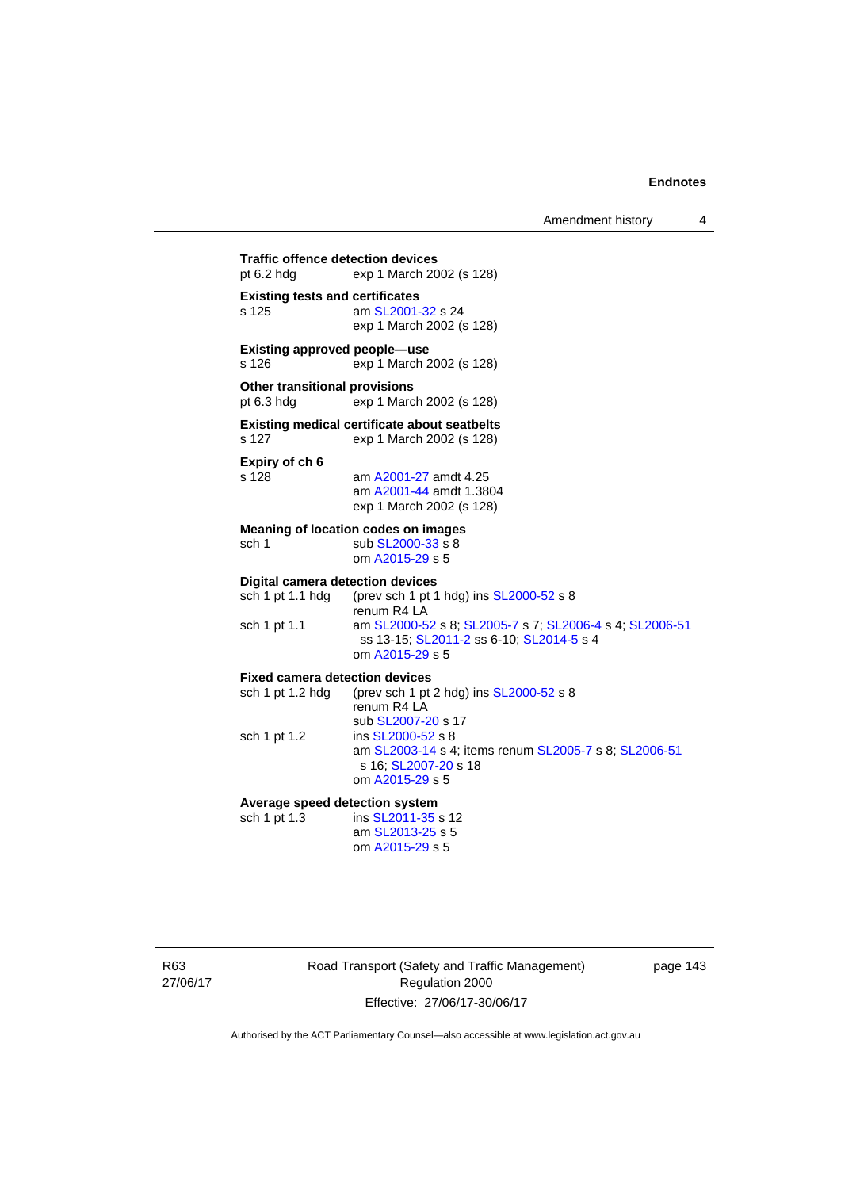**Traffic offence detection devices**

pt 6.2 hdg exp 1 March 2002 (s 128)

**Existing tests and certificates**

s 125 am SL2001-32 s 24
exp 1 March 2002 (s 128)

**Existing approved people—use**

s 126 exp 1 March 2002 (s 128)

**Other transitional provisions**

pt 6.3 hdg exp 1 March 2002 (s 128)

**Existing medical certificate about seatbelts**

s 127 exp 1 March 2002 (s 128)

**Expiry of ch 6**

s 128 am A2001-27 amdt 4.25
am A2001-44 amdt 1.3804
exp 1 March 2002 (s 128)

**Meaning of location codes on images**

sch 1 sub SL2000-33 s 8
om A2015-29 s 5

**Digital camera detection devices**

sch 1 pt 1.1 hdg (prev sch 1 pt 1 hdg) ins SL2000-52 s 8
renum R4 LA

sch 1 pt 1.1 am SL2000-52 s 8; SL2005-7 s 7; SL2006-4 s 4; SL2006-51 ss 13-15; SL2011-2 ss 6-10; SL2014-5 s 4
om A2015-29 s 5

**Fixed camera detection devices**

sch 1 pt 1.2 hdg (prev sch 1 pt 2 hdg) ins SL2000-52 s 8
renum R4 LA
sub SL2007-20 s 17

sch 1 pt 1.2 ins SL2000-52 s 8
am SL2003-14 s 4; items renum SL2005-7 s 8; SL2006-51 s 16; SL2007-20 s 18
om A2015-29 s 5

**Average speed detection system**

sch 1 pt 1.3 ins SL2011-35 s 12
am SL2013-25 s 5
om A2015-29 s 5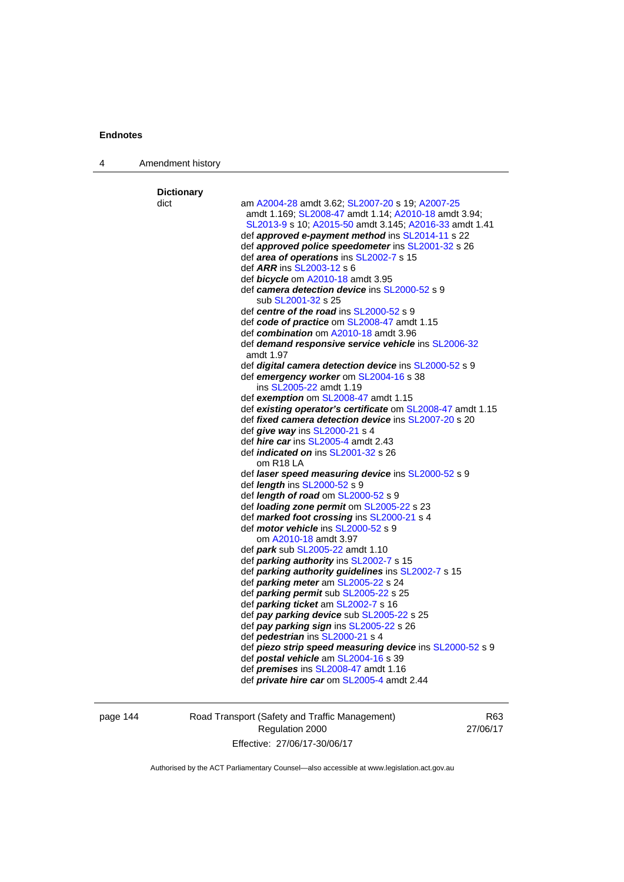**Dictionary**

dict — am A2004-28 amdt 3.62; SL2007-20 s 19; A2007-25 amdt 1.169; SL2008-47 amdt 1.14; A2010-18 amdt 3.94; SL2013-9 s 10; A2015-50 amdt 3.145; A2016-33 amdt 1.41

def ***approved e-payment method*** ins SL2014-11 s 22

def ***approved police speedometer*** ins SL2001-32 s 26

def ***area of operations*** ins SL2002-7 s 15

def ***ARR*** ins SL2003-12 s 6

def ***bicycle*** om A2010-18 amdt 3.95

def ***camera detection device*** ins SL2000-52 s 9
sub SL2001-32 s 25

def ***centre of the road*** ins SL2000-52 s 9

def ***code of practice*** om SL2008-47 amdt 1.15

def ***combination*** om A2010-18 amdt 3.96

def ***demand responsive service vehicle*** ins SL2006-32 amdt 1.97

def ***digital camera detection device*** ins SL2000-52 s 9

def ***emergency worker*** om SL2004-16 s 38
ins SL2005-22 amdt 1.19

def ***exemption*** om SL2008-47 amdt 1.15

def ***existing operator's certificate*** om SL2008-47 amdt 1.15

def ***fixed camera detection device*** ins SL2007-20 s 20

def ***give way*** ins SL2000-21 s 4

def ***hire car*** ins SL2005-4 amdt 2.43

def ***indicated on*** ins SL2001-32 s 26
om R18 LA

def ***laser speed measuring device*** ins SL2000-52 s 9

def ***length*** ins SL2000-52 s 9

def ***length of road*** om SL2000-52 s 9

def ***loading zone permit*** om SL2005-22 s 23

def ***marked foot crossing*** ins SL2000-21 s 4

def ***motor vehicle*** ins SL2000-52 s 9
om A2010-18 amdt 3.97

def ***park*** sub SL2005-22 amdt 1.10

def ***parking authority*** ins SL2002-7 s 15

def ***parking authority guidelines*** ins SL2002-7 s 15

def ***parking meter*** am SL2005-22 s 24

def ***parking permit*** sub SL2005-22 s 25

def ***parking ticket*** am SL2002-7 s 16

def ***pay parking device*** sub SL2005-22 s 25

def ***pay parking sign*** ins SL2005-22 s 26

def ***pedestrian*** ins SL2000-21 s 4

def ***piezo strip speed measuring device*** ins SL2000-52 s 9

def ***postal vehicle*** am SL2004-16 s 39

def ***premises*** ins SL2008-47 amdt 1.16

def ***private hire car*** om SL2005-4 amdt 2.44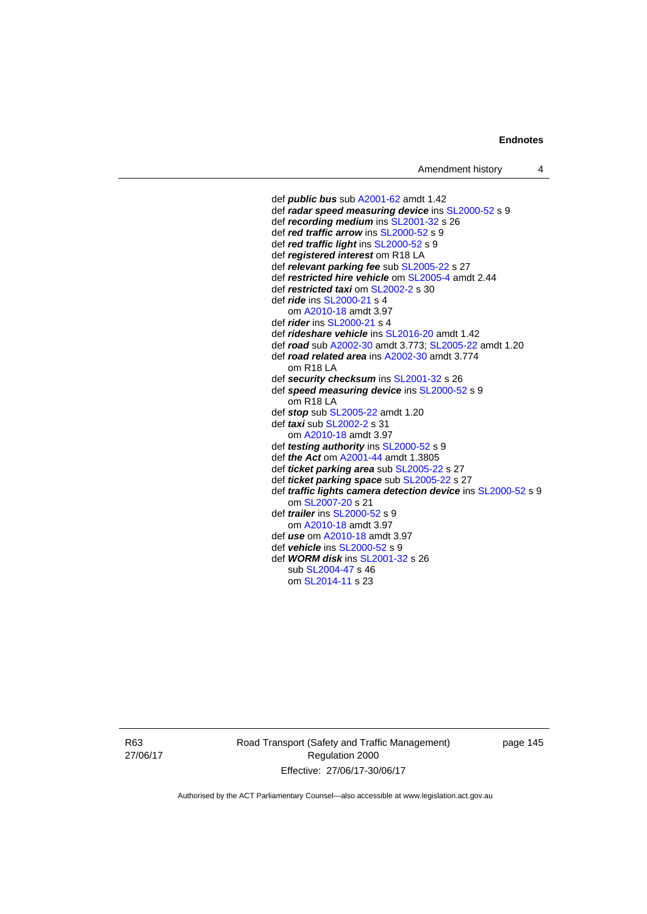def ***public bus*** sub A2001-62 amdt 1.42
def ***radar speed measuring device*** ins SL2000-52 s 9
def ***recording medium*** ins SL2001-32 s 26
def ***red traffic arrow*** ins SL2000-52 s 9
def ***red traffic light*** ins SL2000-52 s 9
def ***registered interest*** om R18 LA
def ***relevant parking fee*** sub SL2005-22 s 27
def ***restricted hire vehicle*** om SL2005-4 amdt 2.44
def ***restricted taxi*** om SL2002-2 s 30
def ***ride*** ins SL2000-21 s 4
    om A2010-18 amdt 3.97
def ***rider*** ins SL2000-21 s 4
def ***rideshare vehicle*** ins SL2016-20 amdt 1.42
def ***road*** sub A2002-30 amdt 3.773; SL2005-22 amdt 1.20
def ***road related area*** ins A2002-30 amdt 3.774
    om R18 LA
def ***security checksum*** ins SL2001-32 s 26
def ***speed measuring device*** ins SL2000-52 s 9
    om R18 LA
def ***stop*** sub SL2005-22 amdt 1.20
def ***taxi*** sub SL2002-2 s 31
    om A2010-18 amdt 3.97
def ***testing authority*** ins SL2000-52 s 9
def ***the Act*** om A2001-44 amdt 1.3805
def ***ticket parking area*** sub SL2005-22 s 27
def ***ticket parking space*** sub SL2005-22 s 27
def ***traffic lights camera detection device*** ins SL2000-52 s 9
    om SL2007-20 s 21
def ***trailer*** ins SL2000-52 s 9
    om A2010-18 amdt 3.97
def ***use*** om A2010-18 amdt 3.97
def ***vehicle*** ins SL2000-52 s 9
def ***WORM disk*** ins SL2001-32 s 26
    sub SL2004-47 s 46
    om SL2014-11 s 23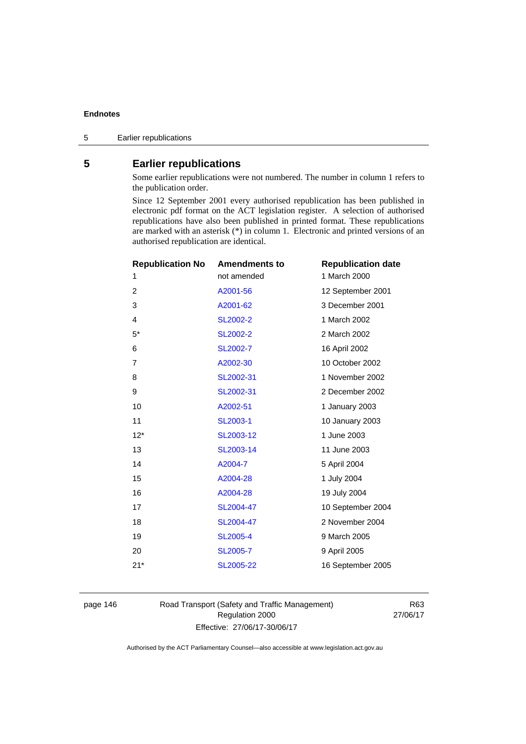## 5 Earlier republications

Some earlier republications were not numbered. The number in column 1 refers to the publication order.

Since 12 September 2001 every authorised republication has been published in electronic pdf format on the ACT legislation register. A selection of authorised republications have also been published in printed format. These republications are marked with an asterisk (*) in column 1. Electronic and printed versions of an authorised republication are identical.

| Republication No | Amendments to | Republication date |
|---|---|---|
| 1 | not amended | 1 March 2000 |
| 2 | A2001-56 | 12 September 2001 |
| 3 | A2001-62 | 3 December 2001 |
| 4 | SL2002-2 | 1 March 2002 |
| 5* | SL2002-2 | 2 March 2002 |
| 6 | SL2002-7 | 16 April 2002 |
| 7 | A2002-30 | 10 October 2002 |
| 8 | SL2002-31 | 1 November 2002 |
| 9 | SL2002-31 | 2 December 2002 |
| 10 | A2002-51 | 1 January 2003 |
| 11 | SL2003-1 | 10 January 2003 |
| 12* | SL2003-12 | 1 June 2003 |
| 13 | SL2003-14 | 11 June 2003 |
| 14 | A2004-7 | 5 April 2004 |
| 15 | A2004-28 | 1 July 2004 |
| 16 | A2004-28 | 19 July 2004 |
| 17 | SL2004-47 | 10 September 2004 |
| 18 | SL2004-47 | 2 November 2004 |
| 19 | SL2005-4 | 9 March 2005 |
| 20 | SL2005-7 | 9 April 2005 |
| 21* | SL2005-22 | 16 September 2005 |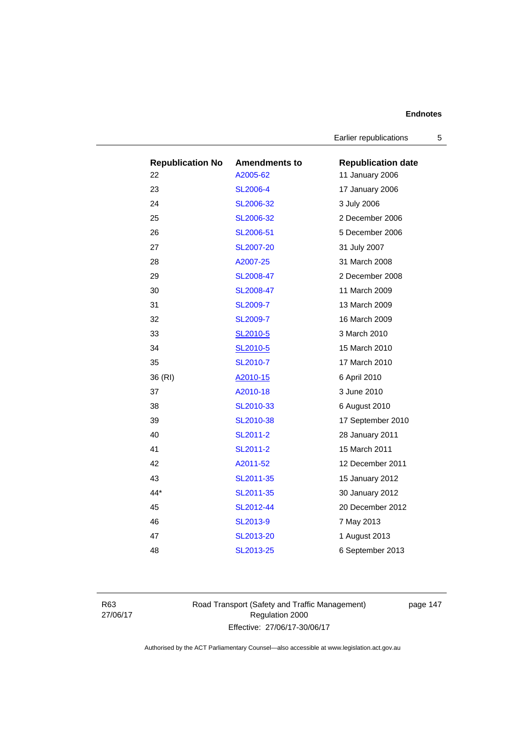| Republication No | Amendments to | Republication date |
|---|---|---|
| 22 | A2005-62 | 11 January 2006 |
| 23 | SL2006-4 | 17 January 2006 |
| 24 | SL2006-32 | 3 July 2006 |
| 25 | SL2006-32 | 2 December 2006 |
| 26 | SL2006-51 | 5 December 2006 |
| 27 | SL2007-20 | 31 July 2007 |
| 28 | A2007-25 | 31 March 2008 |
| 29 | SL2008-47 | 2 December 2008 |
| 30 | SL2008-47 | 11 March 2009 |
| 31 | SL2009-7 | 13 March 2009 |
| 32 | SL2009-7 | 16 March 2009 |
| 33 | SL2010-5 | 3 March 2010 |
| 34 | SL2010-5 | 15 March 2010 |
| 35 | SL2010-7 | 17 March 2010 |
| 36 (RI) | A2010-15 | 6 April 2010 |
| 37 | A2010-18 | 3 June 2010 |
| 38 | SL2010-33 | 6 August 2010 |
| 39 | SL2010-38 | 17 September 2010 |
| 40 | SL2011-2 | 28 January 2011 |
| 41 | SL2011-2 | 15 March 2011 |
| 42 | A2011-52 | 12 December 2011 |
| 43 | SL2011-35 | 15 January 2012 |
| 44* | SL2011-35 | 30 January 2012 |
| 45 | SL2012-44 | 20 December 2012 |
| 46 | SL2013-9 | 7 May 2013 |
| 47 | SL2013-20 | 1 August 2013 |
| 48 | SL2013-25 | 6 September 2013 |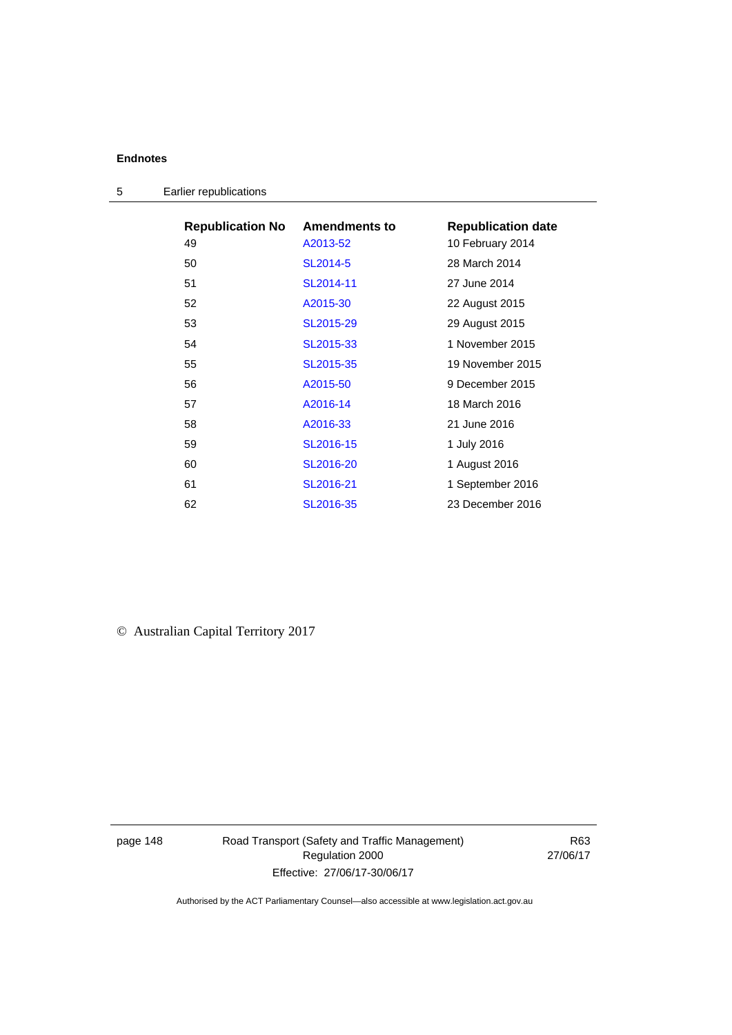## 5 Earlier republications

| Republication No | Amendments to | Republication date |
|---|---|---|
| 49 | A2013-52 | 10 February 2014 |
| 50 | SL2014-5 | 28 March 2014 |
| 51 | SL2014-11 | 27 June 2014 |
| 52 | A2015-30 | 22 August 2015 |
| 53 | SL2015-29 | 29 August 2015 |
| 54 | SL2015-33 | 1 November 2015 |
| 55 | SL2015-35 | 19 November 2015 |
| 56 | A2015-50 | 9 December 2015 |
| 57 | A2016-14 | 18 March 2016 |
| 58 | A2016-33 | 21 June 2016 |
| 59 | SL2016-15 | 1 July 2016 |
| 60 | SL2016-20 | 1 August 2016 |
| 61 | SL2016-21 | 1 September 2016 |
| 62 | SL2016-35 | 23 December 2016 |

© Australian Capital Territory 2017